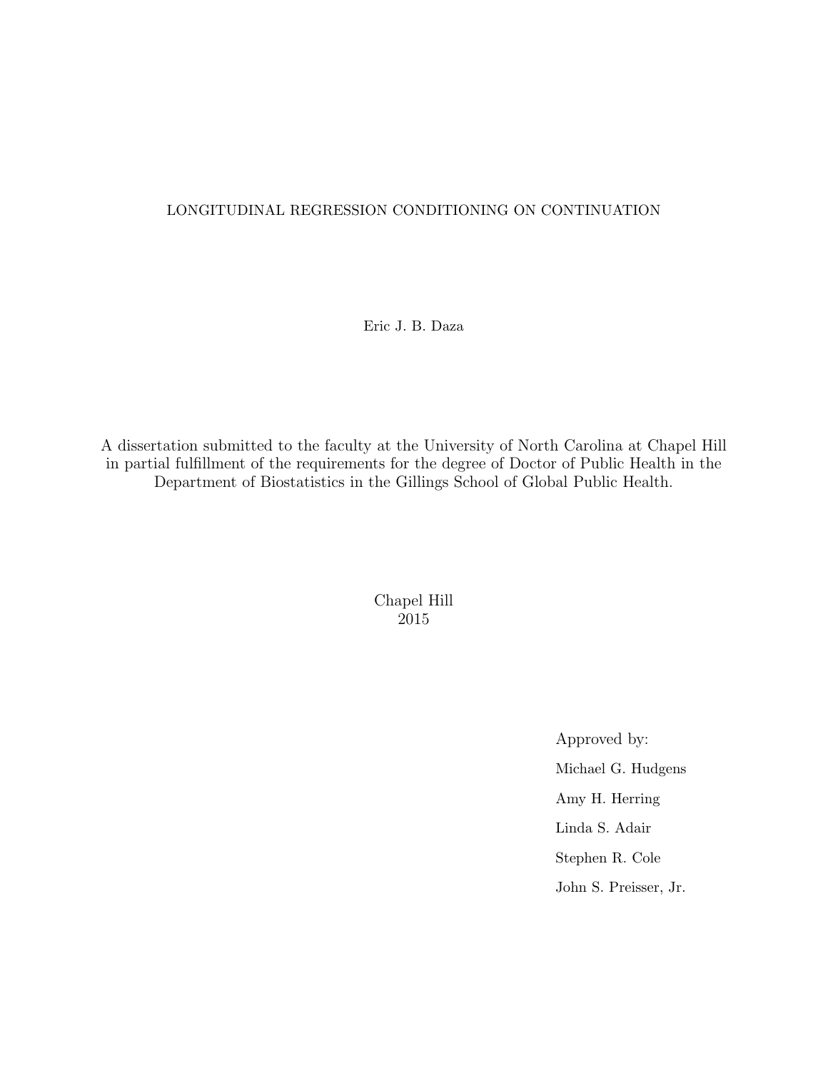# LONGITUDINAL REGRESSION CONDITIONING ON CONTINUATION

Eric J. B. Daza

A dissertation submitted to the faculty at the University of North Carolina at Chapel Hill in partial fulfillment of the requirements for the degree of Doctor of Public Health in the Department of Biostatistics in the Gillings School of Global Public Health.

Chapel Hill
2015

Approved by:

Michael G. Hudgens

Amy H. Herring

Linda S. Adair

Stephen R. Cole

John S. Preisser, Jr.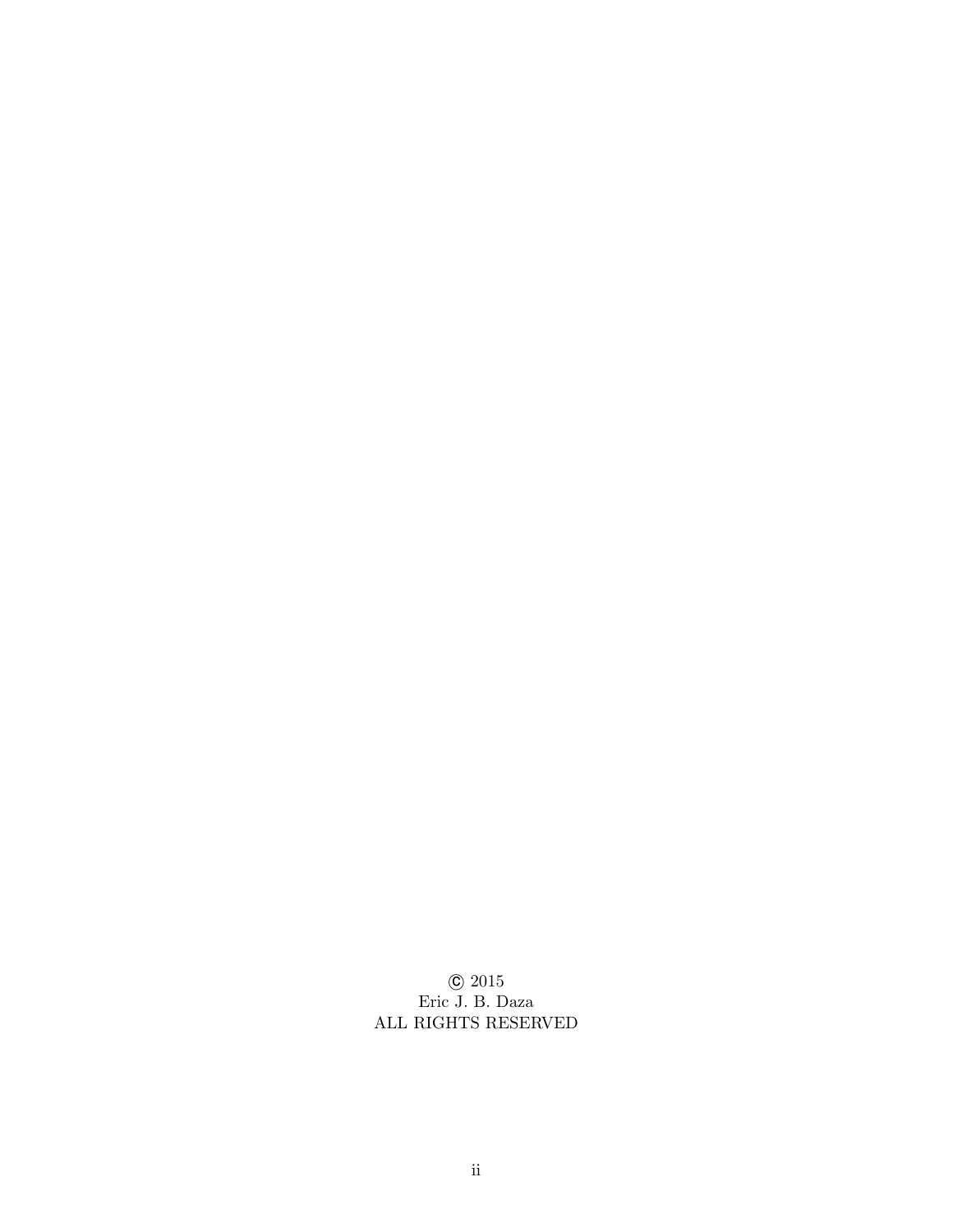© 2015
Eric J. B. Daza
ALL RIGHTS RESERVED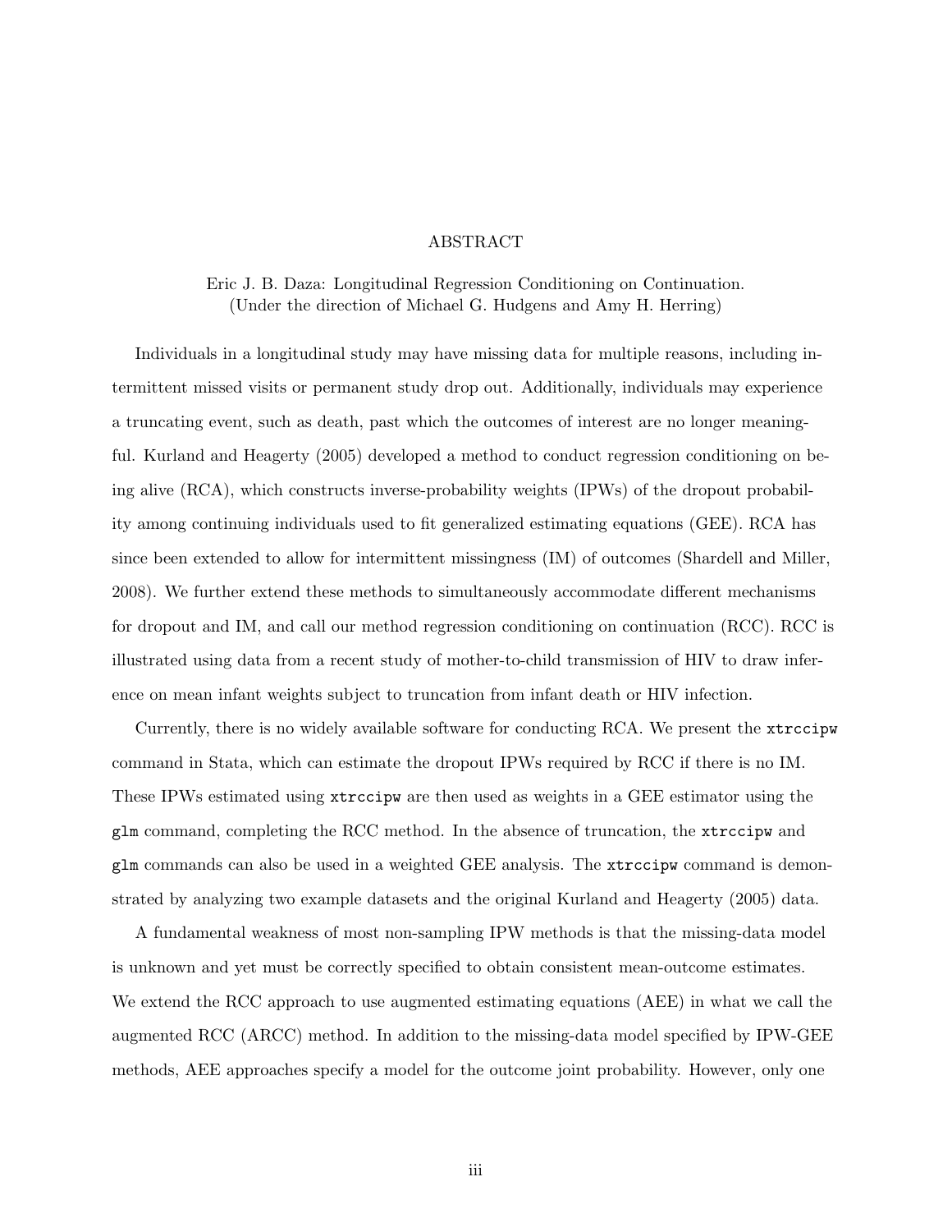# ABSTRACT

Eric J. B. Daza: Longitudinal Regression Conditioning on Continuation.
(Under the direction of Michael G. Hudgens and Amy H. Herring)

Individuals in a longitudinal study may have missing data for multiple reasons, including intermittent missed visits or permanent study drop out. Additionally, individuals may experience a truncating event, such as death, past which the outcomes of interest are no longer meaningful. Kurland and Heagerty (2005) developed a method to conduct regression conditioning on being alive (RCA), which constructs inverse-probability weights (IPWs) of the dropout probability among continuing individuals used to fit generalized estimating equations (GEE). RCA has since been extended to allow for intermittent missingness (IM) of outcomes (Shardell and Miller, 2008). We further extend these methods to simultaneously accommodate different mechanisms for dropout and IM, and call our method regression conditioning on continuation (RCC). RCC is illustrated using data from a recent study of mother-to-child transmission of HIV to draw inference on mean infant weights subject to truncation from infant death or HIV infection.

Currently, there is no widely available software for conducting RCA. We present the `xtrccipw` command in Stata, which can estimate the dropout IPWs required by RCC if there is no IM. These IPWs estimated using `xtrccipw` are then used as weights in a GEE estimator using the `glm` command, completing the RCC method. In the absence of truncation, the `xtrccipw` and `glm` commands can also be used in a weighted GEE analysis. The `xtrccipw` command is demonstrated by analyzing two example datasets and the original Kurland and Heagerty (2005) data.

A fundamental weakness of most non-sampling IPW methods is that the missing-data model is unknown and yet must be correctly specified to obtain consistent mean-outcome estimates. We extend the RCC approach to use augmented estimating equations (AEE) in what we call the augmented RCC (ARCC) method. In addition to the missing-data model specified by IPW-GEE methods, AEE approaches specify a model for the outcome joint probability. However, only one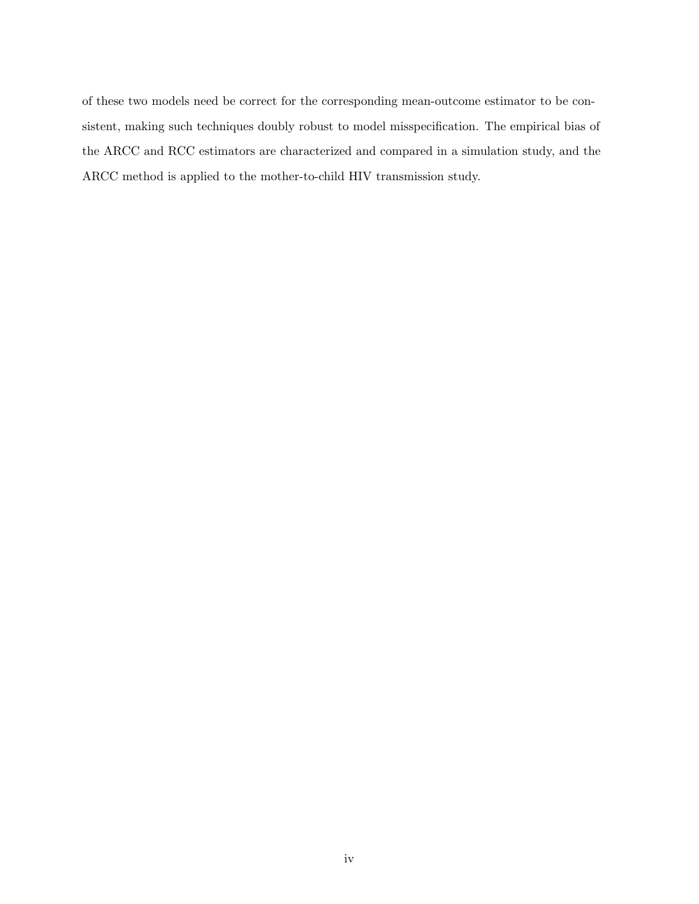of these two models need be correct for the corresponding mean-outcome estimator to be consistent, making such techniques doubly robust to model misspecification. The empirical bias of the ARCC and RCC estimators are characterized and compared in a simulation study, and the ARCC method is applied to the mother-to-child HIV transmission study.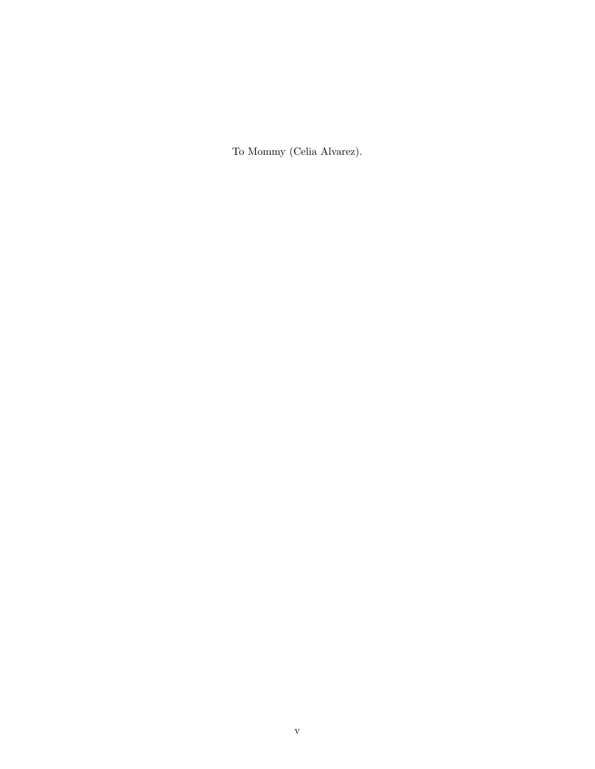To Mommy (Celia Alvarez).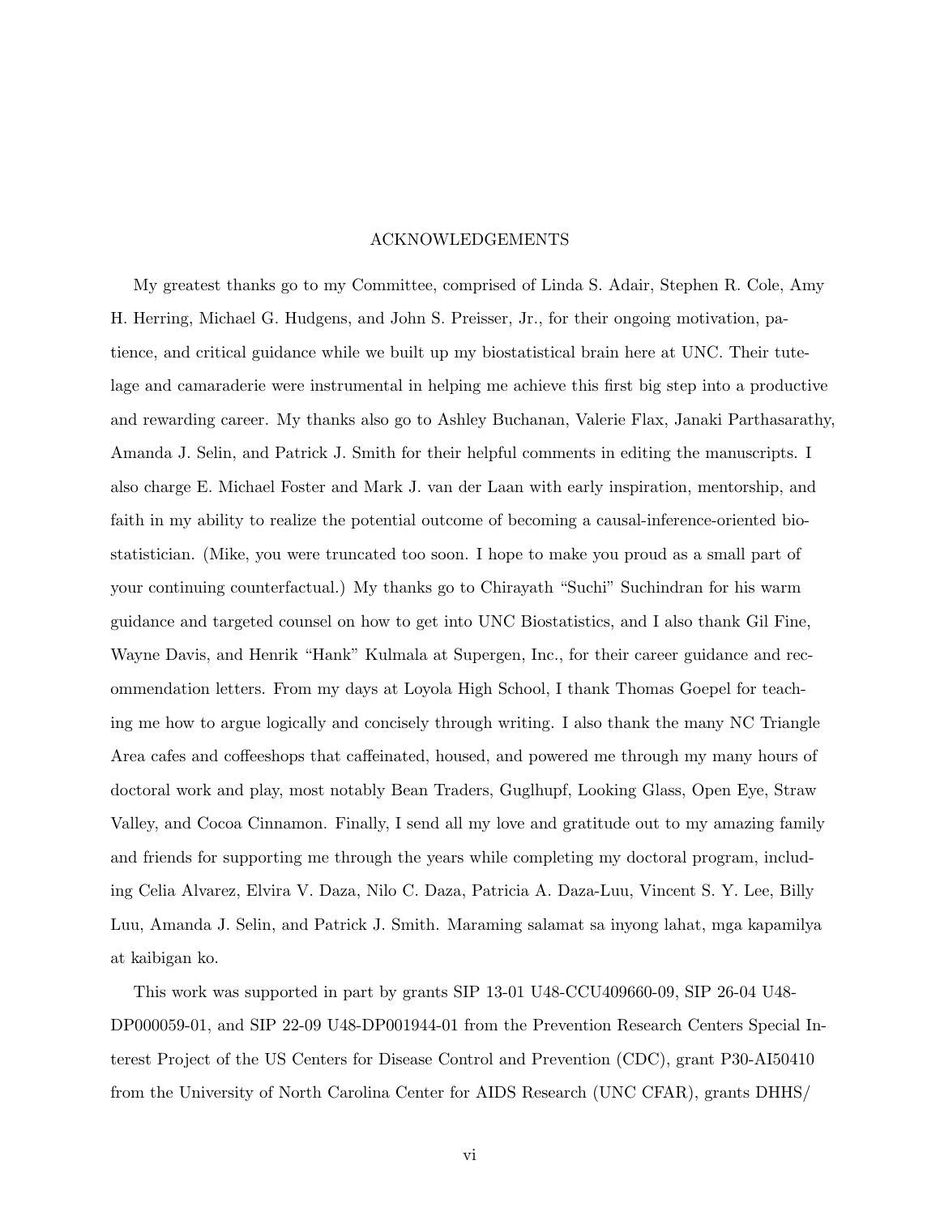# ACKNOWLEDGEMENTS

My greatest thanks go to my Committee, comprised of Linda S. Adair, Stephen R. Cole, Amy H. Herring, Michael G. Hudgens, and John S. Preisser, Jr., for their ongoing motivation, patience, and critical guidance while we built up my biostatistical brain here at UNC. Their tutelage and camaraderie were instrumental in helping me achieve this first big step into a productive and rewarding career. My thanks also go to Ashley Buchanan, Valerie Flax, Janaki Parthasarathy, Amanda J. Selin, and Patrick J. Smith for their helpful comments in editing the manuscripts. I also charge E. Michael Foster and Mark J. van der Laan with early inspiration, mentorship, and faith in my ability to realize the potential outcome of becoming a causal-inference-oriented biostatistician. (Mike, you were truncated too soon. I hope to make you proud as a small part of your continuing counterfactual.) My thanks go to Chirayath "Suchi" Suchindran for his warm guidance and targeted counsel on how to get into UNC Biostatistics, and I also thank Gil Fine, Wayne Davis, and Henrik "Hank" Kulmala at Supergen, Inc., for their career guidance and recommendation letters. From my days at Loyola High School, I thank Thomas Goepel for teaching me how to argue logically and concisely through writing. I also thank the many NC Triangle Area cafes and coffeeshops that caffeinated, housed, and powered me through my many hours of doctoral work and play, most notably Bean Traders, Guglhupf, Looking Glass, Open Eye, Straw Valley, and Cocoa Cinnamon. Finally, I send all my love and gratitude out to my amazing family and friends for supporting me through the years while completing my doctoral program, including Celia Alvarez, Elvira V. Daza, Nilo C. Daza, Patricia A. Daza-Luu, Vincent S. Y. Lee, Billy Luu, Amanda J. Selin, and Patrick J. Smith. Maraming salamat sa inyong lahat, mga kapamilya at kaibigan ko.

This work was supported in part by grants SIP 13-01 U48-CCU409660-09, SIP 26-04 U48-DP000059-01, and SIP 22-09 U48-DP001944-01 from the Prevention Research Centers Special Interest Project of the US Centers for Disease Control and Prevention (CDC), grant P30-AI50410 from the University of North Carolina Center for AIDS Research (UNC CFAR), grants DHHS/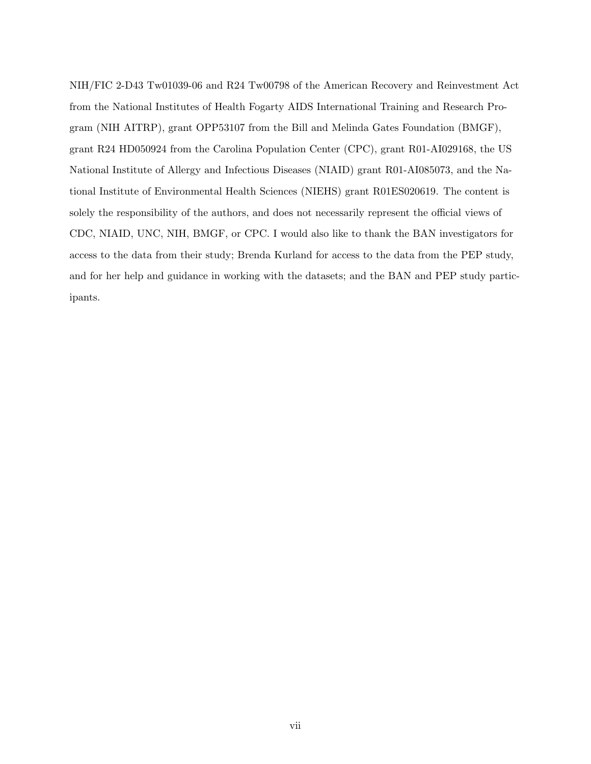NIH/FIC 2-D43 Tw01039-06 and R24 Tw00798 of the American Recovery and Reinvestment Act from the National Institutes of Health Fogarty AIDS International Training and Research Program (NIH AITRP), grant OPP53107 from the Bill and Melinda Gates Foundation (BMGF), grant R24 HD050924 from the Carolina Population Center (CPC), grant R01-AI029168, the US National Institute of Allergy and Infectious Diseases (NIAID) grant R01-AI085073, and the National Institute of Environmental Health Sciences (NIEHS) grant R01ES020619. The content is solely the responsibility of the authors, and does not necessarily represent the official views of CDC, NIAID, UNC, NIH, BMGF, or CPC. I would also like to thank the BAN investigators for access to the data from their study; Brenda Kurland for access to the data from the PEP study, and for her help and guidance in working with the datasets; and the BAN and PEP study participants.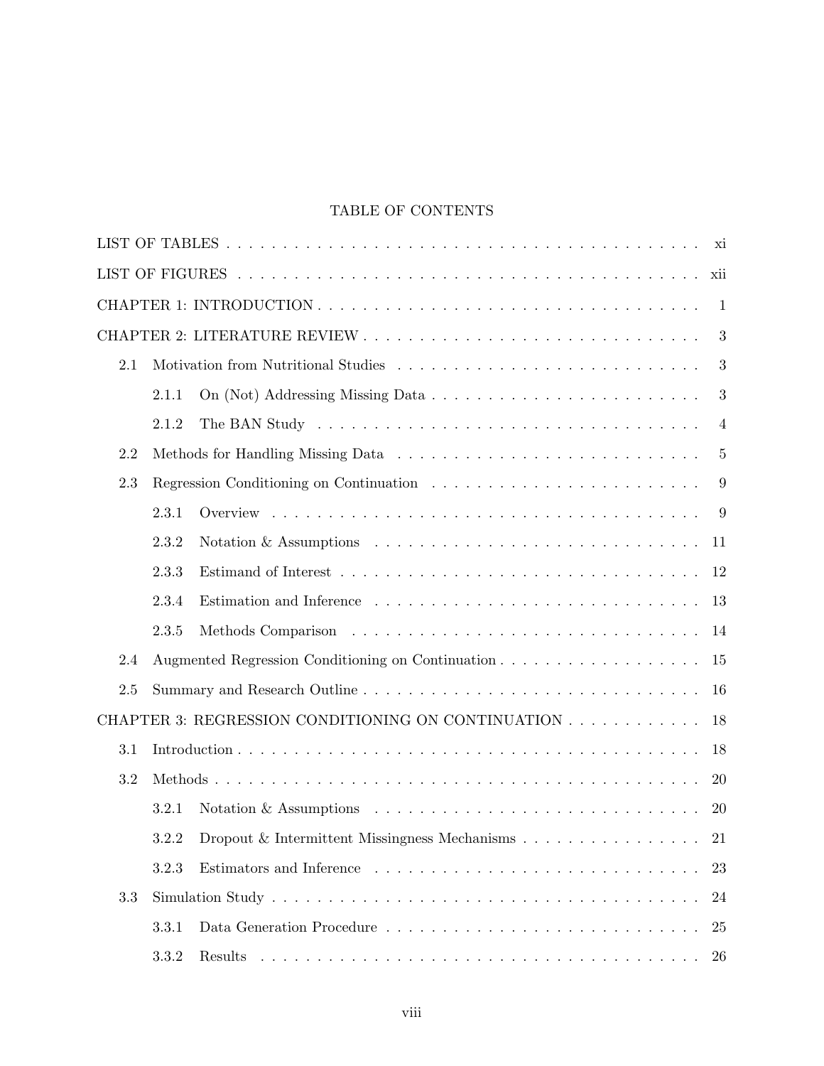# TABLE OF CONTENTS

LIST OF TABLES . . . . . . . . . . xi

LIST OF FIGURES . . . . . . . . . . xii

CHAPTER 1: INTRODUCTION . . . . . . . . . . 1

CHAPTER 2: LITERATURE REVIEW . . . . . . . . . . 3

- 2.1 Motivation from Nutritional Studies . . . . . . . . . . 3
  - 2.1.1 On (Not) Addressing Missing Data . . . . . . . . . . 3
  - 2.1.2 The BAN Study . . . . . . . . . . 4
- 2.2 Methods for Handling Missing Data . . . . . . . . . . 5
- 2.3 Regression Conditioning on Continuation . . . . . . . . . . 9
  - 2.3.1 Overview . . . . . . . . . . 9
  - 2.3.2 Notation & Assumptions . . . . . . . . . . 11
  - 2.3.3 Estimand of Interest . . . . . . . . . . 12
  - 2.3.4 Estimation and Inference . . . . . . . . . . 13
  - 2.3.5 Methods Comparison . . . . . . . . . . 14
- 2.4 Augmented Regression Conditioning on Continuation . . . . . . . . . . 15
- 2.5 Summary and Research Outline . . . . . . . . . . 16

CHAPTER 3: REGRESSION CONDITIONING ON CONTINUATION . . . . . . . . . . 18

- 3.1 Introduction . . . . . . . . . . 18
- 3.2 Methods . . . . . . . . . . 20
  - 3.2.1 Notation & Assumptions . . . . . . . . . . 20
  - 3.2.2 Dropout & Intermittent Missingness Mechanisms . . . . . . . . . . 21
  - 3.2.3 Estimators and Inference . . . . . . . . . . 23
- 3.3 Simulation Study . . . . . . . . . . 24
  - 3.3.1 Data Generation Procedure . . . . . . . . . . 25
  - 3.3.2 Results . . . . . . . . . . 26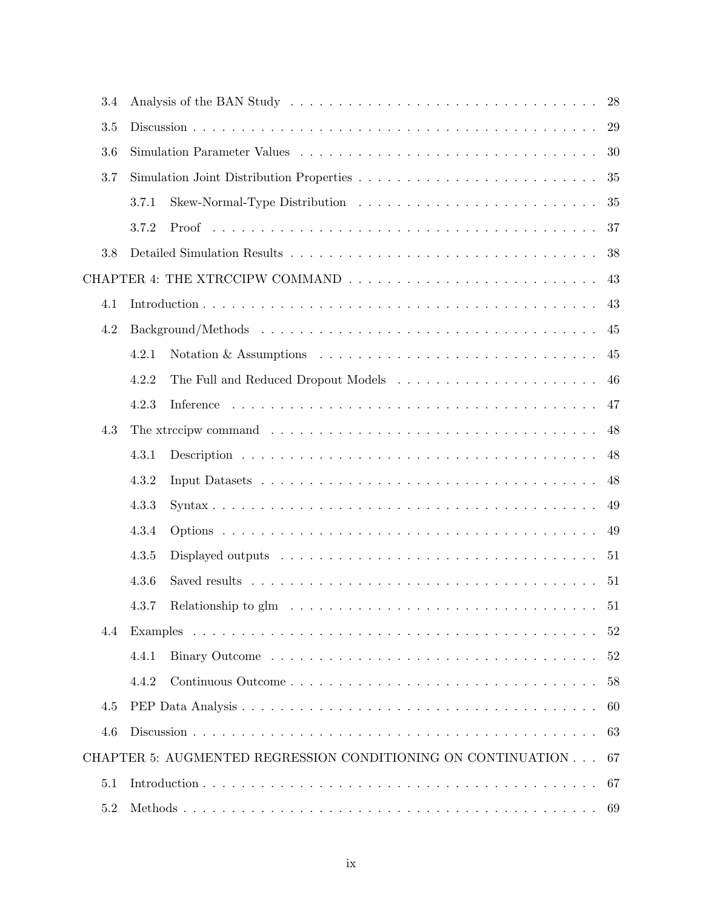3.4 Analysis of the BAN Study . . . . . . . . . . . . . . . . . . . . . . . . . . . . . . . 28

3.5 Discussion . . . . . . . . . . . . . . . . . . . . . . . . . . . . . . . . . . . . . . . . 29

3.6 Simulation Parameter Values . . . . . . . . . . . . . . . . . . . . . . . . . . . . . . 30

3.7 Simulation Joint Distribution Properties . . . . . . . . . . . . . . . . . . . . . . . . 35

3.7.1 Skew-Normal-Type Distribution . . . . . . . . . . . . . . . . . . . . . . . . 35

3.7.2 Proof . . . . . . . . . . . . . . . . . . . . . . . . . . . . . . . . . . . . . . . 37

3.8 Detailed Simulation Results . . . . . . . . . . . . . . . . . . . . . . . . . . . . . . . 38

CHAPTER 4: THE XTRCCIPW COMMAND . . . . . . . . . . . . . . . . . . . . . . . . . 43

4.1 Introduction . . . . . . . . . . . . . . . . . . . . . . . . . . . . . . . . . . . . . . . 43

4.2 Background/Methods . . . . . . . . . . . . . . . . . . . . . . . . . . . . . . . . . . 45

4.2.1 Notation & Assumptions . . . . . . . . . . . . . . . . . . . . . . . . . . . . 45

4.2.2 The Full and Reduced Dropout Models . . . . . . . . . . . . . . . . . . . . 46

4.2.3 Inference . . . . . . . . . . . . . . . . . . . . . . . . . . . . . . . . . . . . . 47

4.3 The xtrccipw command . . . . . . . . . . . . . . . . . . . . . . . . . . . . . . . . . 48

4.3.1 Description . . . . . . . . . . . . . . . . . . . . . . . . . . . . . . . . . . . . 48

4.3.2 Input Datasets . . . . . . . . . . . . . . . . . . . . . . . . . . . . . . . . . . 48

4.3.3 Syntax . . . . . . . . . . . . . . . . . . . . . . . . . . . . . . . . . . . . . . . 49

4.3.4 Options . . . . . . . . . . . . . . . . . . . . . . . . . . . . . . . . . . . . . . 49

4.3.5 Displayed outputs . . . . . . . . . . . . . . . . . . . . . . . . . . . . . . . . 51

4.3.6 Saved results . . . . . . . . . . . . . . . . . . . . . . . . . . . . . . . . . . . 51

4.3.7 Relationship to glm . . . . . . . . . . . . . . . . . . . . . . . . . . . . . . . 51

4.4 Examples . . . . . . . . . . . . . . . . . . . . . . . . . . . . . . . . . . . . . . . . . 52

4.4.1 Binary Outcome . . . . . . . . . . . . . . . . . . . . . . . . . . . . . . . . . 52

4.4.2 Continuous Outcome . . . . . . . . . . . . . . . . . . . . . . . . . . . . . . . 58

4.5 PEP Data Analysis . . . . . . . . . . . . . . . . . . . . . . . . . . . . . . . . . . . . 60

4.6 Discussion . . . . . . . . . . . . . . . . . . . . . . . . . . . . . . . . . . . . . . . . 63

CHAPTER 5: AUGMENTED REGRESSION CONDITIONING ON CONTINUATION . . . 67

5.1 Introduction . . . . . . . . . . . . . . . . . . . . . . . . . . . . . . . . . . . . . . . 67

5.2 Methods . . . . . . . . . . . . . . . . . . . . . . . . . . . . . . . . . . . . . . . . . 69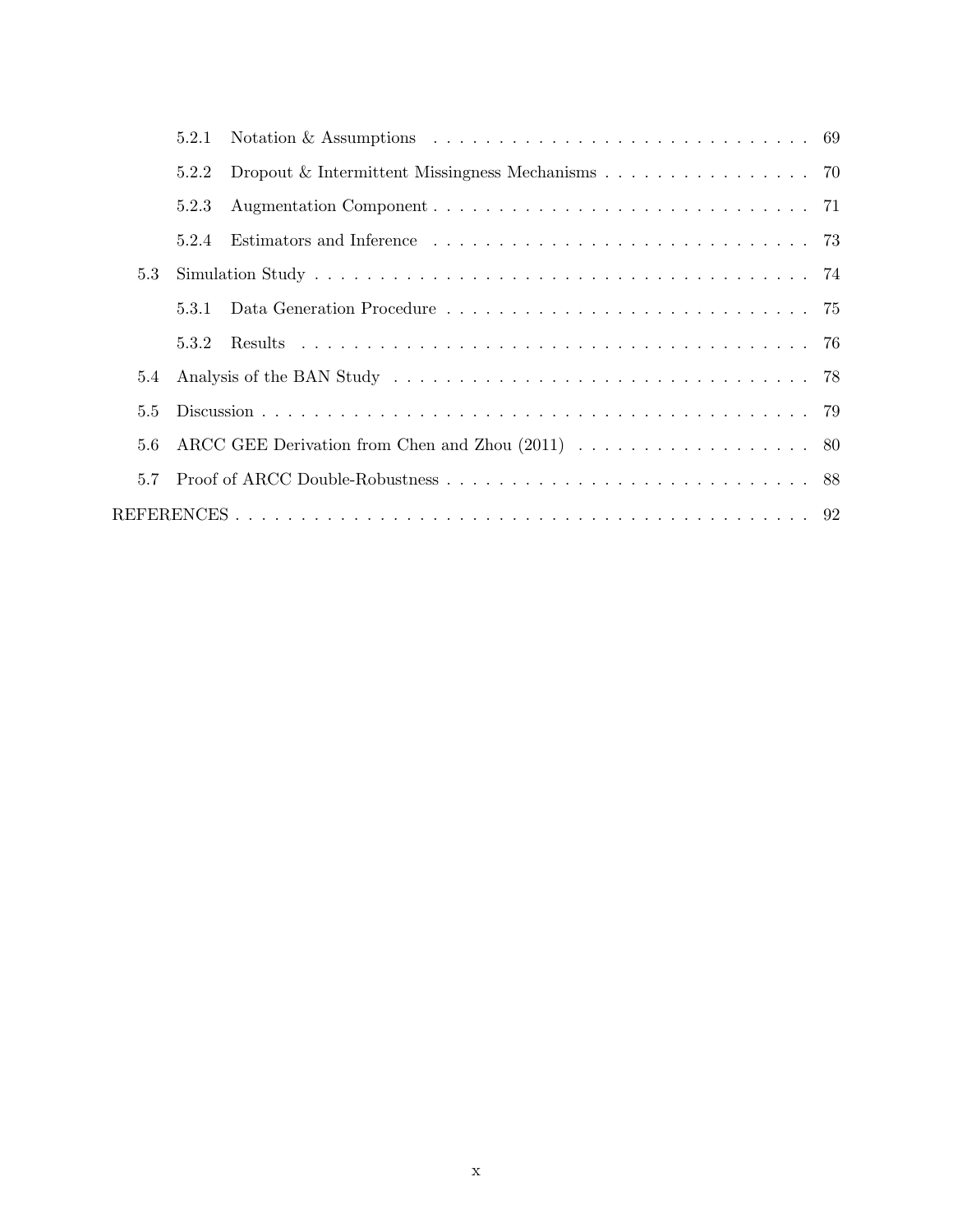5.2.1 Notation & Assumptions . . . . . . . . . . . . . . . . . . . . . . . . . . . . . 69

5.2.2 Dropout & Intermittent Missingness Mechanisms . . . . . . . . . . . . . . . . 70

5.2.3 Augmentation Component . . . . . . . . . . . . . . . . . . . . . . . . . . . . . 71

5.2.4 Estimators and Inference . . . . . . . . . . . . . . . . . . . . . . . . . . . . . 73

5.3 Simulation Study . . . . . . . . . . . . . . . . . . . . . . . . . . . . . . . . . . . . 74

5.3.1 Data Generation Procedure . . . . . . . . . . . . . . . . . . . . . . . . . . . . 75

5.3.2 Results . . . . . . . . . . . . . . . . . . . . . . . . . . . . . . . . . . . . . . . 76

5.4 Analysis of the BAN Study . . . . . . . . . . . . . . . . . . . . . . . . . . . . . . . 78

5.5 Discussion . . . . . . . . . . . . . . . . . . . . . . . . . . . . . . . . . . . . . . . . 79

5.6 ARCC GEE Derivation from Chen and Zhou (2011) . . . . . . . . . . . . . . . . . . 80

5.7 Proof of ARCC Double-Robustness . . . . . . . . . . . . . . . . . . . . . . . . . . . 88

REFERENCES . . . . . . . . . . . . . . . . . . . . . . . . . . . . . . . . . . . . . . . . . 92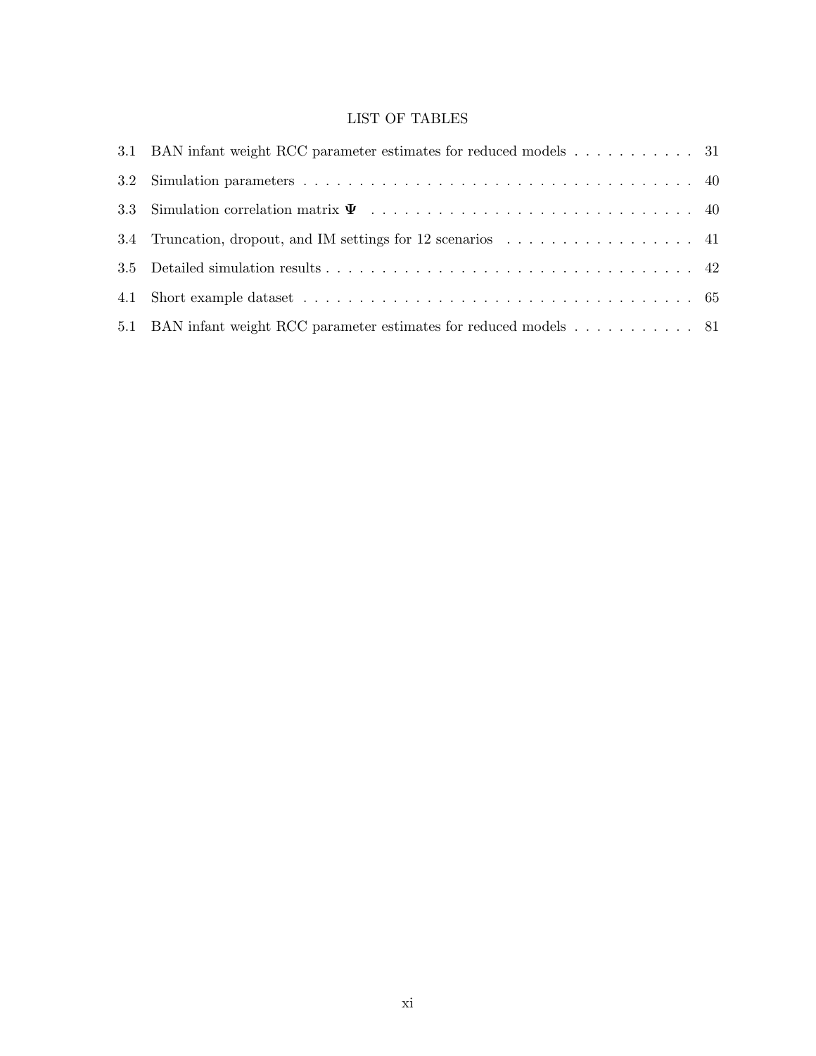# LIST OF TABLES

3.1 BAN infant weight RCC parameter estimates for reduced models . . . . . . . . . . . 31

3.2 Simulation parameters . . . . . . . . . . . . . . . . . . . . . . . . . . . . . . . . . . . . 40

3.3 Simulation correlation matrix $\mathbf{\Psi}$ . . . . . . . . . . . . . . . . . . . . . . . . . . . . . 40

3.4 Truncation, dropout, and IM settings for 12 scenarios . . . . . . . . . . . . . . . . . 41

3.5 Detailed simulation results . . . . . . . . . . . . . . . . . . . . . . . . . . . . . . . . . . 42

4.1 Short example dataset . . . . . . . . . . . . . . . . . . . . . . . . . . . . . . . . . . . . 65

5.1 BAN infant weight RCC parameter estimates for reduced models . . . . . . . . . . . 81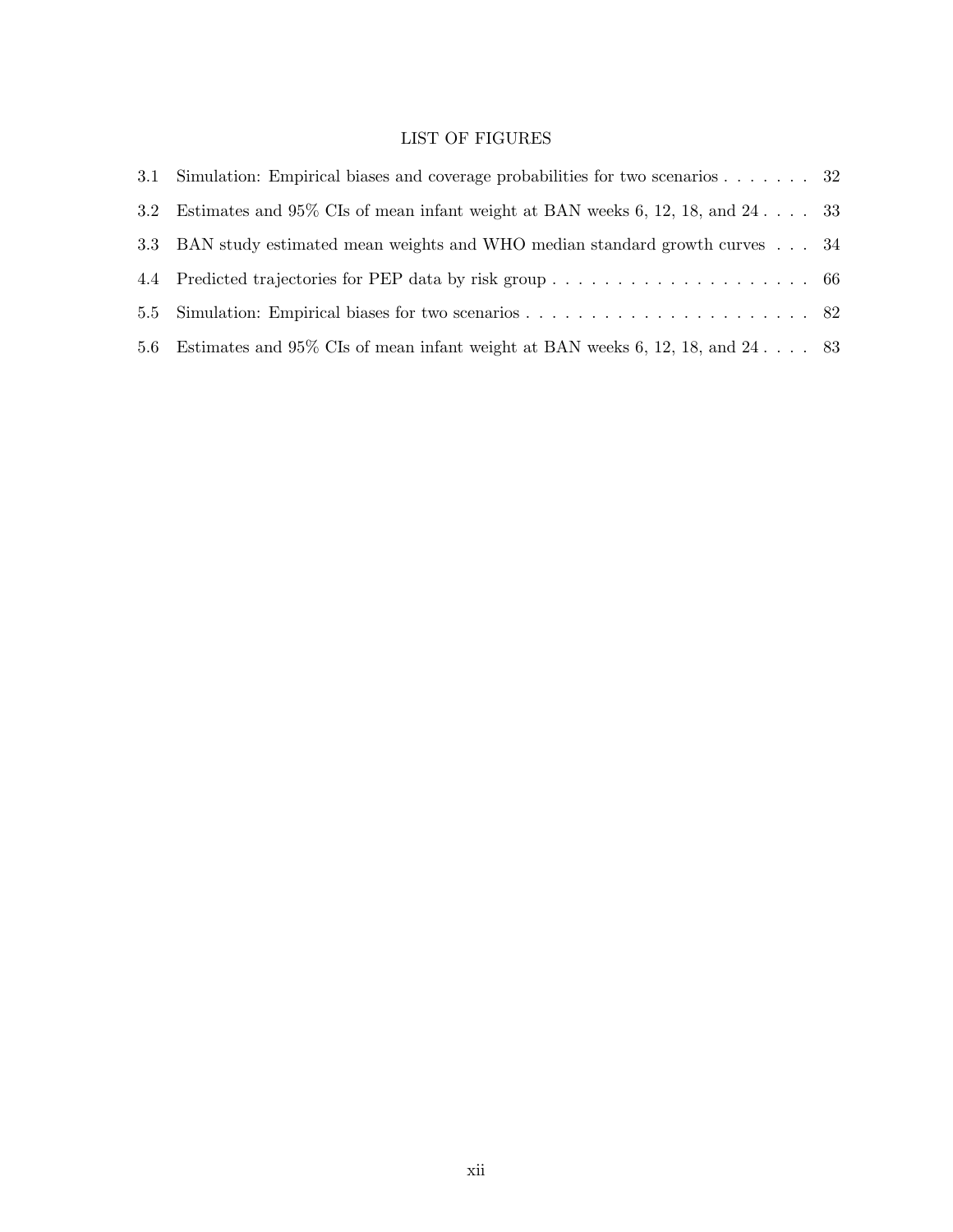# LIST OF FIGURES

| | | |
|---|---|---|
| 3.1 | Simulation: Empirical biases and coverage probabilities for two scenarios | 32 |
| 3.2 | Estimates and 95% CIs of mean infant weight at BAN weeks 6, 12, 18, and 24 | 33 |
| 3.3 | BAN study estimated mean weights and WHO median standard growth curves | 34 |
| 4.4 | Predicted trajectories for PEP data by risk group | 66 |
| 5.5 | Simulation: Empirical biases for two scenarios | 82 |
| 5.6 | Estimates and 95% CIs of mean infant weight at BAN weeks 6, 12, 18, and 24 | 83 |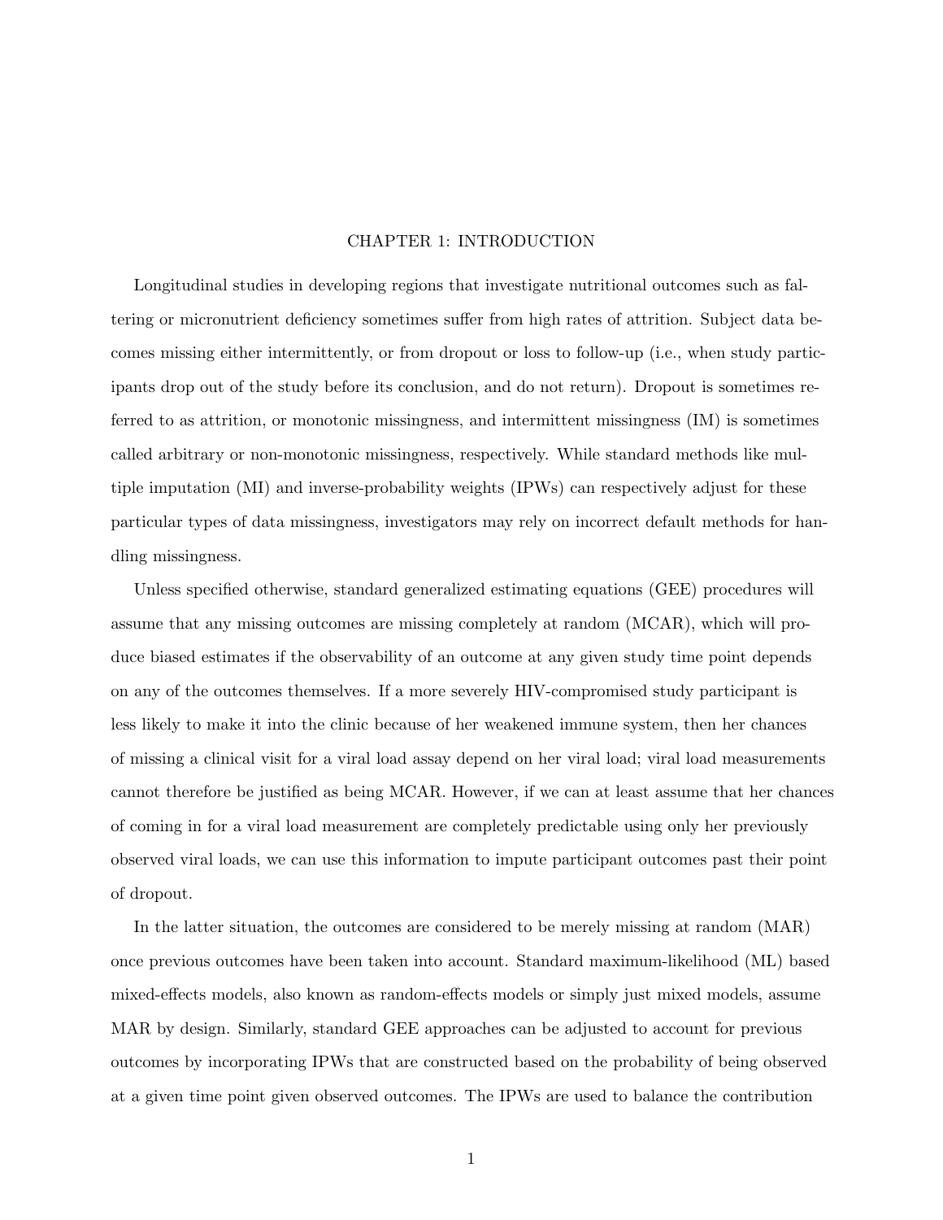# CHAPTER 1: INTRODUCTION

Longitudinal studies in developing regions that investigate nutritional outcomes such as faltering or micronutrient deficiency sometimes suffer from high rates of attrition. Subject data becomes missing either intermittently, or from dropout or loss to follow-up (i.e., when study participants drop out of the study before its conclusion, and do not return). Dropout is sometimes referred to as attrition, or monotonic missingness, and intermittent missingness (IM) is sometimes called arbitrary or non-monotonic missingness, respectively. While standard methods like multiple imputation (MI) and inverse-probability weights (IPWs) can respectively adjust for these particular types of data missingness, investigators may rely on incorrect default methods for handling missingness.

Unless specified otherwise, standard generalized estimating equations (GEE) procedures will assume that any missing outcomes are missing completely at random (MCAR), which will produce biased estimates if the observability of an outcome at any given study time point depends on any of the outcomes themselves. If a more severely HIV-compromised study participant is less likely to make it into the clinic because of her weakened immune system, then her chances of missing a clinical visit for a viral load assay depend on her viral load; viral load measurements cannot therefore be justified as being MCAR. However, if we can at least assume that her chances of coming in for a viral load measurement are completely predictable using only her previously observed viral loads, we can use this information to impute participant outcomes past their point of dropout.

In the latter situation, the outcomes are considered to be merely missing at random (MAR) once previous outcomes have been taken into account. Standard maximum-likelihood (ML) based mixed-effects models, also known as random-effects models or simply just mixed models, assume MAR by design. Similarly, standard GEE approaches can be adjusted to account for previous outcomes by incorporating IPWs that are constructed based on the probability of being observed at a given time point given observed outcomes. The IPWs are used to balance the contribution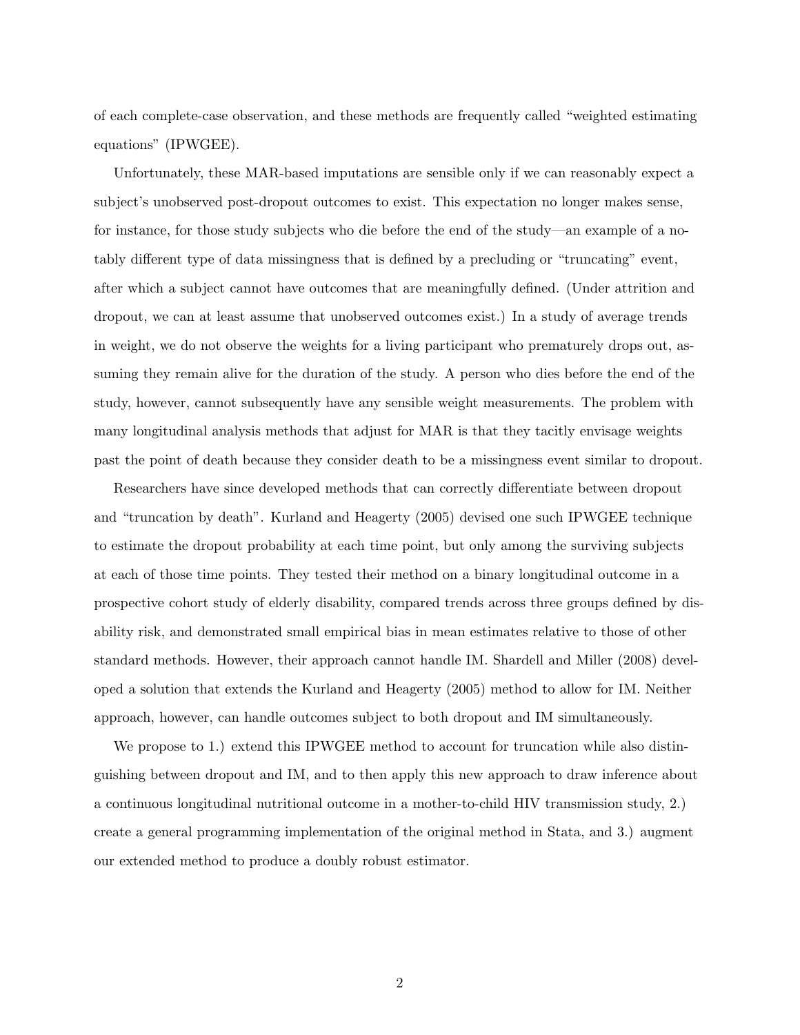of each complete-case observation, and these methods are frequently called "weighted estimating equations" (IPWGEE).

Unfortunately, these MAR-based imputations are sensible only if we can reasonably expect a subject's unobserved post-dropout outcomes to exist. This expectation no longer makes sense, for instance, for those study subjects who die before the end of the study—an example of a notably different type of data missingness that is defined by a precluding or "truncating" event, after which a subject cannot have outcomes that are meaningfully defined. (Under attrition and dropout, we can at least assume that unobserved outcomes exist.) In a study of average trends in weight, we do not observe the weights for a living participant who prematurely drops out, assuming they remain alive for the duration of the study. A person who dies before the end of the study, however, cannot subsequently have any sensible weight measurements. The problem with many longitudinal analysis methods that adjust for MAR is that they tacitly envisage weights past the point of death because they consider death to be a missingness event similar to dropout.

Researchers have since developed methods that can correctly differentiate between dropout and "truncation by death". Kurland and Heagerty (2005) devised one such IPWGEE technique to estimate the dropout probability at each time point, but only among the surviving subjects at each of those time points. They tested their method on a binary longitudinal outcome in a prospective cohort study of elderly disability, compared trends across three groups defined by disability risk, and demonstrated small empirical bias in mean estimates relative to those of other standard methods. However, their approach cannot handle IM. Shardell and Miller (2008) developed a solution that extends the Kurland and Heagerty (2005) method to allow for IM. Neither approach, however, can handle outcomes subject to both dropout and IM simultaneously.

We propose to 1.) extend this IPWGEE method to account for truncation while also distinguishing between dropout and IM, and to then apply this new approach to draw inference about a continuous longitudinal nutritional outcome in a mother-to-child HIV transmission study, 2.) create a general programming implementation of the original method in Stata, and 3.) augment our extended method to produce a doubly robust estimator.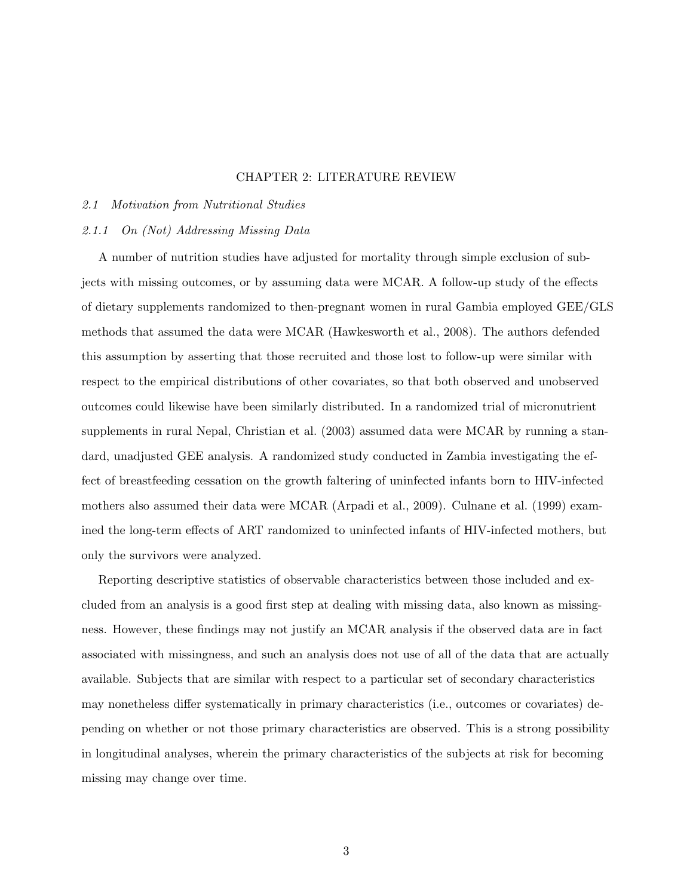# CHAPTER 2: LITERATURE REVIEW

## *2.1 Motivation from Nutritional Studies*

### *2.1.1 On (Not) Addressing Missing Data*

A number of nutrition studies have adjusted for mortality through simple exclusion of subjects with missing outcomes, or by assuming data were MCAR. A follow-up study of the effects of dietary supplements randomized to then-pregnant women in rural Gambia employed GEE/GLS methods that assumed the data were MCAR (Hawkesworth et al., 2008). The authors defended this assumption by asserting that those recruited and those lost to follow-up were similar with respect to the empirical distributions of other covariates, so that both observed and unobserved outcomes could likewise have been similarly distributed. In a randomized trial of micronutrient supplements in rural Nepal, Christian et al. (2003) assumed data were MCAR by running a standard, unadjusted GEE analysis. A randomized study conducted in Zambia investigating the effect of breastfeeding cessation on the growth faltering of uninfected infants born to HIV-infected mothers also assumed their data were MCAR (Arpadi et al., 2009). Culnane et al. (1999) examined the long-term effects of ART randomized to uninfected infants of HIV-infected mothers, but only the survivors were analyzed.

Reporting descriptive statistics of observable characteristics between those included and excluded from an analysis is a good first step at dealing with missing data, also known as missingness. However, these findings may not justify an MCAR analysis if the observed data are in fact associated with missingness, and such an analysis does not use of all of the data that are actually available. Subjects that are similar with respect to a particular set of secondary characteristics may nonetheless differ systematically in primary characteristics (i.e., outcomes or covariates) depending on whether or not those primary characteristics are observed. This is a strong possibility in longitudinal analyses, wherein the primary characteristics of the subjects at risk for becoming missing may change over time.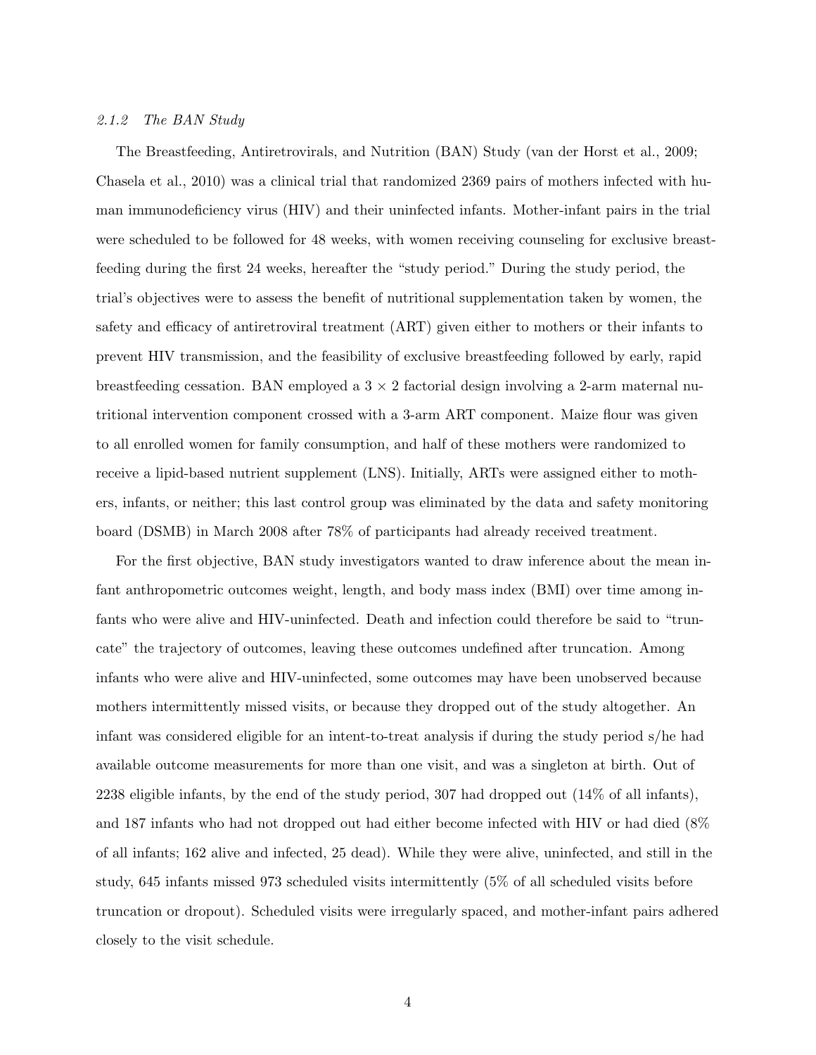### *2.1.2 The BAN Study*

The Breastfeeding, Antiretrovirals, and Nutrition (BAN) Study (van der Horst et al., 2009; Chasela et al., 2010) was a clinical trial that randomized 2369 pairs of mothers infected with human immunodeficiency virus (HIV) and their uninfected infants. Mother-infant pairs in the trial were scheduled to be followed for 48 weeks, with women receiving counseling for exclusive breastfeeding during the first 24 weeks, hereafter the "study period." During the study period, the trial's objectives were to assess the benefit of nutritional supplementation taken by women, the safety and efficacy of antiretroviral treatment (ART) given either to mothers or their infants to prevent HIV transmission, and the feasibility of exclusive breastfeeding followed by early, rapid breastfeeding cessation. BAN employed a $3 \times 2$ factorial design involving a 2-arm maternal nutritional intervention component crossed with a 3-arm ART component. Maize flour was given to all enrolled women for family consumption, and half of these mothers were randomized to receive a lipid-based nutrient supplement (LNS). Initially, ARTs were assigned either to mothers, infants, or neither; this last control group was eliminated by the data and safety monitoring board (DSMB) in March 2008 after 78% of participants had already received treatment.

For the first objective, BAN study investigators wanted to draw inference about the mean infant anthropometric outcomes weight, length, and body mass index (BMI) over time among infants who were alive and HIV-uninfected. Death and infection could therefore be said to "truncate" the trajectory of outcomes, leaving these outcomes undefined after truncation. Among infants who were alive and HIV-uninfected, some outcomes may have been unobserved because mothers intermittently missed visits, or because they dropped out of the study altogether. An infant was considered eligible for an intent-to-treat analysis if during the study period s/he had available outcome measurements for more than one visit, and was a singleton at birth. Out of 2238 eligible infants, by the end of the study period, 307 had dropped out (14% of all infants), and 187 infants who had not dropped out had either become infected with HIV or had died (8% of all infants; 162 alive and infected, 25 dead). While they were alive, uninfected, and still in the study, 645 infants missed 973 scheduled visits intermittently (5% of all scheduled visits before truncation or dropout). Scheduled visits were irregularly spaced, and mother-infant pairs adhered closely to the visit schedule.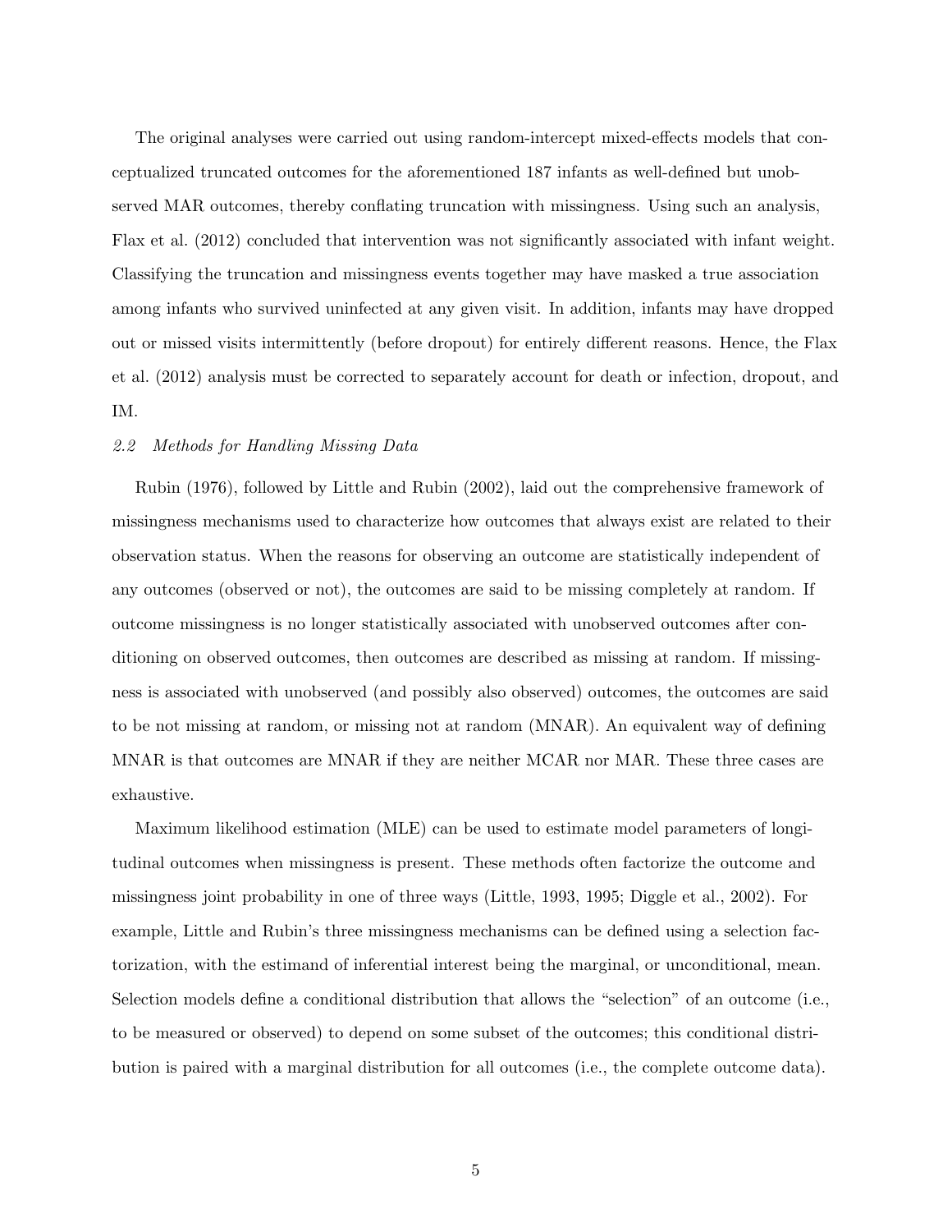The original analyses were carried out using random-intercept mixed-effects models that conceptualized truncated outcomes for the aforementioned 187 infants as well-defined but unobserved MAR outcomes, thereby conflating truncation with missingness. Using such an analysis, Flax et al. (2012) concluded that intervention was not significantly associated with infant weight. Classifying the truncation and missingness events together may have masked a true association among infants who survived uninfected at any given visit. In addition, infants may have dropped out or missed visits intermittently (before dropout) for entirely different reasons. Hence, the Flax et al. (2012) analysis must be corrected to separately account for death or infection, dropout, and IM.

### *2.2 Methods for Handling Missing Data*

Rubin (1976), followed by Little and Rubin (2002), laid out the comprehensive framework of missingness mechanisms used to characterize how outcomes that always exist are related to their observation status. When the reasons for observing an outcome are statistically independent of any outcomes (observed or not), the outcomes are said to be missing completely at random. If outcome missingness is no longer statistically associated with unobserved outcomes after conditioning on observed outcomes, then outcomes are described as missing at random. If missingness is associated with unobserved (and possibly also observed) outcomes, the outcomes are said to be not missing at random, or missing not at random (MNAR). An equivalent way of defining MNAR is that outcomes are MNAR if they are neither MCAR nor MAR. These three cases are exhaustive.

Maximum likelihood estimation (MLE) can be used to estimate model parameters of longitudinal outcomes when missingness is present. These methods often factorize the outcome and missingness joint probability in one of three ways (Little, 1993, 1995; Diggle et al., 2002). For example, Little and Rubin's three missingness mechanisms can be defined using a selection factorization, with the estimand of inferential interest being the marginal, or unconditional, mean. Selection models define a conditional distribution that allows the "selection" of an outcome (i.e., to be measured or observed) to depend on some subset of the outcomes; this conditional distribution is paired with a marginal distribution for all outcomes (i.e., the complete outcome data).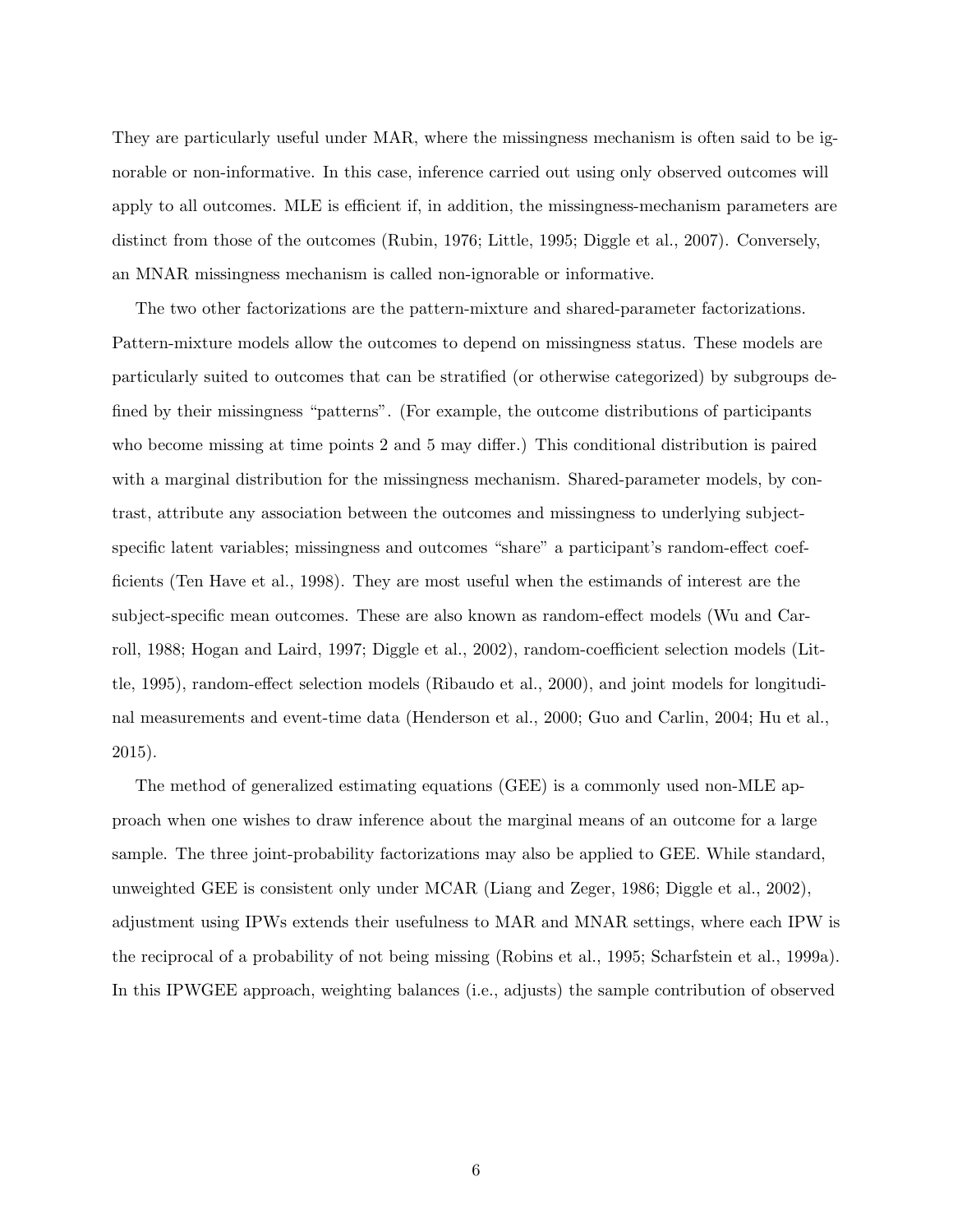They are particularly useful under MAR, where the missingness mechanism is often said to be ignorable or non-informative. In this case, inference carried out using only observed outcomes will apply to all outcomes. MLE is efficient if, in addition, the missingness-mechanism parameters are distinct from those of the outcomes (Rubin, 1976; Little, 1995; Diggle et al., 2007). Conversely, an MNAR missingness mechanism is called non-ignorable or informative.

The two other factorizations are the pattern-mixture and shared-parameter factorizations. Pattern-mixture models allow the outcomes to depend on missingness status. These models are particularly suited to outcomes that can be stratified (or otherwise categorized) by subgroups defined by their missingness "patterns". (For example, the outcome distributions of participants who become missing at time points 2 and 5 may differ.) This conditional distribution is paired with a marginal distribution for the missingness mechanism. Shared-parameter models, by contrast, attribute any association between the outcomes and missingness to underlying subject-specific latent variables; missingness and outcomes "share" a participant's random-effect coefficients (Ten Have et al., 1998). They are most useful when the estimands of interest are the subject-specific mean outcomes. These are also known as random-effect models (Wu and Carroll, 1988; Hogan and Laird, 1997; Diggle et al., 2002), random-coefficient selection models (Little, 1995), random-effect selection models (Ribaudo et al., 2000), and joint models for longitudinal measurements and event-time data (Henderson et al., 2000; Guo and Carlin, 2004; Hu et al., 2015).

The method of generalized estimating equations (GEE) is a commonly used non-MLE approach when one wishes to draw inference about the marginal means of an outcome for a large sample. The three joint-probability factorizations may also be applied to GEE. While standard, unweighted GEE is consistent only under MCAR (Liang and Zeger, 1986; Diggle et al., 2002), adjustment using IPWs extends their usefulness to MAR and MNAR settings, where each IPW is the reciprocal of a probability of not being missing (Robins et al., 1995; Scharfstein et al., 1999a). In this IPWGEE approach, weighting balances (i.e., adjusts) the sample contribution of observed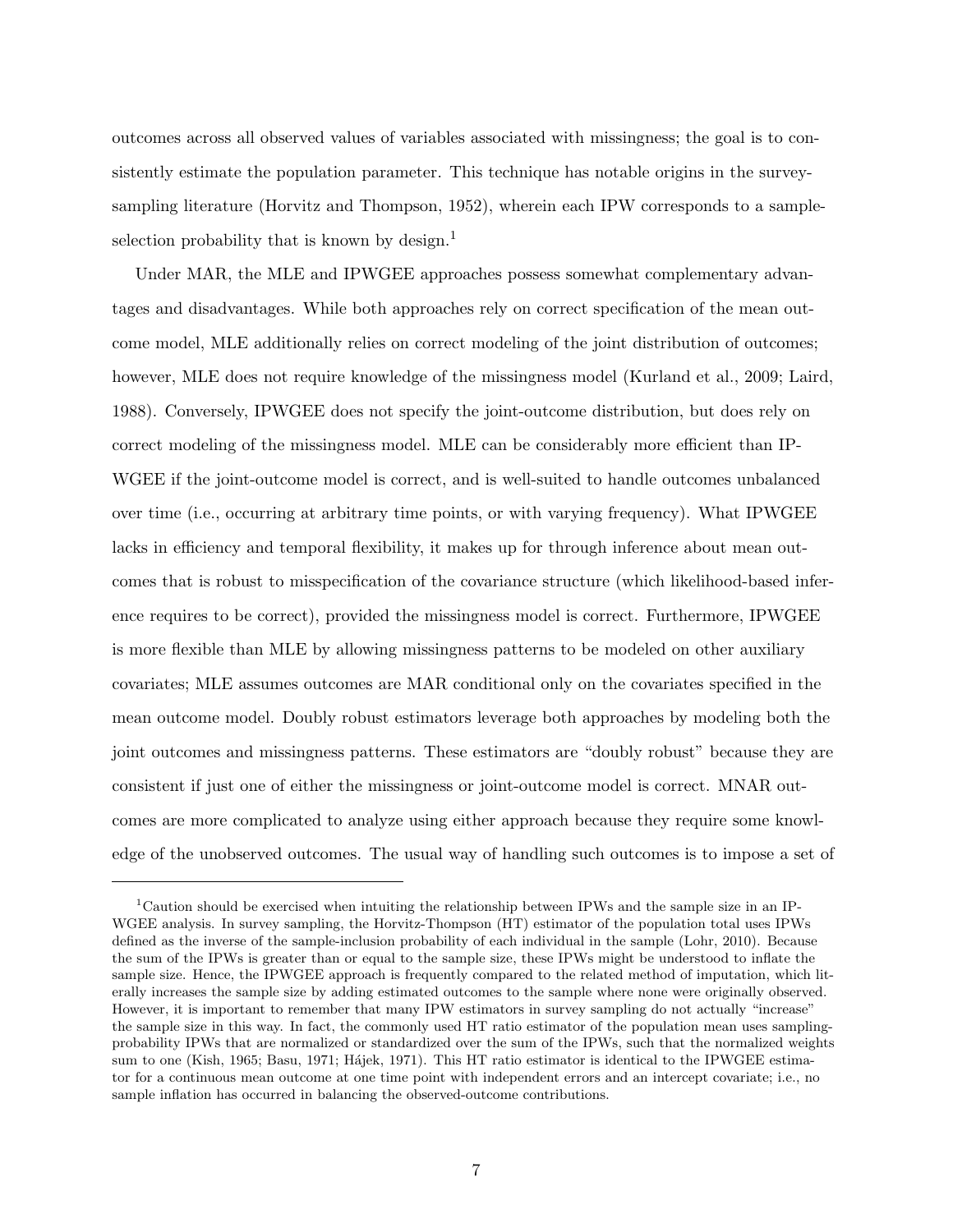outcomes across all observed values of variables associated with missingness; the goal is to consistently estimate the population parameter. This technique has notable origins in the survey-sampling literature (Horvitz and Thompson, 1952), wherein each IPW corresponds to a sample-selection probability that is known by design.[1]

Under MAR, the MLE and IPWGEE approaches possess somewhat complementary advantages and disadvantages. While both approaches rely on correct specification of the mean outcome model, MLE additionally relies on correct modeling of the joint distribution of outcomes; however, MLE does not require knowledge of the missingness model (Kurland et al., 2009; Laird, 1988). Conversely, IPWGEE does not specify the joint-outcome distribution, but does rely on correct modeling of the missingness model. MLE can be considerably more efficient than IPWGEE if the joint-outcome model is correct, and is well-suited to handle outcomes unbalanced over time (i.e., occurring at arbitrary time points, or with varying frequency). What IPWGEE lacks in efficiency and temporal flexibility, it makes up for through inference about mean outcomes that is robust to misspecification of the covariance structure (which likelihood-based inference requires to be correct), provided the missingness model is correct. Furthermore, IPWGEE is more flexible than MLE by allowing missingness patterns to be modeled on other auxiliary covariates; MLE assumes outcomes are MAR conditional only on the covariates specified in the mean outcome model. Doubly robust estimators leverage both approaches by modeling both the joint outcomes and missingness patterns. These estimators are "doubly robust" because they are consistent if just one of either the missingness or joint-outcome model is correct. MNAR outcomes are more complicated to analyze using either approach because they require some knowledge of the unobserved outcomes. The usual way of handling such outcomes is to impose a set of

[1] Caution should be exercised when intuiting the relationship between IPWs and the sample size in an IPWGEE analysis. In survey sampling, the Horvitz-Thompson (HT) estimator of the population total uses IPWs defined as the inverse of the sample-inclusion probability of each individual in the sample (Lohr, 2010). Because the sum of the IPWs is greater than or equal to the sample size, these IPWs might be understood to inflate the sample size. Hence, the IPWGEE approach is frequently compared to the related method of imputation, which literally increases the sample size by adding estimated outcomes to the sample where none were originally observed. However, it is important to remember that many IPW estimators in survey sampling do not actually "increase" the sample size in this way. In fact, the commonly used HT ratio estimator of the population mean uses sampling-probability IPWs that are normalized or standardized over the sum of the IPWs, such that the normalized weights sum to one (Kish, 1965; Basu, 1971; Hájek, 1971). This HT ratio estimator is identical to the IPWGEE estimator for a continuous mean outcome at one time point with independent errors and an intercept covariate; i.e., no sample inflation has occurred in balancing the observed-outcome contributions.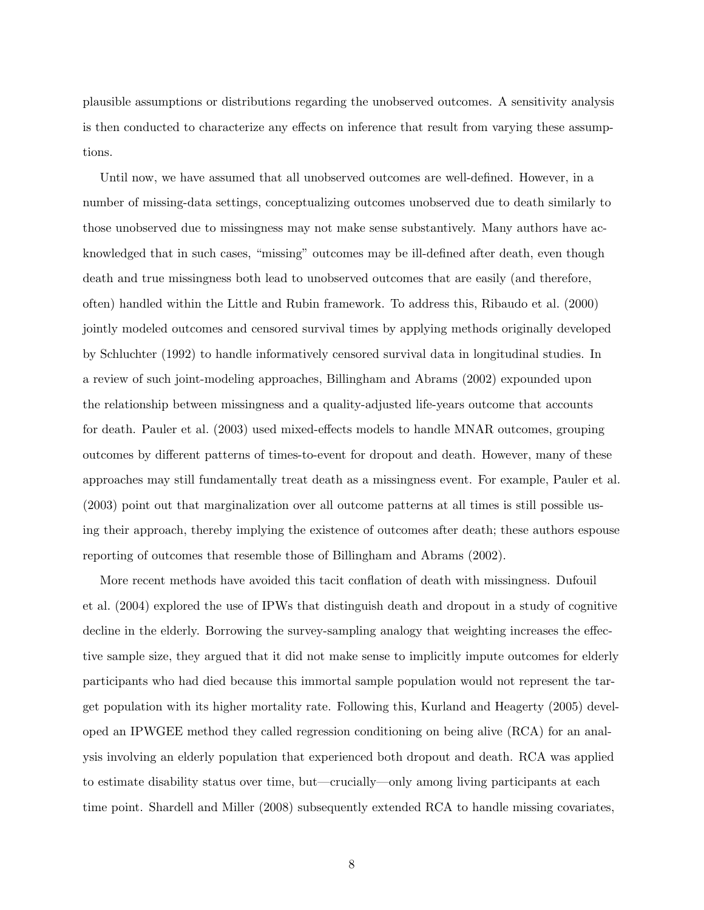plausible assumptions or distributions regarding the unobserved outcomes. A sensitivity analysis is then conducted to characterize any effects on inference that result from varying these assumptions.

Until now, we have assumed that all unobserved outcomes are well-defined. However, in a number of missing-data settings, conceptualizing outcomes unobserved due to death similarly to those unobserved due to missingness may not make sense substantively. Many authors have acknowledged that in such cases, "missing" outcomes may be ill-defined after death, even though death and true missingness both lead to unobserved outcomes that are easily (and therefore, often) handled within the Little and Rubin framework. To address this, Ribaudo et al. (2000) jointly modeled outcomes and censored survival times by applying methods originally developed by Schluchter (1992) to handle informatively censored survival data in longitudinal studies. In a review of such joint-modeling approaches, Billingham and Abrams (2002) expounded upon the relationship between missingness and a quality-adjusted life-years outcome that accounts for death. Pauler et al. (2003) used mixed-effects models to handle MNAR outcomes, grouping outcomes by different patterns of times-to-event for dropout and death. However, many of these approaches may still fundamentally treat death as a missingness event. For example, Pauler et al. (2003) point out that marginalization over all outcome patterns at all times is still possible using their approach, thereby implying the existence of outcomes after death; these authors espouse reporting of outcomes that resemble those of Billingham and Abrams (2002).

More recent methods have avoided this tacit conflation of death with missingness. Dufouil et al. (2004) explored the use of IPWs that distinguish death and dropout in a study of cognitive decline in the elderly. Borrowing the survey-sampling analogy that weighting increases the effective sample size, they argued that it did not make sense to implicitly impute outcomes for elderly participants who had died because this immortal sample population would not represent the target population with its higher mortality rate. Following this, Kurland and Heagerty (2005) developed an IPWGEE method they called regression conditioning on being alive (RCA) for an analysis involving an elderly population that experienced both dropout and death. RCA was applied to estimate disability status over time, but—crucially—only among living participants at each time point. Shardell and Miller (2008) subsequently extended RCA to handle missing covariates,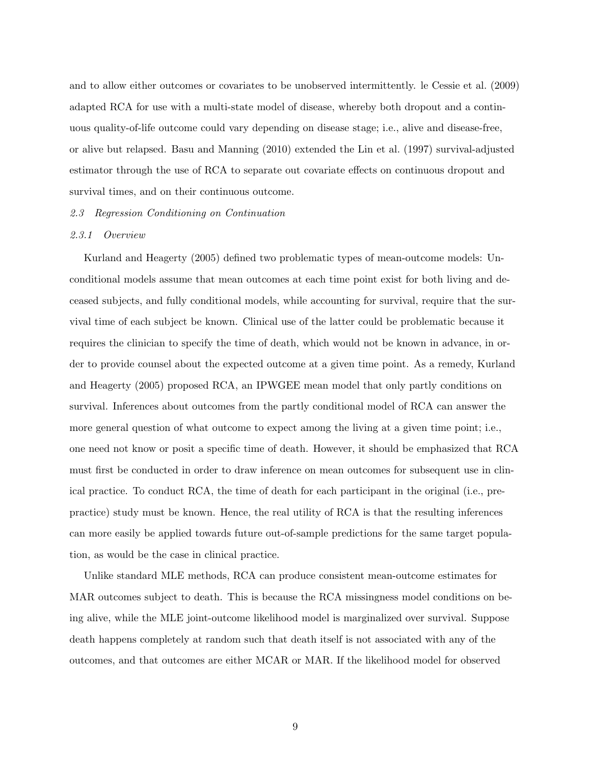and to allow either outcomes or covariates to be unobserved intermittently. le Cessie et al. (2009) adapted RCA for use with a multi-state model of disease, whereby both dropout and a continuous quality-of-life outcome could vary depending on disease stage; i.e., alive and disease-free, or alive but relapsed. Basu and Manning (2010) extended the Lin et al. (1997) survival-adjusted estimator through the use of RCA to separate out covariate effects on continuous dropout and survival times, and on their continuous outcome.

### *2.3 Regression Conditioning on Continuation*

#### *2.3.1 Overview*

Kurland and Heagerty (2005) defined two problematic types of mean-outcome models: Unconditional models assume that mean outcomes at each time point exist for both living and deceased subjects, and fully conditional models, while accounting for survival, require that the survival time of each subject be known. Clinical use of the latter could be problematic because it requires the clinician to specify the time of death, which would not be known in advance, in order to provide counsel about the expected outcome at a given time point. As a remedy, Kurland and Heagerty (2005) proposed RCA, an IPWGEE mean model that only partly conditions on survival. Inferences about outcomes from the partly conditional model of RCA can answer the more general question of what outcome to expect among the living at a given time point; i.e., one need not know or posit a specific time of death. However, it should be emphasized that RCA must first be conducted in order to draw inference on mean outcomes for subsequent use in clinical practice. To conduct RCA, the time of death for each participant in the original (i.e., pre-practice) study must be known. Hence, the real utility of RCA is that the resulting inferences can more easily be applied towards future out-of-sample predictions for the same target population, as would be the case in clinical practice.

Unlike standard MLE methods, RCA can produce consistent mean-outcome estimates for MAR outcomes subject to death. This is because the RCA missingness model conditions on being alive, while the MLE joint-outcome likelihood model is marginalized over survival. Suppose death happens completely at random such that death itself is not associated with any of the outcomes, and that outcomes are either MCAR or MAR. If the likelihood model for observed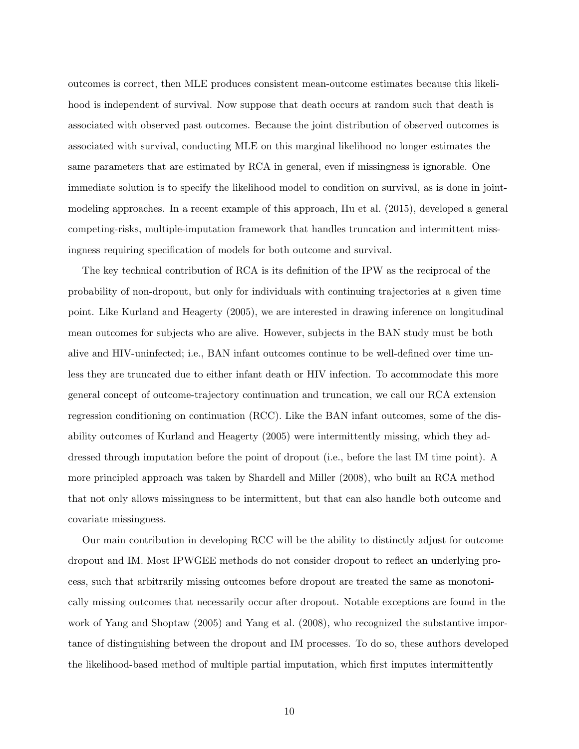outcomes is correct, then MLE produces consistent mean-outcome estimates because this likelihood is independent of survival. Now suppose that death occurs at random such that death is associated with observed past outcomes. Because the joint distribution of observed outcomes is associated with survival, conducting MLE on this marginal likelihood no longer estimates the same parameters that are estimated by RCA in general, even if missingness is ignorable. One immediate solution is to specify the likelihood model to condition on survival, as is done in joint-modeling approaches. In a recent example of this approach, Hu et al. (2015), developed a general competing-risks, multiple-imputation framework that handles truncation and intermittent missingness requiring specification of models for both outcome and survival.

The key technical contribution of RCA is its definition of the IPW as the reciprocal of the probability of non-dropout, but only for individuals with continuing trajectories at a given time point. Like Kurland and Heagerty (2005), we are interested in drawing inference on longitudinal mean outcomes for subjects who are alive. However, subjects in the BAN study must be both alive and HIV-uninfected; i.e., BAN infant outcomes continue to be well-defined over time unless they are truncated due to either infant death or HIV infection. To accommodate this more general concept of outcome-trajectory continuation and truncation, we call our RCA extension regression conditioning on continuation (RCC). Like the BAN infant outcomes, some of the disability outcomes of Kurland and Heagerty (2005) were intermittently missing, which they addressed through imputation before the point of dropout (i.e., before the last IM time point). A more principled approach was taken by Shardell and Miller (2008), who built an RCA method that not only allows missingness to be intermittent, but that can also handle both outcome and covariate missingness.

Our main contribution in developing RCC will be the ability to distinctly adjust for outcome dropout and IM. Most IPWGEE methods do not consider dropout to reflect an underlying process, such that arbitrarily missing outcomes before dropout are treated the same as monotonically missing outcomes that necessarily occur after dropout. Notable exceptions are found in the work of Yang and Shoptaw (2005) and Yang et al. (2008), who recognized the substantive importance of distinguishing between the dropout and IM processes. To do so, these authors developed the likelihood-based method of multiple partial imputation, which first imputes intermittently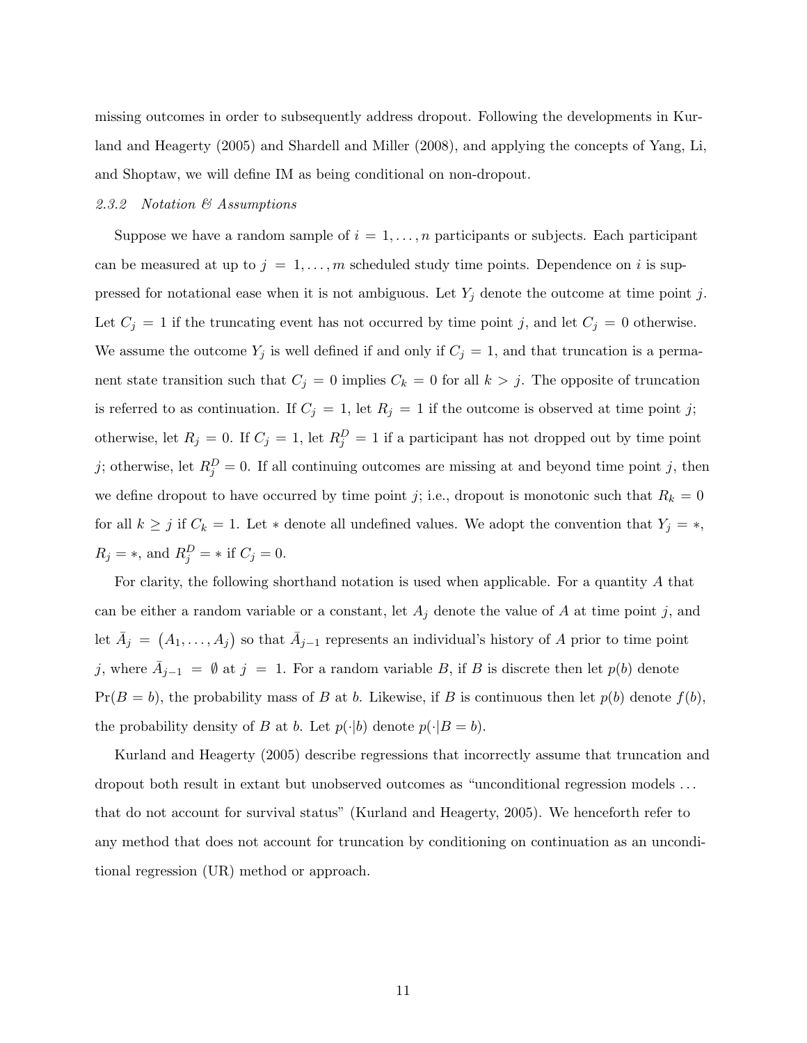missing outcomes in order to subsequently address dropout. Following the developments in Kurland and Heagerty (2005) and Shardell and Miller (2008), and applying the concepts of Yang, Li, and Shoptaw, we will define IM as being conditional on non-dropout.

### *2.3.2 Notation & Assumptions*

Suppose we have a random sample of $i = 1, \ldots, n$ participants or subjects. Each participant can be measured at up to $j = 1, \ldots, m$ scheduled study time points. Dependence on $i$ is suppressed for notational ease when it is not ambiguous. Let $Y_j$ denote the outcome at time point $j$. Let $C_j = 1$ if the truncating event has not occurred by time point $j$, and let $C_j = 0$ otherwise. We assume the outcome $Y_j$ is well defined if and only if $C_j = 1$, and that truncation is a permanent state transition such that $C_j = 0$ implies $C_k = 0$ for all $k > j$. The opposite of truncation is referred to as continuation. If $C_j = 1$, let $R_j = 1$ if the outcome is observed at time point $j$; otherwise, let $R_j = 0$. If $C_j = 1$, let $R_j^D = 1$ if a participant has not dropped out by time point $j$; otherwise, let $R_j^D = 0$. If all continuing outcomes are missing at and beyond time point $j$, then we define dropout to have occurred by time point $j$; i.e., dropout is monotonic such that $R_k = 0$ for all $k \geq j$ if $C_k = 1$. Let $*$ denote all undefined values. We adopt the convention that $Y_j = *$, $R_j = *$, and $R_j^D = *$ if $C_j = 0$.

For clarity, the following shorthand notation is used when applicable. For a quantity $A$ that can be either a random variable or a constant, let $A_j$ denote the value of $A$ at time point $j$, and let $\bar{A}_j = (A_1, \ldots, A_j)$ so that $\bar{A}_{j-1}$ represents an individual's history of $A$ prior to time point $j$, where $\bar{A}_{j-1} = \emptyset$ at $j = 1$. For a random variable $B$, if $B$ is discrete then let $p(b)$ denote $\Pr(B = b)$, the probability mass of $B$ at $b$. Likewise, if $B$ is continuous then let $p(b)$ denote $f(b)$, the probability density of $B$ at $b$. Let $p(\cdot|b)$ denote $p(\cdot|B = b)$.

Kurland and Heagerty (2005) describe regressions that incorrectly assume that truncation and dropout both result in extant but unobserved outcomes as "unconditional regression models ... that do not account for survival status" (Kurland and Heagerty, 2005). We henceforth refer to any method that does not account for truncation by conditioning on continuation as an unconditional regression (UR) method or approach.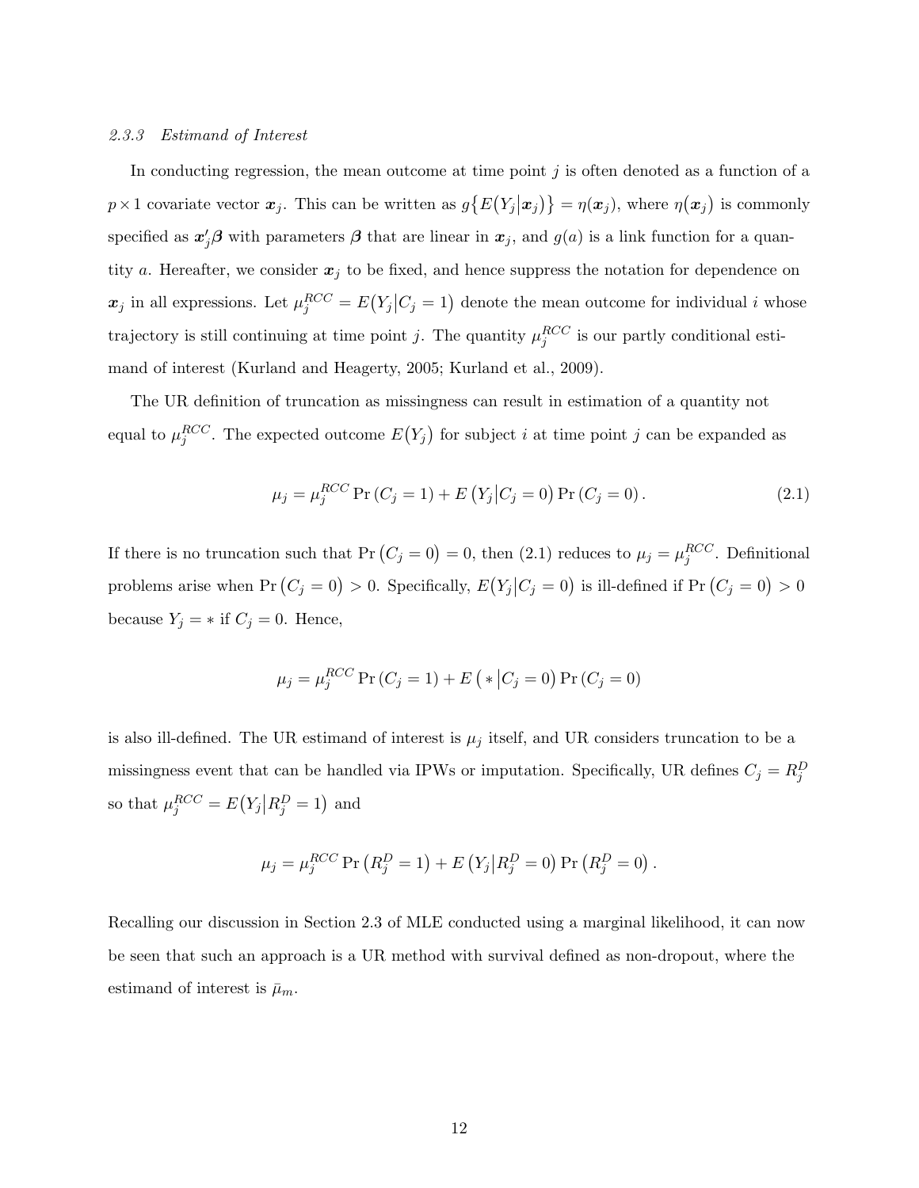#### *2.3.3 Estimand of Interest*

In conducting regression, the mean outcome at time point $j$ is often denoted as a function of a $p \times 1$ covariate vector $\boldsymbol{x}_j$. This can be written as $g\{E(Y_j|\boldsymbol{x}_j)\} = \eta(\boldsymbol{x}_j)$, where $\eta(\boldsymbol{x}_j)$ is commonly specified as $\boldsymbol{x}_j'\boldsymbol{\beta}$ with parameters $\boldsymbol{\beta}$ that are linear in $\boldsymbol{x}_j$, and $g(a)$ is a link function for a quantity $a$. Hereafter, we consider $\boldsymbol{x}_j$ to be fixed, and hence suppress the notation for dependence on $\boldsymbol{x}_j$ in all expressions. Let $\mu_j^{RCC} = E(Y_j|C_j = 1)$ denote the mean outcome for individual $i$ whose trajectory is still continuing at time point $j$. The quantity $\mu_j^{RCC}$ is our partly conditional estimand of interest (Kurland and Heagerty, 2005; Kurland et al., 2009).

The UR definition of truncation as missingness can result in estimation of a quantity not equal to $\mu_j^{RCC}$. The expected outcome $E(Y_j)$ for subject $i$ at time point $j$ can be expanded as

$$\mu_j = \mu_j^{RCC} \Pr(C_j = 1) + E(Y_j|C_j = 0) \Pr(C_j = 0). \tag{2.1}$$

If there is no truncation such that $\Pr(C_j = 0) = 0$, then (2.1) reduces to $\mu_j = \mu_j^{RCC}$. Definitional problems arise when $\Pr(C_j = 0) > 0$. Specifically, $E(Y_j|C_j = 0)$ is ill-defined if $\Pr(C_j = 0) > 0$ because $Y_j = *$ if $C_j = 0$. Hence,

$$\mu_j = \mu_j^{RCC} \Pr(C_j = 1) + E(*|C_j = 0) \Pr(C_j = 0)$$

is also ill-defined. The UR estimand of interest is $\mu_j$ itself, and UR considers truncation to be a missingness event that can be handled via IPWs or imputation. Specifically, UR defines $C_j = R_j^D$ so that $\mu_j^{RCC} = E(Y_j|R_j^D = 1)$ and

$$\mu_j = \mu_j^{RCC} \Pr(R_j^D = 1) + E(Y_j|R_j^D = 0) \Pr(R_j^D = 0).$$

Recalling our discussion in Section 2.3 of MLE conducted using a marginal likelihood, it can now be seen that such an approach is a UR method with survival defined as non-dropout, where the estimand of interest is $\bar{\mu}_m$.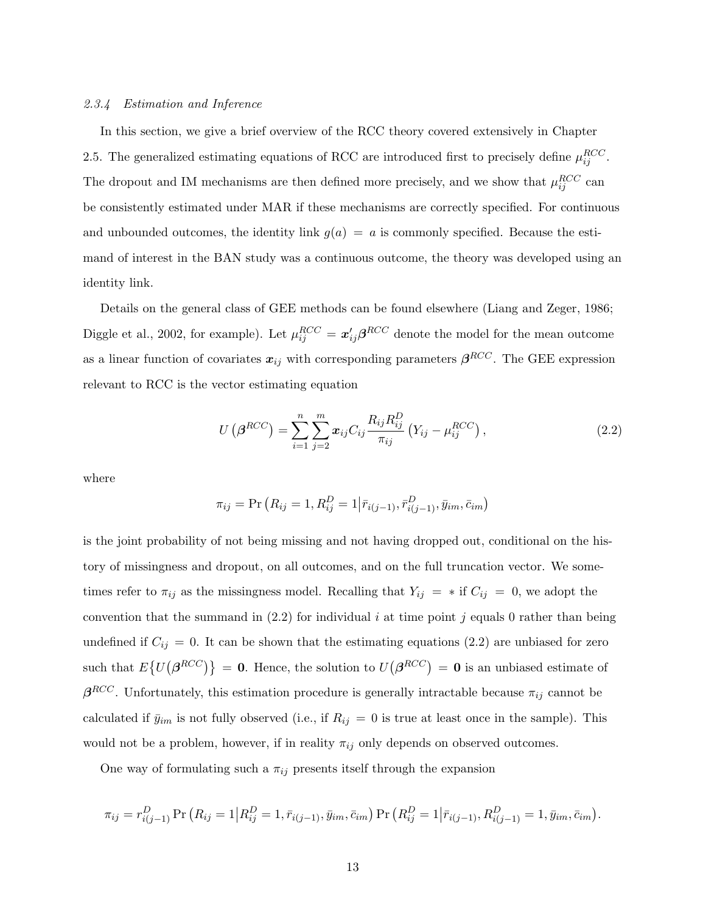#### *2.3.4 Estimation and Inference*

In this section, we give a brief overview of the RCC theory covered extensively in Chapter 2.5. The generalized estimating equations of RCC are introduced first to precisely define $\mu_{ij}^{RCC}$. The dropout and IM mechanisms are then defined more precisely, and we show that $\mu_{ij}^{RCC}$ can be consistently estimated under MAR if these mechanisms are correctly specified. For continuous and unbounded outcomes, the identity link $g(a) = a$ is commonly specified. Because the estimand of interest in the BAN study was a continuous outcome, the theory was developed using an identity link.

Details on the general class of GEE methods can be found elsewhere (Liang and Zeger, 1986; Diggle et al., 2002, for example). Let $\mu_{ij}^{RCC} = \boldsymbol{x}_{ij}'\boldsymbol{\beta}^{RCC}$ denote the model for the mean outcome as a linear function of covariates $\boldsymbol{x}_{ij}$ with corresponding parameters $\boldsymbol{\beta}^{RCC}$. The GEE expression relevant to RCC is the vector estimating equation

$$U\left(\boldsymbol{\beta}^{RCC}\right) = \sum_{i=1}^{n} \sum_{j=2}^{m} \boldsymbol{x}_{ij} C_{ij} \frac{R_{ij} R_{ij}^{D}}{\pi_{ij}} \left(Y_{ij} - \mu_{ij}^{RCC}\right), \tag{2.2}$$

where

$$\pi_{ij} = \Pr\left(R_{ij} = 1, R_{ij}^{D} = 1 \middle| \bar{r}_{i(j-1)}, \bar{r}_{i(j-1)}^{D}, \bar{y}_{im}, \bar{c}_{im}\right)$$

is the joint probability of not being missing and not having dropped out, conditional on the history of missingness and dropout, on all outcomes, and on the full truncation vector. We sometimes refer to $\pi_{ij}$ as the missingness model. Recalling that $Y_{ij} = *$ if $C_{ij} = 0$, we adopt the convention that the summand in (2.2) for individual $i$ at time point $j$ equals 0 rather than being undefined if $C_{ij} = 0$. It can be shown that the estimating equations (2.2) are unbiased for zero such that $E\{U(\boldsymbol{\beta}^{RCC})\} = \mathbf{0}$. Hence, the solution to $U(\boldsymbol{\beta}^{RCC}) = \mathbf{0}$ is an unbiased estimate of $\boldsymbol{\beta}^{RCC}$. Unfortunately, this estimation procedure is generally intractable because $\pi_{ij}$ cannot be calculated if $\bar{y}_{im}$ is not fully observed (i.e., if $R_{ij} = 0$ is true at least once in the sample). This would not be a problem, however, if in reality $\pi_{ij}$ only depends on observed outcomes.

One way of formulating such a $\pi_{ij}$ presents itself through the expansion

$$\pi_{ij} = r_{i(j-1)}^{D} \Pr\left(R_{ij} = 1 \middle| R_{ij}^{D} = 1, \bar{r}_{i(j-1)}, \bar{y}_{im}, \bar{c}_{im}\right) \Pr\left(R_{ij}^{D} = 1 \middle| \bar{r}_{i(j-1)}, R_{i(j-1)}^{D} = 1, \bar{y}_{im}, \bar{c}_{im}\right).$$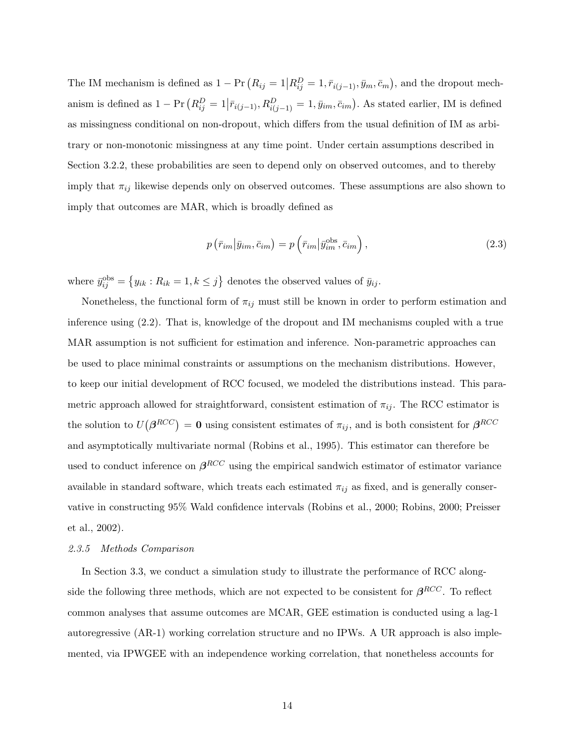The IM mechanism is defined as $1 - \Pr\left(R_{ij} = 1 \middle| R_{ij}^{D} = 1, \bar{r}_{i(j-1)}, \bar{y}_{m}, \bar{c}_{m}\right)$, and the dropout mechanism is defined as $1 - \Pr\left(R_{ij}^{D} = 1 \middle| \bar{r}_{i(j-1)}, R_{i(j-1)}^{D} = 1, \bar{y}_{im}, \bar{c}_{im}\right)$. As stated earlier, IM is defined as missingness conditional on non-dropout, which differs from the usual definition of IM as arbitrary or non-monotonic missingness at any time point. Under certain assumptions described in Section 3.2.2, these probabilities are seen to depend only on observed outcomes, and to thereby imply that $\pi_{ij}$ likewise depends only on observed outcomes. These assumptions are also shown to imply that outcomes are MAR, which is broadly defined as

$$p\left(\bar{r}_{im} \middle| \bar{y}_{im}, \bar{c}_{im}\right) = p\left(\bar{r}_{im} \middle| \bar{y}_{im}^{\text{obs}}, \bar{c}_{im}\right), \tag{2.3}$$

where $\bar{y}_{ij}^{\text{obs}} = \left\{y_{ik} : R_{ik} = 1, k \leq j\right\}$ denotes the observed values of $\bar{y}_{ij}$.

Nonetheless, the functional form of $\pi_{ij}$ must still be known in order to perform estimation and inference using (2.2). That is, knowledge of the dropout and IM mechanisms coupled with a true MAR assumption is not sufficient for estimation and inference. Non-parametric approaches can be used to place minimal constraints or assumptions on the mechanism distributions. However, to keep our initial development of RCC focused, we modeled the distributions instead. This parametric approach allowed for straightforward, consistent estimation of $\pi_{ij}$. The RCC estimator is the solution to $U\left(\boldsymbol{\beta}^{RCC}\right) = \mathbf{0}$ using consistent estimates of $\pi_{ij}$, and is both consistent for $\boldsymbol{\beta}^{RCC}$ and asymptotically multivariate normal (Robins et al., 1995). This estimator can therefore be used to conduct inference on $\boldsymbol{\beta}^{RCC}$ using the empirical sandwich estimator of estimator variance available in standard software, which treats each estimated $\pi_{ij}$ as fixed, and is generally conservative in constructing 95% Wald confidence intervals (Robins et al., 2000; Robins, 2000; Preisser et al., 2002).

### *2.3.5 Methods Comparison*

In Section 3.3, we conduct a simulation study to illustrate the performance of RCC alongside the following three methods, which are not expected to be consistent for $\boldsymbol{\beta}^{RCC}$. To reflect common analyses that assume outcomes are MCAR, GEE estimation is conducted using a lag-1 autoregressive (AR-1) working correlation structure and no IPWs. A UR approach is also implemented, via IPWGEE with an independence working correlation, that nonetheless accounts for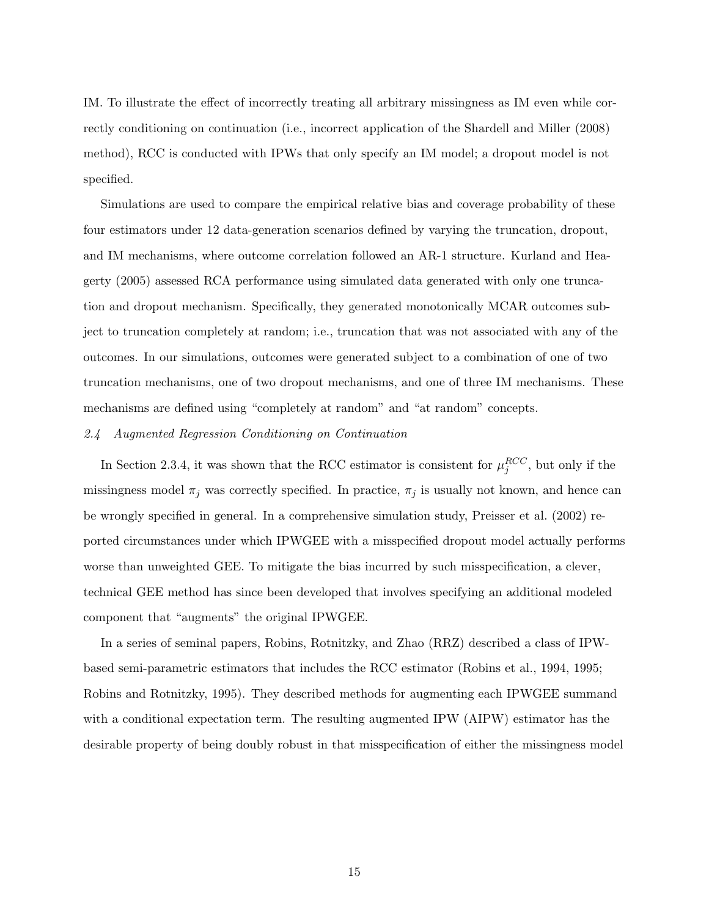IM. To illustrate the effect of incorrectly treating all arbitrary missingness as IM even while correctly conditioning on continuation (i.e., incorrect application of the Shardell and Miller (2008) method), RCC is conducted with IPWs that only specify an IM model; a dropout model is not specified.

Simulations are used to compare the empirical relative bias and coverage probability of these four estimators under 12 data-generation scenarios defined by varying the truncation, dropout, and IM mechanisms, where outcome correlation followed an AR-1 structure. Kurland and Heagerty (2005) assessed RCA performance using simulated data generated with only one truncation and dropout mechanism. Specifically, they generated monotonically MCAR outcomes subject to truncation completely at random; i.e., truncation that was not associated with any of the outcomes. In our simulations, outcomes were generated subject to a combination of one of two truncation mechanisms, one of two dropout mechanisms, and one of three IM mechanisms. These mechanisms are defined using "completely at random" and "at random" concepts.

### *2.4 Augmented Regression Conditioning on Continuation*

In Section 2.3.4, it was shown that the RCC estimator is consistent for $\mu_j^{RCC}$, but only if the missingness model $\pi_j$ was correctly specified. In practice, $\pi_j$ is usually not known, and hence can be wrongly specified in general. In a comprehensive simulation study, Preisser et al. (2002) reported circumstances under which IPWGEE with a misspecified dropout model actually performs worse than unweighted GEE. To mitigate the bias incurred by such misspecification, a clever, technical GEE method has since been developed that involves specifying an additional modeled component that "augments" the original IPWGEE.

In a series of seminal papers, Robins, Rotnitzky, and Zhao (RRZ) described a class of IPW-based semi-parametric estimators that includes the RCC estimator (Robins et al., 1994, 1995; Robins and Rotnitzky, 1995). They described methods for augmenting each IPWGEE summand with a conditional expectation term. The resulting augmented IPW (AIPW) estimator has the desirable property of being doubly robust in that misspecification of either the missingness model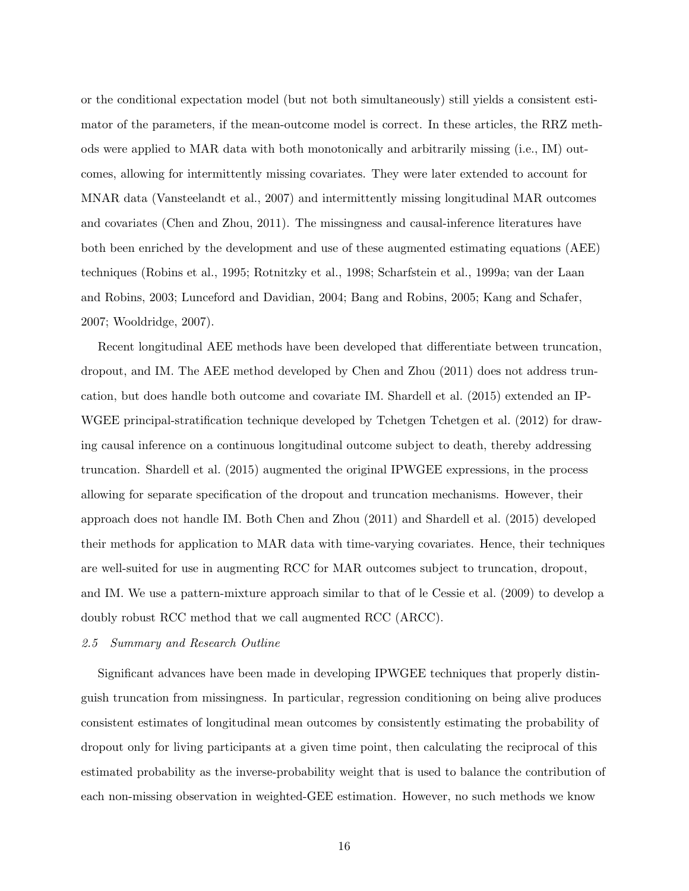or the conditional expectation model (but not both simultaneously) still yields a consistent estimator of the parameters, if the mean-outcome model is correct. In these articles, the RRZ methods were applied to MAR data with both monotonically and arbitrarily missing (i.e., IM) outcomes, allowing for intermittently missing covariates. They were later extended to account for MNAR data (Vansteelandt et al., 2007) and intermittently missing longitudinal MAR outcomes and covariates (Chen and Zhou, 2011). The missingness and causal-inference literatures have both been enriched by the development and use of these augmented estimating equations (AEE) techniques (Robins et al., 1995; Rotnitzky et al., 1998; Scharfstein et al., 1999a; van der Laan and Robins, 2003; Lunceford and Davidian, 2004; Bang and Robins, 2005; Kang and Schafer, 2007; Wooldridge, 2007).

Recent longitudinal AEE methods have been developed that differentiate between truncation, dropout, and IM. The AEE method developed by Chen and Zhou (2011) does not address truncation, but does handle both outcome and covariate IM. Shardell et al. (2015) extended an IPWGEE principal-stratification technique developed by Tchetgen Tchetgen et al. (2012) for drawing causal inference on a continuous longitudinal outcome subject to death, thereby addressing truncation. Shardell et al. (2015) augmented the original IPWGEE expressions, in the process allowing for separate specification of the dropout and truncation mechanisms. However, their approach does not handle IM. Both Chen and Zhou (2011) and Shardell et al. (2015) developed their methods for application to MAR data with time-varying covariates. Hence, their techniques are well-suited for use in augmenting RCC for MAR outcomes subject to truncation, dropout, and IM. We use a pattern-mixture approach similar to that of le Cessie et al. (2009) to develop a doubly robust RCC method that we call augmented RCC (ARCC).

### *2.5 Summary and Research Outline*

Significant advances have been made in developing IPWGEE techniques that properly distinguish truncation from missingness. In particular, regression conditioning on being alive produces consistent estimates of longitudinal mean outcomes by consistently estimating the probability of dropout only for living participants at a given time point, then calculating the reciprocal of this estimated probability as the inverse-probability weight that is used to balance the contribution of each non-missing observation in weighted-GEE estimation. However, no such methods we know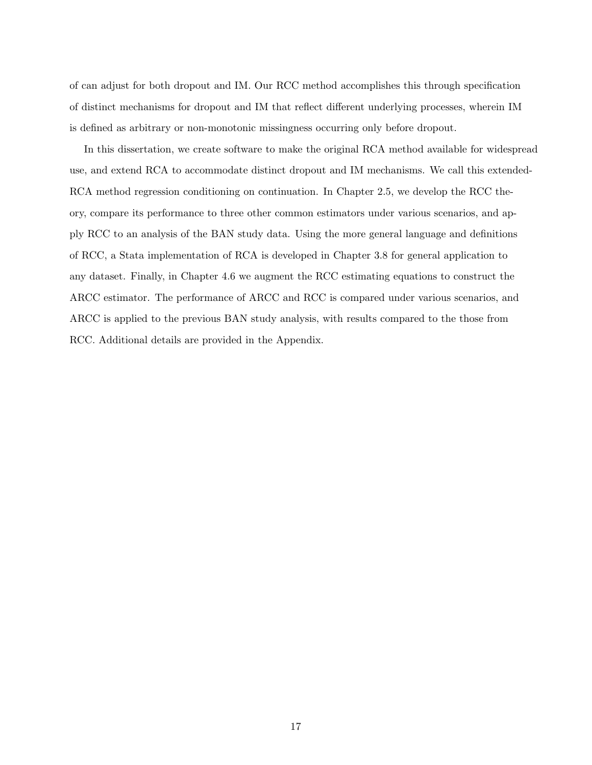of can adjust for both dropout and IM. Our RCC method accomplishes this through specification of distinct mechanisms for dropout and IM that reflect different underlying processes, wherein IM is defined as arbitrary or non-monotonic missingness occurring only before dropout.

In this dissertation, we create software to make the original RCA method available for widespread use, and extend RCA to accommodate distinct dropout and IM mechanisms. We call this extended-RCA method regression conditioning on continuation. In Chapter 2.5, we develop the RCC theory, compare its performance to three other common estimators under various scenarios, and apply RCC to an analysis of the BAN study data. Using the more general language and definitions of RCC, a Stata implementation of RCA is developed in Chapter 3.8 for general application to any dataset. Finally, in Chapter 4.6 we augment the RCC estimating equations to construct the ARCC estimator. The performance of ARCC and RCC is compared under various scenarios, and ARCC is applied to the previous BAN study analysis, with results compared to the those from RCC. Additional details are provided in the Appendix.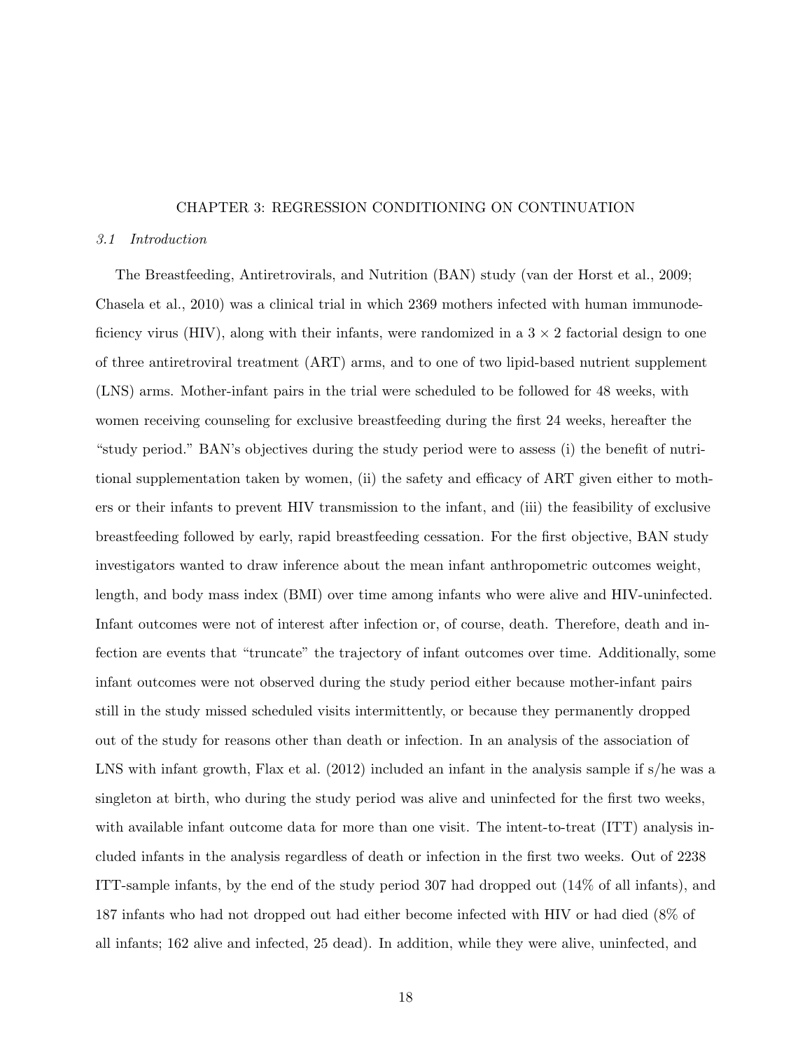# CHAPTER 3: REGRESSION CONDITIONING ON CONTINUATION

## *3.1 Introduction*

The Breastfeeding, Antiretrovirals, and Nutrition (BAN) study (van der Horst et al., 2009; Chasela et al., 2010) was a clinical trial in which 2369 mothers infected with human immunodeficiency virus (HIV), along with their infants, were randomized in a $3 \times 2$ factorial design to one of three antiretroviral treatment (ART) arms, and to one of two lipid-based nutrient supplement (LNS) arms. Mother-infant pairs in the trial were scheduled to be followed for 48 weeks, with women receiving counseling for exclusive breastfeeding during the first 24 weeks, hereafter the "study period." BAN's objectives during the study period were to assess (i) the benefit of nutritional supplementation taken by women, (ii) the safety and efficacy of ART given either to mothers or their infants to prevent HIV transmission to the infant, and (iii) the feasibility of exclusive breastfeeding followed by early, rapid breastfeeding cessation. For the first objective, BAN study investigators wanted to draw inference about the mean infant anthropometric outcomes weight, length, and body mass index (BMI) over time among infants who were alive and HIV-uninfected. Infant outcomes were not of interest after infection or, of course, death. Therefore, death and infection are events that "truncate" the trajectory of infant outcomes over time. Additionally, some infant outcomes were not observed during the study period either because mother-infant pairs still in the study missed scheduled visits intermittently, or because they permanently dropped out of the study for reasons other than death or infection. In an analysis of the association of LNS with infant growth, Flax et al. (2012) included an infant in the analysis sample if s/he was a singleton at birth, who during the study period was alive and uninfected for the first two weeks, with available infant outcome data for more than one visit. The intent-to-treat (ITT) analysis included infants in the analysis regardless of death or infection in the first two weeks. Out of 2238 ITT-sample infants, by the end of the study period 307 had dropped out (14% of all infants), and 187 infants who had not dropped out had either become infected with HIV or had died (8% of all infants; 162 alive and infected, 25 dead). In addition, while they were alive, uninfected, and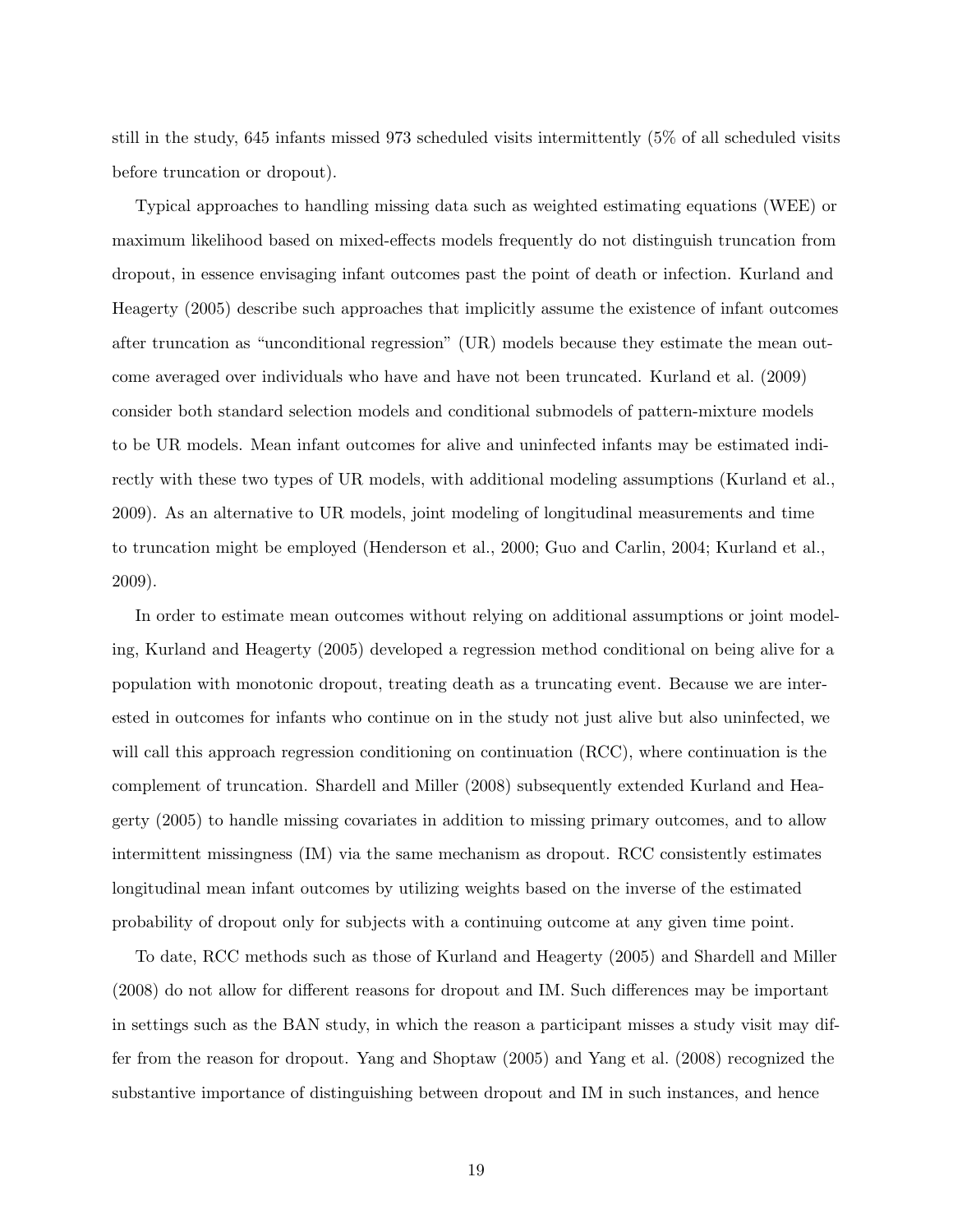still in the study, 645 infants missed 973 scheduled visits intermittently (5% of all scheduled visits before truncation or dropout).

Typical approaches to handling missing data such as weighted estimating equations (WEE) or maximum likelihood based on mixed-effects models frequently do not distinguish truncation from dropout, in essence envisaging infant outcomes past the point of death or infection. Kurland and Heagerty (2005) describe such approaches that implicitly assume the existence of infant outcomes after truncation as "unconditional regression" (UR) models because they estimate the mean outcome averaged over individuals who have and have not been truncated. Kurland et al. (2009) consider both standard selection models and conditional submodels of pattern-mixture models to be UR models. Mean infant outcomes for alive and uninfected infants may be estimated indirectly with these two types of UR models, with additional modeling assumptions (Kurland et al., 2009). As an alternative to UR models, joint modeling of longitudinal measurements and time to truncation might be employed (Henderson et al., 2000; Guo and Carlin, 2004; Kurland et al., 2009).

In order to estimate mean outcomes without relying on additional assumptions or joint modeling, Kurland and Heagerty (2005) developed a regression method conditional on being alive for a population with monotonic dropout, treating death as a truncating event. Because we are interested in outcomes for infants who continue on in the study not just alive but also uninfected, we will call this approach regression conditioning on continuation (RCC), where continuation is the complement of truncation. Shardell and Miller (2008) subsequently extended Kurland and Heagerty (2005) to handle missing covariates in addition to missing primary outcomes, and to allow intermittent missingness (IM) via the same mechanism as dropout. RCC consistently estimates longitudinal mean infant outcomes by utilizing weights based on the inverse of the estimated probability of dropout only for subjects with a continuing outcome at any given time point.

To date, RCC methods such as those of Kurland and Heagerty (2005) and Shardell and Miller (2008) do not allow for different reasons for dropout and IM. Such differences may be important in settings such as the BAN study, in which the reason a participant misses a study visit may differ from the reason for dropout. Yang and Shoptaw (2005) and Yang et al. (2008) recognized the substantive importance of distinguishing between dropout and IM in such instances, and hence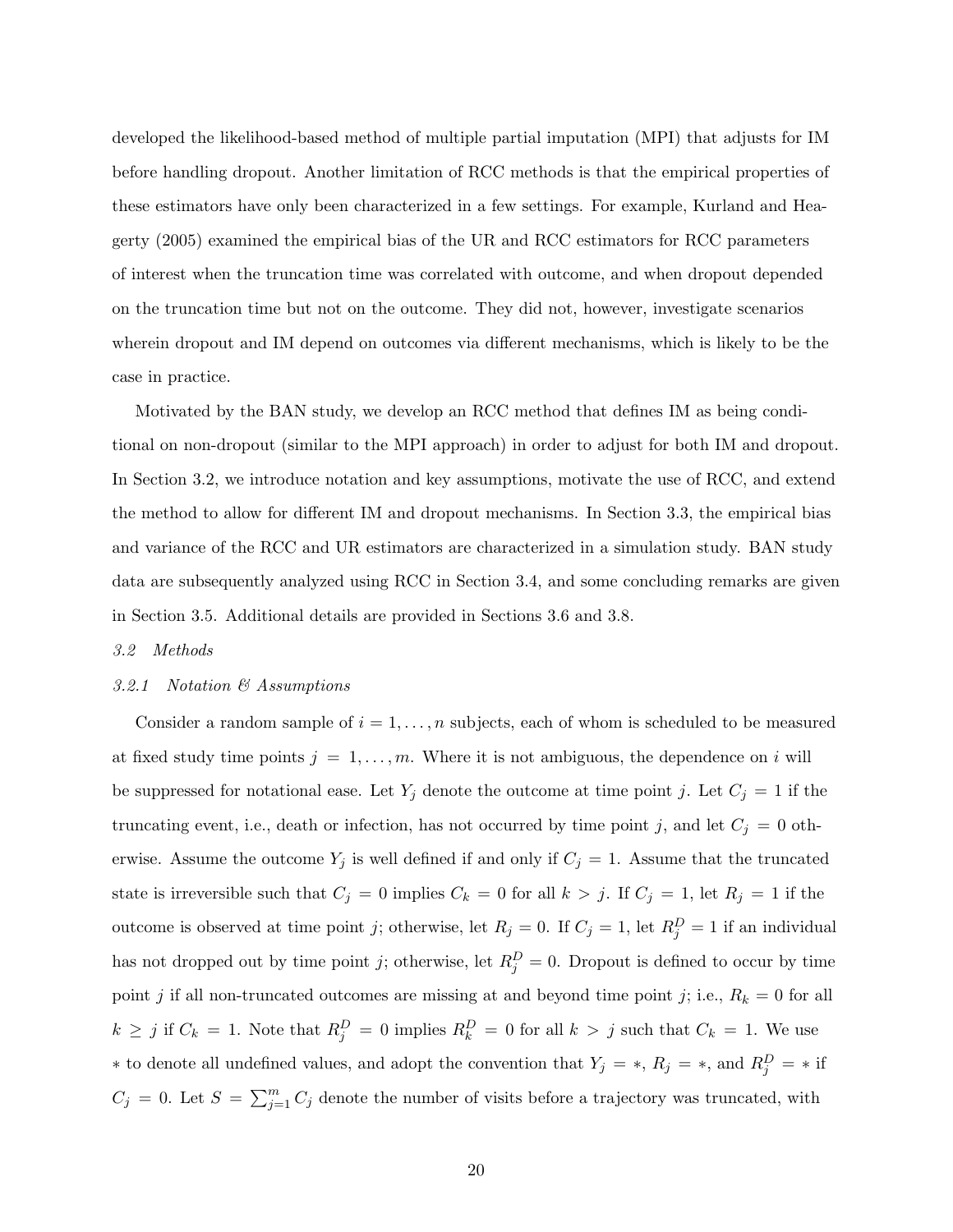developed the likelihood-based method of multiple partial imputation (MPI) that adjusts for IM before handling dropout. Another limitation of RCC methods is that the empirical properties of these estimators have only been characterized in a few settings. For example, Kurland and Heagerty (2005) examined the empirical bias of the UR and RCC estimators for RCC parameters of interest when the truncation time was correlated with outcome, and when dropout depended on the truncation time but not on the outcome. They did not, however, investigate scenarios wherein dropout and IM depend on outcomes via different mechanisms, which is likely to be the case in practice.

Motivated by the BAN study, we develop an RCC method that defines IM as being conditional on non-dropout (similar to the MPI approach) in order to adjust for both IM and dropout. In Section 3.2, we introduce notation and key assumptions, motivate the use of RCC, and extend the method to allow for different IM and dropout mechanisms. In Section 3.3, the empirical bias and variance of the RCC and UR estimators are characterized in a simulation study. BAN study data are subsequently analyzed using RCC in Section 3.4, and some concluding remarks are given in Section 3.5. Additional details are provided in Sections 3.6 and 3.8.

### *3.2 Methods*

#### *3.2.1 Notation & Assumptions*

Consider a random sample of $i = 1, \ldots, n$ subjects, each of whom is scheduled to be measured at fixed study time points $j = 1, \ldots, m$. Where it is not ambiguous, the dependence on $i$ will be suppressed for notational ease. Let $Y_j$ denote the outcome at time point $j$. Let $C_j = 1$ if the truncating event, i.e., death or infection, has not occurred by time point $j$, and let $C_j = 0$ otherwise. Assume the outcome $Y_j$ is well defined if and only if $C_j = 1$. Assume that the truncated state is irreversible such that $C_j = 0$ implies $C_k = 0$ for all $k > j$. If $C_j = 1$, let $R_j = 1$ if the outcome is observed at time point $j$; otherwise, let $R_j = 0$. If $C_j = 1$, let $R_j^D = 1$ if an individual has not dropped out by time point $j$; otherwise, let $R_j^D = 0$. Dropout is defined to occur by time point $j$ if all non-truncated outcomes are missing at and beyond time point $j$; i.e., $R_k = 0$ for all $k \geq j$ if $C_k = 1$. Note that $R_j^D = 0$ implies $R_k^D = 0$ for all $k > j$ such that $C_k = 1$. We use $*$ to denote all undefined values, and adopt the convention that $Y_j = *$, $R_j = *$, and $R_j^D = *$ if $C_j = 0$. Let $S = \sum_{j=1}^{m} C_j$ denote the number of visits before a trajectory was truncated, with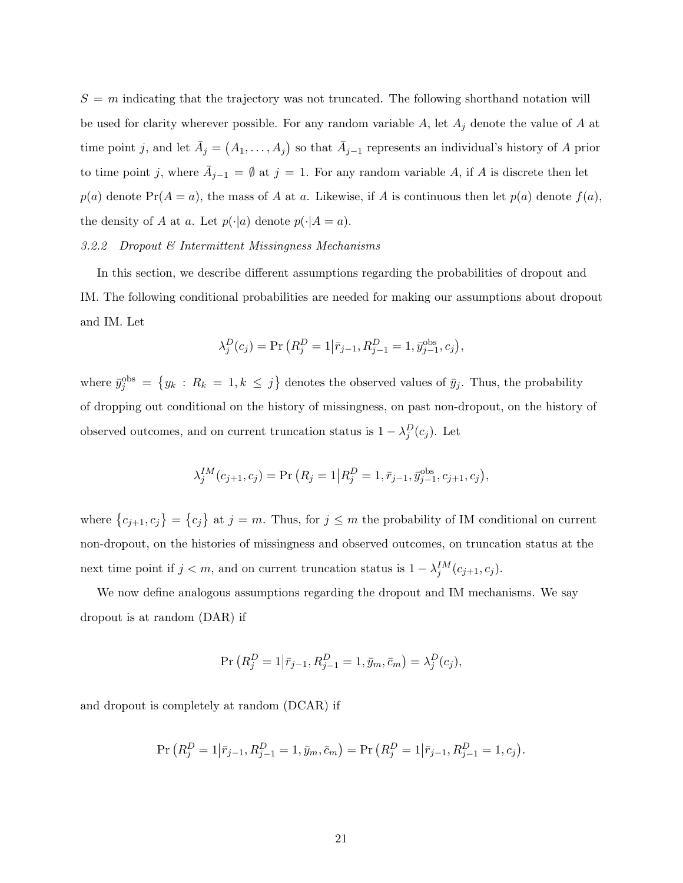$S = m$ indicating that the trajectory was not truncated. The following shorthand notation will be used for clarity wherever possible. For any random variable $A$, let $A_j$ denote the value of $A$ at time point $j$, and let $\bar{A}_j = (A_1, \ldots, A_j)$ so that $\bar{A}_{j-1}$ represents an individual's history of $A$ prior to time point $j$, where $\bar{A}_{j-1} = \emptyset$ at $j = 1$. For any random variable $A$, if $A$ is discrete then let $p(a)$ denote $\Pr(A = a)$, the mass of $A$ at $a$. Likewise, if $A$ is continuous then let $p(a)$ denote $f(a)$, the density of $A$ at $a$. Let $p(\cdot|a)$ denote $p(\cdot|A = a)$.

### *3.2.2 Dropout & Intermittent Missingness Mechanisms*

In this section, we describe different assumptions regarding the probabilities of dropout and IM. The following conditional probabilities are needed for making our assumptions about dropout and IM. Let

$$\lambda_j^D(c_j) = \Pr\left(R_j^D = 1 \middle| \bar{r}_{j-1}, R_{j-1}^D = 1, \bar{y}_{j-1}^{\text{obs}}, c_j\right),$$

where $\bar{y}_j^{\text{obs}} = \{y_k : R_k = 1, k \leq j\}$ denotes the observed values of $\bar{y}_j$. Thus, the probability of dropping out conditional on the history of missingness, on past non-dropout, on the history of observed outcomes, and on current truncation status is $1 - \lambda_j^D(c_j)$. Let

$$\lambda_j^{IM}(c_{j+1}, c_j) = \Pr\left(R_j = 1 \middle| R_j^D = 1, \bar{r}_{j-1}, \bar{y}_{j-1}^{\text{obs}}, c_{j+1}, c_j\right),$$

where $\{c_{j+1}, c_j\} = \{c_j\}$ at $j = m$. Thus, for $j \leq m$ the probability of IM conditional on current non-dropout, on the histories of missingness and observed outcomes, on truncation status at the next time point if $j < m$, and on current truncation status is $1 - \lambda_j^{IM}(c_{j+1}, c_j)$.

We now define analogous assumptions regarding the dropout and IM mechanisms. We say dropout is at random (DAR) if

$$\Pr\left(R_j^D = 1 \middle| \bar{r}_{j-1}, R_{j-1}^D = 1, \bar{y}_m, \bar{c}_m\right) = \lambda_j^D(c_j),$$

and dropout is completely at random (DCAR) if

$$\Pr\left(R_j^D = 1 \middle| \bar{r}_{j-1}, R_{j-1}^D = 1, \bar{y}_m, \bar{c}_m\right) = \Pr\left(R_j^D = 1 \middle| \bar{r}_{j-1}, R_{j-1}^D = 1, c_j\right).$$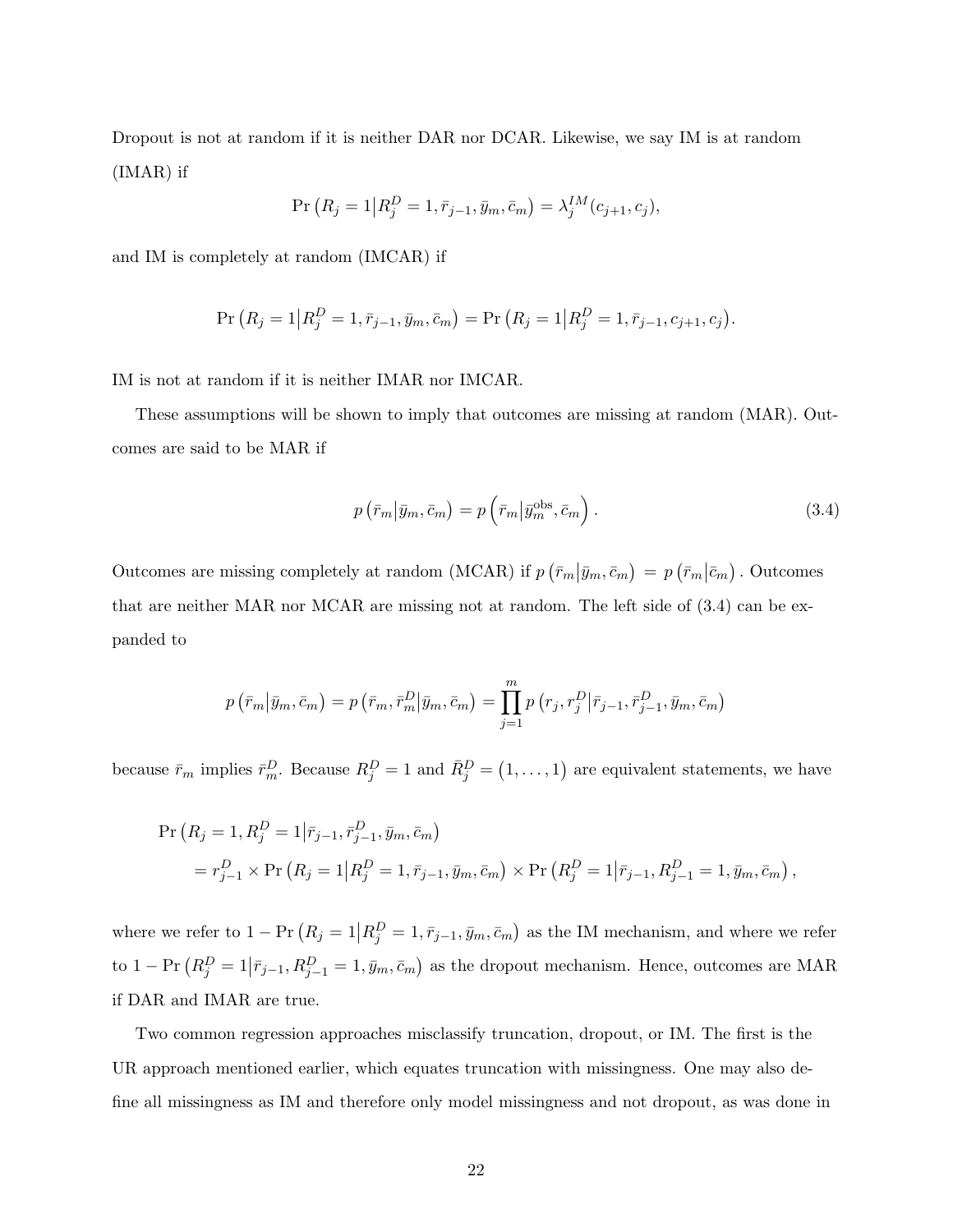Dropout is not at random if it is neither DAR nor DCAR. Likewise, we say IM is at random (IMAR) if

$$\Pr\left(R_j = 1 \middle| R_j^D = 1, \bar{r}_{j-1}, \bar{y}_m, \bar{c}_m\right) = \lambda_j^{IM}(c_{j+1}, c_j),$$

and IM is completely at random (IMCAR) if

$$\Pr\left(R_j = 1 \middle| R_j^D = 1, \bar{r}_{j-1}, \bar{y}_m, \bar{c}_m\right) = \Pr\left(R_j = 1 \middle| R_j^D = 1, \bar{r}_{j-1}, c_{j+1}, c_j\right).$$

IM is not at random if it is neither IMAR nor IMCAR.

These assumptions will be shown to imply that outcomes are missing at random (MAR). Outcomes are said to be MAR if

$$p\left(\bar{r}_m \middle| \bar{y}_m, \bar{c}_m\right) = p\left(\bar{r}_m \middle| \bar{y}_m^{\text{obs}}, \bar{c}_m\right). \tag{3.4}$$

Outcomes are missing completely at random (MCAR) if $p\left(\bar{r}_m \middle| \bar{y}_m, \bar{c}_m\right) = p\left(\bar{r}_m \middle| \bar{c}_m\right)$. Outcomes that are neither MAR nor MCAR are missing not at random. The left side of (3.4) can be expanded to

$$p\left(\bar{r}_m \middle| \bar{y}_m, \bar{c}_m\right) = p\left(\bar{r}_m, \bar{r}_m^D \middle| \bar{y}_m, \bar{c}_m\right) = \prod_{j=1}^{m} p\left(r_j, r_j^D \middle| \bar{r}_{j-1}, \bar{r}_{j-1}^D, \bar{y}_m, \bar{c}_m\right)$$

because $\bar{r}_m$ implies $\bar{r}_m^D$. Because $R_j^D = 1$ and $\bar{R}_j^D = (1, \ldots, 1)$ are equivalent statements, we have

$$\begin{aligned}
&\Pr\left(R_j = 1, R_j^D = 1 \middle| \bar{r}_{j-1}, \bar{r}_{j-1}^D, \bar{y}_m, \bar{c}_m\right) \\
&\quad = r_{j-1}^D \times \Pr\left(R_j = 1 \middle| R_j^D = 1, \bar{r}_{j-1}, \bar{y}_m, \bar{c}_m\right) \times \Pr\left(R_j^D = 1 \middle| \bar{r}_{j-1}, R_{j-1}^D = 1, \bar{y}_m, \bar{c}_m\right),
\end{aligned}$$

where we refer to $1 - \Pr\left(R_j = 1 \middle| R_j^D = 1, \bar{r}_{j-1}, \bar{y}_m, \bar{c}_m\right)$ as the IM mechanism, and where we refer to $1 - \Pr\left(R_j^D = 1 \middle| \bar{r}_{j-1}, R_{j-1}^D = 1, \bar{y}_m, \bar{c}_m\right)$ as the dropout mechanism. Hence, outcomes are MAR if DAR and IMAR are true.

Two common regression approaches misclassify truncation, dropout, or IM. The first is the UR approach mentioned earlier, which equates truncation with missingness. One may also define all missingness as IM and therefore only model missingness and not dropout, as was done in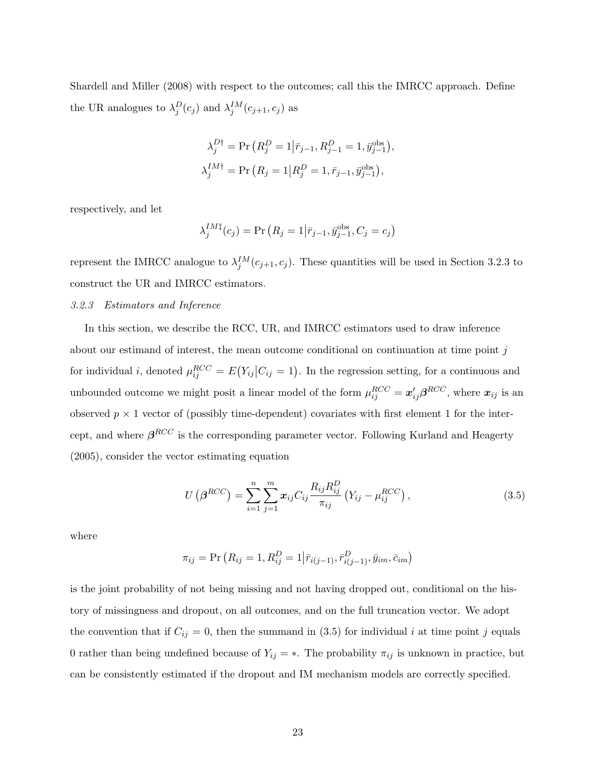Shardell and Miller (2008) with respect to the outcomes; call this the IMRCC approach. Define the UR analogues to $\lambda_j^D(c_j)$ and $\lambda_j^{IM}(c_{j+1}, c_j)$ as

$$\lambda_j^{D\dagger} = \Pr\left(R_j^D = 1 \middle| \bar{r}_{j-1}, R_{j-1}^D = 1, \bar{y}_{j-1}^{\text{obs}}\right),$$
$$\lambda_j^{IM\dagger} = \Pr\left(R_j = 1 \middle| R_j^D = 1, \bar{r}_{j-1}, \bar{y}_{j-1}^{\text{obs}}\right),$$

respectively, and let

$$\lambda_j^{IM\ddagger}(c_j) = \Pr\left(R_j = 1 \middle| \bar{r}_{j-1}, \bar{y}_{j-1}^{\text{obs}}, C_j = c_j\right)$$

represent the IMRCC analogue to $\lambda_j^{IM}(c_{j+1}, c_j)$. These quantities will be used in Section 3.2.3 to construct the UR and IMRCC estimators.

### *3.2.3 Estimators and Inference*

In this section, we describe the RCC, UR, and IMRCC estimators used to draw inference about our estimand of interest, the mean outcome conditional on continuation at time point $j$ for individual $i$, denoted $\mu_{ij}^{RCC} = E\left(Y_{ij} \middle| C_{ij} = 1\right)$. In the regression setting, for a continuous and unbounded outcome we might posit a linear model of the form $\mu_{ij}^{RCC} = \boldsymbol{x}_{ij}' \boldsymbol{\beta}^{RCC}$, where $\boldsymbol{x}_{ij}$ is an observed $p \times 1$ vector of (possibly time-dependent) covariates with first element 1 for the intercept, and where $\boldsymbol{\beta}^{RCC}$ is the corresponding parameter vector. Following Kurland and Heagerty (2005), consider the vector estimating equation

$$U\left(\boldsymbol{\beta}^{RCC}\right) = \sum_{i=1}^{n} \sum_{j=1}^{m} \boldsymbol{x}_{ij} C_{ij} \frac{R_{ij} R_{ij}^D}{\pi_{ij}} \left(Y_{ij} - \mu_{ij}^{RCC}\right), \tag{3.5}$$

where

$$\pi_{ij} = \Pr\left(R_{ij} = 1, R_{ij}^D = 1 \middle| \bar{r}_{i(j-1)}, \bar{r}_{i(j-1)}^D, \bar{y}_{im}, \bar{c}_{im}\right)$$

is the joint probability of not being missing and not having dropped out, conditional on the history of missingness and dropout, on all outcomes, and on the full truncation vector. We adopt the convention that if $C_{ij} = 0$, then the summand in (3.5) for individual $i$ at time point $j$ equals 0 rather than being undefined because of $Y_{ij} = *$. The probability $\pi_{ij}$ is unknown in practice, but can be consistently estimated if the dropout and IM mechanism models are correctly specified.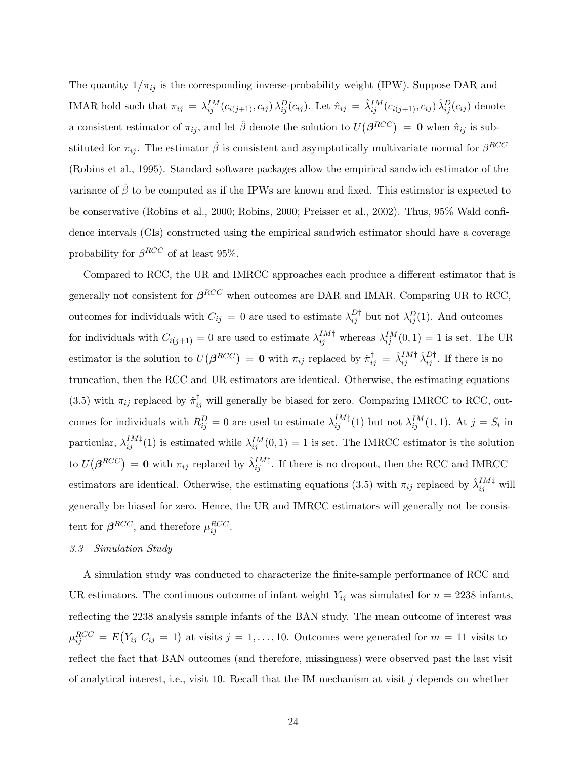The quantity $1/\pi_{ij}$ is the corresponding inverse-probability weight (IPW). Suppose DAR and IMAR hold such that $\pi_{ij} = \lambda_{ij}^{IM}(c_{i(j+1)}, c_{ij})\, \lambda_{ij}^{D}(c_{ij})$. Let $\hat{\pi}_{ij} = \hat{\lambda}_{ij}^{IM}(c_{i(j+1)}, c_{ij})\, \hat{\lambda}_{ij}^{D}(c_{ij})$ denote a consistent estimator of $\pi_{ij}$, and let $\hat{\beta}$ denote the solution to $U\big(\boldsymbol{\beta}^{RCC}\big) = \mathbf{0}$ when $\hat{\pi}_{ij}$ is substituted for $\pi_{ij}$. The estimator $\hat{\beta}$ is consistent and asymptotically multivariate normal for $\beta^{RCC}$ (Robins et al., 1995). Standard software packages allow the empirical sandwich estimator of the variance of $\hat{\beta}$ to be computed as if the IPWs are known and fixed. This estimator is expected to be conservative (Robins et al., 2000; Robins, 2000; Preisser et al., 2002). Thus, 95% Wald confidence intervals (CIs) constructed using the empirical sandwich estimator should have a coverage probability for $\beta^{RCC}$ of at least 95%.

Compared to RCC, the UR and IMRCC approaches each produce a different estimator that is generally not consistent for $\boldsymbol{\beta}^{RCC}$ when outcomes are DAR and IMAR. Comparing UR to RCC, outcomes for individuals with $C_{ij} = 0$ are used to estimate $\lambda_{ij}^{D\dagger}$ but not $\lambda_{ij}^{D}(1)$. And outcomes for individuals with $C_{i(j+1)} = 0$ are used to estimate $\lambda_{ij}^{IM\dagger}$ whereas $\lambda_{ij}^{IM}(0,1) = 1$ is set. The UR estimator is the solution to $U\big(\boldsymbol{\beta}^{RCC}\big) = \mathbf{0}$ with $\pi_{ij}$ replaced by $\hat{\pi}_{ij}^{\dagger} = \hat{\lambda}_{ij}^{IM\dagger}\, \hat{\lambda}_{ij}^{D\dagger}$. If there is no truncation, then the RCC and UR estimators are identical. Otherwise, the estimating equations (3.5) with $\pi_{ij}$ replaced by $\hat{\pi}_{ij}^{\dagger}$ will generally be biased for zero. Comparing IMRCC to RCC, outcomes for individuals with $R_{ij}^{D} = 0$ are used to estimate $\lambda_{ij}^{IM\ddagger}(1)$ but not $\lambda_{ij}^{IM}(1,1)$. At $j = S_i$ in particular, $\lambda_{ij}^{IM\ddagger}(1)$ is estimated while $\lambda_{ij}^{IM}(0,1) = 1$ is set. The IMRCC estimator is the solution to $U\big(\boldsymbol{\beta}^{RCC}\big) = \mathbf{0}$ with $\pi_{ij}$ replaced by $\hat{\lambda}_{ij}^{IM\ddagger}$. If there is no dropout, then the RCC and IMRCC estimators are identical. Otherwise, the estimating equations (3.5) with $\pi_{ij}$ replaced by $\hat{\lambda}_{ij}^{IM\ddagger}$ will generally be biased for zero. Hence, the UR and IMRCC estimators will generally not be consistent for $\boldsymbol{\beta}^{RCC}$, and therefore $\mu_{ij}^{RCC}$.

### *3.3 Simulation Study*

A simulation study was conducted to characterize the finite-sample performance of RCC and UR estimators. The continuous outcome of infant weight $Y_{ij}$ was simulated for $n = 2238$ infants, reflecting the 2238 analysis sample infants of the BAN study. The mean outcome of interest was $\mu_{ij}^{RCC} = E\big(Y_{ij}\big|C_{ij} = 1\big)$ at visits $j = 1, \ldots, 10$. Outcomes were generated for $m = 11$ visits to reflect the fact that BAN outcomes (and therefore, missingness) were observed past the last visit of analytical interest, i.e., visit 10. Recall that the IM mechanism at visit $j$ depends on whether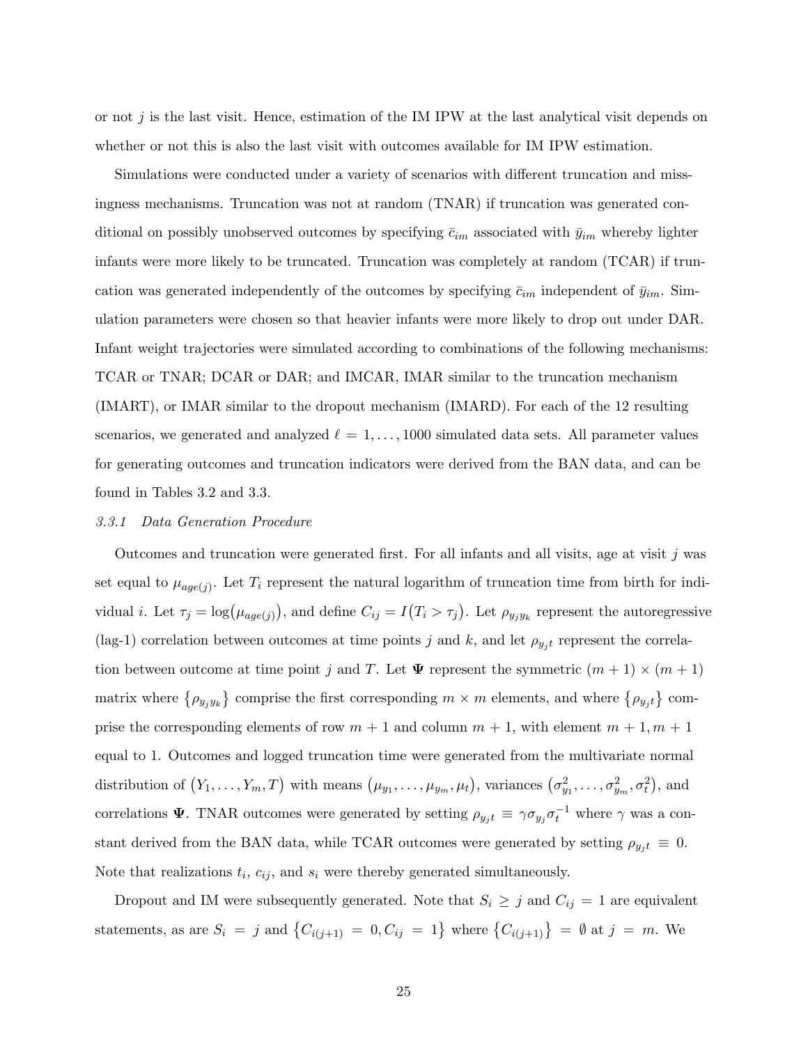or not $j$ is the last visit. Hence, estimation of the IM IPW at the last analytical visit depends on whether or not this is also the last visit with outcomes available for IM IPW estimation.

Simulations were conducted under a variety of scenarios with different truncation and missingness mechanisms. Truncation was not at random (TNAR) if truncation was generated conditional on possibly unobserved outcomes by specifying $\bar{c}_{im}$ associated with $\bar{y}_{im}$ whereby lighter infants were more likely to be truncated. Truncation was completely at random (TCAR) if truncation was generated independently of the outcomes by specifying $\bar{c}_{im}$ independent of $\bar{y}_{im}$. Simulation parameters were chosen so that heavier infants were more likely to drop out under DAR. Infant weight trajectories were simulated according to combinations of the following mechanisms: TCAR or TNAR; DCAR or DAR; and IMCAR, IMAR similar to the truncation mechanism (IMART), or IMAR similar to the dropout mechanism (IMARD). For each of the 12 resulting scenarios, we generated and analyzed $\ell = 1, \ldots, 1000$ simulated data sets. All parameter values for generating outcomes and truncation indicators were derived from the BAN data, and can be found in Tables 3.2 and 3.3.

### *3.3.1 Data Generation Procedure*

Outcomes and truncation were generated first. For all infants and all visits, age at visit $j$ was set equal to $\mu_{age(j)}$. Let $T_i$ represent the natural logarithm of truncation time from birth for individual $i$. Let $\tau_j = \log\big(\mu_{age(j)}\big)$, and define $C_{ij} = I\big(T_i > \tau_j\big)$. Let $\rho_{y_j y_k}$ represent the autoregressive (lag-1) correlation between outcomes at time points $j$ and $k$, and let $\rho_{y_j t}$ represent the correlation between outcome at time point $j$ and $T$. Let $\mathbf{\Psi}$ represent the symmetric $(m+1) \times (m+1)$ matrix where $\{\rho_{y_j y_k}\}$ comprise the first corresponding $m \times m$ elements, and where $\{\rho_{y_j t}\}$ comprise the corresponding elements of row $m+1$ and column $m+1$, with element $m+1, m+1$ equal to 1. Outcomes and logged truncation time were generated from the multivariate normal distribution of $\big(Y_1, \ldots, Y_m, T\big)$ with means $\big(\mu_{y_1}, \ldots, \mu_{y_m}, \mu_t\big)$, variances $\big(\sigma^2_{y_1}, \ldots, \sigma^2_{y_m}, \sigma^2_t\big)$, and correlations $\mathbf{\Psi}$. TNAR outcomes were generated by setting $\rho_{y_j t} \equiv \gamma \sigma_{y_j} \sigma_t^{-1}$ where $\gamma$ was a constant derived from the BAN data, while TCAR outcomes were generated by setting $\rho_{y_j t} \equiv 0$. Note that realizations $t_i$, $c_{ij}$, and $s_i$ were thereby generated simultaneously.

Dropout and IM were subsequently generated. Note that $S_i \geq j$ and $C_{ij} = 1$ are equivalent statements, as are $S_i = j$ and $\{C_{i(j+1)} = 0, C_{ij} = 1\}$ where $\{C_{i(j+1)}\} = \emptyset$ at $j = m$. We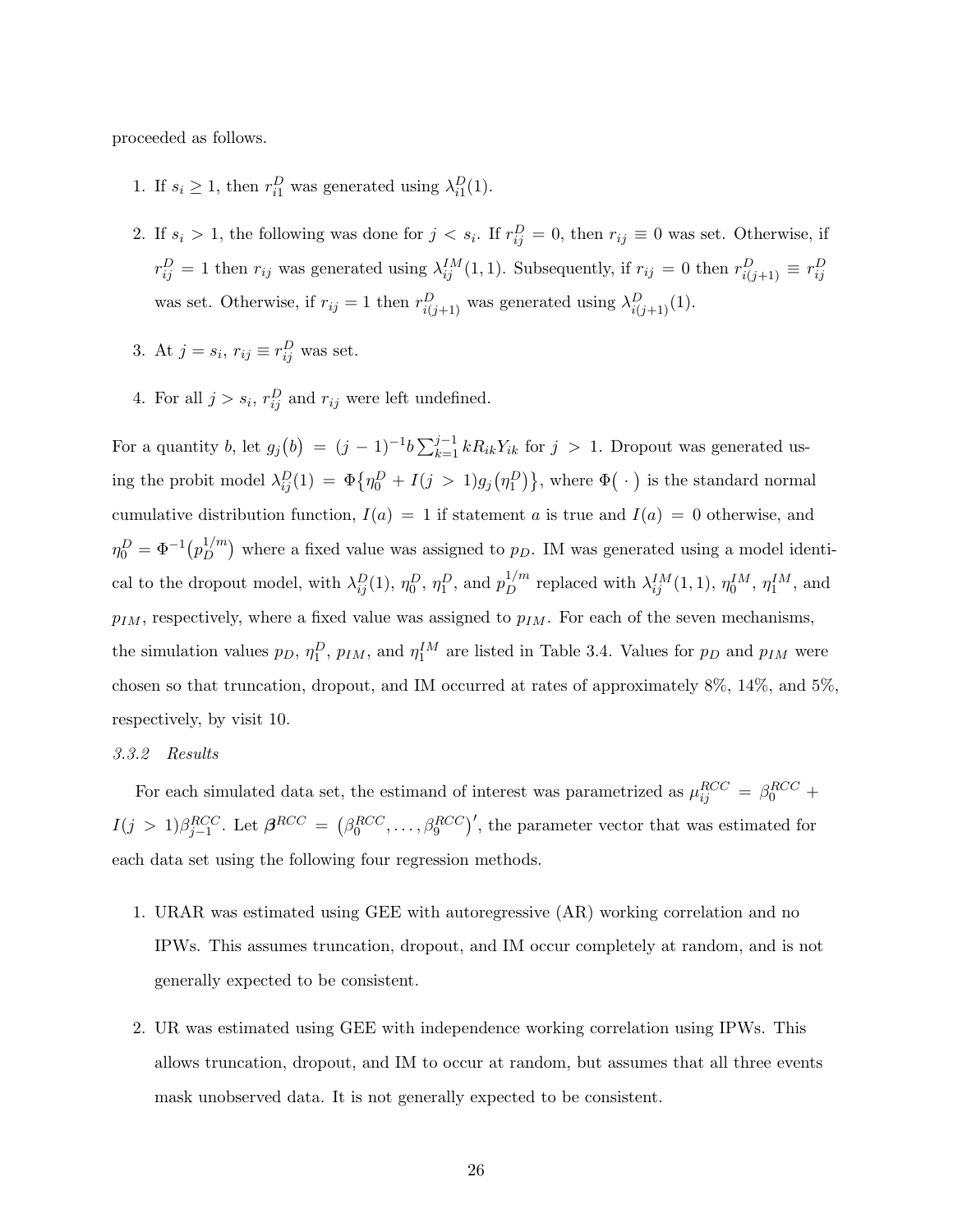proceeded as follows.

1. If $s_i \geq 1$, then $r_{i1}^D$ was generated using $\lambda_{i1}^D(1)$.

2. If $s_i > 1$, the following was done for $j < s_i$. If $r_{ij}^D = 0$, then $r_{ij} \equiv 0$ was set. Otherwise, if $r_{ij}^D = 1$ then $r_{ij}$ was generated using $\lambda_{ij}^{IM}(1,1)$. Subsequently, if $r_{ij} = 0$ then $r_{i(j+1)}^D \equiv r_{ij}^D$ was set. Otherwise, if $r_{ij} = 1$ then $r_{i(j+1)}^D$ was generated using $\lambda_{i(j+1)}^D(1)$.

3. At $j = s_i$, $r_{ij} \equiv r_{ij}^D$ was set.

4. For all $j > s_i$, $r_{ij}^D$ and $r_{ij}$ were left undefined.

For a quantity $b$, let $g_j\big(b\big) = (j-1)^{-1} b \sum_{k=1}^{j-1} k R_{ik} Y_{ik}$ for $j > 1$. Dropout was generated using the probit model $\lambda_{ij}^D(1) = \Phi\big\{\eta_0^D + I(j > 1) g_j\big(\eta_1^D\big)\big\}$, where $\Phi\big(\,\cdot\,\big)$ is the standard normal cumulative distribution function, $I(a) = 1$ if statement $a$ is true and $I(a) = 0$ otherwise, and $\eta_0^D = \Phi^{-1}\big(p_D^{1/m}\big)$ where a fixed value was assigned to $p_D$. IM was generated using a model identical to the dropout model, with $\lambda_{ij}^D(1)$, $\eta_0^D$, $\eta_1^D$, and $p_D^{1/m}$ replaced with $\lambda_{ij}^{IM}(1,1)$, $\eta_0^{IM}$, $\eta_1^{IM}$, and $p_{IM}$, respectively, where a fixed value was assigned to $p_{IM}$. For each of the seven mechanisms, the simulation values $p_D$, $\eta_1^D$, $p_{IM}$, and $\eta_1^{IM}$ are listed in Table 3.4. Values for $p_D$ and $p_{IM}$ were chosen so that truncation, dropout, and IM occurred at rates of approximately 8%, 14%, and 5%, respectively, by visit 10.

*3.3.2 Results*

For each simulated data set, the estimand of interest was parametrized as $\mu_{ij}^{RCC} = \beta_0^{RCC} + I(j > 1)\beta_{j-1}^{RCC}$. Let $\boldsymbol{\beta}^{RCC} = \big(\beta_0^{RCC}, \ldots, \beta_9^{RCC}\big)'$, the parameter vector that was estimated for each data set using the following four regression methods.

1. URAR was estimated using GEE with autoregressive (AR) working correlation and no IPWs. This assumes truncation, dropout, and IM occur completely at random, and is not generally expected to be consistent.

2. UR was estimated using GEE with independence working correlation using IPWs. This allows truncation, dropout, and IM to occur at random, but assumes that all three events mask unobserved data. It is not generally expected to be consistent.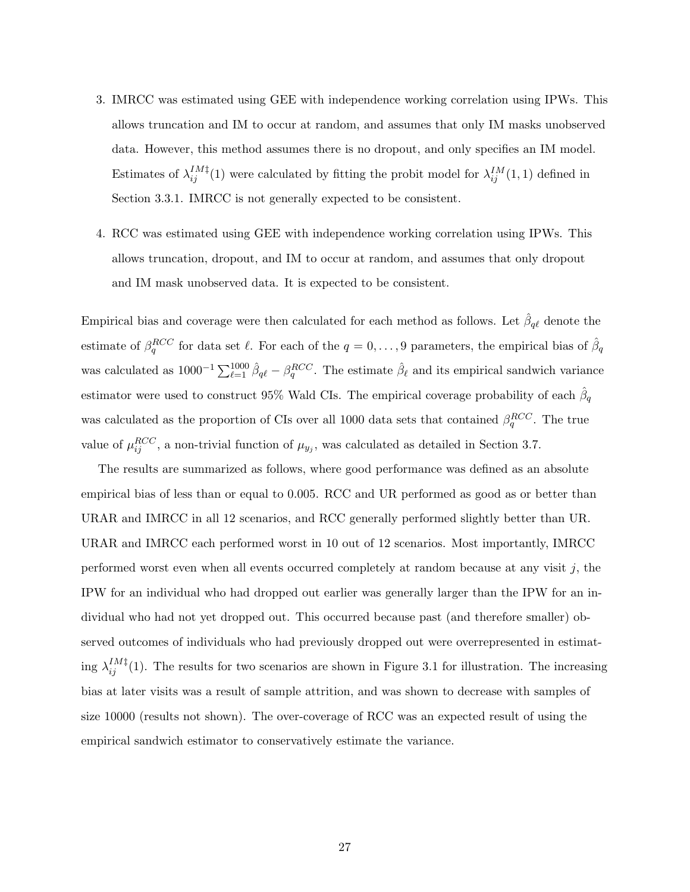3. IMRCC was estimated using GEE with independence working correlation using IPWs. This allows truncation and IM to occur at random, and assumes that only IM masks unobserved data. However, this method assumes there is no dropout, and only specifies an IM model. Estimates of $\lambda_{ij}^{IM\ddagger}(1)$ were calculated by fitting the probit model for $\lambda_{ij}^{IM}(1,1)$ defined in Section 3.3.1. IMRCC is not generally expected to be consistent.

4. RCC was estimated using GEE with independence working correlation using IPWs. This allows truncation, dropout, and IM to occur at random, and assumes that only dropout and IM mask unobserved data. It is expected to be consistent.

Empirical bias and coverage were then calculated for each method as follows. Let $\hat{\beta}_{q\ell}$ denote the estimate of $\beta_q^{RCC}$ for data set $\ell$. For each of the $q = 0, \ldots, 9$ parameters, the empirical bias of $\hat{\beta}_q$ was calculated as $1000^{-1} \sum_{\ell=1}^{1000} \hat{\beta}_{q\ell} - \beta_q^{RCC}$. The estimate $\hat{\beta}_\ell$ and its empirical sandwich variance estimator were used to construct 95% Wald CIs. The empirical coverage probability of each $\hat{\beta}_q$ was calculated as the proportion of CIs over all 1000 data sets that contained $\beta_q^{RCC}$. The true value of $\mu_{ij}^{RCC}$, a non-trivial function of $\mu_{y_j}$, was calculated as detailed in Section 3.7.

The results are summarized as follows, where good performance was defined as an absolute empirical bias of less than or equal to 0.005. RCC and UR performed as good as or better than URAR and IMRCC in all 12 scenarios, and RCC generally performed slightly better than UR. URAR and IMRCC each performed worst in 10 out of 12 scenarios. Most importantly, IMRCC performed worst even when all events occurred completely at random because at any visit $j$, the IPW for an individual who had dropped out earlier was generally larger than the IPW for an individual who had not yet dropped out. This occurred because past (and therefore smaller) observed outcomes of individuals who had previously dropped out were overrepresented in estimating $\lambda_{ij}^{IM\ddagger}(1)$. The results for two scenarios are shown in Figure 3.1 for illustration. The increasing bias at later visits was a result of sample attrition, and was shown to decrease with samples of size 10000 (results not shown). The over-coverage of RCC was an expected result of using the empirical sandwich estimator to conservatively estimate the variance.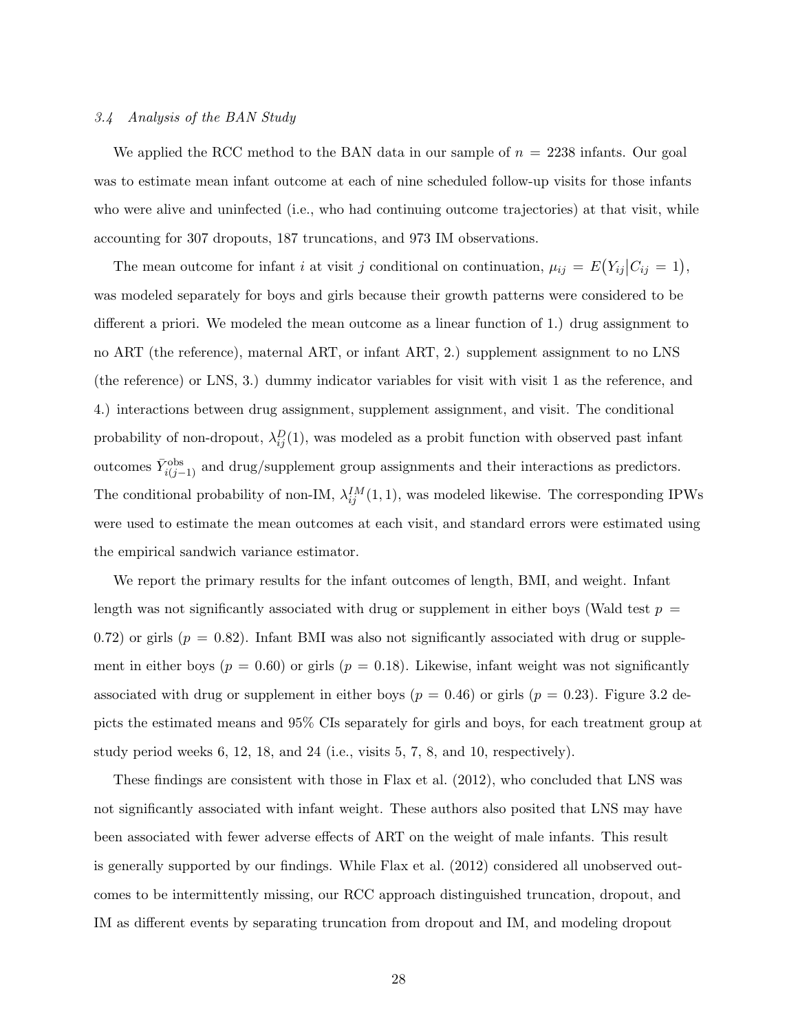### *3.4 Analysis of the BAN Study*

We applied the RCC method to the BAN data in our sample of $n = 2238$ infants. Our goal was to estimate mean infant outcome at each of nine scheduled follow-up visits for those infants who were alive and uninfected (i.e., who had continuing outcome trajectories) at that visit, while accounting for 307 dropouts, 187 truncations, and 973 IM observations.

The mean outcome for infant $i$ at visit $j$ conditional on continuation, $\mu_{ij} = E\big(Y_{ij}|C_{ij} = 1\big)$, was modeled separately for boys and girls because their growth patterns were considered to be different a priori. We modeled the mean outcome as a linear function of 1.) drug assignment to no ART (the reference), maternal ART, or infant ART, 2.) supplement assignment to no LNS (the reference) or LNS, 3.) dummy indicator variables for visit with visit 1 as the reference, and 4.) interactions between drug assignment, supplement assignment, and visit. The conditional probability of non-dropout, $\lambda_{ij}^{D}(1)$, was modeled as a probit function with observed past infant outcomes $\bar{Y}_{i(j-1)}^{\text{obs}}$ and drug/supplement group assignments and their interactions as predictors. The conditional probability of non-IM, $\lambda_{ij}^{IM}(1,1)$, was modeled likewise. The corresponding IPWs were used to estimate the mean outcomes at each visit, and standard errors were estimated using the empirical sandwich variance estimator.

We report the primary results for the infant outcomes of length, BMI, and weight. Infant length was not significantly associated with drug or supplement in either boys (Wald test $p = 0.72$) or girls ($p = 0.82$). Infant BMI was also not significantly associated with drug or supplement in either boys ($p = 0.60$) or girls ($p = 0.18$). Likewise, infant weight was not significantly associated with drug or supplement in either boys ($p = 0.46$) or girls ($p = 0.23$). Figure 3.2 depicts the estimated means and 95% CIs separately for girls and boys, for each treatment group at study period weeks 6, 12, 18, and 24 (i.e., visits 5, 7, 8, and 10, respectively).

These findings are consistent with those in Flax et al. (2012), who concluded that LNS was not significantly associated with infant weight. These authors also posited that LNS may have been associated with fewer adverse effects of ART on the weight of male infants. This result is generally supported by our findings. While Flax et al. (2012) considered all unobserved outcomes to be intermittently missing, our RCC approach distinguished truncation, dropout, and IM as different events by separating truncation from dropout and IM, and modeling dropout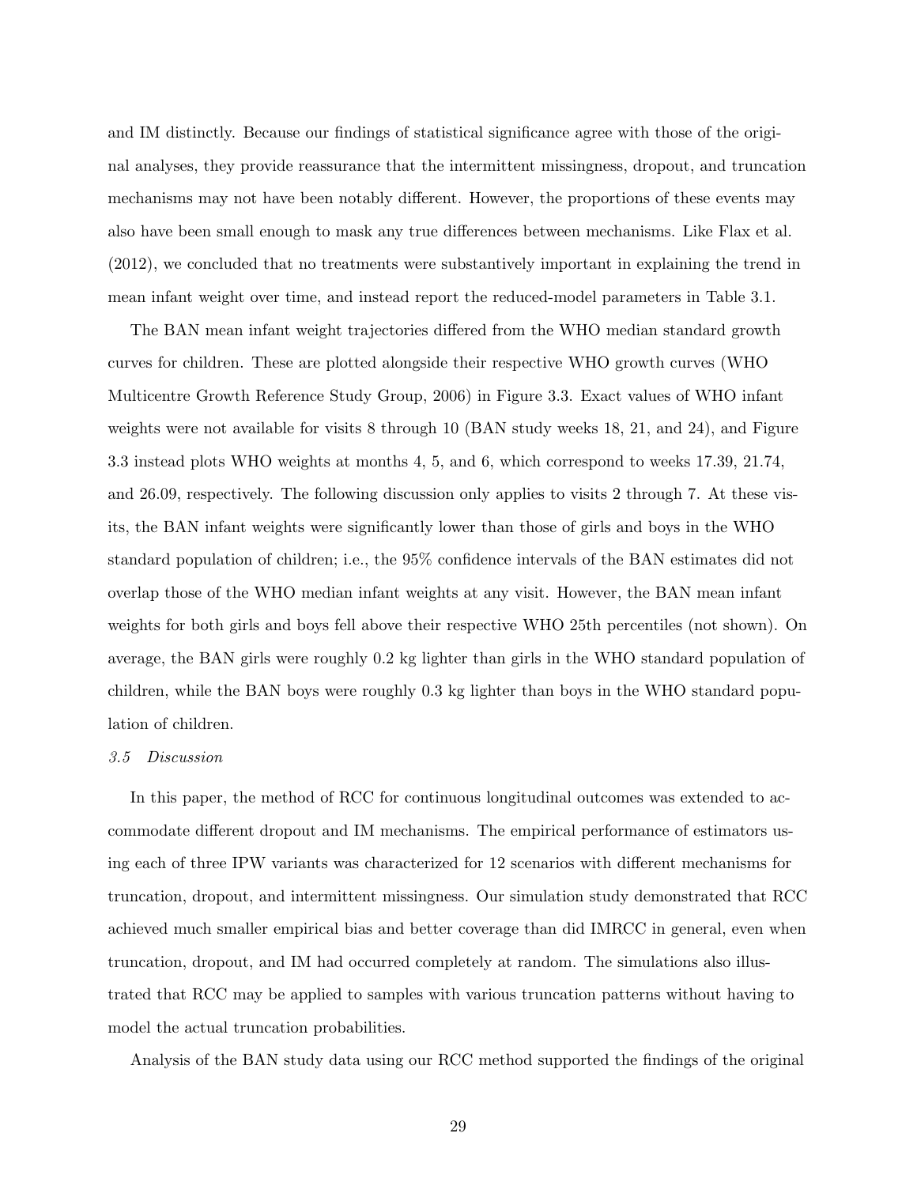and IM distinctly. Because our findings of statistical significance agree with those of the original analyses, they provide reassurance that the intermittent missingness, dropout, and truncation mechanisms may not have been notably different. However, the proportions of these events may also have been small enough to mask any true differences between mechanisms. Like Flax et al. (2012), we concluded that no treatments were substantively important in explaining the trend in mean infant weight over time, and instead report the reduced-model parameters in Table 3.1.

The BAN mean infant weight trajectories differed from the WHO median standard growth curves for children. These are plotted alongside their respective WHO growth curves (WHO Multicentre Growth Reference Study Group, 2006) in Figure 3.3. Exact values of WHO infant weights were not available for visits 8 through 10 (BAN study weeks 18, 21, and 24), and Figure 3.3 instead plots WHO weights at months 4, 5, and 6, which correspond to weeks 17.39, 21.74, and 26.09, respectively. The following discussion only applies to visits 2 through 7. At these visits, the BAN infant weights were significantly lower than those of girls and boys in the WHO standard population of children; i.e., the 95% confidence intervals of the BAN estimates did not overlap those of the WHO median infant weights at any visit. However, the BAN mean infant weights for both girls and boys fell above their respective WHO 25th percentiles (not shown). On average, the BAN girls were roughly 0.2 kg lighter than girls in the WHO standard population of children, while the BAN boys were roughly 0.3 kg lighter than boys in the WHO standard population of children.

### *3.5 Discussion*

In this paper, the method of RCC for continuous longitudinal outcomes was extended to accommodate different dropout and IM mechanisms. The empirical performance of estimators using each of three IPW variants was characterized for 12 scenarios with different mechanisms for truncation, dropout, and intermittent missingness. Our simulation study demonstrated that RCC achieved much smaller empirical bias and better coverage than did IMRCC in general, even when truncation, dropout, and IM had occurred completely at random. The simulations also illustrated that RCC may be applied to samples with various truncation patterns without having to model the actual truncation probabilities.

Analysis of the BAN study data using our RCC method supported the findings of the original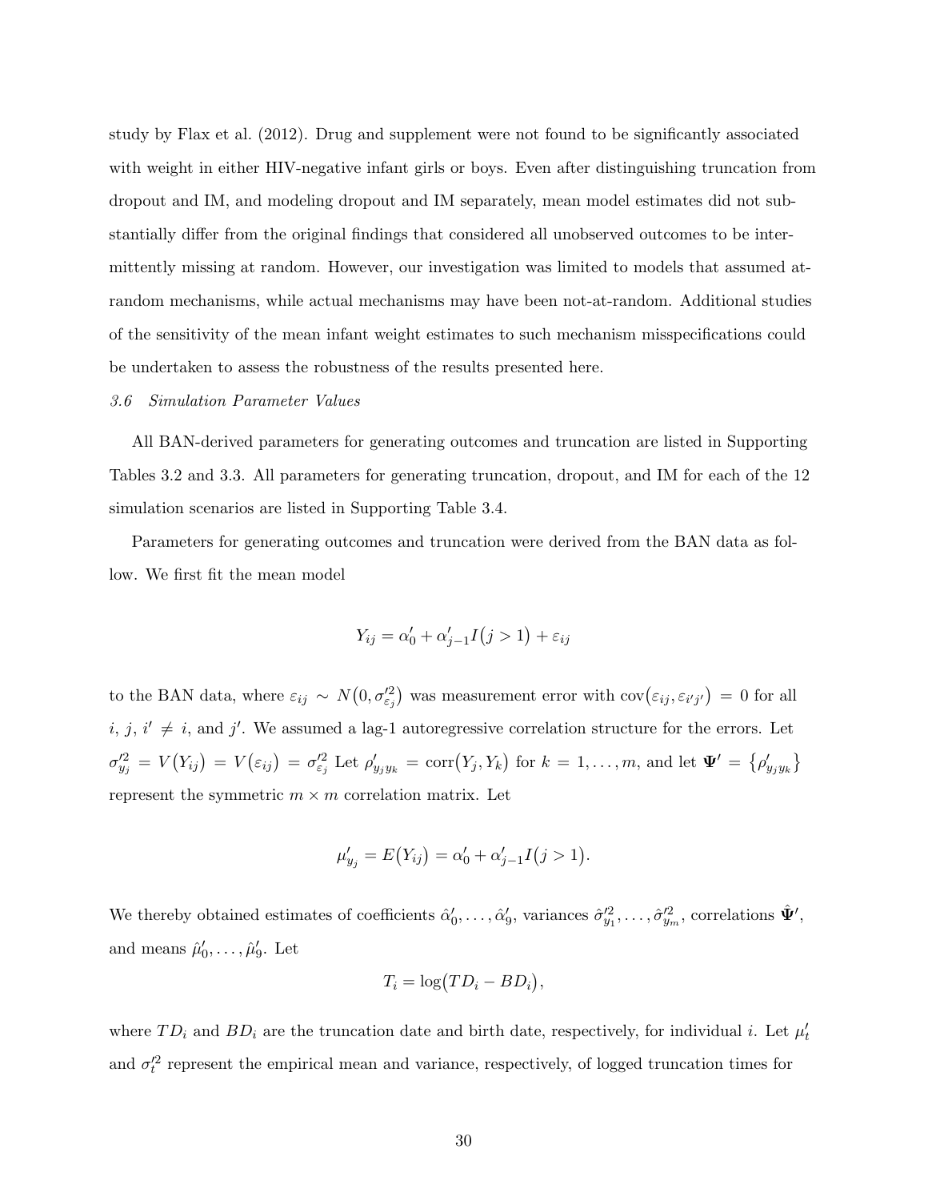study by Flax et al. (2012). Drug and supplement were not found to be significantly associated with weight in either HIV-negative infant girls or boys. Even after distinguishing truncation from dropout and IM, and modeling dropout and IM separately, mean model estimates did not substantially differ from the original findings that considered all unobserved outcomes to be intermittently missing at random. However, our investigation was limited to models that assumed at-random mechanisms, while actual mechanisms may have been not-at-random. Additional studies of the sensitivity of the mean infant weight estimates to such mechanism misspecifications could be undertaken to assess the robustness of the results presented here.

### *3.6 Simulation Parameter Values*

All BAN-derived parameters for generating outcomes and truncation are listed in Supporting Tables 3.2 and 3.3. All parameters for generating truncation, dropout, and IM for each of the 12 simulation scenarios are listed in Supporting Table 3.4.

Parameters for generating outcomes and truncation were derived from the BAN data as follow. We first fit the mean model

$$Y_{ij} = \alpha_0' + \alpha_{j-1}' I\big(j > 1\big) + \varepsilon_{ij}$$

to the BAN data, where $\varepsilon_{ij} \sim N\big(0, \sigma_{\varepsilon_j}'^2\big)$ was measurement error with $\text{cov}\big(\varepsilon_{ij}, \varepsilon_{i'j'}\big) = 0$ for all $i$, $j$, $i' \neq i$, and $j'$. We assumed a lag-1 autoregressive correlation structure for the errors. Let $\sigma_{y_j}'^2 = V\big(Y_{ij}\big) = V\big(\varepsilon_{ij}\big) = \sigma_{\varepsilon_j}'^2$ Let $\rho_{y_j y_k}' = \text{corr}\big(Y_j, Y_k\big)$ for $k = 1, \ldots, m$, and let $\mathbf{\Psi}' = \big\{\rho_{y_j y_k}'\big\}$ represent the symmetric $m \times m$ correlation matrix. Let

$$\mu_{y_j}' = E\big(Y_{ij}\big) = \alpha_0' + \alpha_{j-1}' I\big(j > 1\big).$$

We thereby obtained estimates of coefficients $\hat{\alpha}_0', \ldots, \hat{\alpha}_9'$, variances $\hat{\sigma}_{y_1}'^2, \ldots, \hat{\sigma}_{y_m}'^2$, correlations $\hat{\mathbf{\Psi}}'$, and means $\hat{\mu}_0', \ldots, \hat{\mu}_9'$. Let

$$T_i = \log\big(TD_i - BD_i\big),$$

where $TD_i$ and $BD_i$ are the truncation date and birth date, respectively, for individual $i$. Let $\mu_t'$ and $\sigma_t'^2$ represent the empirical mean and variance, respectively, of logged truncation times for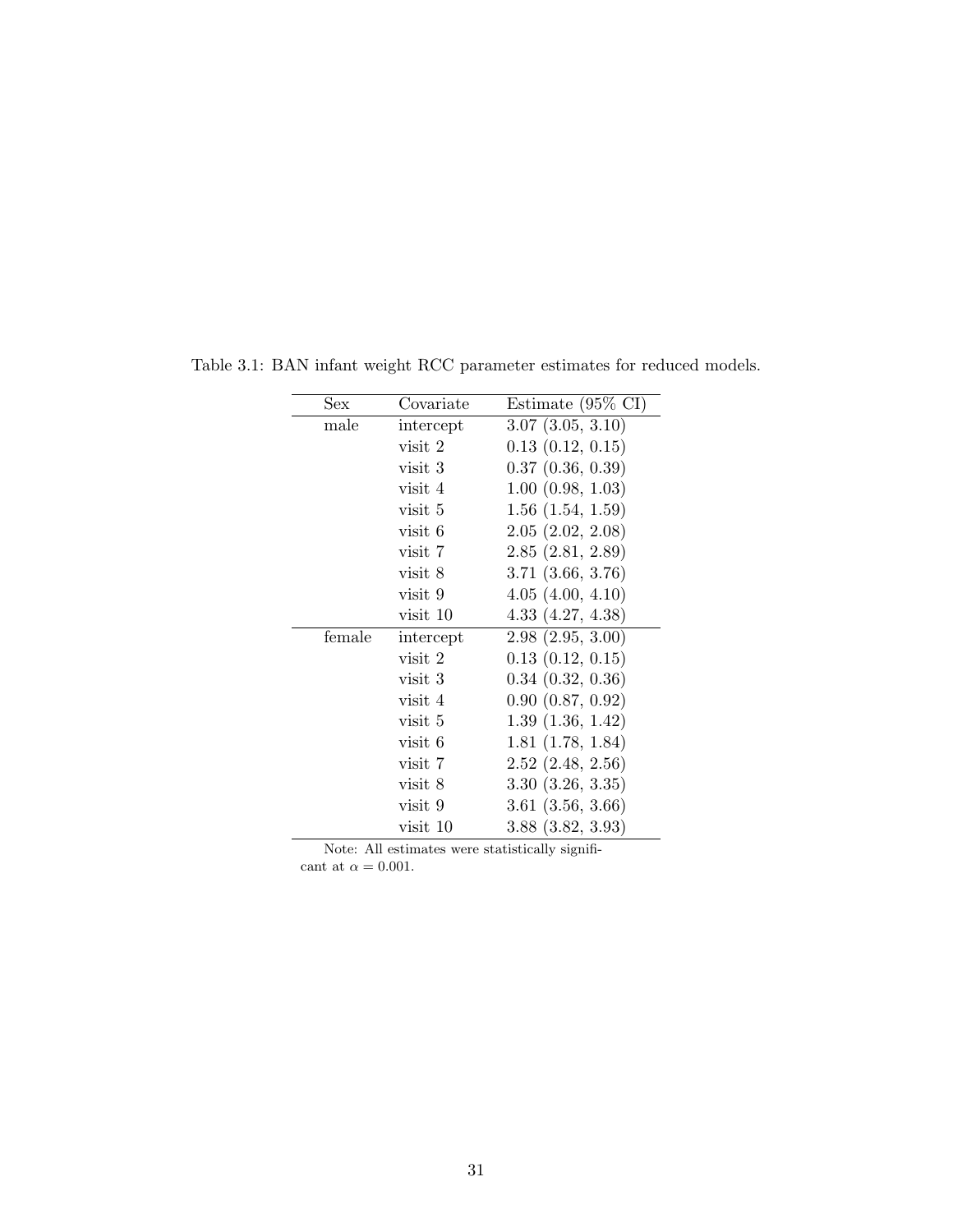Table 3.1: BAN infant weight RCC parameter estimates for reduced models.

| Sex | Covariate | Estimate (95% CI) |
|---|---|---|
| male | intercept | 3.07 (3.05, 3.10) |
| | visit 2 | 0.13 (0.12, 0.15) |
| | visit 3 | 0.37 (0.36, 0.39) |
| | visit 4 | 1.00 (0.98, 1.03) |
| | visit 5 | 1.56 (1.54, 1.59) |
| | visit 6 | 2.05 (2.02, 2.08) |
| | visit 7 | 2.85 (2.81, 2.89) |
| | visit 8 | 3.71 (3.66, 3.76) |
| | visit 9 | 4.05 (4.00, 4.10) |
| | visit 10 | 4.33 (4.27, 4.38) |
| female | intercept | 2.98 (2.95, 3.00) |
| | visit 2 | 0.13 (0.12, 0.15) |
| | visit 3 | 0.34 (0.32, 0.36) |
| | visit 4 | 0.90 (0.87, 0.92) |
| | visit 5 | 1.39 (1.36, 1.42) |
| | visit 6 | 1.81 (1.78, 1.84) |
| | visit 7 | 2.52 (2.48, 2.56) |
| | visit 8 | 3.30 (3.26, 3.35) |
| | visit 9 | 3.61 (3.56, 3.66) |
| | visit 10 | 3.88 (3.82, 3.93) |

Note: All estimates were statistically significant at $\alpha = 0.001$.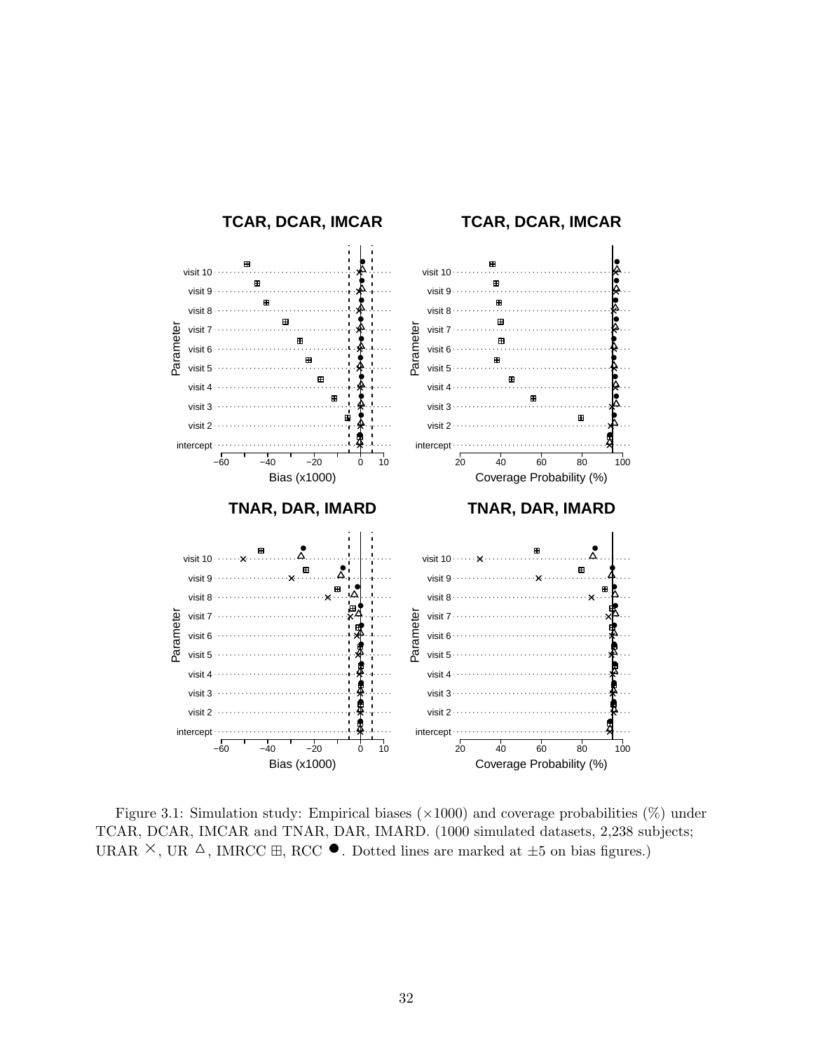Figure 3.1: Simulation study: Empirical biases ($\times 1000$) and coverage probabilities (%) under TCAR, DCAR, IMCAR and TNAR, DAR, IMARD. (1000 simulated datasets, 2,238 subjects; URAR $\times$, UR $\triangle$, IMRCC $\boxplus$, RCC $\bullet$. Dotted lines are marked at $\pm 5$ on bias figures.)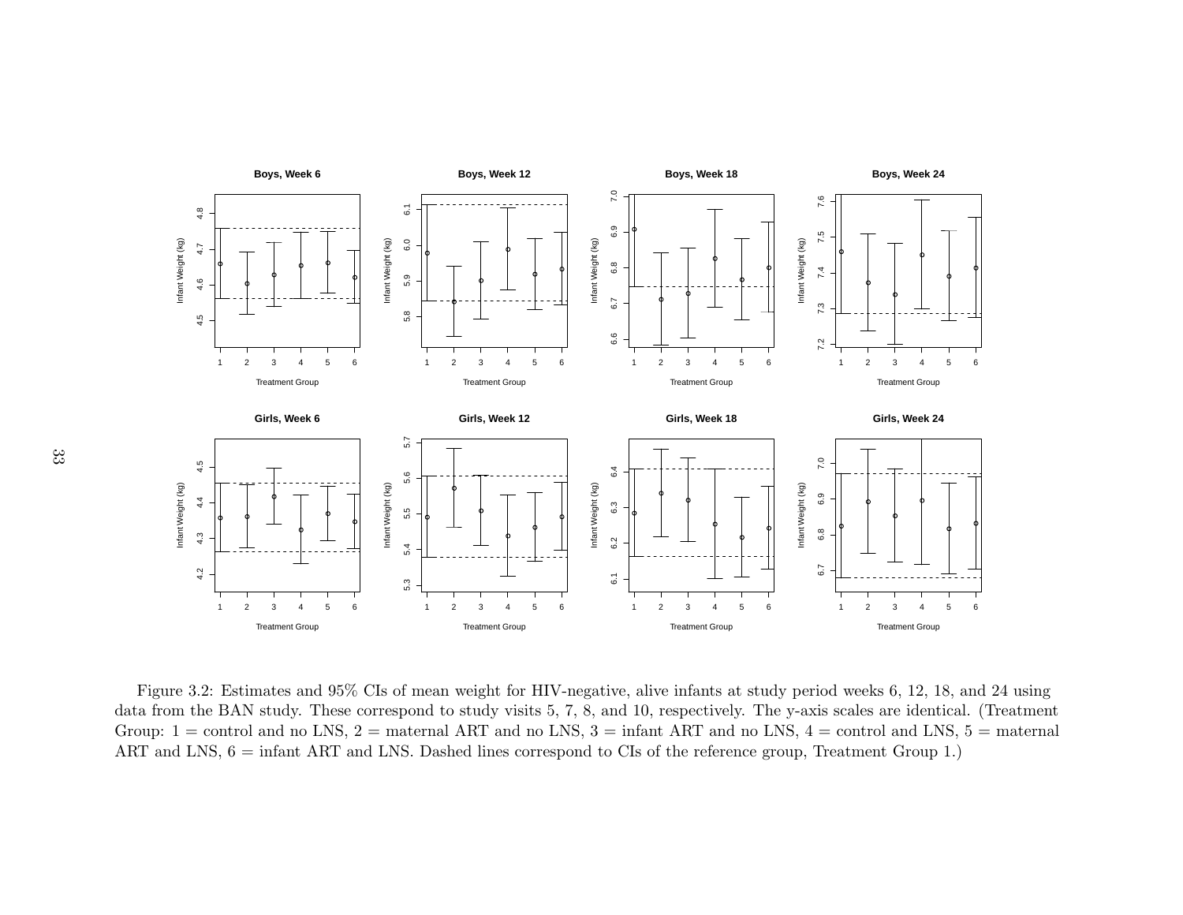Figure 3.2: Estimates and 95% CIs of mean weight for HIV-negative, alive infants at study period weeks 6, 12, 18, and 24 using data from the BAN study. These correspond to study visits 5, 7, 8, and 10, respectively. The y-axis scales are identical. (Treatment Group: 1 = control and no LNS, 2 = maternal ART and no LNS, 3 = infant ART and no LNS, 4 = control and LNS, 5 = maternal ART and LNS, 6 = infant ART and LNS. Dashed lines correspond to CIs of the reference group, Treatment Group 1.)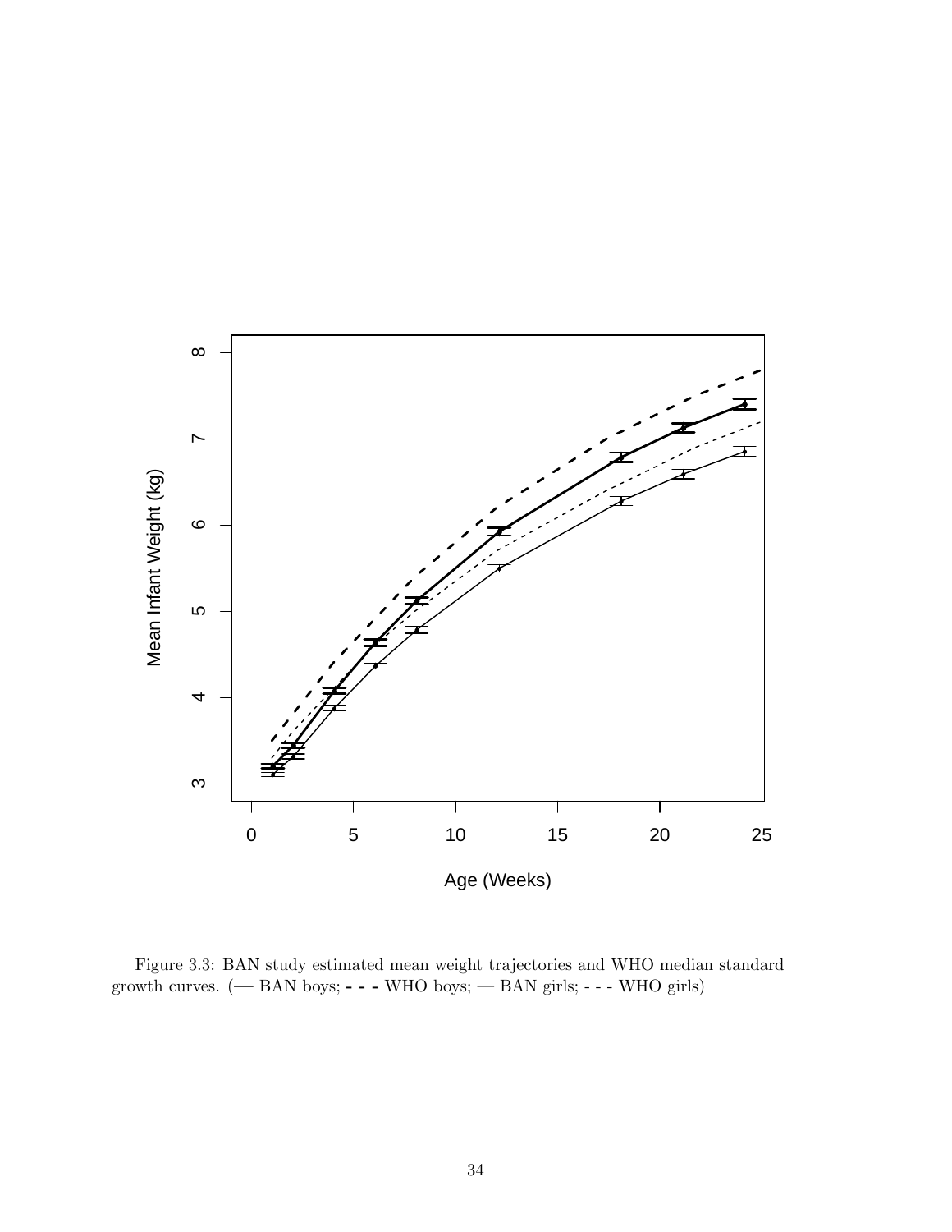Figure 3.3: BAN study estimated mean weight trajectories and WHO median standard growth curves. (— BAN boys; - - - WHO boys; — BAN girls; - - - WHO girls)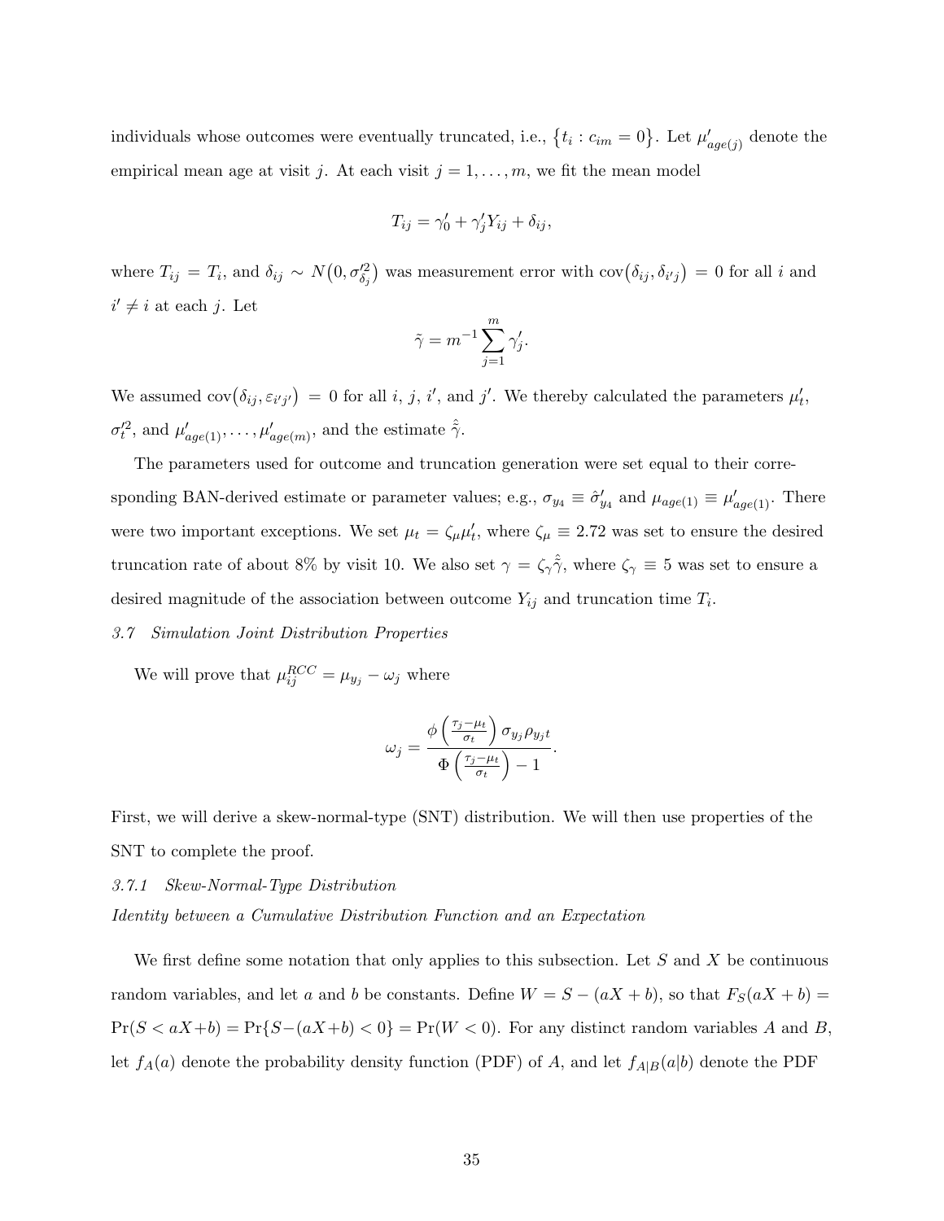individuals whose outcomes were eventually truncated, i.e., $\{t_i : c_{im} = 0\}$. Let $\mu'_{age(j)}$ denote the empirical mean age at visit $j$. At each visit $j = 1, \ldots, m$, we fit the mean model

$$T_{ij} = \gamma'_0 + \gamma'_j Y_{ij} + \delta_{ij},$$

where $T_{ij} = T_i$, and $\delta_{ij} \sim N\big(0, \sigma'^2_{\delta_j}\big)$ was measurement error with $\text{cov}\big(\delta_{ij}, \delta_{i'j}\big) = 0$ for all $i$ and $i' \neq i$ at each $j$. Let

$$\tilde{\gamma} = m^{-1} \sum_{j=1}^{m} \gamma'_j.$$

We assumed $\text{cov}\big(\delta_{ij}, \varepsilon_{i'j'}\big) = 0$ for all $i$, $j$, $i'$, and $j'$. We thereby calculated the parameters $\mu'_t$, $\sigma'^2_t$, and $\mu'_{age(1)}, \ldots, \mu'_{age(m)}$, and the estimate $\hat{\tilde{\gamma}}$.

The parameters used for outcome and truncation generation were set equal to their corresponding BAN-derived estimate or parameter values; e.g., $\sigma_{y_4} \equiv \hat{\sigma}'_{y_4}$ and $\mu_{age(1)} \equiv \mu'_{age(1)}$. There were two important exceptions. We set $\mu_t = \zeta_\mu \mu'_t$, where $\zeta_\mu \equiv 2.72$ was set to ensure the desired truncation rate of about 8% by visit 10. We also set $\gamma = \zeta_\gamma \hat{\tilde{\gamma}}$, where $\zeta_\gamma \equiv 5$ was set to ensure a desired magnitude of the association between outcome $Y_{ij}$ and truncation time $T_i$.

### *3.7 Simulation Joint Distribution Properties*

We will prove that $\mu^{RCC}_{ij} = \mu_{y_j} - \omega_j$ where

$$\omega_j = \frac{\phi\left(\frac{\tau_j - \mu_t}{\sigma_t}\right) \sigma_{y_j} \rho_{y_j t}}{\Phi\left(\frac{\tau_j - \mu_t}{\sigma_t}\right) - 1}.$$

First, we will derive a skew-normal-type (SNT) distribution. We will then use properties of the SNT to complete the proof.

#### *3.7.1 Skew-Normal-Type Distribution*

*Identity between a Cumulative Distribution Function and an Expectation*

We first define some notation that only applies to this subsection. Let $S$ and $X$ be continuous random variables, and let $a$ and $b$ be constants. Define $W = S - (aX + b)$, so that $F_S(aX + b) = \Pr(S < aX+b) = \Pr\{S-(aX+b) < 0\} = \Pr(W < 0)$. For any distinct random variables $A$ and $B$, let $f_A(a)$ denote the probability density function (PDF) of $A$, and let $f_{A|B}(a|b)$ denote the PDF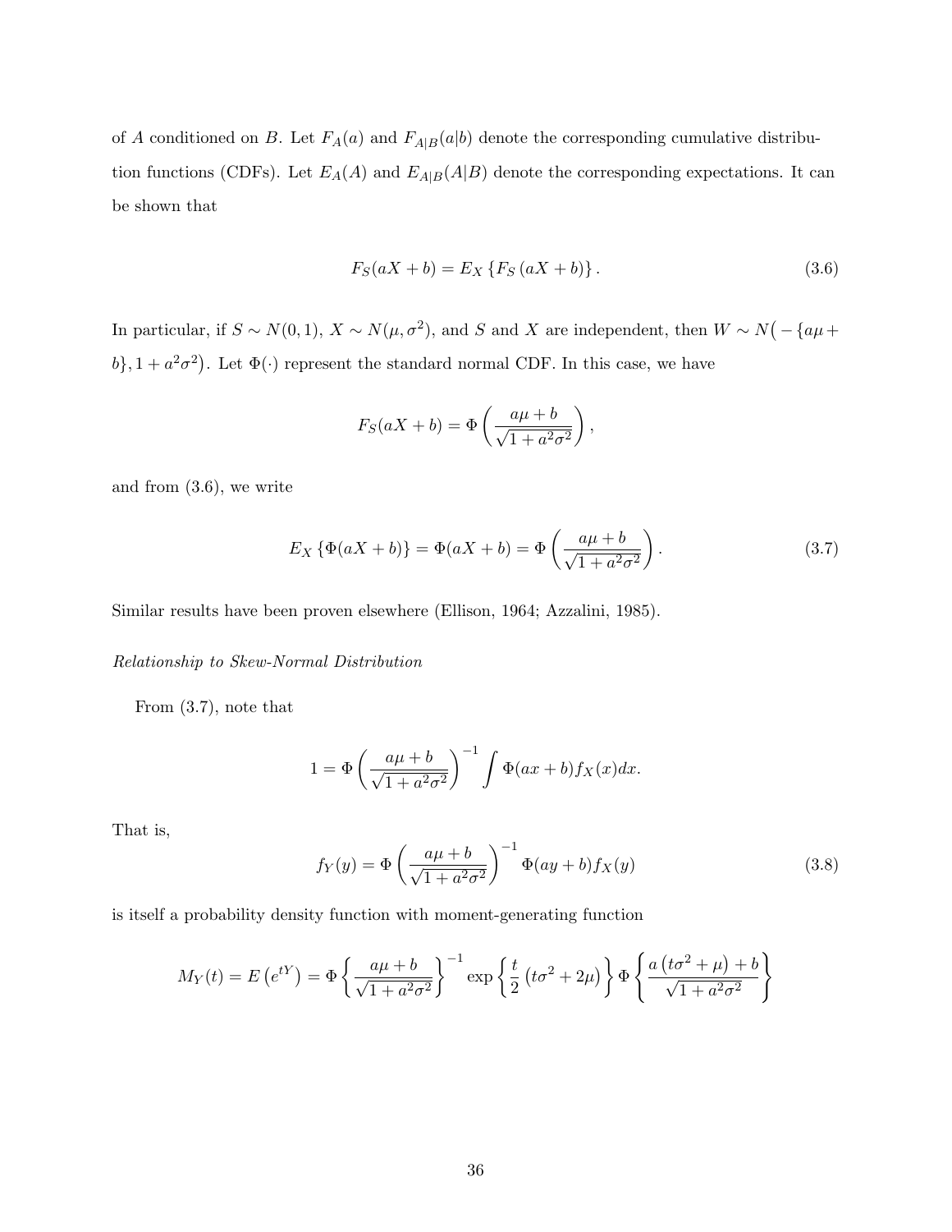of $A$ conditioned on $B$. Let $F_A(a)$ and $F_{A|B}(a|b)$ denote the corresponding cumulative distribution functions (CDFs). Let $E_A(A)$ and $E_{A|B}(A|B)$ denote the corresponding expectations. It can be shown that

$$F_S(aX + b) = E_X \left\{ F_S \left( aX + b \right) \right\}. \tag{3.6}$$

In particular, if $S \sim N(0, 1)$, $X \sim N(\mu, \sigma^2)$, and $S$ and $X$ are independent, then $W \sim N\big( -\{a\mu + b\}, 1 + a^2\sigma^2 \big)$. Let $\Phi(\cdot)$ represent the standard normal CDF. In this case, we have

$$F_S(aX + b) = \Phi \left( \frac{a\mu + b}{\sqrt{1 + a^2\sigma^2}} \right),$$

and from (3.6), we write

$$E_X \left\{ \Phi(aX + b) \right\} = \Phi(aX + b) = \Phi \left( \frac{a\mu + b}{\sqrt{1 + a^2\sigma^2}} \right). \tag{3.7}$$

Similar results have been proven elsewhere (Ellison, 1964; Azzalini, 1985).

*Relationship to Skew-Normal Distribution*

From (3.7), note that

$$1 = \Phi \left( \frac{a\mu + b}{\sqrt{1 + a^2\sigma^2}} \right)^{-1} \int \Phi(ax + b) f_X(x) dx.$$

That is,

$$f_Y(y) = \Phi \left( \frac{a\mu + b}{\sqrt{1 + a^2\sigma^2}} \right)^{-1} \Phi(ay + b) f_X(y) \tag{3.8}$$

is itself a probability density function with moment-generating function

$$M_Y(t) = E\left(e^{tY}\right) = \Phi \left\{ \frac{a\mu + b}{\sqrt{1 + a^2\sigma^2}} \right\}^{-1} \exp \left\{ \frac{t}{2} \left( t\sigma^2 + 2\mu \right) \right\} \Phi \left\{ \frac{a\left( t\sigma^2 + \mu \right) + b}{\sqrt{1 + a^2\sigma^2}} \right\}$$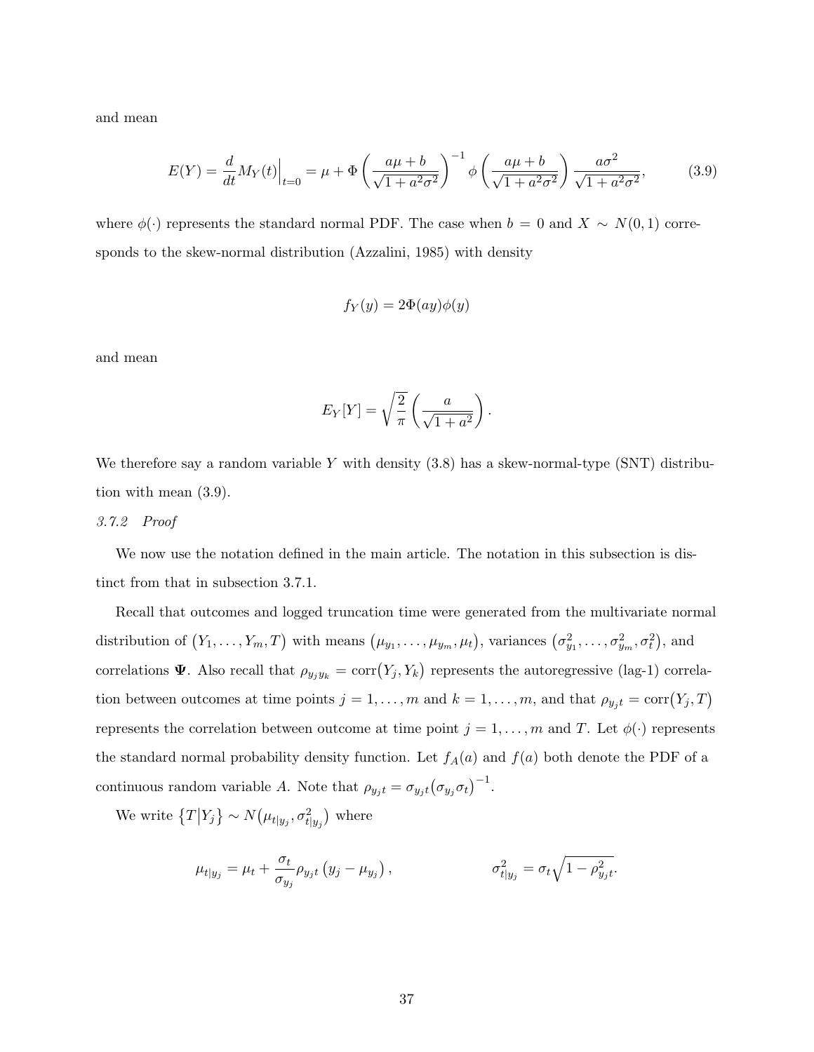and mean

$$E(Y) = \frac{d}{dt} M_Y(t) \Big|_{t=0} = \mu + \Phi\left(\frac{a\mu + b}{\sqrt{1 + a^2\sigma^2}}\right)^{-1} \phi\left(\frac{a\mu + b}{\sqrt{1 + a^2\sigma^2}}\right) \frac{a\sigma^2}{\sqrt{1 + a^2\sigma^2}}, \tag{3.9}$$

where $\phi(\cdot)$ represents the standard normal PDF. The case when $b = 0$ and $X \sim N(0, 1)$ corresponds to the skew-normal distribution (Azzalini, 1985) with density

$$f_Y(y) = 2\Phi(ay)\phi(y)$$

and mean

$$E_Y[Y] = \sqrt{\frac{2}{\pi}} \left(\frac{a}{\sqrt{1 + a^2}}\right).$$

We therefore say a random variable $Y$ with density (3.8) has a skew-normal-type (SNT) distribution with mean (3.9).

*3.7.2 Proof*

We now use the notation defined in the main article. The notation in this subsection is distinct from that in subsection 3.7.1.

Recall that outcomes and logged truncation time were generated from the multivariate normal distribution of $(Y_1, \ldots, Y_m, T)$ with means $(\mu_{y_1}, \ldots, \mu_{y_m}, \mu_t)$, variances $(\sigma^2_{y_1}, \ldots, \sigma^2_{y_m}, \sigma^2_t)$, and correlations $\mathbf{\Psi}$. Also recall that $\rho_{y_j y_k} = \text{corr}(Y_j, Y_k)$ represents the autoregressive (lag-1) correlation between outcomes at time points $j = 1, \ldots, m$ and $k = 1, \ldots, m$, and that $\rho_{y_j t} = \text{corr}(Y_j, T)$ represents the correlation between outcome at time point $j = 1, \ldots, m$ and $T$. Let $\phi(\cdot)$ represents the standard normal probability density function. Let $f_A(a)$ and $f(a)$ both denote the PDF of a continuous random variable $A$. Note that $\rho_{y_j t} = \sigma_{y_j t}(\sigma_{y_j}\sigma_t)^{-1}$.

We write $\{T|Y_j\} \sim N(\mu_{t|y_j}, \sigma^2_{t|y_j})$ where

$$\mu_{t|y_j} = \mu_t + \frac{\sigma_t}{\sigma_{y_j}} \rho_{y_j t} (y_j - \mu_{y_j}), \qquad \sigma^2_{t|y_j} = \sigma_t \sqrt{1 - \rho^2_{y_j t}}.$$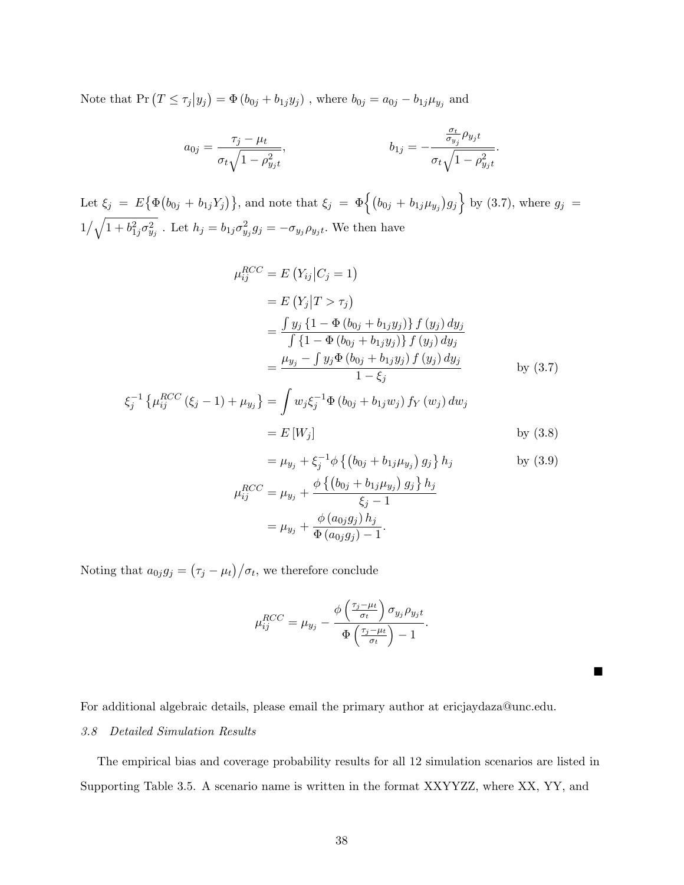Note that $\Pr\left(T \le \tau_j \middle| y_j\right) = \Phi\left(b_{0j} + b_{1j} y_j\right)$ , where $b_{0j} = a_{0j} - b_{1j}\mu_{y_j}$ and

$$a_{0j} = \frac{\tau_j - \mu_t}{\sigma_t \sqrt{1 - \rho_{y_j t}^2}}, \qquad\qquad b_{1j} = -\frac{\frac{\sigma_t}{\sigma_{y_j}} \rho_{y_j t}}{\sigma_t \sqrt{1 - \rho_{y_j t}^2}}.$$

Let $\xi_j = E\left\{\Phi\left(b_{0j} + b_{1j} Y_j\right)\right\}$, and note that $\xi_j = \Phi\left\{\left(b_{0j} + b_{1j}\mu_{y_j}\right) g_j\right\}$ by (3.7), where $g_j = 1\big/\sqrt{1 + b_{1j}^2 \sigma_{y_j}^2}$ . Let $h_j = b_{1j}\sigma_{y_j}^2 g_j = -\sigma_{y_j}\rho_{y_j t}$. We then have

$$
\begin{aligned}
\mu_{ij}^{RCC} &= E\left(Y_{ij} \middle| C_j = 1\right) \\
&= E\left(Y_j \middle| T > \tau_j\right) \\
&= \frac{\int y_j \left\{1 - \Phi\left(b_{0j} + b_{1j} y_j\right)\right\} f\left(y_j\right) dy_j}{\int \left\{1 - \Phi\left(b_{0j} + b_{1j} y_j\right)\right\} f\left(y_j\right) dy_j} \\
&= \frac{\mu_{y_j} - \int y_j \Phi\left(b_{0j} + b_{1j} y_j\right) f\left(y_j\right) dy_j}{1 - \xi_j} && \text{by (3.7)} \\
\xi_j^{-1}\left\{\mu_{ij}^{RCC}\left(\xi_j - 1\right) + \mu_{y_j}\right\} &= \int w_j \xi_j^{-1} \Phi\left(b_{0j} + b_{1j} w_j\right) f_Y\left(w_j\right) dw_j \\
&= E\left[W_j\right] && \text{by (3.8)} \\
&= \mu_{y_j} + \xi_j^{-1}\phi\left\{\left(b_{0j} + b_{1j}\mu_{y_j}\right) g_j\right\} h_j && \text{by (3.9)} \\
\mu_{ij}^{RCC} &= \mu_{y_j} + \frac{\phi\left\{\left(b_{0j} + b_{1j}\mu_{y_j}\right) g_j\right\} h_j}{\xi_j - 1} \\
&= \mu_{y_j} + \frac{\phi\left(a_{0j} g_j\right) h_j}{\Phi\left(a_{0j} g_j\right) - 1}.
\end{aligned}
$$

Noting that $a_{0j} g_j = \left(\tau_j - \mu_t\right)\big/\sigma_t$, we therefore conclude

$$\mu_{ij}^{RCC} = \mu_{y_j} - \frac{\phi\left(\frac{\tau_j - \mu_t}{\sigma_t}\right)\sigma_{y_j}\rho_{y_j t}}{\Phi\left(\frac{\tau_j - \mu_t}{\sigma_t}\right) - 1}.$$

■

For additional algebraic details, please email the primary author at ericjaydaza@unc.edu.

### *3.8 Detailed Simulation Results*

The empirical bias and coverage probability results for all 12 simulation scenarios are listed in Supporting Table 3.5. A scenario name is written in the format XXYYZZ, where XX, YY, and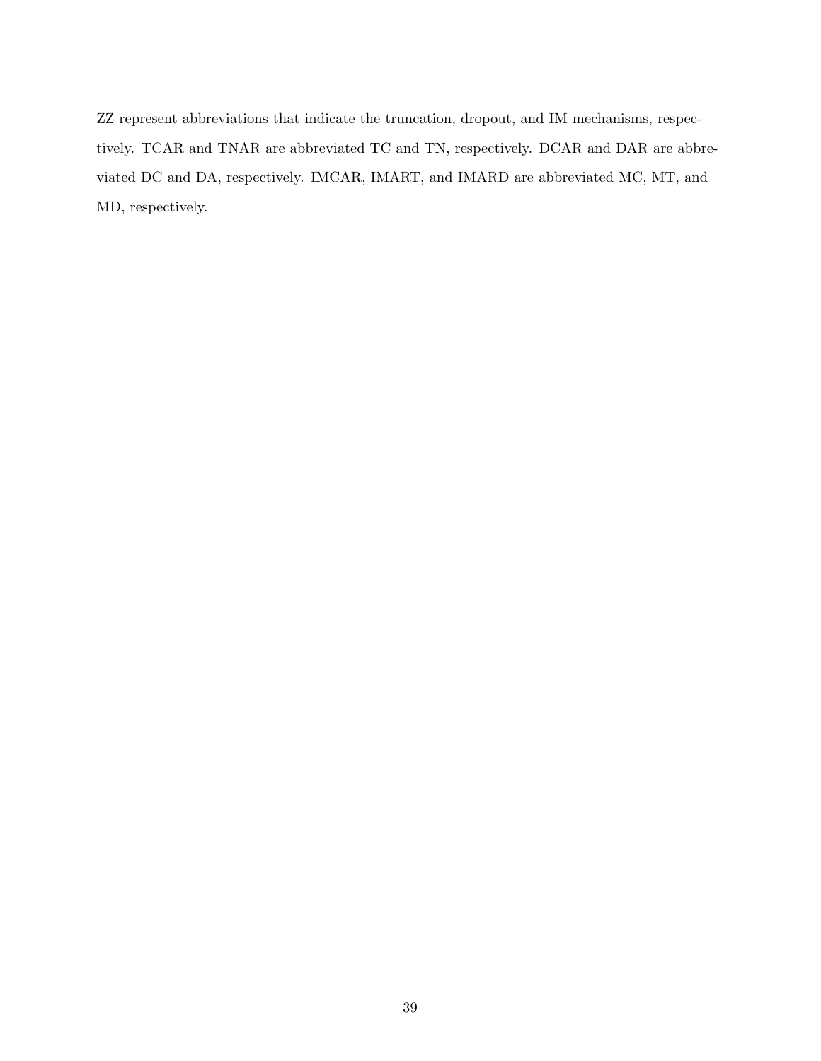ZZ represent abbreviations that indicate the truncation, dropout, and IM mechanisms, respectively. TCAR and TNAR are abbreviated TC and TN, respectively. DCAR and DAR are abbreviated DC and DA, respectively. IMCAR, IMART, and IMARD are abbreviated MC, MT, and MD, respectively.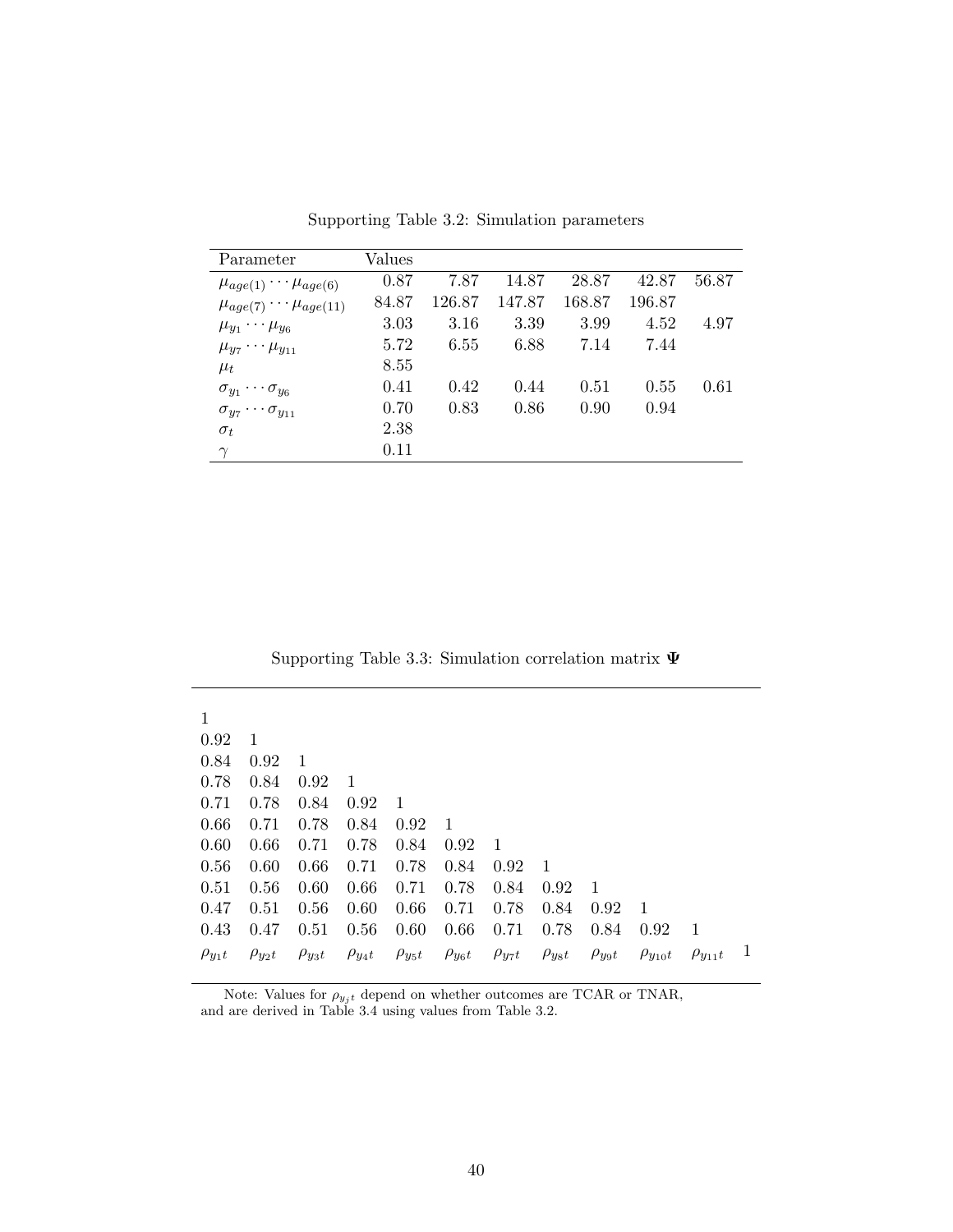Supporting Table 3.2: Simulation parameters

| Parameter | Values | | | | | |
|---|---|---|---|---|---|---|
| $\mu_{age(1)} \cdots \mu_{age(6)}$ | 0.87 | 7.87 | 14.87 | 28.87 | 42.87 | 56.87 |
| $\mu_{age(7)} \cdots \mu_{age(11)}$ | 84.87 | 126.87 | 147.87 | 168.87 | 196.87 | |
| $\mu_{y_1} \cdots \mu_{y_6}$ | 3.03 | 3.16 | 3.39 | 3.99 | 4.52 | 4.97 |
| $\mu_{y_7} \cdots \mu_{y_{11}}$ | 5.72 | 6.55 | 6.88 | 7.14 | 7.44 | |
| $\mu_t$ | 8.55 | | | | | |
| $\sigma_{y_1} \cdots \sigma_{y_6}$ | 0.41 | 0.42 | 0.44 | 0.51 | 0.55 | 0.61 |
| $\sigma_{y_7} \cdots \sigma_{y_{11}}$ | 0.70 | 0.83 | 0.86 | 0.90 | 0.94 | |
| $\sigma_t$ | 2.38 | | | | | |
| $\gamma$ | 0.11 | | | | | |

Supporting Table 3.3: Simulation correlation matrix $\mathbf{\Psi}$

| | | | | | | | | | | | |
|---|---|---|---|---|---|---|---|---|---|---|---|
| 1 | | | | | | | | | | | |
| 0.92 | 1 | | | | | | | | | | |
| 0.84 | 0.92 | 1 | | | | | | | | | |
| 0.78 | 0.84 | 0.92 | 1 | | | | | | | | |
| 0.71 | 0.78 | 0.84 | 0.92 | 1 | | | | | | | |
| 0.66 | 0.71 | 0.78 | 0.84 | 0.92 | 1 | | | | | | |
| 0.60 | 0.66 | 0.71 | 0.78 | 0.84 | 0.92 | 1 | | | | | |
| 0.56 | 0.60 | 0.66 | 0.71 | 0.78 | 0.84 | 0.92 | 1 | | | | |
| 0.51 | 0.56 | 0.60 | 0.66 | 0.71 | 0.78 | 0.84 | 0.92 | 1 | | | |
| 0.47 | 0.51 | 0.56 | 0.60 | 0.66 | 0.71 | 0.78 | 0.84 | 0.92 | 1 | | |
| 0.43 | 0.47 | 0.51 | 0.56 | 0.60 | 0.66 | 0.71 | 0.78 | 0.84 | 0.92 | 1 | |
| $\rho_{y_1t}$ | $\rho_{y_2t}$ | $\rho_{y_3t}$ | $\rho_{y_4t}$ | $\rho_{y_5t}$ | $\rho_{y_6t}$ | $\rho_{y_7t}$ | $\rho_{y_8t}$ | $\rho_{y_9t}$ | $\rho_{y_{10}t}$ | $\rho_{y_{11}t}$ | 1 |

Note: Values for $\rho_{y_jt}$ depend on whether outcomes are TCAR or TNAR, and are derived in Table 3.4 using values from Table 3.2.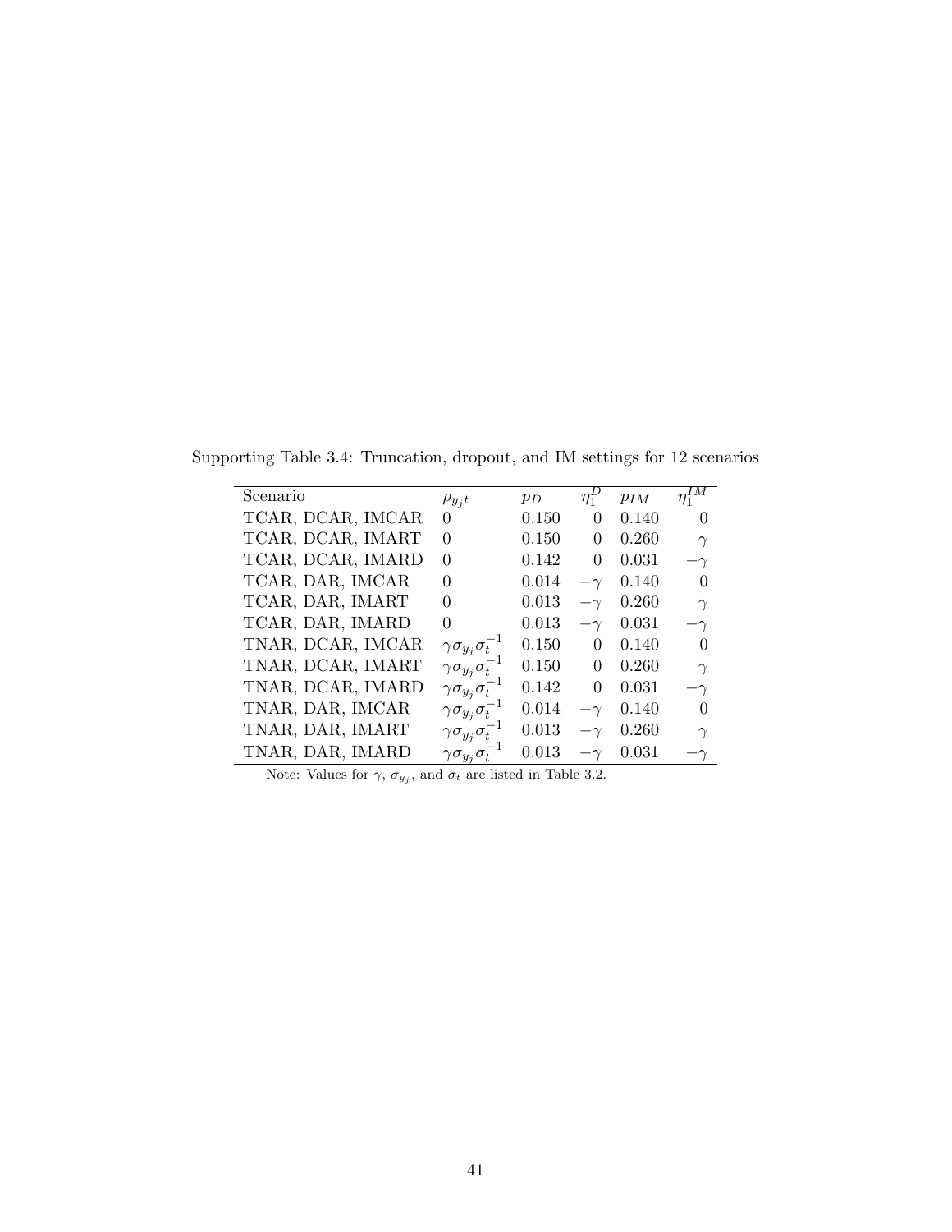Supporting Table 3.4: Truncation, dropout, and IM settings for 12 scenarios

| Scenario | $\rho_{y_j t}$ | $p_D$ | $\eta_1^D$ | $p_{IM}$ | $\eta_1^{IM}$ |
|---|---|---|---|---|---|
| TCAR, DCAR, IMCAR | 0 | 0.150 | 0 | 0.140 | 0 |
| TCAR, DCAR, IMART | 0 | 0.150 | 0 | 0.260 | $\gamma$ |
| TCAR, DCAR, IMARD | 0 | 0.142 | 0 | 0.031 | $-\gamma$ |
| TCAR, DAR, IMCAR | 0 | 0.014 | $-\gamma$ | 0.140 | 0 |
| TCAR, DAR, IMART | 0 | 0.013 | $-\gamma$ | 0.260 | $\gamma$ |
| TCAR, DAR, IMARD | 0 | 0.013 | $-\gamma$ | 0.031 | $-\gamma$ |
| TNAR, DCAR, IMCAR | $\gamma\sigma_{y_j}\sigma_t^{-1}$ | 0.150 | 0 | 0.140 | 0 |
| TNAR, DCAR, IMART | $\gamma\sigma_{y_j}\sigma_t^{-1}$ | 0.150 | 0 | 0.260 | $\gamma$ |
| TNAR, DCAR, IMARD | $\gamma\sigma_{y_j}\sigma_t^{-1}$ | 0.142 | 0 | 0.031 | $-\gamma$ |
| TNAR, DAR, IMCAR | $\gamma\sigma_{y_j}\sigma_t^{-1}$ | 0.014 | $-\gamma$ | 0.140 | 0 |
| TNAR, DAR, IMART | $\gamma\sigma_{y_j}\sigma_t^{-1}$ | 0.013 | $-\gamma$ | 0.260 | $\gamma$ |
| TNAR, DAR, IMARD | $\gamma\sigma_{y_j}\sigma_t^{-1}$ | 0.013 | $-\gamma$ | 0.031 | $-\gamma$ |

Note: Values for $\gamma$, $\sigma_{y_j}$, and $\sigma_t$ are listed in Table 3.2.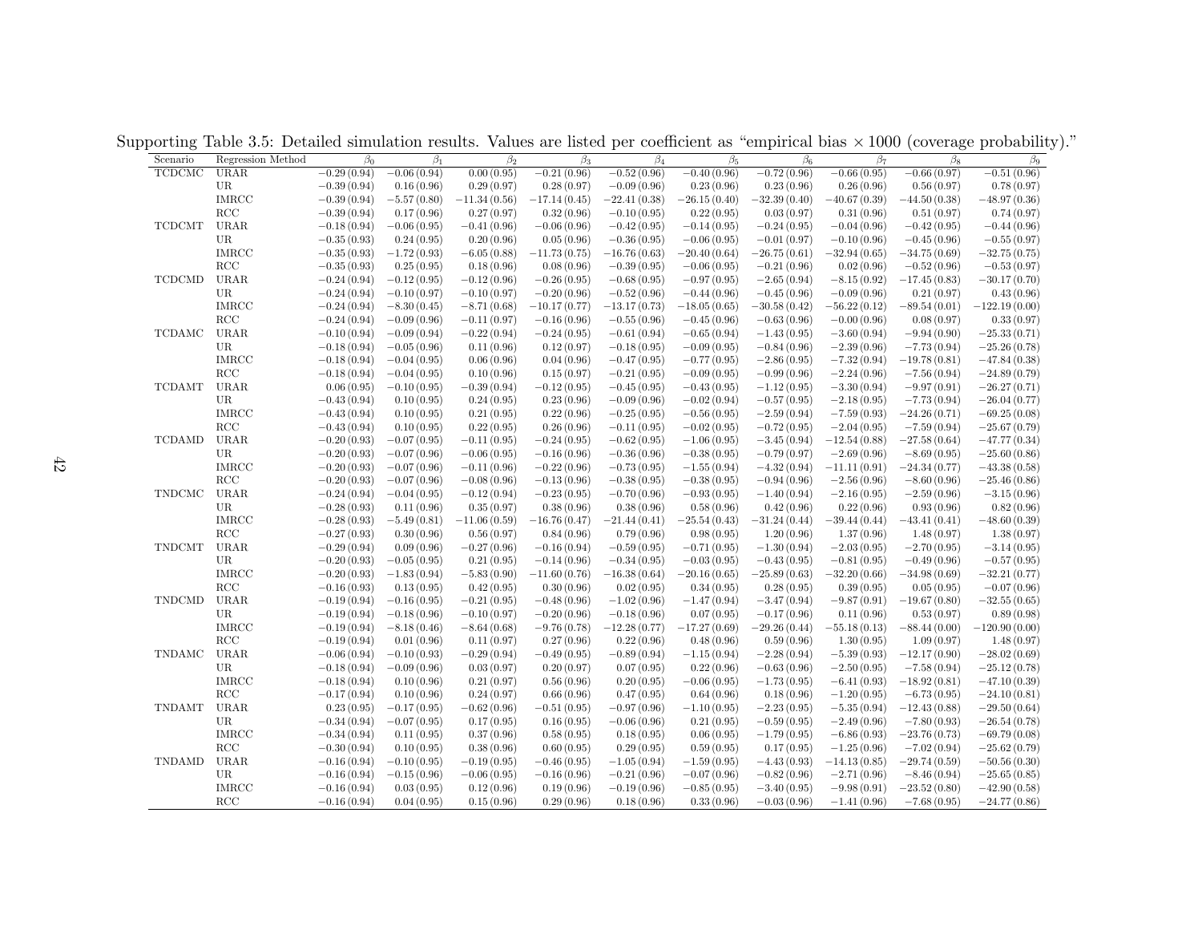Supporting Table 3.5: Detailed simulation results. Values are listed per coefficient as "empirical bias × 1000 (coverage probability)."

| Scenario | Regression Method | $\beta_0$ | $\beta_1$ | $\beta_2$ | $\beta_3$ | $\beta_4$ | $\beta_5$ | $\beta_6$ | $\beta_7$ | $\beta_8$ | $\beta_9$ |
|---|---|---|---|---|---|---|---|---|---|---|---|
| TCDCMC | URAR | −0.29 (0.94) | −0.06 (0.94) | 0.00 (0.95) | −0.21 (0.96) | −0.52 (0.96) | −0.40 (0.96) | −0.72 (0.96) | −0.66 (0.95) | −0.66 (0.97) | −0.51 (0.96) |
| | UR | −0.39 (0.94) | 0.16 (0.96) | 0.29 (0.97) | 0.28 (0.97) | −0.09 (0.96) | 0.23 (0.96) | 0.23 (0.96) | 0.26 (0.96) | 0.56 (0.97) | 0.78 (0.97) |
| | IMRCC | −0.39 (0.94) | −5.57 (0.80) | −11.34 (0.56) | −17.14 (0.45) | −22.41 (0.38) | −26.15 (0.40) | −32.39 (0.40) | −40.67 (0.39) | −44.50 (0.38) | −48.97 (0.36) |
| | RCC | −0.39 (0.94) | 0.17 (0.96) | 0.27 (0.97) | 0.32 (0.96) | −0.10 (0.95) | 0.22 (0.95) | 0.03 (0.97) | 0.31 (0.96) | 0.51 (0.97) | 0.74 (0.97) |
| TCDCMT | URAR | −0.18 (0.94) | −0.06 (0.95) | −0.41 (0.96) | −0.06 (0.96) | −0.42 (0.95) | −0.14 (0.95) | −0.24 (0.95) | −0.04 (0.96) | −0.42 (0.95) | −0.44 (0.96) |
| | UR | −0.35 (0.93) | 0.24 (0.95) | 0.20 (0.96) | 0.05 (0.96) | −0.36 (0.95) | −0.06 (0.95) | −0.01 (0.97) | −0.10 (0.96) | −0.45 (0.96) | −0.55 (0.97) |
| | IMRCC | −0.35 (0.93) | −1.72 (0.93) | −6.05 (0.88) | −11.73 (0.75) | −16.76 (0.63) | −20.40 (0.64) | −26.75 (0.61) | −32.94 (0.65) | −34.75 (0.69) | −32.75 (0.75) |
| | RCC | −0.35 (0.93) | 0.25 (0.95) | 0.18 (0.96) | 0.08 (0.96) | −0.39 (0.95) | −0.06 (0.95) | −0.21 (0.96) | 0.02 (0.96) | −0.52 (0.96) | −0.53 (0.97) |
| TCDCMD | URAR | −0.24 (0.94) | −0.12 (0.95) | −0.12 (0.96) | −0.26 (0.95) | −0.68 (0.95) | −0.97 (0.95) | −2.65 (0.94) | −8.15 (0.92) | −17.45 (0.83) | −30.17 (0.70) |
| | UR | −0.24 (0.94) | −0.10 (0.97) | −0.10 (0.97) | −0.20 (0.96) | −0.52 (0.96) | −0.44 (0.96) | −0.45 (0.96) | −0.09 (0.96) | 0.21 (0.97) | 0.43 (0.96) |
| | IMRCC | −0.24 (0.94) | −8.30 (0.45) | −8.71 (0.68) | −10.17 (0.77) | −13.17 (0.73) | −18.05 (0.65) | −30.58 (0.42) | −56.22 (0.12) | −89.54 (0.01) | −122.19 (0.00) |
| | RCC | −0.24 (0.94) | −0.09 (0.96) | −0.11 (0.97) | −0.16 (0.96) | −0.55 (0.96) | −0.45 (0.96) | −0.63 (0.96) | −0.00 (0.96) | 0.08 (0.97) | 0.33 (0.97) |
| TCDAMC | URAR | −0.10 (0.94) | −0.09 (0.94) | −0.22 (0.94) | −0.24 (0.95) | −0.61 (0.94) | −0.65 (0.94) | −1.43 (0.95) | −3.60 (0.94) | −9.94 (0.90) | −25.33 (0.71) |
| | UR | −0.18 (0.94) | −0.05 (0.96) | 0.11 (0.96) | 0.12 (0.97) | −0.18 (0.95) | −0.09 (0.95) | −0.84 (0.96) | −2.39 (0.96) | −7.73 (0.94) | −25.26 (0.78) |
| | IMRCC | −0.18 (0.94) | −0.04 (0.95) | 0.06 (0.96) | 0.04 (0.96) | −0.47 (0.95) | −0.77 (0.95) | −2.86 (0.95) | −7.32 (0.94) | −19.78 (0.81) | −47.84 (0.38) |
| | RCC | −0.18 (0.94) | −0.04 (0.95) | 0.10 (0.96) | 0.15 (0.97) | −0.21 (0.95) | −0.09 (0.95) | −0.99 (0.96) | −2.24 (0.96) | −7.56 (0.94) | −24.89 (0.79) |
| TCDAMT | URAR | 0.06 (0.95) | −0.10 (0.95) | −0.39 (0.94) | −0.12 (0.95) | −0.45 (0.95) | −0.43 (0.95) | −1.12 (0.95) | −3.30 (0.94) | −9.97 (0.91) | −26.27 (0.71) |
| | UR | −0.43 (0.94) | 0.10 (0.95) | 0.24 (0.95) | 0.23 (0.96) | −0.09 (0.96) | −0.02 (0.94) | −0.57 (0.95) | −2.18 (0.95) | −7.73 (0.94) | −26.04 (0.77) |
| | IMRCC | −0.43 (0.94) | 0.10 (0.95) | 0.21 (0.95) | 0.22 (0.96) | −0.25 (0.95) | −0.56 (0.95) | −2.59 (0.94) | −7.59 (0.93) | −24.26 (0.71) | −69.25 (0.08) |
| | RCC | −0.43 (0.94) | 0.10 (0.95) | 0.22 (0.95) | 0.26 (0.96) | −0.11 (0.95) | −0.02 (0.95) | −0.72 (0.95) | −2.04 (0.95) | −7.59 (0.94) | −25.67 (0.79) |
| TCDAMD | URAR | −0.20 (0.93) | −0.07 (0.95) | −0.11 (0.95) | −0.24 (0.95) | −0.62 (0.95) | −1.06 (0.95) | −3.45 (0.94) | −12.54 (0.88) | −27.58 (0.64) | −47.77 (0.34) |
| | UR | −0.20 (0.93) | −0.07 (0.96) | −0.06 (0.95) | −0.16 (0.96) | −0.36 (0.96) | −0.38 (0.95) | −0.79 (0.97) | −2.69 (0.96) | −8.69 (0.95) | −25.60 (0.86) |
| | IMRCC | −0.20 (0.93) | −0.07 (0.96) | −0.11 (0.96) | −0.22 (0.96) | −0.73 (0.95) | −1.55 (0.94) | −4.32 (0.94) | −11.11 (0.91) | −24.34 (0.77) | −43.38 (0.58) |
| | RCC | −0.20 (0.93) | −0.07 (0.96) | −0.08 (0.96) | −0.13 (0.96) | −0.38 (0.95) | −0.38 (0.95) | −0.94 (0.96) | −2.56 (0.96) | −8.60 (0.96) | −25.46 (0.86) |
| TNDCMC | URAR | −0.24 (0.94) | −0.04 (0.95) | −0.12 (0.94) | −0.23 (0.95) | −0.70 (0.96) | −0.93 (0.95) | −1.40 (0.94) | −2.16 (0.95) | −2.59 (0.96) | −3.15 (0.96) |
| | UR | −0.28 (0.93) | 0.11 (0.96) | 0.35 (0.97) | 0.38 (0.96) | 0.38 (0.96) | 0.58 (0.96) | 0.42 (0.96) | 0.22 (0.96) | 0.93 (0.96) | 0.82 (0.96) |
| | IMRCC | −0.28 (0.93) | −5.49 (0.81) | −11.06 (0.59) | −16.76 (0.47) | −21.44 (0.41) | −25.54 (0.43) | −31.24 (0.44) | −39.44 (0.44) | −43.41 (0.41) | −48.60 (0.39) |
| | RCC | −0.27 (0.93) | 0.30 (0.96) | 0.56 (0.97) | 0.84 (0.96) | 0.79 (0.96) | 0.98 (0.95) | 1.20 (0.96) | 1.37 (0.96) | 1.48 (0.97) | 1.38 (0.97) |
| TNDCMT | URAR | −0.29 (0.94) | 0.09 (0.96) | −0.27 (0.96) | −0.16 (0.94) | −0.59 (0.95) | −0.71 (0.95) | −1.30 (0.94) | −2.03 (0.95) | −2.70 (0.95) | −3.14 (0.95) |
| | UR | −0.20 (0.93) | −0.05 (0.95) | 0.21 (0.95) | −0.14 (0.96) | −0.34 (0.95) | −0.03 (0.95) | −0.43 (0.95) | −0.81 (0.95) | −0.49 (0.96) | −0.57 (0.95) |
| | IMRCC | −0.20 (0.93) | −1.83 (0.94) | −5.83 (0.90) | −11.60 (0.76) | −16.38 (0.64) | −20.16 (0.65) | −25.89 (0.63) | −32.20 (0.66) | −34.98 (0.69) | −32.21 (0.77) |
| | RCC | −0.16 (0.93) | 0.13 (0.95) | 0.42 (0.95) | 0.30 (0.96) | 0.02 (0.95) | 0.34 (0.95) | 0.28 (0.95) | 0.39 (0.95) | 0.05 (0.95) | −0.07 (0.96) |
| TNDCMD | URAR | −0.19 (0.94) | −0.16 (0.95) | −0.21 (0.95) | −0.48 (0.96) | −1.02 (0.96) | −1.47 (0.94) | −3.47 (0.94) | −9.87 (0.91) | −19.67 (0.80) | −32.55 (0.65) |
| | UR | −0.19 (0.94) | −0.18 (0.96) | −0.10 (0.97) | −0.20 (0.96) | −0.18 (0.96) | 0.07 (0.95) | −0.17 (0.96) | 0.11 (0.96) | 0.53 (0.97) | 0.89 (0.98) |
| | IMRCC | −0.19 (0.94) | −8.18 (0.46) | −8.64 (0.68) | −9.76 (0.78) | −12.28 (0.77) | −17.27 (0.69) | −29.26 (0.44) | −55.18 (0.13) | −88.44 (0.00) | −120.90 (0.00) |
| | RCC | −0.19 (0.94) | 0.01 (0.96) | 0.11 (0.97) | 0.27 (0.96) | 0.22 (0.96) | 0.48 (0.96) | 0.59 (0.96) | 1.30 (0.95) | 1.09 (0.97) | 1.48 (0.97) |
| TNDAMC | URAR | −0.06 (0.94) | −0.10 (0.93) | −0.29 (0.94) | −0.49 (0.95) | −0.89 (0.94) | −1.15 (0.94) | −2.28 (0.94) | −5.39 (0.93) | −12.17 (0.90) | −28.02 (0.69) |
| | UR | −0.18 (0.94) | −0.09 (0.96) | 0.03 (0.97) | 0.20 (0.97) | 0.07 (0.95) | 0.22 (0.96) | −0.63 (0.96) | −2.50 (0.95) | −7.58 (0.94) | −25.12 (0.78) |
| | IMRCC | −0.18 (0.94) | 0.10 (0.96) | 0.21 (0.97) | 0.56 (0.96) | 0.20 (0.95) | −0.06 (0.95) | −1.73 (0.95) | −6.41 (0.93) | −18.92 (0.81) | −47.10 (0.39) |
| | RCC | −0.17 (0.94) | 0.10 (0.96) | 0.24 (0.97) | 0.66 (0.96) | 0.47 (0.95) | 0.64 (0.96) | 0.18 (0.96) | −1.20 (0.95) | −6.73 (0.95) | −24.10 (0.81) |
| TNDAMT | URAR | 0.23 (0.95) | −0.17 (0.95) | −0.62 (0.96) | −0.51 (0.95) | −0.97 (0.96) | −1.10 (0.95) | −2.23 (0.95) | −5.35 (0.94) | −12.43 (0.88) | −29.50 (0.64) |
| | UR | −0.34 (0.94) | −0.07 (0.95) | 0.17 (0.95) | 0.16 (0.95) | −0.06 (0.96) | 0.21 (0.95) | −0.59 (0.95) | −2.49 (0.96) | −7.80 (0.93) | −26.54 (0.78) |
| | IMRCC | −0.34 (0.94) | 0.11 (0.95) | 0.37 (0.96) | 0.58 (0.95) | 0.18 (0.95) | 0.06 (0.95) | −1.79 (0.95) | −6.86 (0.93) | −23.76 (0.73) | −69.79 (0.08) |
| | RCC | −0.30 (0.94) | 0.10 (0.95) | 0.38 (0.96) | 0.60 (0.95) | 0.29 (0.95) | 0.59 (0.95) | 0.17 (0.95) | −1.25 (0.96) | −7.02 (0.94) | −25.62 (0.79) |
| TNDAMD | URAR | −0.16 (0.94) | −0.10 (0.95) | −0.19 (0.95) | −0.46 (0.95) | −1.05 (0.94) | −1.59 (0.95) | −4.43 (0.93) | −14.13 (0.85) | −29.74 (0.59) | −50.56 (0.30) |
| | UR | −0.16 (0.94) | −0.15 (0.96) | −0.06 (0.95) | −0.16 (0.96) | −0.21 (0.96) | −0.07 (0.96) | −0.82 (0.96) | −2.71 (0.96) | −8.46 (0.94) | −25.65 (0.85) |
| | IMRCC | −0.16 (0.94) | 0.03 (0.95) | 0.12 (0.96) | 0.19 (0.96) | −0.19 (0.96) | −0.85 (0.95) | −3.40 (0.95) | −9.98 (0.91) | −23.52 (0.80) | −42.90 (0.58) |
| | RCC | −0.16 (0.94) | 0.04 (0.95) | 0.15 (0.96) | 0.29 (0.96) | 0.18 (0.96) | 0.33 (0.96) | −0.03 (0.96) | −1.41 (0.96) | −7.68 (0.95) | −24.77 (0.86) |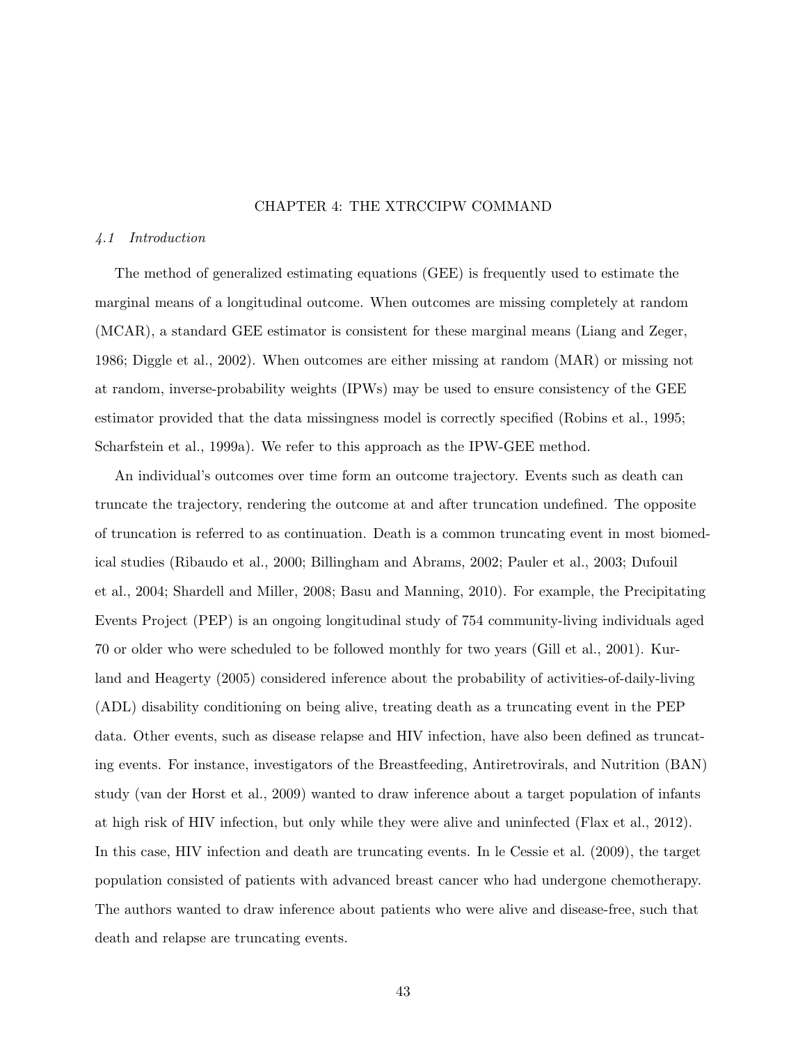# CHAPTER 4: THE XTRCCIPW COMMAND

## *4.1 Introduction*

The method of generalized estimating equations (GEE) is frequently used to estimate the marginal means of a longitudinal outcome. When outcomes are missing completely at random (MCAR), a standard GEE estimator is consistent for these marginal means (Liang and Zeger, 1986; Diggle et al., 2002). When outcomes are either missing at random (MAR) or missing not at random, inverse-probability weights (IPWs) may be used to ensure consistency of the GEE estimator provided that the data missingness model is correctly specified (Robins et al., 1995; Scharfstein et al., 1999a). We refer to this approach as the IPW-GEE method.

An individual's outcomes over time form an outcome trajectory. Events such as death can truncate the trajectory, rendering the outcome at and after truncation undefined. The opposite of truncation is referred to as continuation. Death is a common truncating event in most biomedical studies (Ribaudo et al., 2000; Billingham and Abrams, 2002; Pauler et al., 2003; Dufouil et al., 2004; Shardell and Miller, 2008; Basu and Manning, 2010). For example, the Precipitating Events Project (PEP) is an ongoing longitudinal study of 754 community-living individuals aged 70 or older who were scheduled to be followed monthly for two years (Gill et al., 2001). Kurland and Heagerty (2005) considered inference about the probability of activities-of-daily-living (ADL) disability conditioning on being alive, treating death as a truncating event in the PEP data. Other events, such as disease relapse and HIV infection, have also been defined as truncating events. For instance, investigators of the Breastfeeding, Antiretrovirals, and Nutrition (BAN) study (van der Horst et al., 2009) wanted to draw inference about a target population of infants at high risk of HIV infection, but only while they were alive and uninfected (Flax et al., 2012). In this case, HIV infection and death are truncating events. In le Cessie et al. (2009), the target population consisted of patients with advanced breast cancer who had undergone chemotherapy. The authors wanted to draw inference about patients who were alive and disease-free, such that death and relapse are truncating events.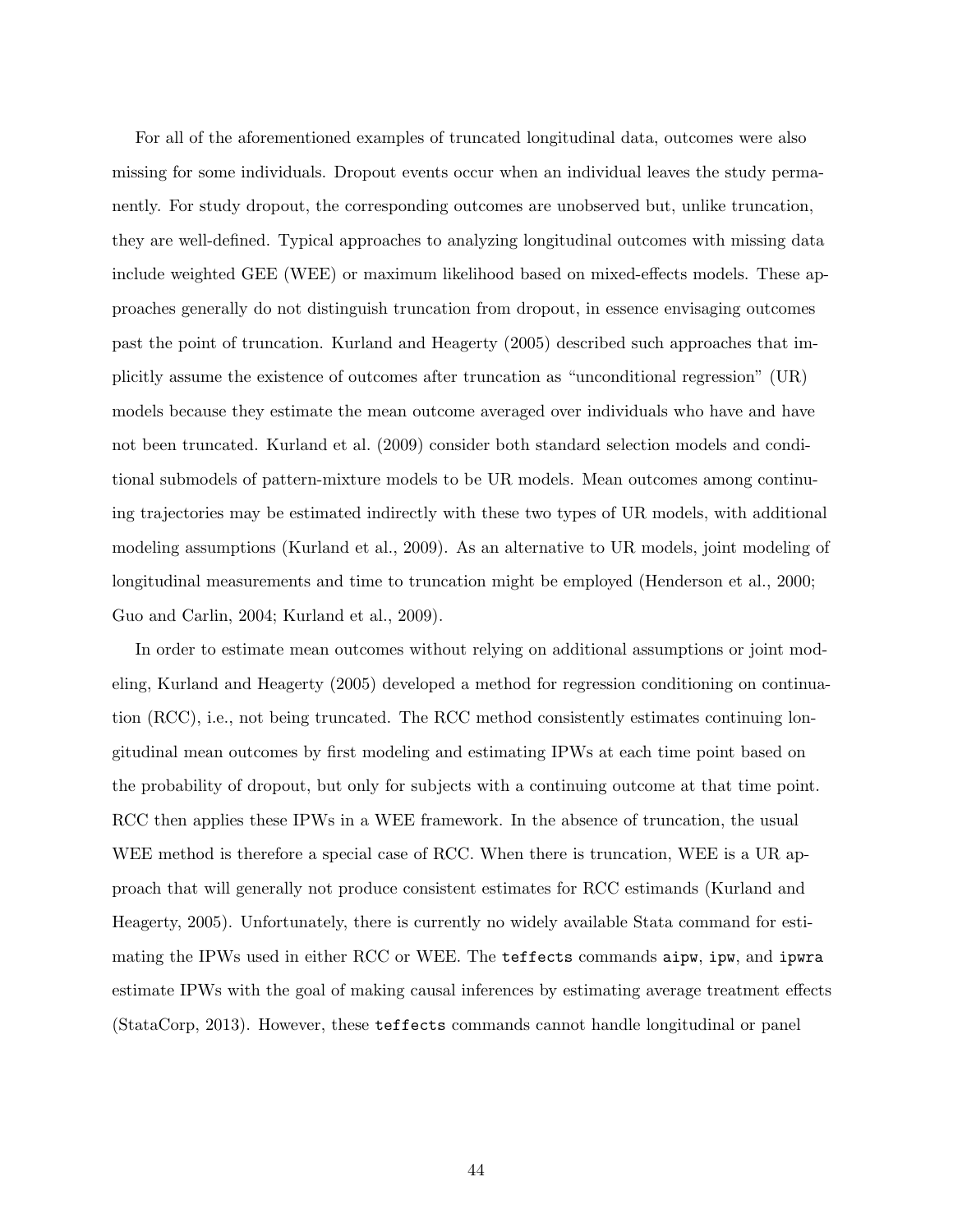For all of the aforementioned examples of truncated longitudinal data, outcomes were also missing for some individuals. Dropout events occur when an individual leaves the study permanently. For study dropout, the corresponding outcomes are unobserved but, unlike truncation, they are well-defined. Typical approaches to analyzing longitudinal outcomes with missing data include weighted GEE (WEE) or maximum likelihood based on mixed-effects models. These approaches generally do not distinguish truncation from dropout, in essence envisaging outcomes past the point of truncation. Kurland and Heagerty (2005) described such approaches that implicitly assume the existence of outcomes after truncation as "unconditional regression" (UR) models because they estimate the mean outcome averaged over individuals who have and have not been truncated. Kurland et al. (2009) consider both standard selection models and conditional submodels of pattern-mixture models to be UR models. Mean outcomes among continuing trajectories may be estimated indirectly with these two types of UR models, with additional modeling assumptions (Kurland et al., 2009). As an alternative to UR models, joint modeling of longitudinal measurements and time to truncation might be employed (Henderson et al., 2000; Guo and Carlin, 2004; Kurland et al., 2009).

In order to estimate mean outcomes without relying on additional assumptions or joint modeling, Kurland and Heagerty (2005) developed a method for regression conditioning on continuation (RCC), i.e., not being truncated. The RCC method consistently estimates continuing longitudinal mean outcomes by first modeling and estimating IPWs at each time point based on the probability of dropout, but only for subjects with a continuing outcome at that time point. RCC then applies these IPWs in a WEE framework. In the absence of truncation, the usual WEE method is therefore a special case of RCC. When there is truncation, WEE is a UR approach that will generally not produce consistent estimates for RCC estimands (Kurland and Heagerty, 2005). Unfortunately, there is currently no widely available Stata command for estimating the IPWs used in either RCC or WEE. The `teffects` commands `aipw`, `ipw`, and `ipwra` estimate IPWs with the goal of making causal inferences by estimating average treatment effects (StataCorp, 2013). However, these `teffects` commands cannot handle longitudinal or panel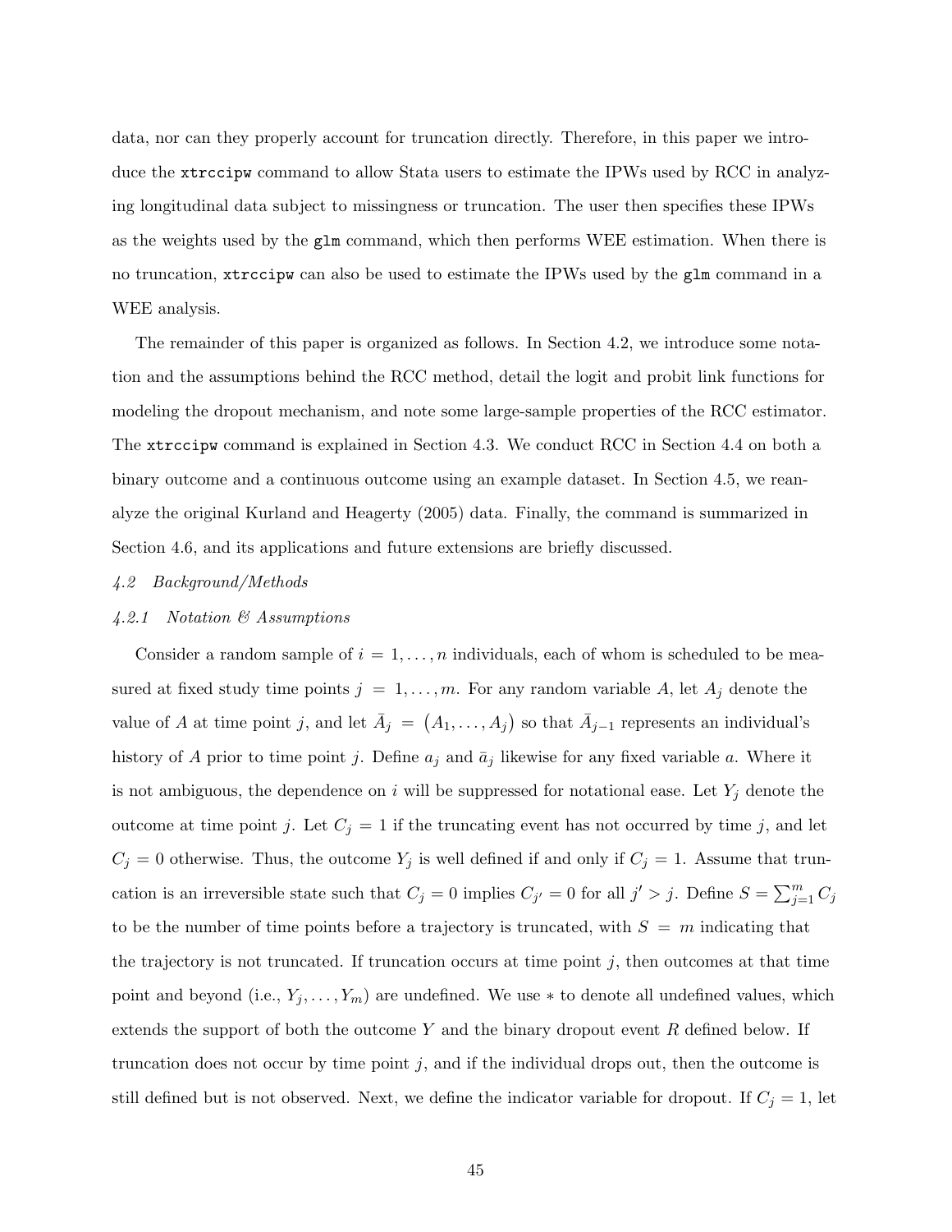data, nor can they properly account for truncation directly. Therefore, in this paper we introduce the `xtrccipw` command to allow Stata users to estimate the IPWs used by RCC in analyzing longitudinal data subject to missingness or truncation. The user then specifies these IPWs as the weights used by the `glm` command, which then performs WEE estimation. When there is no truncation, `xtrccipw` can also be used to estimate the IPWs used by the `glm` command in a WEE analysis.

The remainder of this paper is organized as follows. In Section 4.2, we introduce some notation and the assumptions behind the RCC method, detail the logit and probit link functions for modeling the dropout mechanism, and note some large-sample properties of the RCC estimator. The `xtrccipw` command is explained in Section 4.3. We conduct RCC in Section 4.4 on both a binary outcome and a continuous outcome using an example dataset. In Section 4.5, we reanalyze the original Kurland and Heagerty (2005) data. Finally, the command is summarized in Section 4.6, and its applications and future extensions are briefly discussed.

### *4.2 Background/Methods*

#### *4.2.1 Notation & Assumptions*

Consider a random sample of $i = 1, \ldots, n$ individuals, each of whom is scheduled to be measured at fixed study time points $j = 1, \ldots, m$. For any random variable $A$, let $A_j$ denote the value of $A$ at time point $j$, and let $\bar{A}_j = \big(A_1, \ldots, A_j\big)$ so that $\bar{A}_{j-1}$ represents an individual's history of $A$ prior to time point $j$. Define $a_j$ and $\bar{a}_j$ likewise for any fixed variable $a$. Where it is not ambiguous, the dependence on $i$ will be suppressed for notational ease. Let $Y_j$ denote the outcome at time point $j$. Let $C_j = 1$ if the truncating event has not occurred by time $j$, and let $C_j = 0$ otherwise. Thus, the outcome $Y_j$ is well defined if and only if $C_j = 1$. Assume that truncation is an irreversible state such that $C_j = 0$ implies $C_{j'} = 0$ for all $j' > j$. Define $S = \sum_{j=1}^{m} C_j$ to be the number of time points before a trajectory is truncated, with $S = m$ indicating that the trajectory is not truncated. If truncation occurs at time point $j$, then outcomes at that time point and beyond (i.e., $Y_j, \ldots, Y_m$) are undefined. We use $*$ to denote all undefined values, which extends the support of both the outcome $Y$ and the binary dropout event $R$ defined below. If truncation does not occur by time point $j$, and if the individual drops out, then the outcome is still defined but is not observed. Next, we define the indicator variable for dropout. If $C_j = 1$, let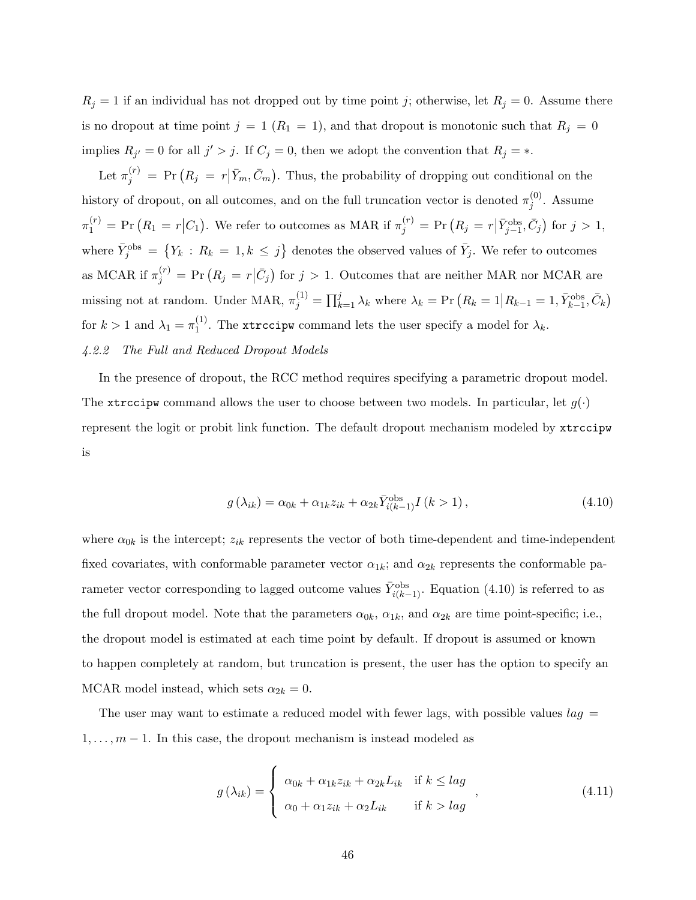$R_j = 1$ if an individual has not dropped out by time point $j$; otherwise, let $R_j = 0$. Assume there is no dropout at time point $j = 1$ ($R_1 = 1$), and that dropout is monotonic such that $R_j = 0$ implies $R_{j'} = 0$ for all $j' > j$. If $C_j = 0$, then we adopt the convention that $R_j = *$.

Let $\pi_j^{(r)} = \Pr\left(R_j = r \middle| \bar{Y}_m, \bar{C}_m\right)$. Thus, the probability of dropping out conditional on the history of dropout, on all outcomes, and on the full truncation vector is denoted $\pi_j^{(0)}$. Assume $\pi_1^{(r)} = \Pr\left(R_1 = r \middle| C_1\right)$. We refer to outcomes as MAR if $\pi_j^{(r)} = \Pr\left(R_j = r \middle| \bar{Y}_{j-1}^{\text{obs}}, \bar{C}_j\right)$ for $j > 1$, where $\bar{Y}_j^{\text{obs}} = \left\{Y_k : R_k = 1, k \leq j\right\}$ denotes the observed values of $\bar{Y}_j$. We refer to outcomes as MCAR if $\pi_j^{(r)} = \Pr\left(R_j = r \middle| \bar{C}_j\right)$ for $j > 1$. Outcomes that are neither MAR nor MCAR are missing not at random. Under MAR, $\pi_j^{(1)} = \prod_{k=1}^{j} \lambda_k$ where $\lambda_k = \Pr\left(R_k = 1 \middle| R_{k-1} = 1, \bar{Y}_{k-1}^{\text{obs}}, \bar{C}_k\right)$ for $k > 1$ and $\lambda_1 = \pi_1^{(1)}$. The `xtrccipw` command lets the user specify a model for $\lambda_k$.

*4.2.2 The Full and Reduced Dropout Models*

In the presence of dropout, the RCC method requires specifying a parametric dropout model. The `xtrccipw` command allows the user to choose between two models. In particular, let $g(\cdot)$ represent the logit or probit link function. The default dropout mechanism modeled by `xtrccipw` is

$$g\left(\lambda_{ik}\right) = \alpha_{0k} + \alpha_{1k} z_{ik} + \alpha_{2k} \bar{Y}_{i(k-1)}^{\text{obs}} I\left(k > 1\right), \tag{4.10}$$

where $\alpha_{0k}$ is the intercept; $z_{ik}$ represents the vector of both time-dependent and time-independent fixed covariates, with conformable parameter vector $\alpha_{1k}$; and $\alpha_{2k}$ represents the conformable parameter vector corresponding to lagged outcome values $\bar{Y}_{i(k-1)}^{\text{obs}}$. Equation (4.10) is referred to as the full dropout model. Note that the parameters $\alpha_{0k}$, $\alpha_{1k}$, and $\alpha_{2k}$ are time point-specific; i.e., the dropout model is estimated at each time point by default. If dropout is assumed or known to happen completely at random, but truncation is present, the user has the option to specify an MCAR model instead, which sets $\alpha_{2k} = 0$.

The user may want to estimate a reduced model with fewer lags, with possible values $lag = 1, \ldots, m-1$. In this case, the dropout mechanism is instead modeled as

$$g\left(\lambda_{ik}\right) = \begin{cases} \alpha_{0k} + \alpha_{1k} z_{ik} + \alpha_{2k} L_{ik} & \text{if } k \leq lag \\ \alpha_0 + \alpha_1 z_{ik} + \alpha_2 L_{ik} & \text{if } k > lag \end{cases}, \tag{4.11}$$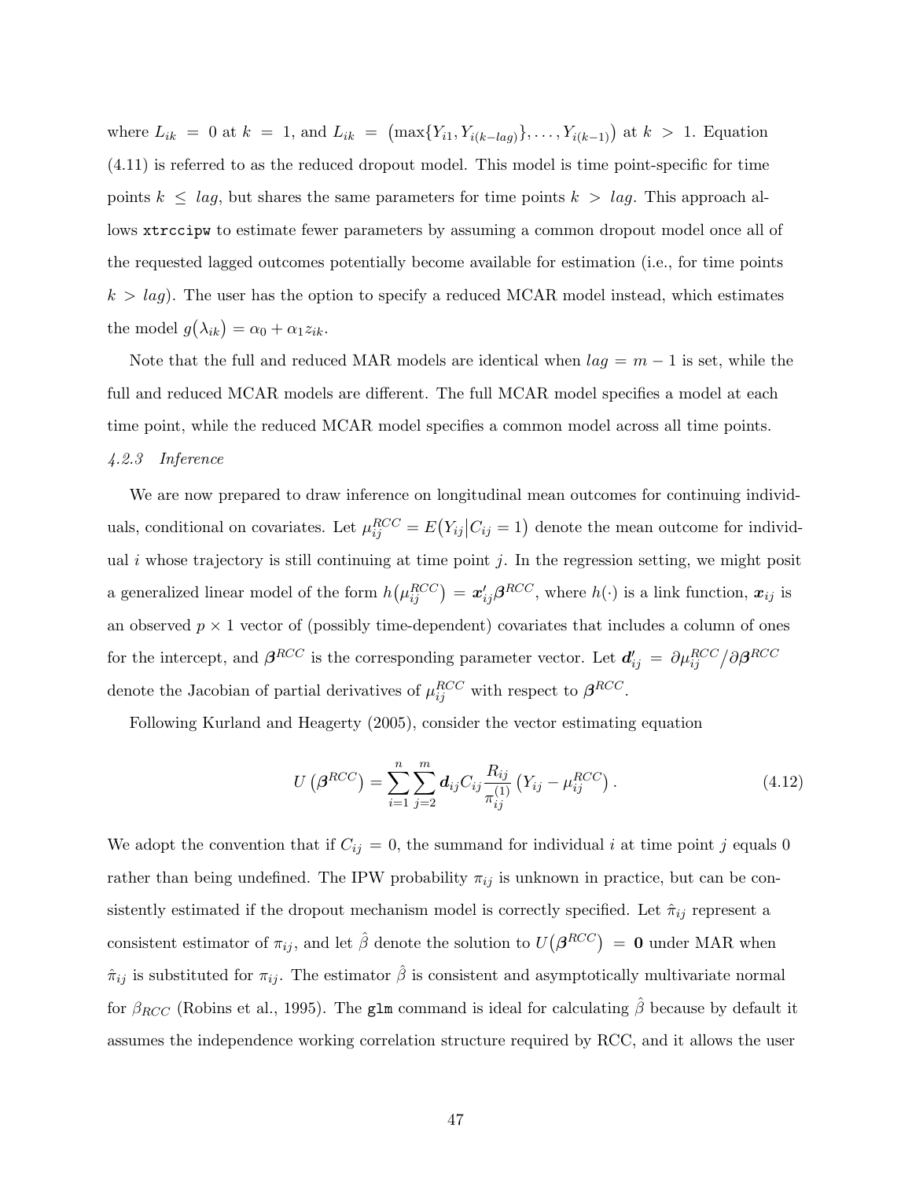where $L_{ik} = 0$ at $k = 1$, and $L_{ik} = \left(\max\{Y_{i1}, Y_{i(k-lag)}\}, \ldots, Y_{i(k-1)}\right)$ at $k > 1$. Equation (4.11) is referred to as the reduced dropout model. This model is time point-specific for time points $k \leq lag$, but shares the same parameters for time points $k > lag$. This approach allows `xtrccipw` to estimate fewer parameters by assuming a common dropout model once all of the requested lagged outcomes potentially become available for estimation (i.e., for time points $k > lag$). The user has the option to specify a reduced MCAR model instead, which estimates the model $g\left(\lambda_{ik}\right) = \alpha_0 + \alpha_1 z_{ik}$.

Note that the full and reduced MAR models are identical when $lag = m - 1$ is set, while the full and reduced MCAR models are different. The full MCAR model specifies a model at each time point, while the reduced MCAR model specifies a common model across all time points.

*4.2.3 Inference*

We are now prepared to draw inference on longitudinal mean outcomes for continuing individuals, conditional on covariates. Let $\mu_{ij}^{RCC} = E\left(Y_{ij} \middle| C_{ij} = 1\right)$ denote the mean outcome for individual $i$ whose trajectory is still continuing at time point $j$. In the regression setting, we might posit a generalized linear model of the form $h\left(\mu_{ij}^{RCC}\right) = \boldsymbol{x}_{ij}'\boldsymbol{\beta}^{RCC}$, where $h(\cdot)$ is a link function, $\boldsymbol{x}_{ij}$ is an observed $p \times 1$ vector of (possibly time-dependent) covariates that includes a column of ones for the intercept, and $\boldsymbol{\beta}^{RCC}$ is the corresponding parameter vector. Let $\boldsymbol{d}_{ij}' = \partial\mu_{ij}^{RCC} / \partial\boldsymbol{\beta}^{RCC}$ denote the Jacobian of partial derivatives of $\mu_{ij}^{RCC}$ with respect to $\boldsymbol{\beta}^{RCC}$.

Following Kurland and Heagerty (2005), consider the vector estimating equation

$$U\left(\boldsymbol{\beta}^{RCC}\right) = \sum_{i=1}^{n} \sum_{j=2}^{m} \boldsymbol{d}_{ij} C_{ij} \frac{R_{ij}}{\pi_{ij}^{(1)}} \left(Y_{ij} - \mu_{ij}^{RCC}\right). \tag{4.12}$$

We adopt the convention that if $C_{ij} = 0$, the summand for individual $i$ at time point $j$ equals 0 rather than being undefined. The IPW probability $\pi_{ij}$ is unknown in practice, but can be consistently estimated if the dropout mechanism model is correctly specified. Let $\hat{\pi}_{ij}$ represent a consistent estimator of $\pi_{ij}$, and let $\hat{\beta}$ denote the solution to $U\left(\boldsymbol{\beta}^{RCC}\right) = \boldsymbol{0}$ under MAR when $\hat{\pi}_{ij}$ is substituted for $\pi_{ij}$. The estimator $\hat{\beta}$ is consistent and asymptotically multivariate normal for $\beta_{RCC}$ (Robins et al., 1995). The `glm` command is ideal for calculating $\hat{\beta}$ because by default it assumes the independence working correlation structure required by RCC, and it allows the user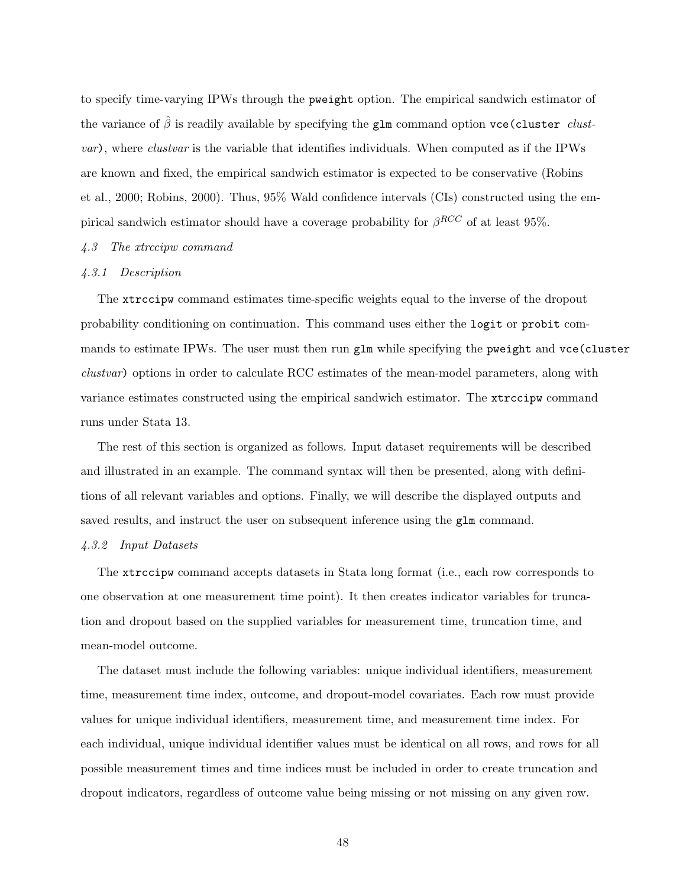to specify time-varying IPWs through the `pweight` option. The empirical sandwich estimator of the variance of $\hat{\beta}$ is readily available by specifying the `glm` command option `vce(cluster` *clustvar*`)`, where *clustvar* is the variable that identifies individuals. When computed as if the IPWs are known and fixed, the empirical sandwich estimator is expected to be conservative (Robins et al., 2000; Robins, 2000). Thus, 95% Wald confidence intervals (CIs) constructed using the empirical sandwich estimator should have a coverage probability for $\beta^{RCC}$ of at least 95%.

### *4.3 The xtrccipw command*

#### *4.3.1 Description*

The `xtrccipw` command estimates time-specific weights equal to the inverse of the dropout probability conditioning on continuation. This command uses either the `logit` or `probit` commands to estimate IPWs. The user must then run `glm` while specifying the `pweight` and `vce(cluster` *clustvar*`)` options in order to calculate RCC estimates of the mean-model parameters, along with variance estimates constructed using the empirical sandwich estimator. The `xtrccipw` command runs under Stata 13.

The rest of this section is organized as follows. Input dataset requirements will be described and illustrated in an example. The command syntax will then be presented, along with definitions of all relevant variables and options. Finally, we will describe the displayed outputs and saved results, and instruct the user on subsequent inference using the `glm` command.

#### *4.3.2 Input Datasets*

The `xtrccipw` command accepts datasets in Stata long format (i.e., each row corresponds to one observation at one measurement time point). It then creates indicator variables for truncation and dropout based on the supplied variables for measurement time, truncation time, and mean-model outcome.

The dataset must include the following variables: unique individual identifiers, measurement time, measurement time index, outcome, and dropout-model covariates. Each row must provide values for unique individual identifiers, measurement time, and measurement time index. For each individual, unique individual identifier values must be identical on all rows, and rows for all possible measurement times and time indices must be included in order to create truncation and dropout indicators, regardless of outcome value being missing or not missing on any given row.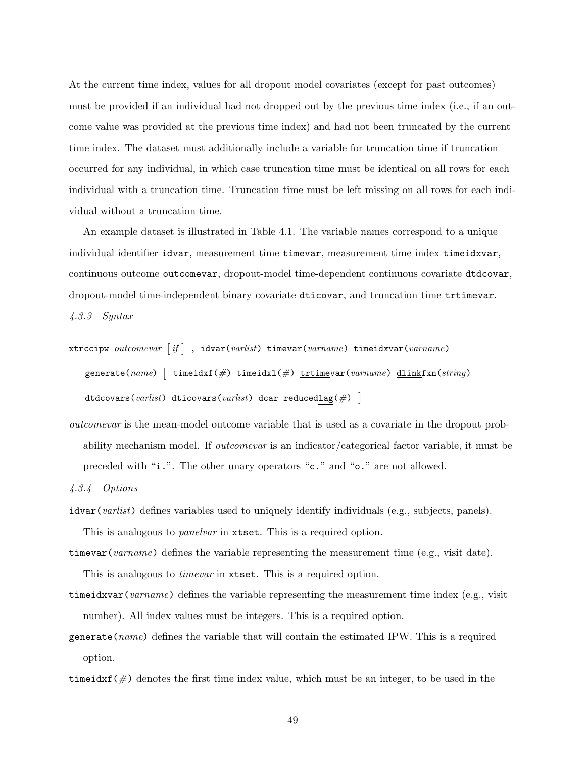At the current time index, values for all dropout model covariates (except for past outcomes) must be provided if an individual had not dropped out by the previous time index (i.e., if an outcome value was provided at the previous time index) and had not been truncated by the current time index. The dataset must additionally include a variable for truncation time if truncation occurred for any individual, in which case truncation time must be identical on all rows for each individual with a truncation time. Truncation time must be left missing on all rows for each individual without a truncation time.

An example dataset is illustrated in Table 4.1. The variable names correspond to a unique individual identifier `idvar`, measurement time `timevar`, measurement time index `timeidxvar`, continuous outcome `outcomevar`, dropout-model time-dependent continuous covariate `dtdcovar`, dropout-model time-independent binary covariate `dticovar`, and truncation time `trtimevar`.

### *4.3.3 Syntax*

`xtrccipw` *outcomevar* [ *if* ] `,` `idvar(`*varlist*`)` `timevar(`*varname*`)` `timeidxvar(`*varname*`)` `generate(`*name*`)` [ `timeidxf(`#`)` `timeidxl(`#`)` `trtimevar(`*varname*`)` `dlinkfxn(`*string*`)` `dtdcovars(`*varlist*`)` `dticovars(`*varlist*`)` `dcar` `reducedlag(`#`)` ]

*outcomevar* is the mean-model outcome variable that is used as a covariate in the dropout probability mechanism model. If *outcomevar* is an indicator/categorical factor variable, it must be preceded with "`i.`". The other unary operators "`c.`" and "`o.`" are not allowed.

### *4.3.4 Options*

`idvar(`*varlist*`)` defines variables used to uniquely identify individuals (e.g., subjects, panels). This is analogous to *panelvar* in `xtset`. This is a required option.

`timevar(`*varname*`)` defines the variable representing the measurement time (e.g., visit date). This is analogous to *timevar* in `xtset`. This is a required option.

`timeidxvar(`*varname*`)` defines the variable representing the measurement time index (e.g., visit number). All index values must be integers. This is a required option.

`generate(`*name*`)` defines the variable that will contain the estimated IPW. This is a required option.

`timeidxf(`#`)` denotes the first time index value, which must be an integer, to be used in the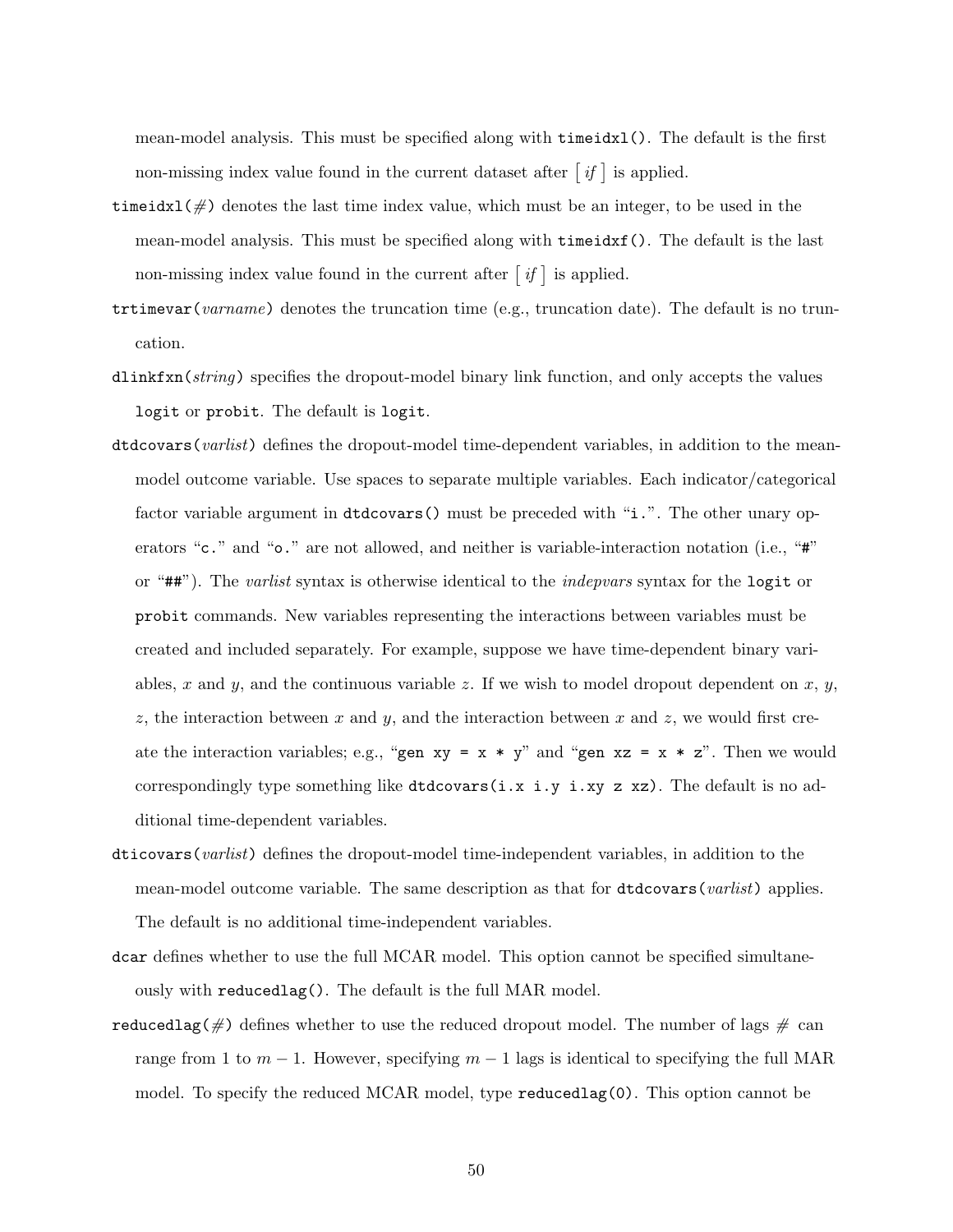mean-model analysis. This must be specified along with `timeidxl()`. The default is the first non-missing index value found in the current dataset after [ *if* ] is applied.

`timeidxl(`*#*`)` denotes the last time index value, which must be an integer, to be used in the mean-model analysis. This must be specified along with `timeidxf()`. The default is the last non-missing index value found in the current after [ *if* ] is applied.

`trtimevar(`*varname*`)` denotes the truncation time (e.g., truncation date). The default is no truncation.

`dlinkfxn(`*string*`)` specifies the dropout-model binary link function, and only accepts the values `logit` or `probit`. The default is `logit`.

`dtdcovars(`*varlist*`)` defines the dropout-model time-dependent variables, in addition to the mean-model outcome variable. Use spaces to separate multiple variables. Each indicator/categorical factor variable argument in `dtdcovars()` must be preceded with "`i.`". The other unary operators "`c.`" and "`o.`" are not allowed, and neither is variable-interaction notation (i.e., "`#`" or "`##`"). The *varlist* syntax is otherwise identical to the *indepvars* syntax for the `logit` or `probit` commands. New variables representing the interactions between variables must be created and included separately. For example, suppose we have time-dependent binary variables, $x$ and $y$, and the continuous variable $z$. If we wish to model dropout dependent on $x$, $y$, $z$, the interaction between $x$ and $y$, and the interaction between $x$ and $z$, we would first create the interaction variables; e.g., "`gen xy = x * y`" and "`gen xz = x * z`". Then we would correspondingly type something like `dtdcovars(i.x i.y i.xy z xz)`. The default is no additional time-dependent variables.

`dticovars(`*varlist*`)` defines the dropout-model time-independent variables, in addition to the mean-model outcome variable. The same description as that for `dtdcovars(`*varlist*`)` applies. The default is no additional time-independent variables.

`dcar` defines whether to use the full MCAR model. This option cannot be specified simultaneously with `reducedlag()`. The default is the full MAR model.

`reducedlag(`*#*`)` defines whether to use the reduced dropout model. The number of lags *#* can range from 1 to $m - 1$. However, specifying $m - 1$ lags is identical to specifying the full MAR model. To specify the reduced MCAR model, type `reducedlag(0)`. This option cannot be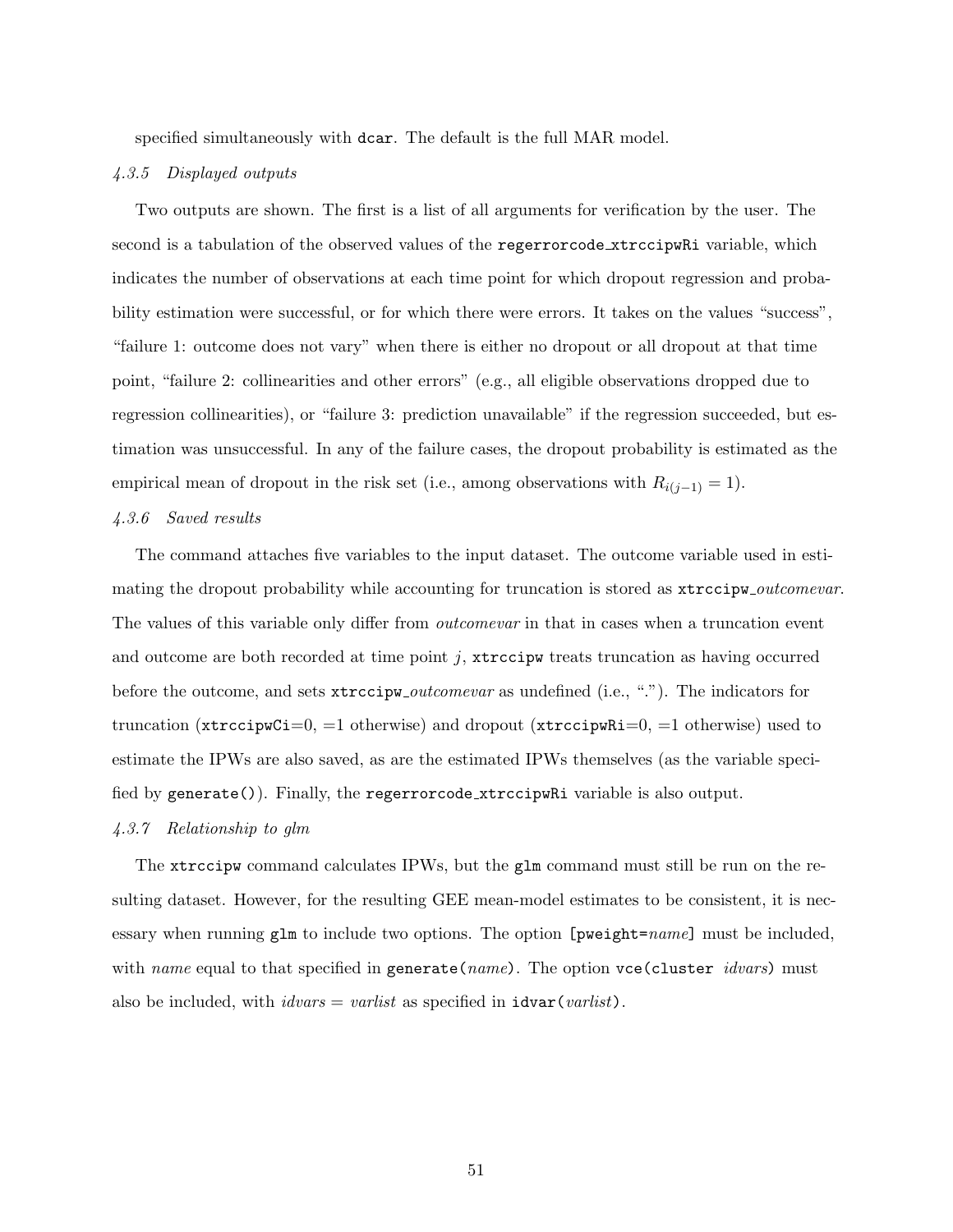specified simultaneously with `dcar`. The default is the full MAR model.

#### *4.3.5 Displayed outputs*

Two outputs are shown. The first is a list of all arguments for verification by the user. The second is a tabulation of the observed values of the `regerrorcode_xtrccipwRi` variable, which indicates the number of observations at each time point for which dropout regression and probability estimation were successful, or for which there were errors. It takes on the values "success", "failure 1: outcome does not vary" when there is either no dropout or all dropout at that time point, "failure 2: collinearities and other errors" (e.g., all eligible observations dropped due to regression collinearities), or "failure 3: prediction unavailable" if the regression succeeded, but estimation was unsuccessful. In any of the failure cases, the dropout probability is estimated as the empirical mean of dropout in the risk set (i.e., among observations with $R_{i(j-1)} = 1$).

#### *4.3.6 Saved results*

The command attaches five variables to the input dataset. The outcome variable used in estimating the dropout probability while accounting for truncation is stored as `xtrccipw_`*outcomevar*. The values of this variable only differ from *outcomevar* in that in cases when a truncation event and outcome are both recorded at time point $j$, `xtrccipw` treats truncation as having occurred before the outcome, and sets `xtrccipw_`*outcomevar* as undefined (i.e., "."). The indicators for truncation (`xtrccipwCi`=0, =1 otherwise) and dropout (`xtrccipwRi`=0, =1 otherwise) used to estimate the IPWs are also saved, as are the estimated IPWs themselves (as the variable specified by `generate()`). Finally, the `regerrorcode_xtrccipwRi` variable is also output.

#### *4.3.7 Relationship to glm*

The `xtrccipw` command calculates IPWs, but the `glm` command must still be run on the resulting dataset. However, for the resulting GEE mean-model estimates to be consistent, it is necessary when running `glm` to include two options. The option `[pweight=`*name*`]` must be included, with *name* equal to that specified in `generate(`*name*`)`. The option `vce(cluster` *idvars*`)` must also be included, with *idvars* = *varlist* as specified in `idvar(`*varlist*`)`.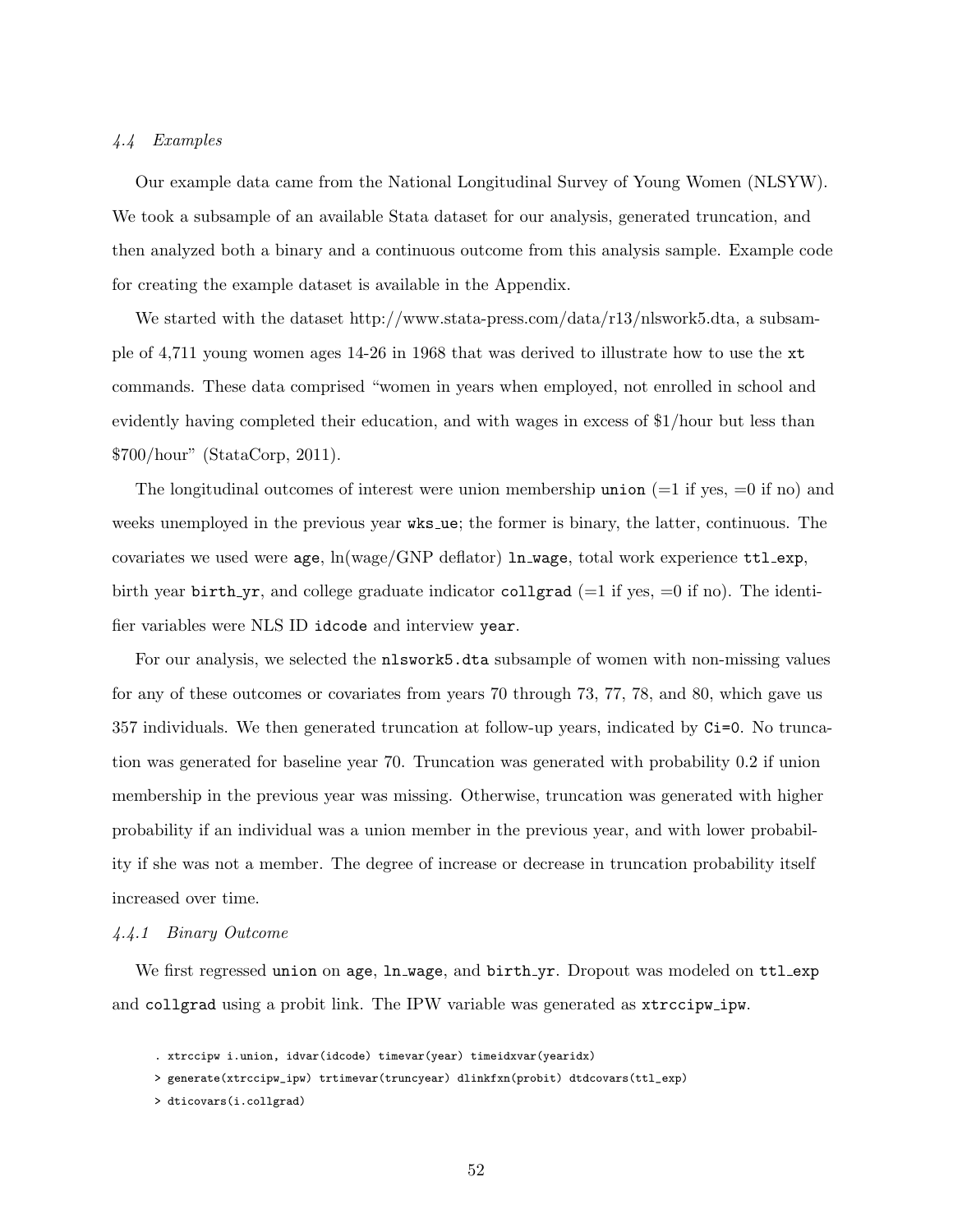### *4.4 Examples*

Our example data came from the National Longitudinal Survey of Young Women (NLSYW). We took a subsample of an available Stata dataset for our analysis, generated truncation, and then analyzed both a binary and a continuous outcome from this analysis sample. Example code for creating the example dataset is available in the Appendix.

We started with the dataset http://www.stata-press.com/data/r13/nlswork5.dta, a subsample of 4,711 young women ages 14-26 in 1968 that was derived to illustrate how to use the `xt` commands. These data comprised "women in years when employed, not enrolled in school and evidently having completed their education, and with wages in excess of $1/hour but less than $700/hour" (StataCorp, 2011).

The longitudinal outcomes of interest were union membership `union` (=1 if yes, =0 if no) and weeks unemployed in the previous year `wks_ue`; the former is binary, the latter, continuous. The covariates we used were `age`, ln(wage/GNP deflator) `ln_wage`, total work experience `ttl_exp`, birth year `birth_yr`, and college graduate indicator `collgrad` (=1 if yes, =0 if no). The identifier variables were NLS ID `idcode` and interview `year`.

For our analysis, we selected the `nlswork5.dta` subsample of women with non-missing values for any of these outcomes or covariates from years 70 through 73, 77, 78, and 80, which gave us 357 individuals. We then generated truncation at follow-up years, indicated by `Ci=0`. No truncation was generated for baseline year 70. Truncation was generated with probability 0.2 if union membership in the previous year was missing. Otherwise, truncation was generated with higher probability if an individual was a union member in the previous year, and with lower probability if she was not a member. The degree of increase or decrease in truncation probability itself increased over time.

#### *4.4.1 Binary Outcome*

We first regressed `union` on `age`, `ln_wage`, and `birth_yr`. Dropout was modeled on `ttl_exp` and `collgrad` using a probit link. The IPW variable was generated as `xtrccipw_ipw`.

```
. xtrccipw i.union, idvar(idcode) timevar(year) timeidxvar(yearidx)
> generate(xtrccipw_ipw) trtimevar(truncyear) dlinkfxn(probit) dtdcovars(ttl_exp)
> dticovars(i.collgrad)
```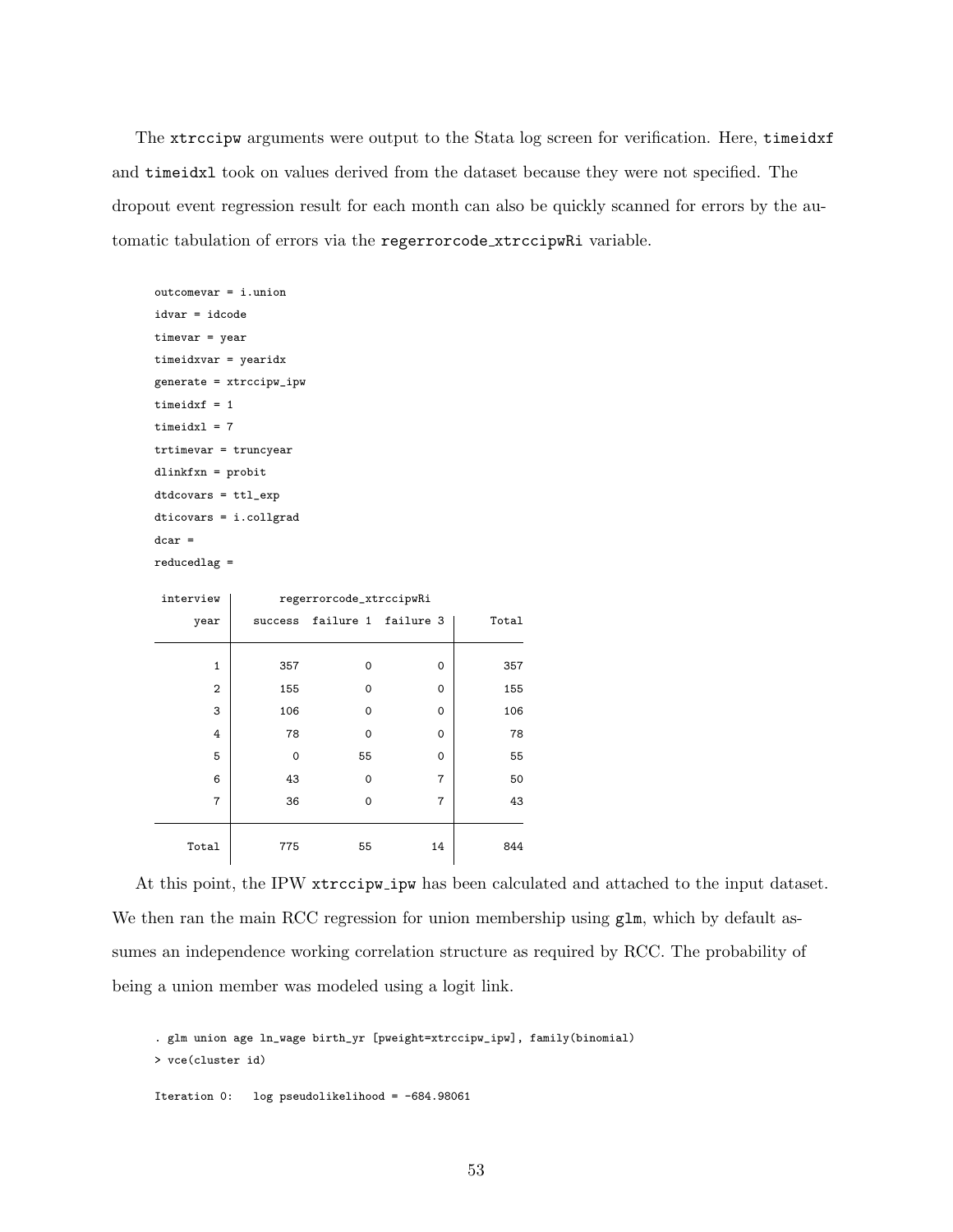The `xtrccipw` arguments were output to the Stata log screen for verification. Here, `timeidxf` and `timeidxl` took on values derived from the dataset because they were not specified. The dropout event regression result for each month can also be quickly scanned for errors by the automatic tabulation of errors via the `regerrorcode_xtrccipwRi` variable.

```
outcomevar = i.union
idvar = idcode
timevar = year
timeidxvar = yearidx
generate = xtrccipw_ipw
timeidxf = 1
timeidxl = 7
trtimevar = truncyear
dlinkfxn = probit
dtdcovars = ttl_exp
dticovars = i.collgrad
dcar =
reducedlag =

 interview |        regerrorcode_xtrccipwRi
      year |   success  failure 1  failure 3 |     Total
-----------+---------------------------------+----------
         1 |       357          0          0 |       357
         2 |       155          0          0 |       155
         3 |       106          0          0 |       106
         4 |        78          0          0 |        78
         5 |         0         55          0 |        55
         6 |        43          0          7 |        50
         7 |        36          0          7 |        43
-----------+---------------------------------+----------
     Total |       775         55         14 |       844
```

At this point, the IPW `xtrccipw_ipw` has been calculated and attached to the input dataset. We then ran the main RCC regression for union membership using `glm`, which by default assumes an independence working correlation structure as required by RCC. The probability of being a union member was modeled using a logit link.

```
. glm union age ln_wage birth_yr [pweight=xtrccipw_ipw], family(binomial)
> vce(cluster id)

Iteration 0:   log pseudolikelihood = -684.98061
```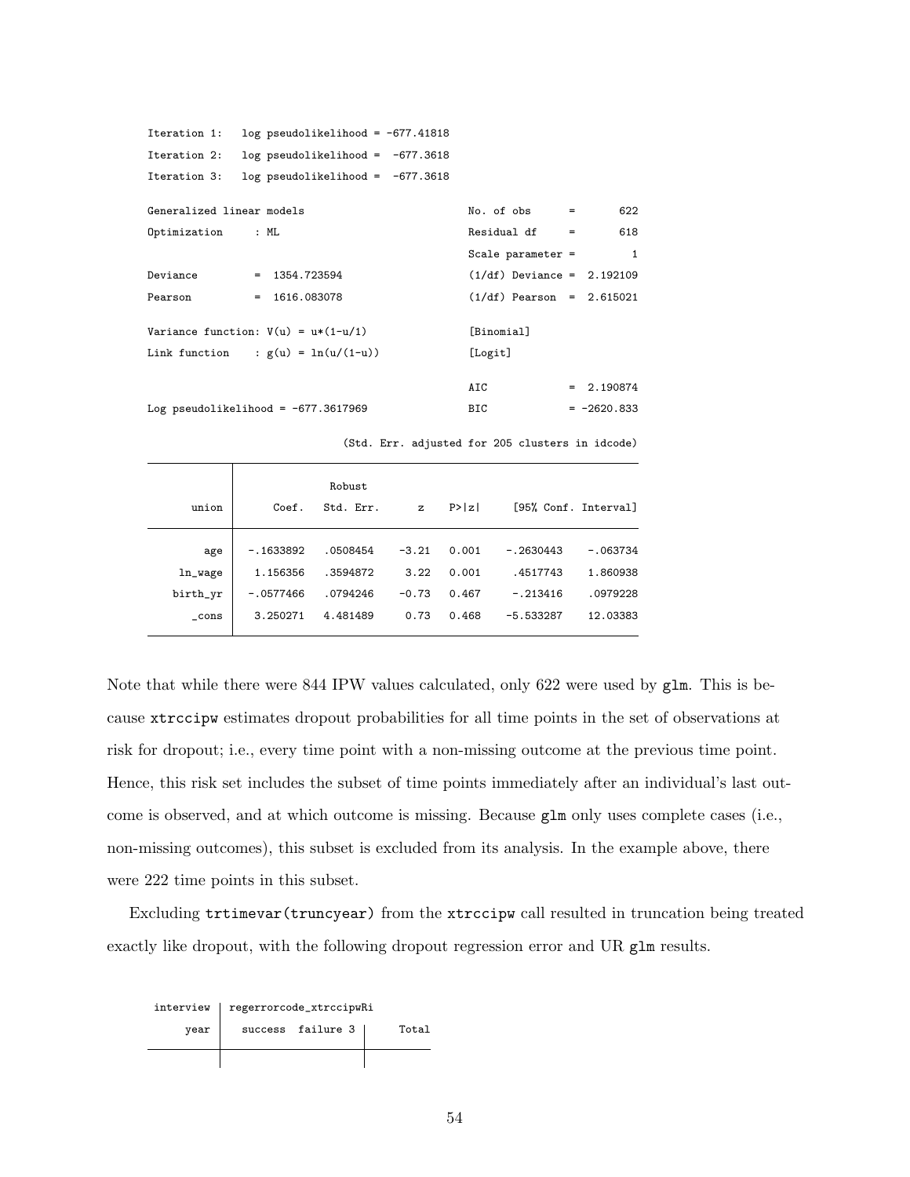```
Iteration 1:   log pseudolikelihood = -677.41818
Iteration 2:   log pseudolikelihood =  -677.3618
Iteration 3:   log pseudolikelihood =  -677.3618

Generalized linear models                          No. of obs      =        622
Optimization     : ML                              Residual df     =        618
                                                   Scale parameter =          1
Deviance         =  1354.723594                    (1/df) Deviance =   2.192109
Pearson          =  1616.083078                    (1/df) Pearson  =   2.615021

Variance function: V(u) = u*(1-u/1)                [Binomial]
Link function    : g(u) = ln(u/(1-u))              [Logit]

                                                   AIC             =   2.190874
Log pseudolikelihood = -677.3617969                BIC             =  -2620.833

                              (Std. Err. adjusted for 205 clusters in idcode)
------------------------------------------------------------------------------
             |               Robust
       union |      Coef.   Std. Err.      z    P>|z|     [95% Conf. Interval]
-------------+----------------------------------------------------------------
         age |  -.1633892   .0508454    -3.21   0.001    -.2630443    -.063734
     ln_wage |   1.156356   .3594872     3.22   0.001     .4517743    1.860938
    birth_yr |  -.0577466   .0794246    -0.73   0.467     -.213416    .0979228
       _cons |   3.250271   4.481489     0.73   0.468    -5.533287    12.03383
------------------------------------------------------------------------------
```

Note that while there were 844 IPW values calculated, only 622 were used by glm. This is because xtrccipw estimates dropout probabilities for all time points in the set of observations at risk for dropout; i.e., every time point with a non-missing outcome at the previous time point. Hence, this risk set includes the subset of time points immediately after an individual's last outcome is observed, and at which outcome is missing. Because glm only uses complete cases (i.e., non-missing outcomes), this subset is excluded from its analysis. In the example above, there were 222 time points in this subset.

Excluding trtimevar(truncyear) from the xtrccipw call resulted in truncation being treated exactly like dropout, with the following dropout regression error and UR glm results.

```
 interview | regerrorcode_xtrccipwRi
      year |   success  failure 3 |     Total
-----------+----------------------+----------
           |                      |
```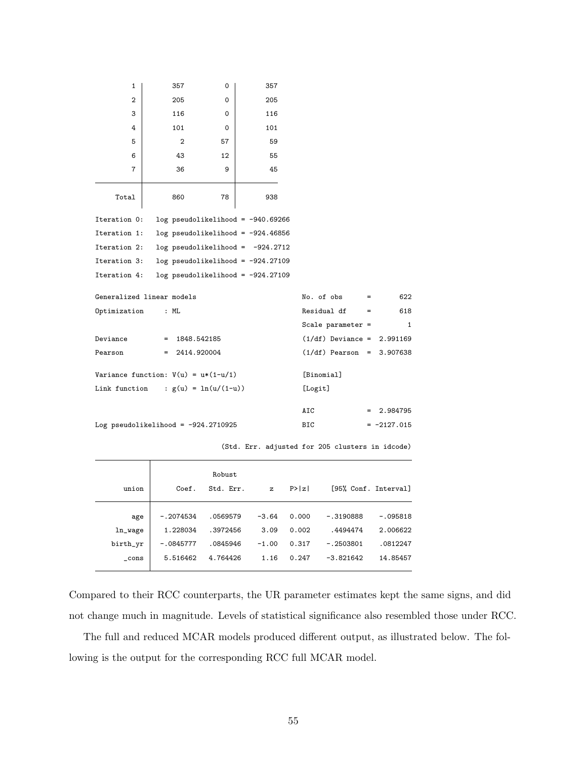```
        1 |       357          0 |       357 
        2 |       205          0 |       205 
        3 |       116          0 |       116 
        4 |       101          0 |       101 
        5 |         2         57 |        59 
        6 |        43         12 |        55 
        7 |        36          9 |        45 
----------+----------------------+----------
    Total |       860         78 |       938 

Iteration 0:   log pseudolikelihood = -940.69266
Iteration 1:   log pseudolikelihood = -924.46856
Iteration 2:   log pseudolikelihood =  -924.2712
Iteration 3:   log pseudolikelihood = -924.27109
Iteration 4:   log pseudolikelihood = -924.27109

Generalized linear models                          No. of obs      =       622
Optimization     : ML                              Residual df     =       618
                                                   Scale parameter =         1
Deviance         =  1848.542185                    (1/df) Deviance =  2.991169
Pearson          =  2414.920004                    (1/df) Pearson  =  3.907638

Variance function: V(u) = u*(1-u/1)                [Binomial]
Link function    : g(u) = ln(u/(1-u))              [Logit]

                                                   AIC             =  2.984795
Log pseudolikelihood = -924.2710925                BIC             = -2127.015

                               (Std. Err. adjusted for 205 clusters in idcode)
------------------------------------------------------------------------------
             |               Robust
       union |      Coef.   Std. Err.      z    P>|z|     [95% Conf. Interval]
-------------+----------------------------------------------------------------
         age |  -.2074534   .0569579    -3.64   0.000    -.3190888    -.095818
     ln_wage |   1.228034   .3972456     3.09   0.002     .4494474    2.006622
    birth_yr |  -.0845777   .0845946    -1.00   0.317    -.2503801    .0812247
       _cons |   5.516462   4.764426     1.16   0.247    -3.821642    14.85457
------------------------------------------------------------------------------
```

Compared to their RCC counterparts, the UR parameter estimates kept the same signs, and did not change much in magnitude. Levels of statistical significance also resembled those under RCC.

The full and reduced MCAR models produced different output, as illustrated below. The following is the output for the corresponding RCC full MCAR model.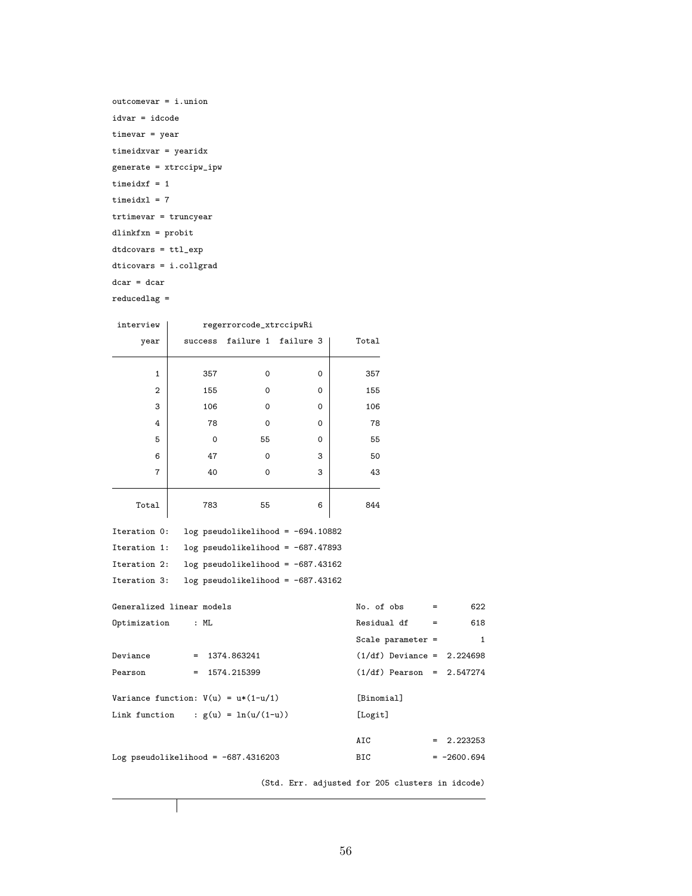```
outcomevar = i.union
idvar = idcode
timevar = year
timeidxvar = yearidx
generate = xtrccipw_ipw
timeidxf = 1
timeidxl = 7
trtimevar = truncyear
dlinkfxn = probit
dtdcovars = ttl_exp
dticovars = i.collgrad
dcar = dcar
reducedlag =
```

| interview year | regerrorcode_xtrccipwRi success | failure 1 | failure 3 | Total |
|---|---|---|---|---|
| 1 | 357 | 0 | 0 | 357 |
| 2 | 155 | 0 | 0 | 155 |
| 3 | 106 | 0 | 0 | 106 |
| 4 | 78 | 0 | 0 | 78 |
| 5 | 0 | 55 | 0 | 55 |
| 6 | 47 | 0 | 3 | 50 |
| 7 | 40 | 0 | 3 | 43 |
| Total | 783 | 55 | 6 | 844 |

```
Iteration 0:   log pseudolikelihood = -694.10882
Iteration 1:   log pseudolikelihood = -687.47893
Iteration 2:   log pseudolikelihood = -687.43162
Iteration 3:   log pseudolikelihood = -687.43162

Generalized linear models                          No. of obs      =       622
Optimization     : ML                              Residual df     =       618
                                                   Scale parameter =         1
Deviance         =  1374.863241                    (1/df) Deviance =  2.224698
Pearson          =  1574.215399                    (1/df) Pearson  =  2.547274

Variance function: V(u) = u*(1-u/1)                [Binomial]
Link function    : g(u) = ln(u/(1-u))              [Logit]

                                                   AIC             =  2.223253
Log pseudolikelihood = -687.4316203                BIC             = -2600.694

                                   (Std. Err. adjusted for 205 clusters in idcode)
```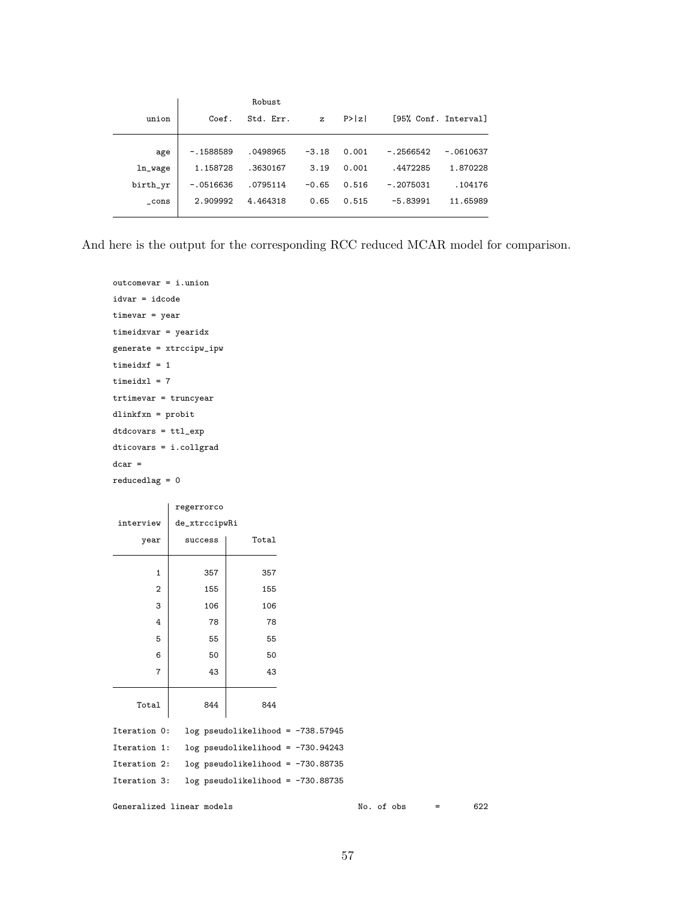```
------------------------------------------------------------------------------
             |               Robust
       union |      Coef.   Std. Err.      z    P>|z|     [95% Conf. Interval]
-------------+----------------------------------------------------------------
         age |  -.1588589   .0498965    -3.18   0.001    -.2566542   -.0610637
     ln_wage |   1.158728   .3630167     3.19   0.001     .4472285    1.870228
    birth_yr |  -.0516636   .0795114    -0.65   0.516    -.2075031     .104176
       _cons |   2.909992   4.464318     0.65   0.515     -5.83991    11.65989
------------------------------------------------------------------------------
```

And here is the output for the corresponding RCC reduced MCAR model for comparison.

```
outcomevar = i.union
idvar = idcode
timevar = year
timeidxvar = yearidx
generate = xtrccipw_ipw
timeidxf = 1
timeidxl = 7
trtimevar = truncyear
dlinkfxn = probit
dtdcovars = ttl_exp
dticovars = i.collgrad
dcar =
reducedlag = 0

           | regerrorco
 interview | de_xtrccipwRi
      year |   success |     Total
-----------+-----------+----------
         1 |       357 |       357
         2 |       155 |       155
         3 |       106 |       106
         4 |        78 |        78
         5 |        55 |        55
         6 |        50 |        50
         7 |        43 |        43
-----------+-----------+----------
     Total |       844 |       844

Iteration 0:   log pseudolikelihood = -738.57945
Iteration 1:   log pseudolikelihood = -730.94243
Iteration 2:   log pseudolikelihood = -730.88735
Iteration 3:   log pseudolikelihood = -730.88735

Generalized linear models                         No. of obs      =        622
```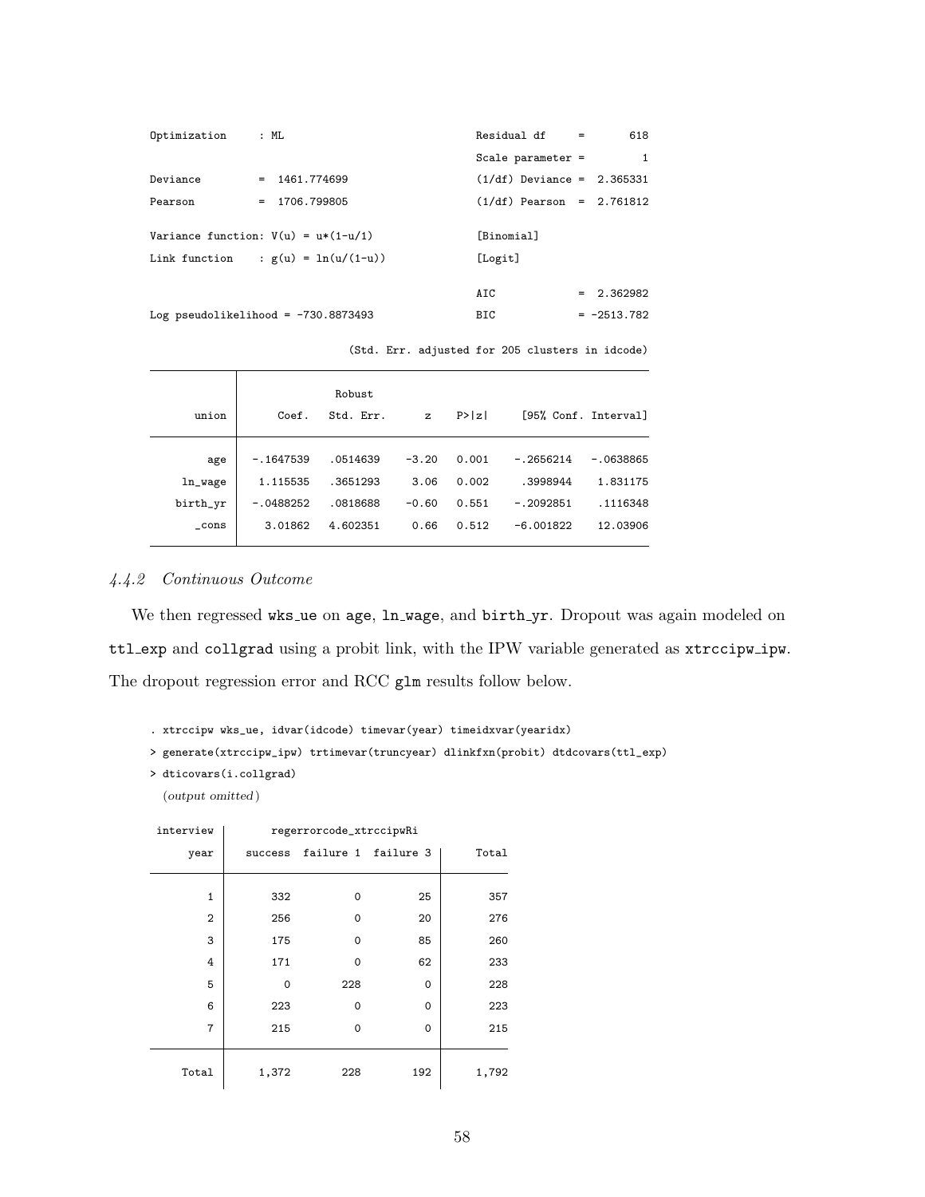```
Optimization     : ML                              Residual df     =       618
                                                   Scale parameter =         1
Deviance         =  1461.774699                    (1/df) Deviance =  2.365331
Pearson          =  1706.799805                    (1/df) Pearson  =  2.761812

Variance function: V(u) = u*(1-u/1)                [Binomial]
Link function    : g(u) = ln(u/(1-u))              [Logit]

                                                   AIC             =  2.362982
Log pseudolikelihood = -730.8873493                BIC             = -2513.782

                               (Std. Err. adjusted for 205 clusters in idcode)
------------------------------------------------------------------------------
             |               Robust
       union |      Coef.   Std. Err.      z    P>|z|     [95% Conf. Interval]
-------------+----------------------------------------------------------------
         age |  -.1647539   .0514639    -3.20   0.001    -.2656214   -.0638865
     ln_wage |   1.115535   .3651293     3.06   0.002     .3998944    1.831175
    birth_yr |  -.0488252   .0818688    -0.60   0.551    -.2092851    .1116348
       _cons |    3.01862   4.602351     0.66   0.512    -6.001822    12.03906
------------------------------------------------------------------------------
```

### *4.4.2 Continuous Outcome*

We then regressed wks_ue on age, ln_wage, and birth_yr. Dropout was again modeled on ttl_exp and collgrad using a probit link, with the IPW variable generated as xtrccipw_ipw. The dropout regression error and RCC glm results follow below.

```
. xtrccipw wks_ue, idvar(idcode) timevar(year) timeidxvar(yearidx)
> generate(xtrccipw_ipw) trtimevar(truncyear) dlinkfxn(probit) dtdcovars(ttl_exp)
> dticovars(i.collgrad)
  (output omitted)

 interview |       regerrorcode_xtrccipwRi
      year |   success  failure 1  failure 3 |     Total
-----------+---------------------------------+----------
         1 |       332          0         25 |       357
         2 |       256          0         20 |       276
         3 |       175          0         85 |       260
         4 |       171          0         62 |       233
         5 |         0        228          0 |       228
         6 |       223          0          0 |       223
         7 |       215          0          0 |       215
-----------+---------------------------------+----------
     Total |     1,372        228        192 |     1,792
```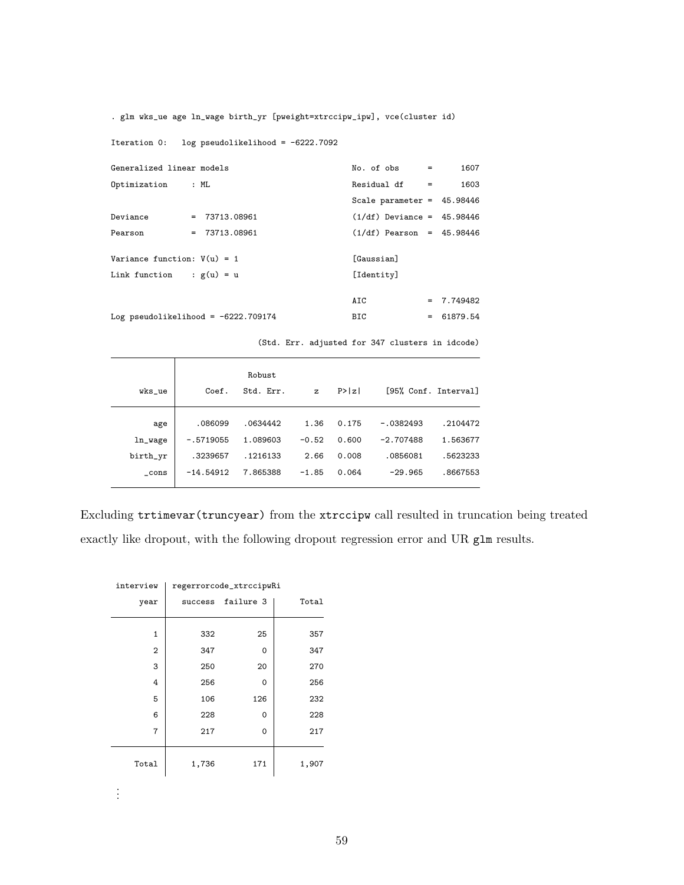```
. glm wks_ue age ln_wage birth_yr [pweight=xtrccipw_ipw], vce(cluster id)

Iteration 0:   log pseudolikelihood = -6222.7092

Generalized linear models                         No. of obs      =       1607
Optimization     : ML                             Residual df     =       1603
                                                  Scale parameter =   45.98446
Deviance         =  73713.08961                   (1/df) Deviance =   45.98446
Pearson          =  73713.08961                   (1/df) Pearson  =   45.98446

Variance function: V(u) = 1                       [Gaussian]
Link function    : g(u) = u                       [Identity]

                                                  AIC             =   7.749482
Log pseudolikelihood = -6222.709174               BIC             =   61879.54

                              (Std. Err. adjusted for 347 clusters in idcode)
------------------------------------------------------------------------------
             |               Robust
      wks_ue |      Coef.   Std. Err.      z    P>|z|     [95% Conf. Interval]
-------------+----------------------------------------------------------------
         age |    .086099   .0634442     1.36   0.175    -.0382493    .2104472
     ln_wage |  -.5719055   1.089603    -0.52   0.600    -2.707488    1.563677
    birth_yr |   .3239657   .1216133     2.66   0.008     .0856081    .5623233
       _cons |  -14.54912   7.865388    -1.85   0.064      -29.965    .8667553
------------------------------------------------------------------------------
```

Excluding `trtimevar(truncyear)` from the `xtrccipw` call resulted in truncation being treated exactly like dropout, with the following dropout regression error and UR `glm` results.

```
 interview |  regerrorcode_xtrccipwRi
      year |   success  failure 3 |     Total
-----------+----------------------+----------
         1 |       332         25 |       357 
         2 |       347          0 |       347 
         3 |       250         20 |       270 
         4 |       256          0 |       256 
         5 |       106        126 |       232 
         6 |       228          0 |       228 
         7 |       217          0 |       217 
-----------+----------------------+----------
     Total |     1,736        171 |     1,907 

⋮
```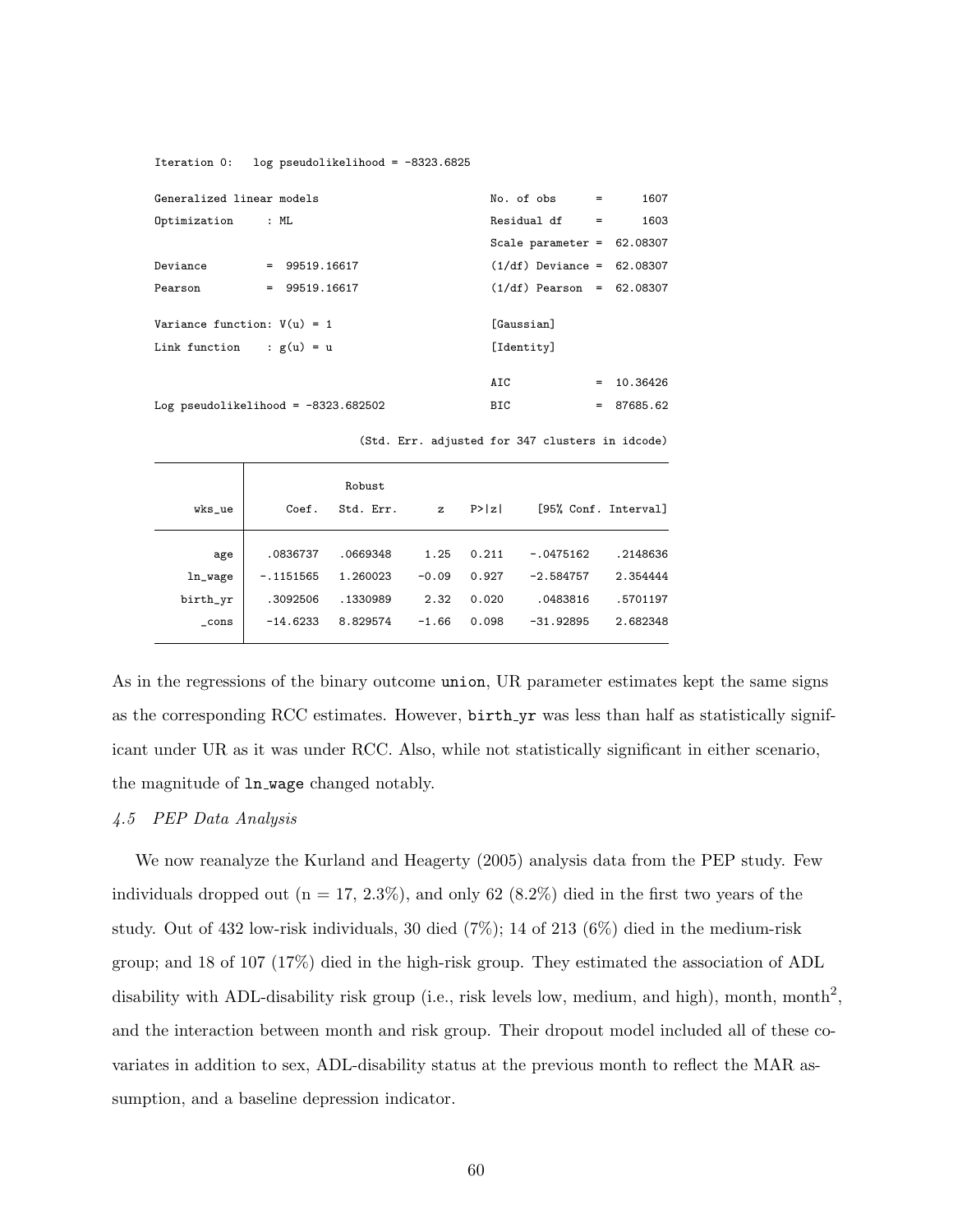```
Iteration 0:   log pseudolikelihood = -8323.6825

Generalized linear models                          No. of obs      =       1607
Optimization     : ML                              Residual df     =       1603
                                                   Scale parameter =   62.08307
Deviance         =  99519.16617                    (1/df) Deviance =   62.08307
Pearson          =  99519.16617                    (1/df) Pearson  =   62.08307

Variance function: V(u) = 1                        [Gaussian]
Link function    : g(u) = u                        [Identity]

                                                   AIC             =   10.36426
Log pseudolikelihood = -8323.682502                BIC             =   87685.62

                                 (Std. Err. adjusted for 347 clusters in idcode)
------------------------------------------------------------------------------
             |               Robust
      wks_ue |      Coef.   Std. Err.      z    P>|z|     [95% Conf. Interval]
-------------+----------------------------------------------------------------
         age |   .0836737   .0669348     1.25   0.211    -.0475162    .2148636
     ln_wage |  -.1151565   1.260023    -0.09   0.927    -2.584757    2.354444
    birth_yr |   .3092506   .1330989     2.32   0.020     .0483816    .5701197
       _cons |   -14.6233   8.829574    -1.66   0.098    -31.92895    2.682348
------------------------------------------------------------------------------
```

As in the regressions of the binary outcome union, UR parameter estimates kept the same signs as the corresponding RCC estimates. However, birth_yr was less than half as statistically significant under UR as it was under RCC. Also, while not statistically significant in either scenario, the magnitude of ln_wage changed notably.

### *4.5 PEP Data Analysis*

We now reanalyze the Kurland and Heagerty (2005) analysis data from the PEP study. Few individuals dropped out (n = 17, 2.3%), and only 62 (8.2%) died in the first two years of the study. Out of 432 low-risk individuals, 30 died (7%); 14 of 213 (6%) died in the medium-risk group; and 18 of 107 (17%) died in the high-risk group. They estimated the association of ADL disability with ADL-disability risk group (i.e., risk levels low, medium, and high), month, month$^2$, and the interaction between month and risk group. Their dropout model included all of these covariates in addition to sex, ADL-disability status at the previous month to reflect the MAR assumption, and a baseline depression indicator.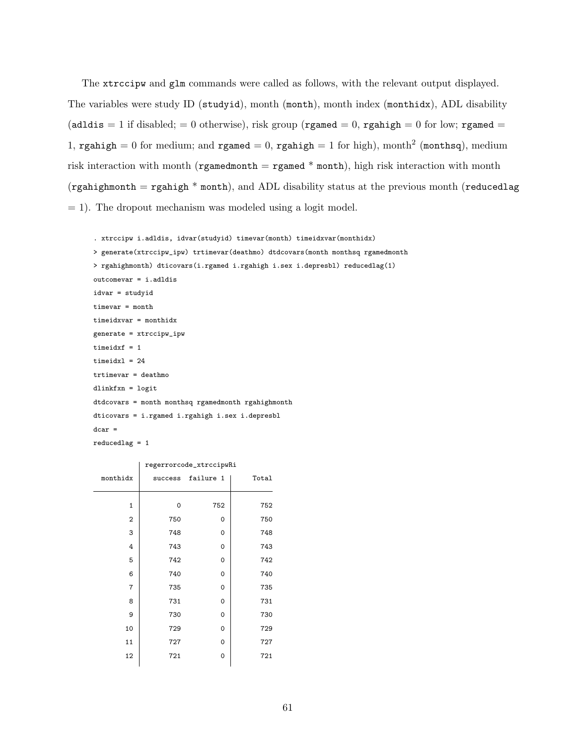The `xtrccipw` and `glm` commands were called as follows, with the relevant output displayed. The variables were study ID (`studyid`), month (`month`), month index (`monthidx`), ADL disability (`adldis` = 1 if disabled; = 0 otherwise), risk group (`rgamed` = 0, `rgahigh` = 0 for low; `rgamed` = 1, `rgahigh` = 0 for medium; and `rgamed` = 0, `rgahigh` = 1 for high), month$^2$ (`monthsq`), medium risk interaction with month (`rgamedmonth` = `rgamed` * `month`), high risk interaction with month (`rgahighmonth` = `rgahigh` * `month`), and ADL disability status at the previous month (`reducedlag` = 1). The dropout mechanism was modeled using a logit model.

```
. xtrccipw i.adldis, idvar(studyid) timevar(month) timeidxvar(monthidx)
> generate(xtrccipw_ipw) trtimevar(deathmo) dtdcovars(month monthsq rgamedmonth
> rgahighmonth) dticovars(i.rgamed i.rgahigh i.sex i.depresbl) reducedlag(1)
outcomevar = i.adldis
idvar = studyid
timevar = month
timeidxvar = monthidx
generate = xtrccipw_ipw
timeidxf = 1
timeidxl = 24
trtimevar = deathmo
dlinkfxn = logit
dtdcovars = month monthsq rgamedmonth rgahighmonth
dticovars = i.rgamed i.rgahigh i.sex i.depresbl
dcar =
reducedlag = 1

           | regerrorcode_xtrccipwRi
  monthidx |   success  failure 1 |     Total
-----------+----------------------+----------
         1 |         0        752 |       752
         2 |       750          0 |       750
         3 |       748          0 |       748
         4 |       743          0 |       743
         5 |       742          0 |       742
         6 |       740          0 |       740
         7 |       735          0 |       735
         8 |       731          0 |       731
         9 |       730          0 |       730
        10 |       729          0 |       729
        11 |       727          0 |       727
        12 |       721          0 |       721
```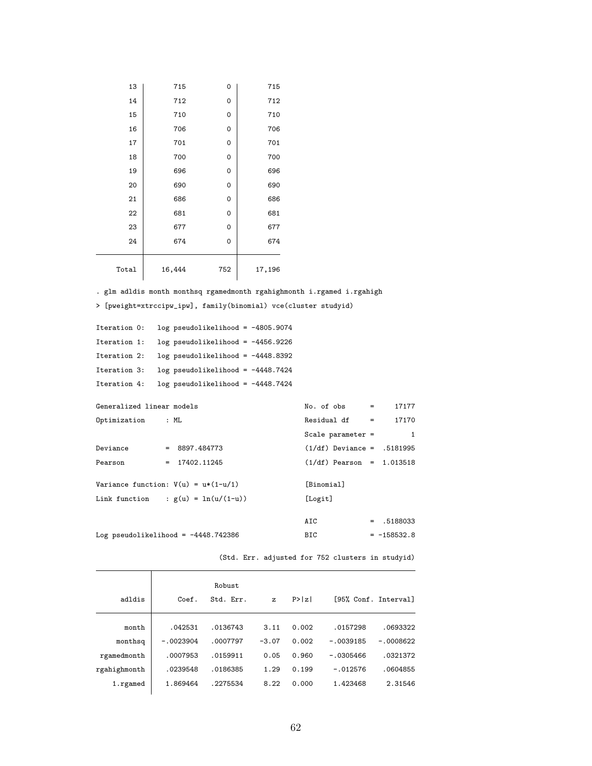```
       13 |       715          0 |       715 
       14 |       712          0 |       712 
       15 |       710          0 |       710 
       16 |       706          0 |       706 
       17 |       701          0 |       701 
       18 |       700          0 |       700 
       19 |       696          0 |       696 
       20 |       690          0 |       690 
       21 |       686          0 |       686 
       22 |       681          0 |       681 
       23 |       677          0 |       677 
       24 |       674          0 |       674 
-----------+----------------------+----------
     Total |    16,444        752 |    17,196 

. glm adldis month monthsq rgamedmonth rgahighmonth i.rgamed i.rgahigh
> [pweight=xtrccipw_ipw], family(binomial) vce(cluster studyid)

Iteration 0:   log pseudolikelihood = -4805.9074
Iteration 1:   log pseudolikelihood = -4456.9226
Iteration 2:   log pseudolikelihood = -4448.8392
Iteration 3:   log pseudolikelihood = -4448.7424
Iteration 4:   log pseudolikelihood = -4448.7424

Generalized linear models                         No. of obs      =      17177
Optimization     : ML                             Residual df     =      17170
                                                  Scale parameter =          1
Deviance         =  8897.484773                   (1/df) Deviance =   .5181995
Pearson          =  17402.11245                   (1/df) Pearson  =   1.013518

Variance function: V(u) = u*(1-u/1)               [Binomial]
Link function    : g(u) = ln(u/(1-u))             [Logit]

                                                  AIC             =   .5188033
Log pseudolikelihood = -4448.742386               BIC             =  -158532.8

                             (Std. Err. adjusted for 752 clusters in studyid)
------------------------------------------------------------------------------
             |               Robust
      adldis |      Coef.   Std. Err.      z    P>|z|     [95% Conf. Interval]
-------------+----------------------------------------------------------------
       month |    .042531   .0136743     3.11   0.002     .0157298    .0693322
     monthsq |  -.0023904   .0007797    -3.07   0.002    -.0039185   -.0008622
 rgamedmonth |   .0007953   .0159911     0.05   0.960    -.0305466    .0321372
rgahighmonth |   .0239548   .0186385     1.29   0.199     -.012576    .0604855
    1.rgamed |   1.869464   .2275534     8.22   0.000     1.423468     2.31546
```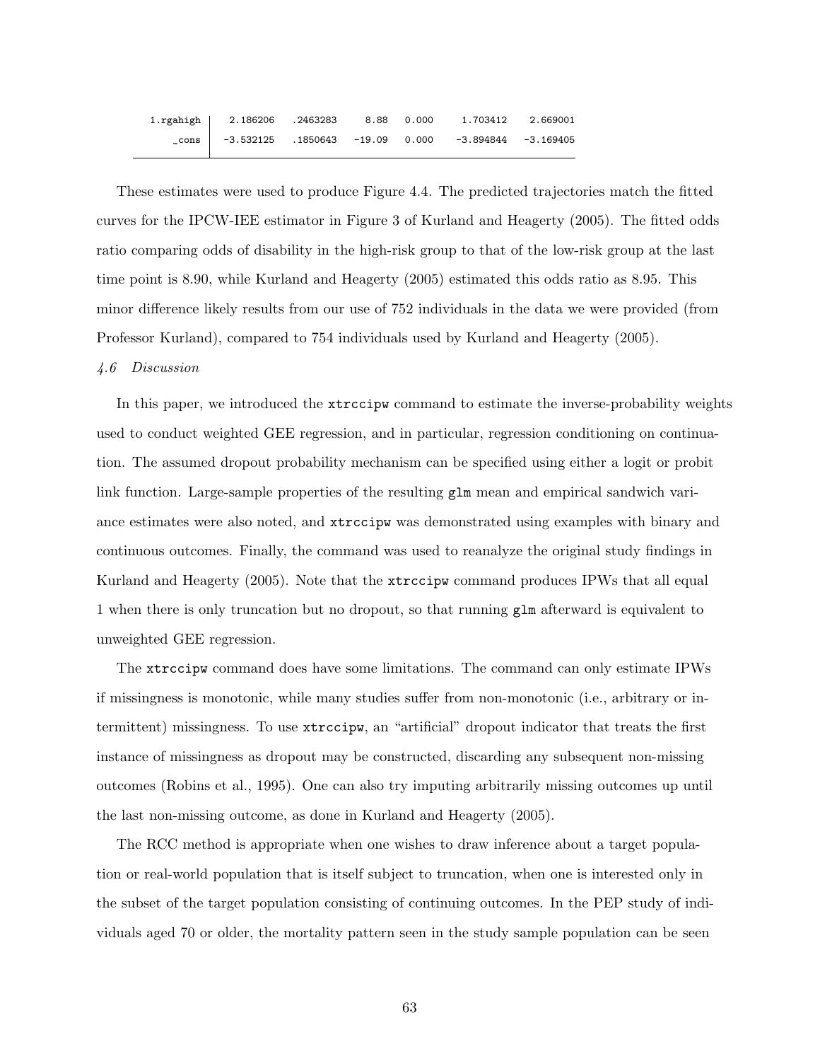```
    1.rgahigh |   2.186206   .2463283     8.88   0.000     1.703412    2.669001
        _cons |  -3.532125   .1850643   -19.09   0.000    -3.894844   -3.169405
```

These estimates were used to produce Figure 4.4. The predicted trajectories match the fitted curves for the IPCW-IEE estimator in Figure 3 of Kurland and Heagerty (2005). The fitted odds ratio comparing odds of disability in the high-risk group to that of the low-risk group at the last time point is 8.90, while Kurland and Heagerty (2005) estimated this odds ratio as 8.95. This minor difference likely results from our use of 752 individuals in the data we were provided (from Professor Kurland), compared to 754 individuals used by Kurland and Heagerty (2005).

*4.6 Discussion*

In this paper, we introduced the `xtrccipw` command to estimate the inverse-probability weights used to conduct weighted GEE regression, and in particular, regression conditioning on continuation. The assumed dropout probability mechanism can be specified using either a logit or probit link function. Large-sample properties of the resulting `glm` mean and empirical sandwich variance estimates were also noted, and `xtrccipw` was demonstrated using examples with binary and continuous outcomes. Finally, the command was used to reanalyze the original study findings in Kurland and Heagerty (2005). Note that the `xtrccipw` command produces IPWs that all equal 1 when there is only truncation but no dropout, so that running `glm` afterward is equivalent to unweighted GEE regression.

The `xtrccipw` command does have some limitations. The command can only estimate IPWs if missingness is monotonic, while many studies suffer from non-monotonic (i.e., arbitrary or intermittent) missingness. To use `xtrccipw`, an "artificial" dropout indicator that treats the first instance of missingness as dropout may be constructed, discarding any subsequent non-missing outcomes (Robins et al., 1995). One can also try imputing arbitrarily missing outcomes up until the last non-missing outcome, as done in Kurland and Heagerty (2005).

The RCC method is appropriate when one wishes to draw inference about a target population or real-world population that is itself subject to truncation, when one is interested only in the subset of the target population consisting of continuing outcomes. In the PEP study of individuals aged 70 or older, the mortality pattern seen in the study sample population can be seen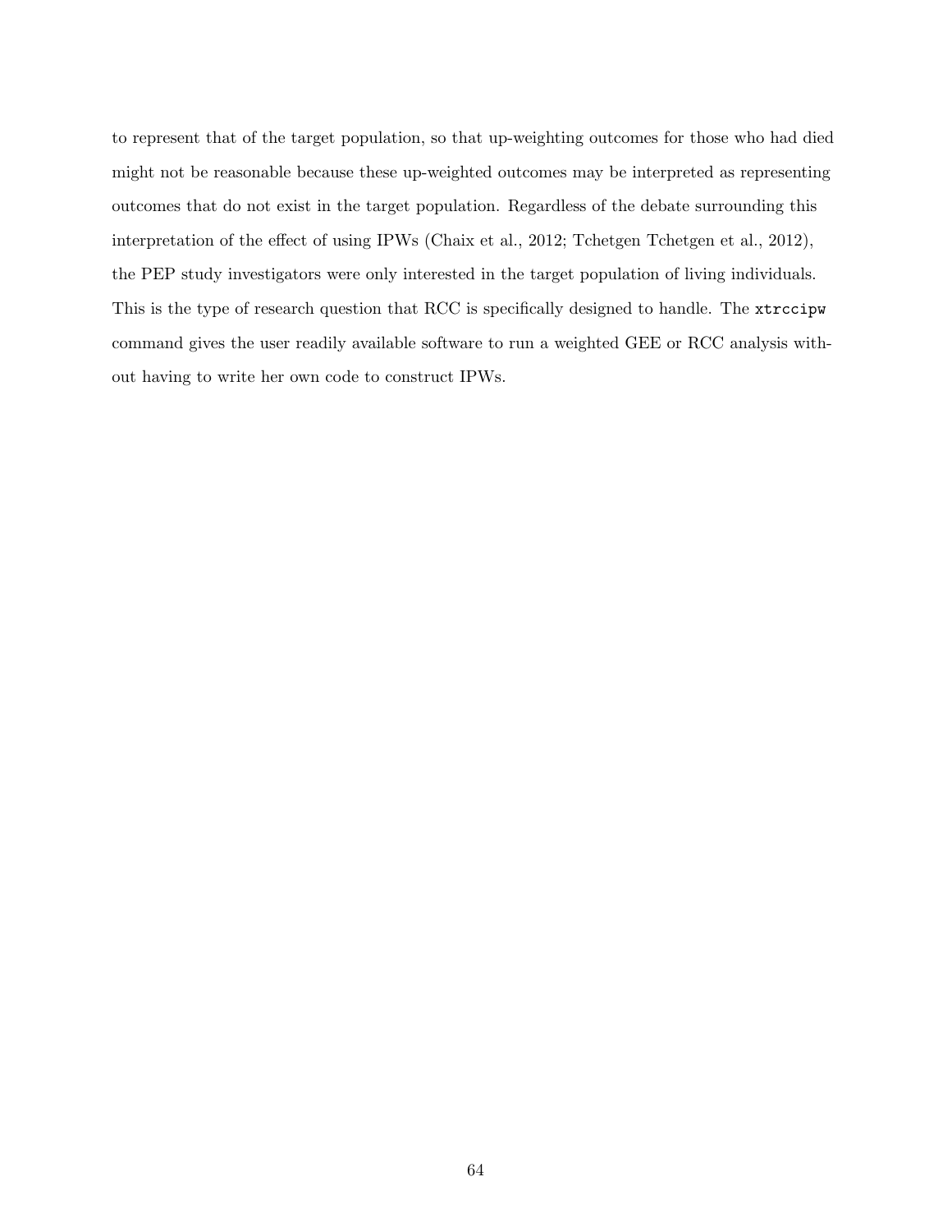to represent that of the target population, so that up-weighting outcomes for those who had died might not be reasonable because these up-weighted outcomes may be interpreted as representing outcomes that do not exist in the target population. Regardless of the debate surrounding this interpretation of the effect of using IPWs (Chaix et al., 2012; Tchetgen Tchetgen et al., 2012), the PEP study investigators were only interested in the target population of living individuals. This is the type of research question that RCC is specifically designed to handle. The `xtrccipw` command gives the user readily available software to run a weighted GEE or RCC analysis without having to write her own code to construct IPWs.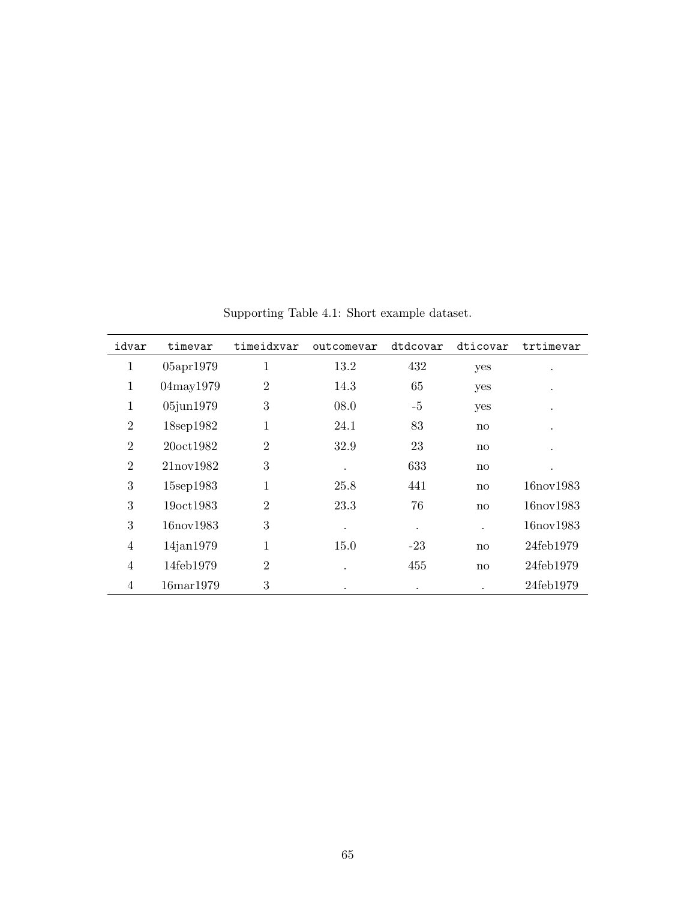Supporting Table 4.1: Short example dataset.

| idvar | timevar | timeidxvar | outcomevar | dtdcovar | dticovar | trtimevar |
|---|---|---|---|---|---|---|
| 1 | 05apr1979 | 1 | 13.2 | 432 | yes | . |
| 1 | 04may1979 | 2 | 14.3 | 65 | yes | . |
| 1 | 05jun1979 | 3 | 08.0 | -5 | yes | . |
| 2 | 18sep1982 | 1 | 24.1 | 83 | no | . |
| 2 | 20oct1982 | 2 | 32.9 | 23 | no | . |
| 2 | 21nov1982 | 3 | . | 633 | no | . |
| 3 | 15sep1983 | 1 | 25.8 | 441 | no | 16nov1983 |
| 3 | 19oct1983 | 2 | 23.3 | 76 | no | 16nov1983 |
| 3 | 16nov1983 | 3 | . | . | . | 16nov1983 |
| 4 | 14jan1979 | 1 | 15.0 | -23 | no | 24feb1979 |
| 4 | 14feb1979 | 2 | . | 455 | no | 24feb1979 |
| 4 | 16mar1979 | 3 | . | . | . | 24feb1979 |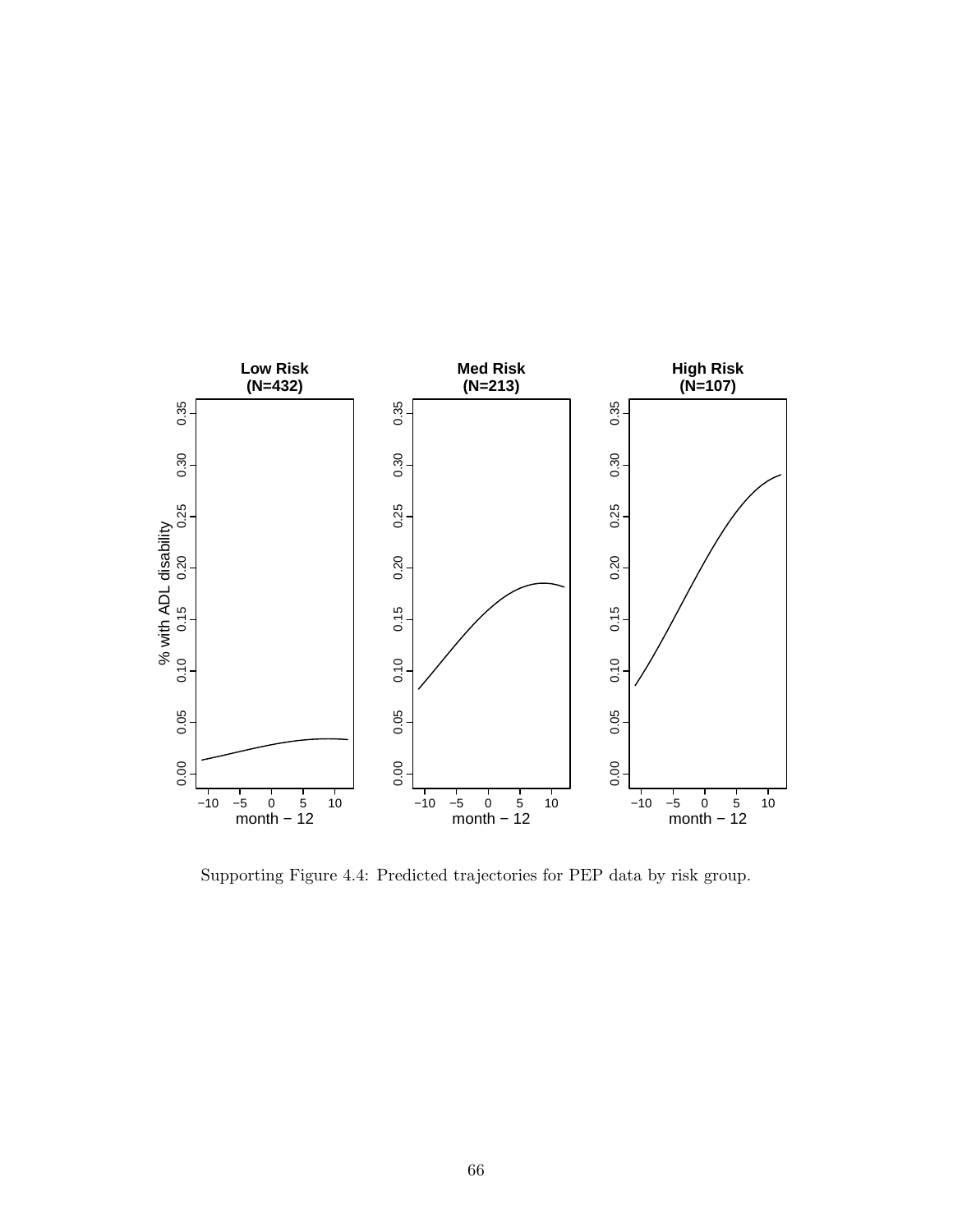Supporting Figure 4.4: Predicted trajectories for PEP data by risk group.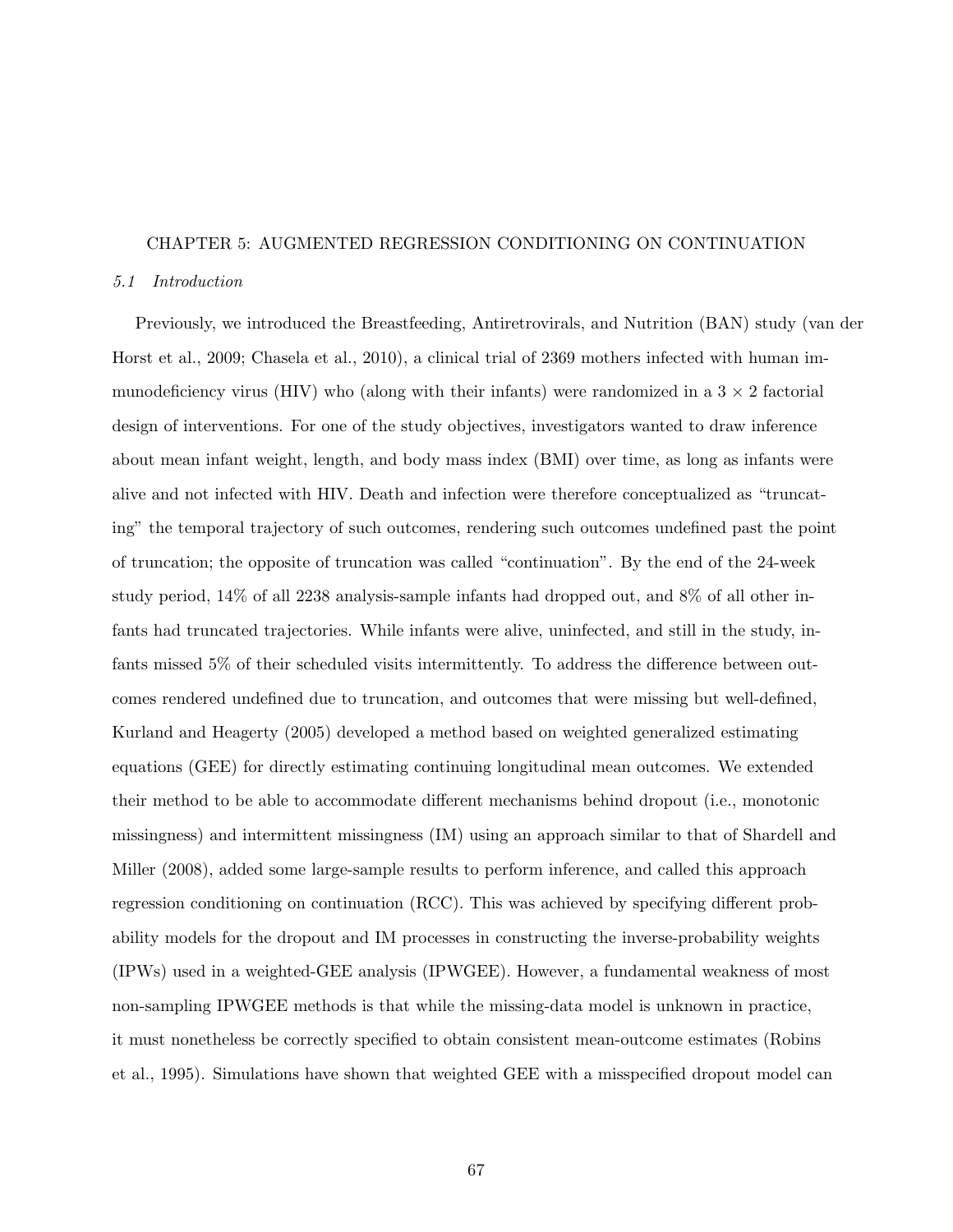# CHAPTER 5: AUGMENTED REGRESSION CONDITIONING ON CONTINUATION

## *5.1 Introduction*

Previously, we introduced the Breastfeeding, Antiretrovirals, and Nutrition (BAN) study (van der Horst et al., 2009; Chasela et al., 2010), a clinical trial of 2369 mothers infected with human immunodeficiency virus (HIV) who (along with their infants) were randomized in a $3 \times 2$ factorial design of interventions. For one of the study objectives, investigators wanted to draw inference about mean infant weight, length, and body mass index (BMI) over time, as long as infants were alive and not infected with HIV. Death and infection were therefore conceptualized as "truncating" the temporal trajectory of such outcomes, rendering such outcomes undefined past the point of truncation; the opposite of truncation was called "continuation". By the end of the 24-week study period, 14% of all 2238 analysis-sample infants had dropped out, and 8% of all other infants had truncated trajectories. While infants were alive, uninfected, and still in the study, infants missed 5% of their scheduled visits intermittently. To address the difference between outcomes rendered undefined due to truncation, and outcomes that were missing but well-defined, Kurland and Heagerty (2005) developed a method based on weighted generalized estimating equations (GEE) for directly estimating continuing longitudinal mean outcomes. We extended their method to be able to accommodate different mechanisms behind dropout (i.e., monotonic missingness) and intermittent missingness (IM) using an approach similar to that of Shardell and Miller (2008), added some large-sample results to perform inference, and called this approach regression conditioning on continuation (RCC). This was achieved by specifying different probability models for the dropout and IM processes in constructing the inverse-probability weights (IPWs) used in a weighted-GEE analysis (IPWGEE). However, a fundamental weakness of most non-sampling IPWGEE methods is that while the missing-data model is unknown in practice, it must nonetheless be correctly specified to obtain consistent mean-outcome estimates (Robins et al., 1995). Simulations have shown that weighted GEE with a misspecified dropout model can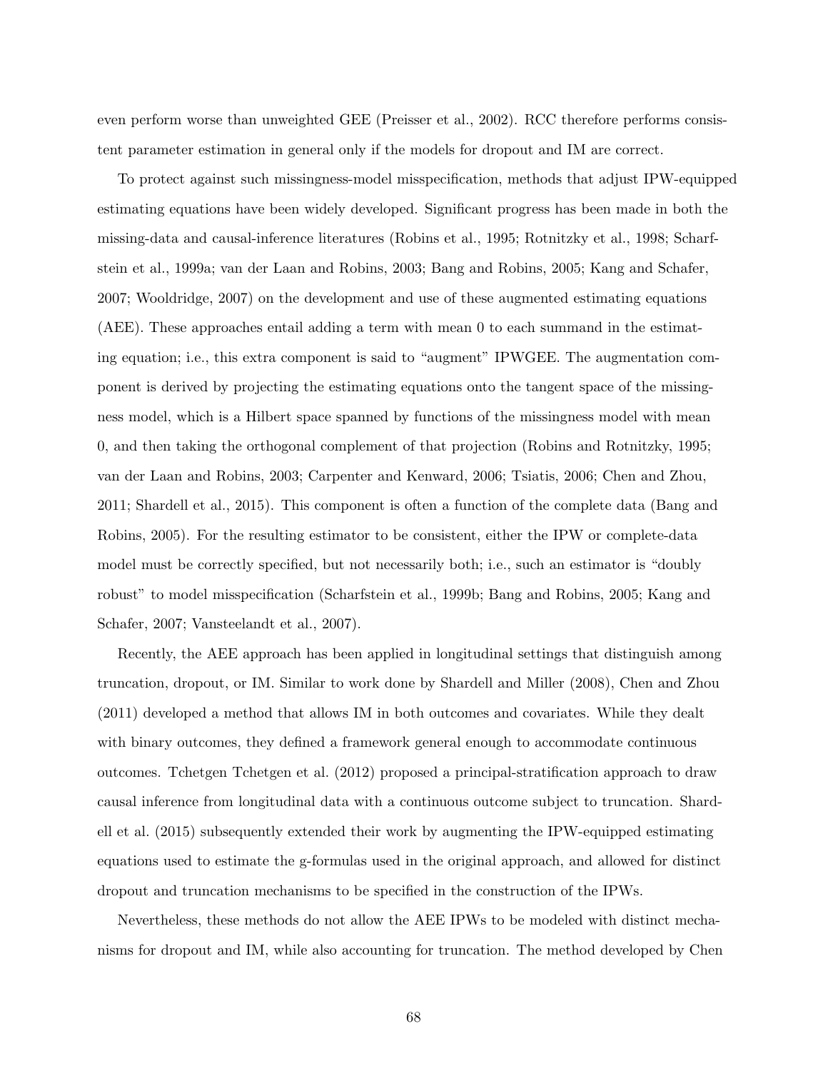even perform worse than unweighted GEE (Preisser et al., 2002). RCC therefore performs consistent parameter estimation in general only if the models for dropout and IM are correct.

To protect against such missingness-model misspecification, methods that adjust IPW-equipped estimating equations have been widely developed. Significant progress has been made in both the missing-data and causal-inference literatures (Robins et al., 1995; Rotnitzky et al., 1998; Scharfstein et al., 1999a; van der Laan and Robins, 2003; Bang and Robins, 2005; Kang and Schafer, 2007; Wooldridge, 2007) on the development and use of these augmented estimating equations (AEE). These approaches entail adding a term with mean 0 to each summand in the estimating equation; i.e., this extra component is said to "augment" IPWGEE. The augmentation component is derived by projecting the estimating equations onto the tangent space of the missingness model, which is a Hilbert space spanned by functions of the missingness model with mean 0, and then taking the orthogonal complement of that projection (Robins and Rotnitzky, 1995; van der Laan and Robins, 2003; Carpenter and Kenward, 2006; Tsiatis, 2006; Chen and Zhou, 2011; Shardell et al., 2015). This component is often a function of the complete data (Bang and Robins, 2005). For the resulting estimator to be consistent, either the IPW or complete-data model must be correctly specified, but not necessarily both; i.e., such an estimator is "doubly robust" to model misspecification (Scharfstein et al., 1999b; Bang and Robins, 2005; Kang and Schafer, 2007; Vansteelandt et al., 2007).

Recently, the AEE approach has been applied in longitudinal settings that distinguish among truncation, dropout, or IM. Similar to work done by Shardell and Miller (2008), Chen and Zhou (2011) developed a method that allows IM in both outcomes and covariates. While they dealt with binary outcomes, they defined a framework general enough to accommodate continuous outcomes. Tchetgen Tchetgen et al. (2012) proposed a principal-stratification approach to draw causal inference from longitudinal data with a continuous outcome subject to truncation. Shardell et al. (2015) subsequently extended their work by augmenting the IPW-equipped estimating equations used to estimate the g-formulas used in the original approach, and allowed for distinct dropout and truncation mechanisms to be specified in the construction of the IPWs.

Nevertheless, these methods do not allow the AEE IPWs to be modeled with distinct mechanisms for dropout and IM, while also accounting for truncation. The method developed by Chen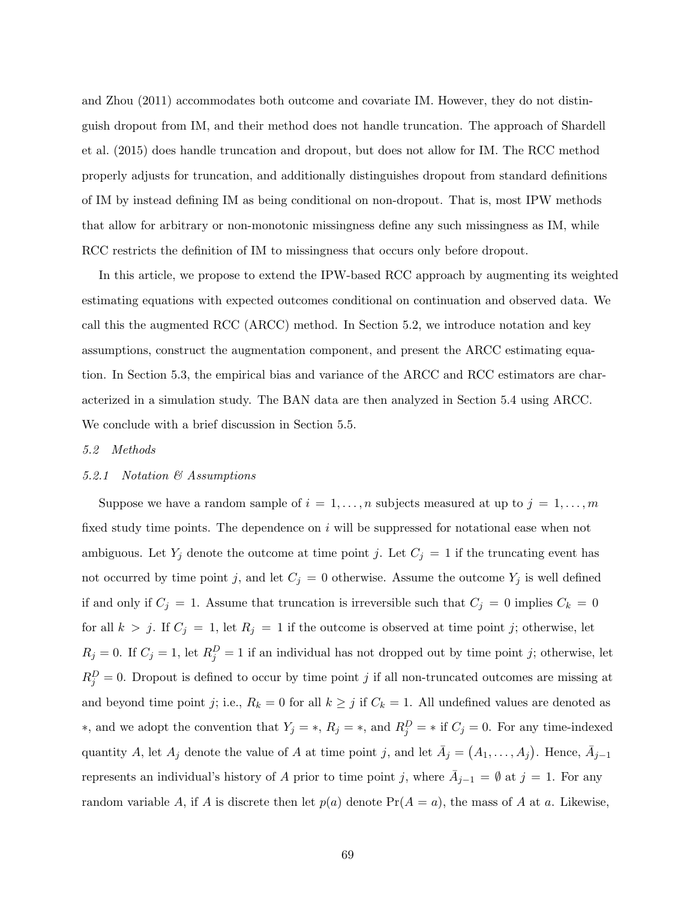and Zhou (2011) accommodates both outcome and covariate IM. However, they do not distinguish dropout from IM, and their method does not handle truncation. The approach of Shardell et al. (2015) does handle truncation and dropout, but does not allow for IM. The RCC method properly adjusts for truncation, and additionally distinguishes dropout from standard definitions of IM by instead defining IM as being conditional on non-dropout. That is, most IPW methods that allow for arbitrary or non-monotonic missingness define any such missingness as IM, while RCC restricts the definition of IM to missingness that occurs only before dropout.

In this article, we propose to extend the IPW-based RCC approach by augmenting its weighted estimating equations with expected outcomes conditional on continuation and observed data. We call this the augmented RCC (ARCC) method. In Section 5.2, we introduce notation and key assumptions, construct the augmentation component, and present the ARCC estimating equation. In Section 5.3, the empirical bias and variance of the ARCC and RCC estimators are characterized in a simulation study. The BAN data are then analyzed in Section 5.4 using ARCC. We conclude with a brief discussion in Section 5.5.

### *5.2 Methods*

#### *5.2.1 Notation & Assumptions*

Suppose we have a random sample of $i = 1, \ldots, n$ subjects measured at up to $j = 1, \ldots, m$ fixed study time points. The dependence on $i$ will be suppressed for notational ease when not ambiguous. Let $Y_j$ denote the outcome at time point $j$. Let $C_j = 1$ if the truncating event has not occurred by time point $j$, and let $C_j = 0$ otherwise. Assume the outcome $Y_j$ is well defined if and only if $C_j = 1$. Assume that truncation is irreversible such that $C_j = 0$ implies $C_k = 0$ for all $k > j$. If $C_j = 1$, let $R_j = 1$ if the outcome is observed at time point $j$; otherwise, let $R_j = 0$. If $C_j = 1$, let $R_j^D = 1$ if an individual has not dropped out by time point $j$; otherwise, let $R_j^D = 0$. Dropout is defined to occur by time point $j$ if all non-truncated outcomes are missing at and beyond time point $j$; i.e., $R_k = 0$ for all $k \geq j$ if $C_k = 1$. All undefined values are denoted as $*$, and we adopt the convention that $Y_j = *$, $R_j = *$, and $R_j^D = *$ if $C_j = 0$. For any time-indexed quantity $A$, let $A_j$ denote the value of $A$ at time point $j$, and let $\bar{A}_j = (A_1, \ldots, A_j)$. Hence, $\bar{A}_{j-1}$ represents an individual's history of $A$ prior to time point $j$, where $\bar{A}_{j-1} = \emptyset$ at $j = 1$. For any random variable $A$, if $A$ is discrete then let $p(a)$ denote $\Pr(A = a)$, the mass of $A$ at $a$. Likewise,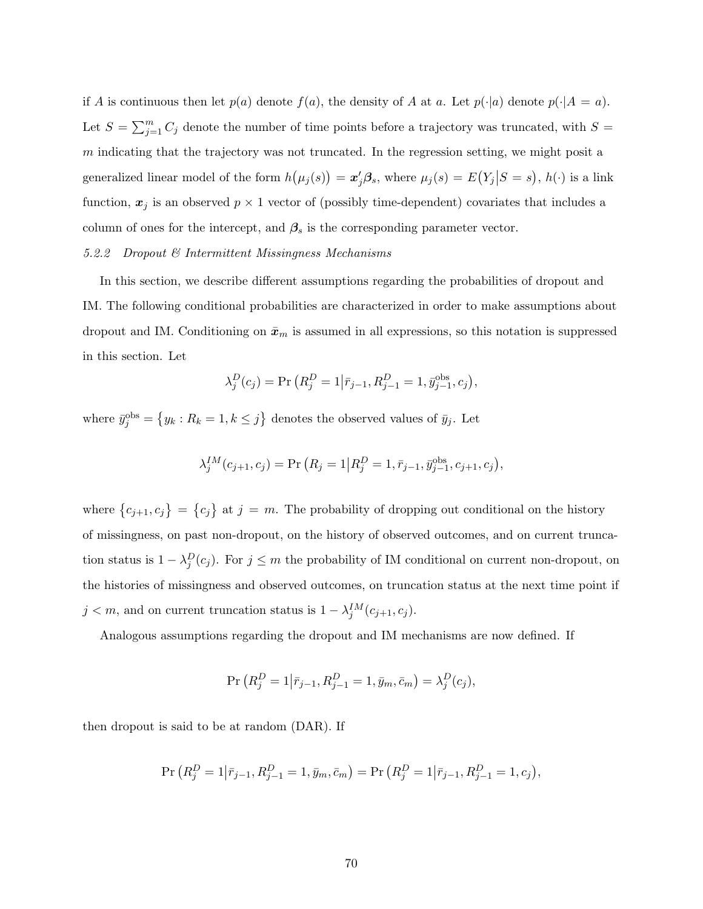if $A$ is continuous then let $p(a)$ denote $f(a)$, the density of $A$ at $a$. Let $p(\cdot|a)$ denote $p(\cdot|A = a)$. Let $S = \sum_{j=1}^{m} C_j$ denote the number of time points before a trajectory was truncated, with $S = m$ indicating that the trajectory was not truncated. In the regression setting, we might posit a generalized linear model of the form $h\big(\mu_j(s)\big) = \boldsymbol{x}_j'\boldsymbol{\beta}_s$, where $\mu_j(s) = E\big(Y_j \big| S = s\big)$, $h(\cdot)$ is a link function, $\boldsymbol{x}_j$ is an observed $p \times 1$ vector of (possibly time-dependent) covariates that includes a column of ones for the intercept, and $\boldsymbol{\beta}_s$ is the corresponding parameter vector.

### *5.2.2 Dropout & Intermittent Missingness Mechanisms*

In this section, we describe different assumptions regarding the probabilities of dropout and IM. The following conditional probabilities are characterized in order to make assumptions about dropout and IM. Conditioning on $\bar{\boldsymbol{x}}_m$ is assumed in all expressions, so this notation is suppressed in this section. Let

$$\lambda_j^D(c_j) = \Pr\big(R_j^D = 1 \big| \bar{r}_{j-1}, R_{j-1}^D = 1, \bar{y}_{j-1}^{\text{obs}}, c_j\big),$$

where $\bar{y}_j^{\text{obs}} = \big\{y_k : R_k = 1, k \leq j\big\}$ denotes the observed values of $\bar{y}_j$. Let

$$\lambda_j^{IM}(c_{j+1}, c_j) = \Pr\big(R_j = 1 \big| R_j^D = 1, \bar{r}_{j-1}, \bar{y}_{j-1}^{\text{obs}}, c_{j+1}, c_j\big),$$

where $\big\{c_{j+1}, c_j\big\} = \big\{c_j\big\}$ at $j = m$. The probability of dropping out conditional on the history of missingness, on past non-dropout, on the history of observed outcomes, and on current truncation status is $1 - \lambda_j^D(c_j)$. For $j \leq m$ the probability of IM conditional on current non-dropout, on the histories of missingness and observed outcomes, on truncation status at the next time point if $j < m$, and on current truncation status is $1 - \lambda_j^{IM}(c_{j+1}, c_j)$.

Analogous assumptions regarding the dropout and IM mechanisms are now defined. If

$$\Pr\big(R_j^D = 1 \big| \bar{r}_{j-1}, R_{j-1}^D = 1, \bar{y}_m, \bar{c}_m\big) = \lambda_j^D(c_j),$$

then dropout is said to be at random (DAR). If

$$\Pr\big(R_j^D = 1 \big| \bar{r}_{j-1}, R_{j-1}^D = 1, \bar{y}_m, \bar{c}_m\big) = \Pr\big(R_j^D = 1 \big| \bar{r}_{j-1}, R_{j-1}^D = 1, c_j\big),$$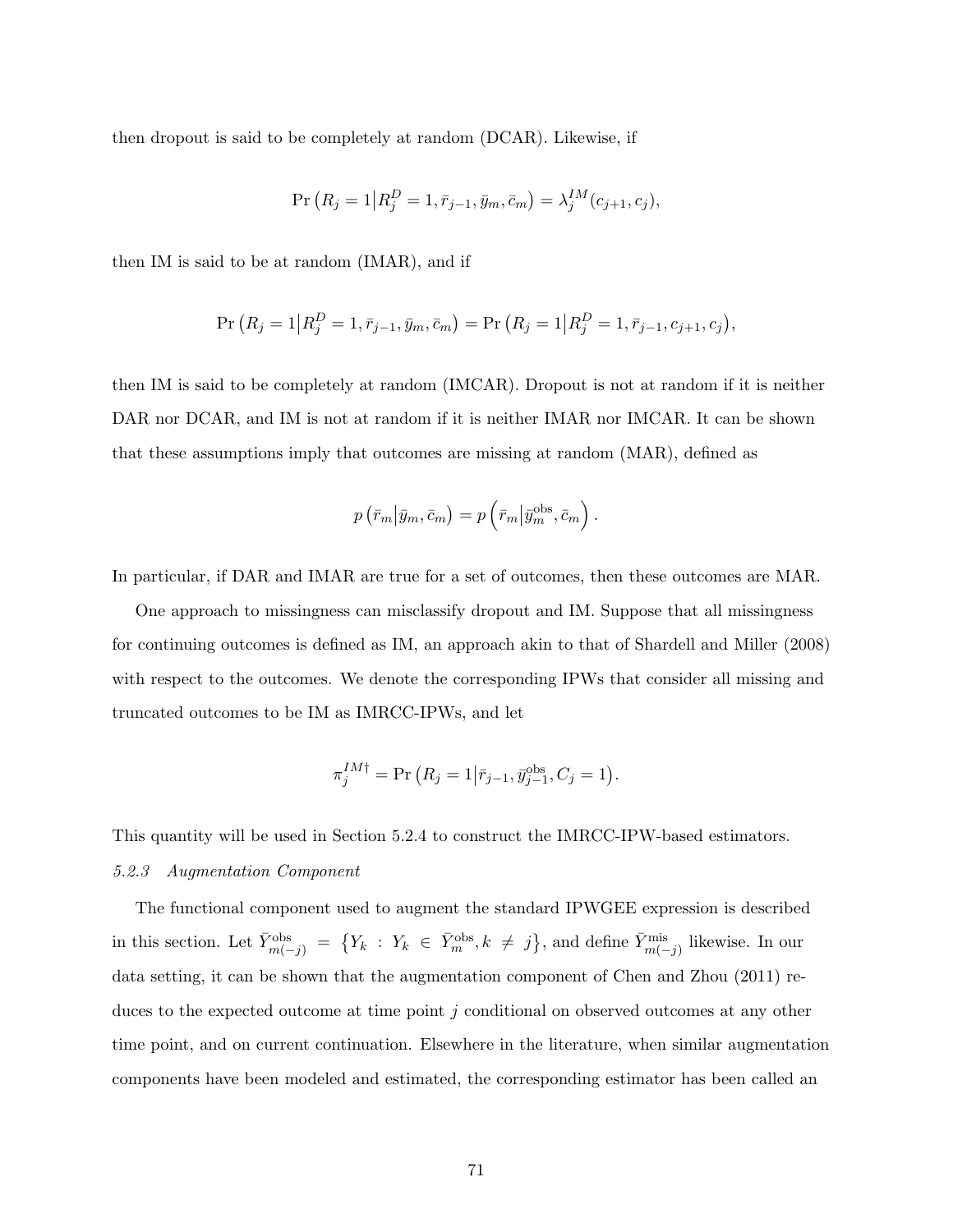then dropout is said to be completely at random (DCAR). Likewise, if

$$\Pr\left(R_j = 1 \middle| R_j^D = 1, \bar{r}_{j-1}, \bar{y}_m, \bar{c}_m\right) = \lambda_j^{IM}(c_{j+1}, c_j),$$

then IM is said to be at random (IMAR), and if

$$\Pr\left(R_j = 1 \middle| R_j^D = 1, \bar{r}_{j-1}, \bar{y}_m, \bar{c}_m\right) = \Pr\left(R_j = 1 \middle| R_j^D = 1, \bar{r}_{j-1}, c_{j+1}, c_j\right),$$

then IM is said to be completely at random (IMCAR). Dropout is not at random if it is neither DAR nor DCAR, and IM is not at random if it is neither IMAR nor IMCAR. It can be shown that these assumptions imply that outcomes are missing at random (MAR), defined as

$$p\left(\bar{r}_m \middle| \bar{y}_m, \bar{c}_m\right) = p\left(\bar{r}_m \middle| \bar{y}_m^{\text{obs}}, \bar{c}_m\right).$$

In particular, if DAR and IMAR are true for a set of outcomes, then these outcomes are MAR.

One approach to missingness can misclassify dropout and IM. Suppose that all missingness for continuing outcomes is defined as IM, an approach akin to that of Shardell and Miller (2008) with respect to the outcomes. We denote the corresponding IPWs that consider all missing and truncated outcomes to be IM as IMRCC-IPWs, and let

$$\pi_j^{IM\dagger} = \Pr\left(R_j = 1 \middle| \bar{r}_{j-1}, \bar{y}_{j-1}^{\text{obs}}, C_j = 1\right).$$

This quantity will be used in Section 5.2.4 to construct the IMRCC-IPW-based estimators.

### *5.2.3 Augmentation Component*

The functional component used to augment the standard IPWGEE expression is described in this section. Let $\bar{Y}_{m(-j)}^{\text{obs}} = \left\{Y_k : Y_k \in \bar{Y}_m^{\text{obs}}, k \neq j\right\}$, and define $\bar{Y}_{m(-j)}^{\text{mis}}$ likewise. In our data setting, it can be shown that the augmentation component of Chen and Zhou (2011) reduces to the expected outcome at time point $j$ conditional on observed outcomes at any other time point, and on current continuation. Elsewhere in the literature, when similar augmentation components have been modeled and estimated, the corresponding estimator has been called an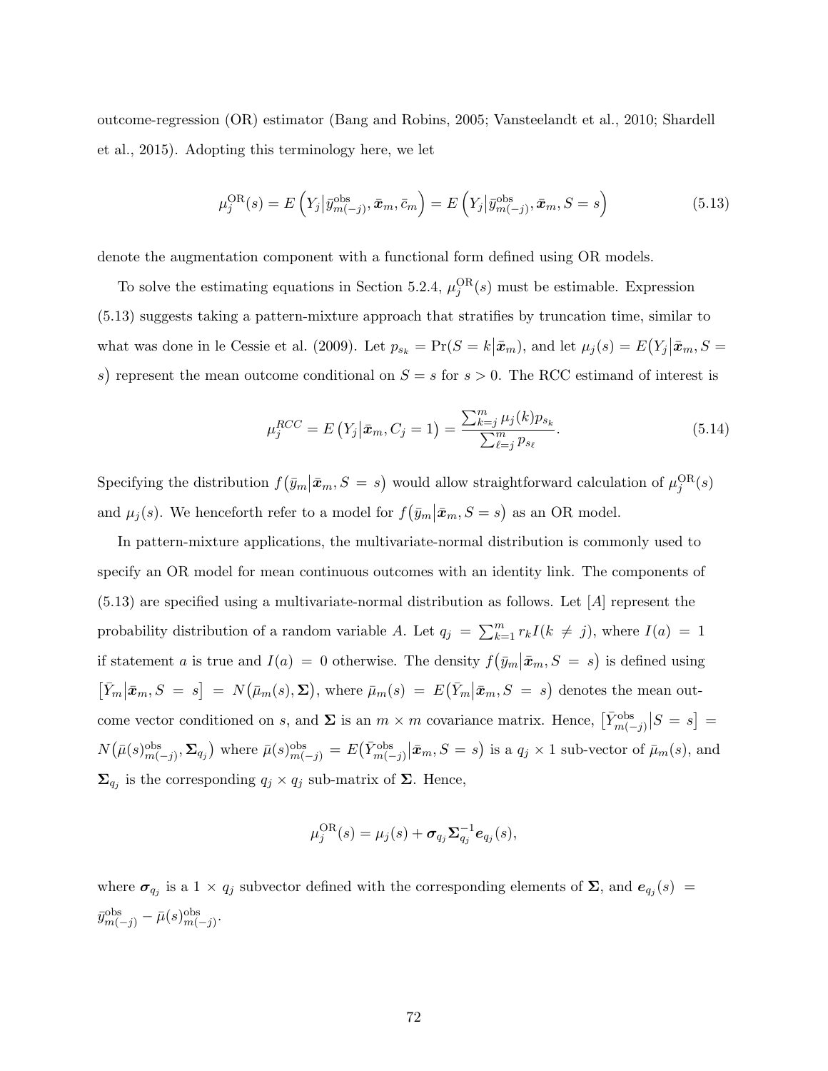outcome-regression (OR) estimator (Bang and Robins, 2005; Vansteelandt et al., 2010; Shardell et al., 2015). Adopting this terminology here, we let

$$\mu_j^{\text{OR}}(s) = E\left(Y_j \big| \bar{y}^{\text{obs}}_{m(-j)}, \bar{\boldsymbol{x}}_m, \bar{c}_m\right) = E\left(Y_j \big| \bar{y}^{\text{obs}}_{m(-j)}, \bar{\boldsymbol{x}}_m, S = s\right) \tag{5.13}$$

denote the augmentation component with a functional form defined using OR models.

To solve the estimating equations in Section 5.2.4, $\mu_j^{\text{OR}}(s)$ must be estimable. Expression (5.13) suggests taking a pattern-mixture approach that stratifies by truncation time, similar to what was done in le Cessie et al. (2009). Let $p_{s_k} = \Pr(S = k \big| \bar{\boldsymbol{x}}_m)$, and let $\mu_j(s) = E\big(Y_j \big| \bar{\boldsymbol{x}}_m, S = s\big)$ represent the mean outcome conditional on $S = s$ for $s > 0$. The RCC estimand of interest is

$$\mu_j^{RCC} = E\left(Y_j \big| \bar{\boldsymbol{x}}_m, C_j = 1\right) = \frac{\sum_{k=j}^{m} \mu_j(k) p_{s_k}}{\sum_{\ell=j}^{m} p_{s_\ell}}. \tag{5.14}$$

Specifying the distribution $f\big(\bar{y}_m \big| \bar{\boldsymbol{x}}_m, S = s\big)$ would allow straightforward calculation of $\mu_j^{\text{OR}}(s)$ and $\mu_j(s)$. We henceforth refer to a model for $f\big(\bar{y}_m \big| \bar{\boldsymbol{x}}_m, S = s\big)$ as an OR model.

In pattern-mixture applications, the multivariate-normal distribution is commonly used to specify an OR model for mean continuous outcomes with an identity link. The components of (5.13) are specified using a multivariate-normal distribution as follows. Let $[A]$ represent the probability distribution of a random variable $A$. Let $q_j = \sum_{k=1}^{m} r_k I(k \neq j)$, where $I(a) = 1$ if statement $a$ is true and $I(a) = 0$ otherwise. The density $f\big(\bar{y}_m \big| \bar{\boldsymbol{x}}_m, S = s\big)$ is defined using $\big[\bar{Y}_m \big| \bar{\boldsymbol{x}}_m, S = s\big] = N\big(\bar{\mu}_m(s), \boldsymbol{\Sigma}\big)$, where $\bar{\mu}_m(s) = E\big(\bar{Y}_m \big| \bar{\boldsymbol{x}}_m, S = s\big)$ denotes the mean outcome vector conditioned on $s$, and $\boldsymbol{\Sigma}$ is an $m \times m$ covariance matrix. Hence, $\big[\bar{Y}^{\text{obs}}_{m(-j)} \big| S = s\big] = N\big(\bar{\mu}(s)^{\text{obs}}_{m(-j)}, \boldsymbol{\Sigma}_{q_j}\big)$ where $\bar{\mu}(s)^{\text{obs}}_{m(-j)} = E\big(\bar{Y}^{\text{obs}}_{m(-j)} \big| \bar{\boldsymbol{x}}_m, S = s\big)$ is a $q_j \times 1$ sub-vector of $\bar{\mu}_m(s)$, and $\boldsymbol{\Sigma}_{q_j}$ is the corresponding $q_j \times q_j$ sub-matrix of $\boldsymbol{\Sigma}$. Hence,

$$\mu_j^{\text{OR}}(s) = \mu_j(s) + \boldsymbol{\sigma}_{q_j} \boldsymbol{\Sigma}_{q_j}^{-1} \boldsymbol{e}_{q_j}(s),$$

where $\boldsymbol{\sigma}_{q_j}$ is a $1 \times q_j$ subvector defined with the corresponding elements of $\boldsymbol{\Sigma}$, and $\boldsymbol{e}_{q_j}(s) = \bar{y}^{\text{obs}}_{m(-j)} - \bar{\mu}(s)^{\text{obs}}_{m(-j)}$.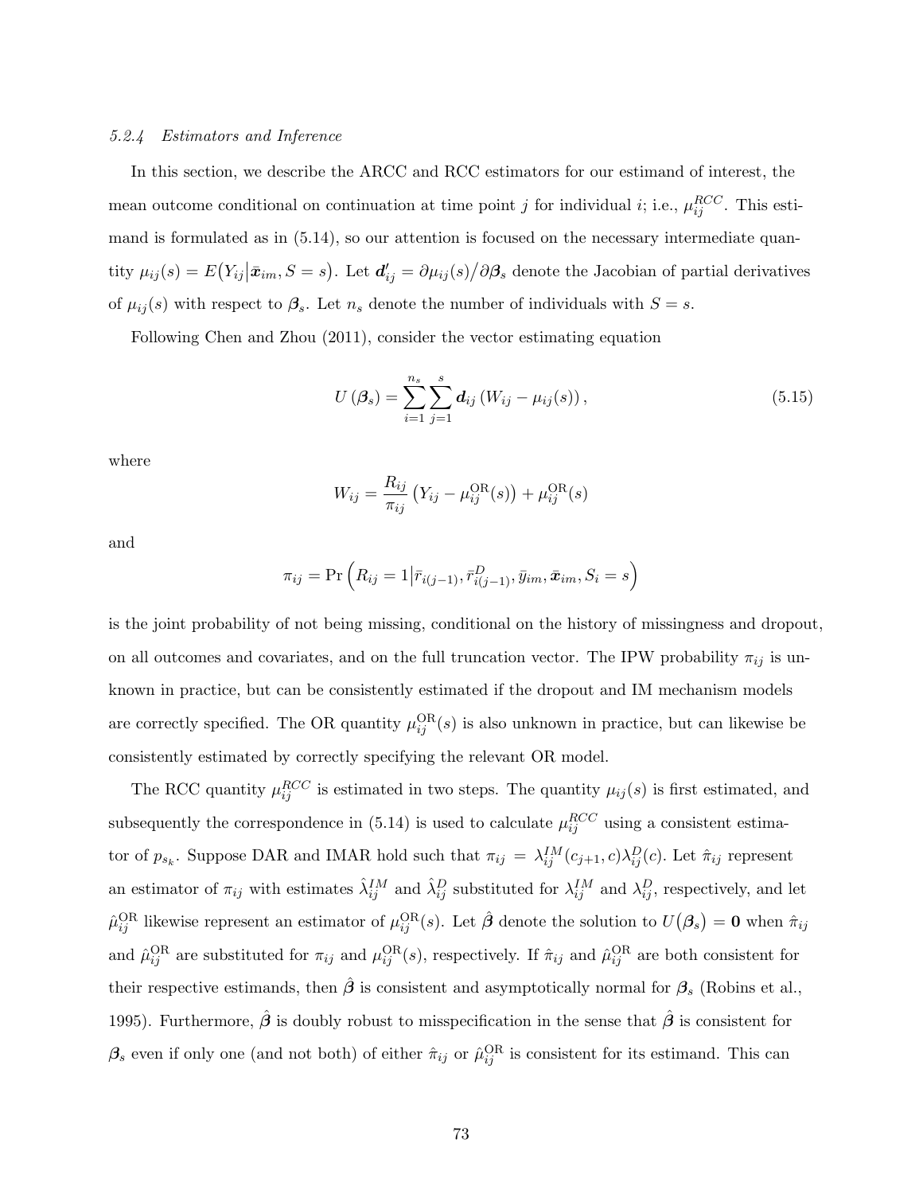#### *5.2.4 Estimators and Inference*

In this section, we describe the ARCC and RCC estimators for our estimand of interest, the mean outcome conditional on continuation at time point $j$ for individual $i$; i.e., $\mu_{ij}^{RCC}$. This estimand is formulated as in (5.14), so our attention is focused on the necessary intermediate quantity $\mu_{ij}(s) = E\big(Y_{ij}\big|\bar{\boldsymbol{x}}_{im}, S = s\big)$. Let $\boldsymbol{d}_{ij}' = \partial\mu_{ij}(s)\big/\partial\boldsymbol{\beta}_s$ denote the Jacobian of partial derivatives of $\mu_{ij}(s)$ with respect to $\boldsymbol{\beta}_s$. Let $n_s$ denote the number of individuals with $S = s$.

Following Chen and Zhou (2011), consider the vector estimating equation

$$U\left(\boldsymbol{\beta}_s\right) = \sum_{i=1}^{n_s}\sum_{j=1}^{s} \boldsymbol{d}_{ij}\left(W_{ij} - \mu_{ij}(s)\right), \tag{5.15}$$

where

$$W_{ij} = \frac{R_{ij}}{\pi_{ij}}\left(Y_{ij} - \mu_{ij}^{\text{OR}}(s)\right) + \mu_{ij}^{\text{OR}}(s)$$

and

$$\pi_{ij} = \Pr\left(R_{ij} = 1\big|\bar{r}_{i(j-1)}, \bar{r}_{i(j-1)}^{D}, \bar{y}_{im}, \bar{\boldsymbol{x}}_{im}, S_i = s\right)$$

is the joint probability of not being missing, conditional on the history of missingness and dropout, on all outcomes and covariates, and on the full truncation vector. The IPW probability $\pi_{ij}$ is unknown in practice, but can be consistently estimated if the dropout and IM mechanism models are correctly specified. The OR quantity $\mu_{ij}^{\text{OR}}(s)$ is also unknown in practice, but can likewise be consistently estimated by correctly specifying the relevant OR model.

The RCC quantity $\mu_{ij}^{RCC}$ is estimated in two steps. The quantity $\mu_{ij}(s)$ is first estimated, and subsequently the correspondence in (5.14) is used to calculate $\mu_{ij}^{RCC}$ using a consistent estimator of $p_{s_k}$. Suppose DAR and IMAR hold such that $\pi_{ij} = \lambda_{ij}^{IM}(c_{j+1}, c)\lambda_{ij}^{D}(c)$. Let $\hat{\pi}_{ij}$ represent an estimator of $\pi_{ij}$ with estimates $\hat{\lambda}_{ij}^{IM}$ and $\hat{\lambda}_{ij}^{D}$ substituted for $\lambda_{ij}^{IM}$ and $\lambda_{ij}^{D}$, respectively, and let $\hat{\mu}_{ij}^{\text{OR}}$ likewise represent an estimator of $\mu_{ij}^{\text{OR}}(s)$. Let $\hat{\boldsymbol{\beta}}$ denote the solution to $U\big(\boldsymbol{\beta}_s\big) = \boldsymbol{0}$ when $\hat{\pi}_{ij}$ and $\hat{\mu}_{ij}^{\text{OR}}$ are substituted for $\pi_{ij}$ and $\mu_{ij}^{\text{OR}}(s)$, respectively. If $\hat{\pi}_{ij}$ and $\hat{\mu}_{ij}^{\text{OR}}$ are both consistent for their respective estimands, then $\hat{\boldsymbol{\beta}}$ is consistent and asymptotically normal for $\boldsymbol{\beta}_s$ (Robins et al., 1995). Furthermore, $\hat{\boldsymbol{\beta}}$ is doubly robust to misspecification in the sense that $\hat{\boldsymbol{\beta}}$ is consistent for $\boldsymbol{\beta}_s$ even if only one (and not both) of either $\hat{\pi}_{ij}$ or $\hat{\mu}_{ij}^{\text{OR}}$ is consistent for its estimand. This can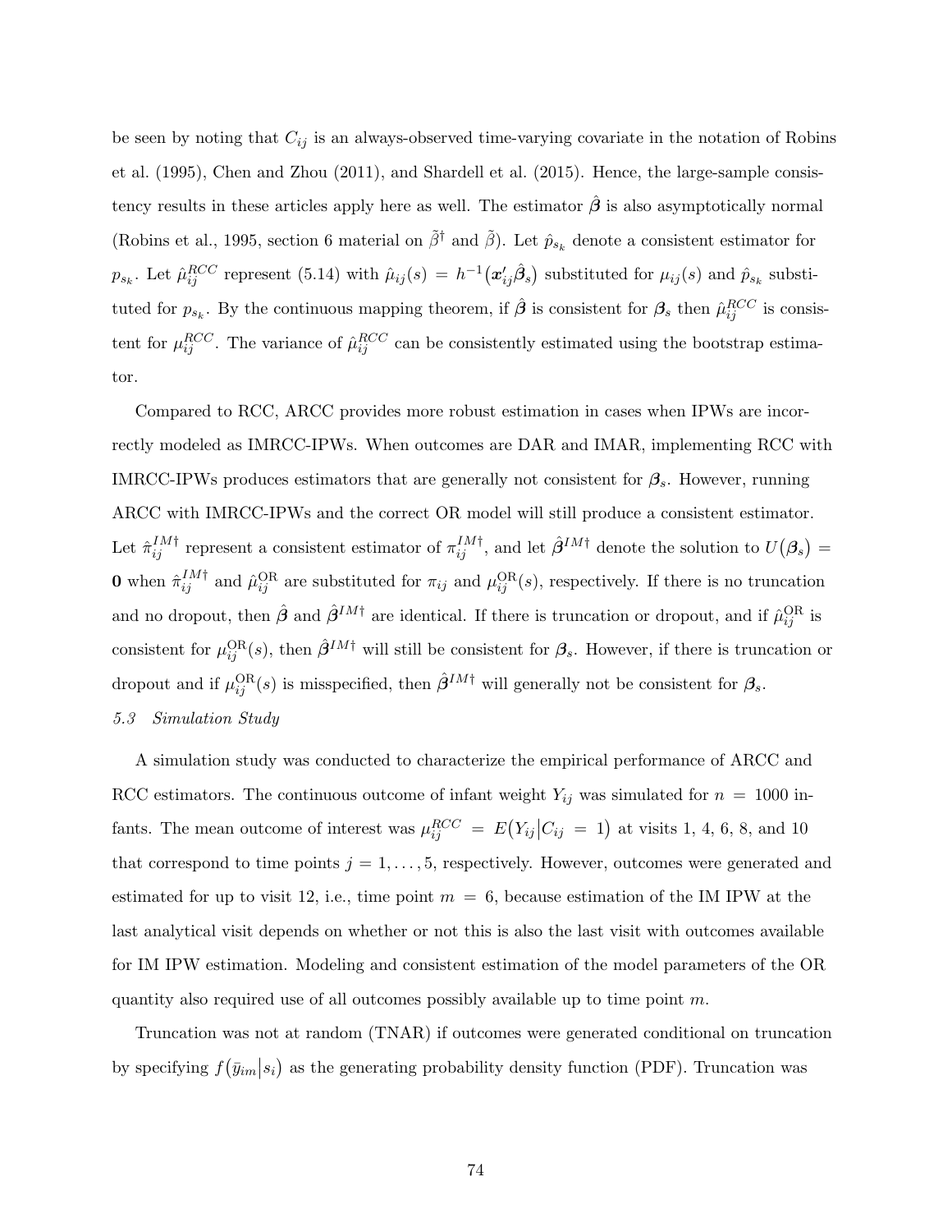be seen by noting that $C_{ij}$ is an always-observed time-varying covariate in the notation of Robins et al. (1995), Chen and Zhou (2011), and Shardell et al. (2015). Hence, the large-sample consistency results in these articles apply here as well. The estimator $\hat{\boldsymbol{\beta}}$ is also asymptotically normal (Robins et al., 1995, section 6 material on $\tilde{\beta}^{\dagger}$ and $\tilde{\beta}$). Let $\hat{p}_{s_k}$ denote a consistent estimator for $p_{s_k}$. Let $\hat{\mu}_{ij}^{RCC}$ represent (5.14) with $\hat{\mu}_{ij}(s) = h^{-1}\big(\boldsymbol{x}_{ij}'\hat{\boldsymbol{\beta}}_s\big)$ substituted for $\mu_{ij}(s)$ and $\hat{p}_{s_k}$ substituted for $p_{s_k}$. By the continuous mapping theorem, if $\hat{\boldsymbol{\beta}}$ is consistent for $\boldsymbol{\beta}_s$ then $\hat{\mu}_{ij}^{RCC}$ is consistent for $\mu_{ij}^{RCC}$. The variance of $\hat{\mu}_{ij}^{RCC}$ can be consistently estimated using the bootstrap estimator.

Compared to RCC, ARCC provides more robust estimation in cases when IPWs are incorrectly modeled as IMRCC-IPWs. When outcomes are DAR and IMAR, implementing RCC with IMRCC-IPWs produces estimators that are generally not consistent for $\boldsymbol{\beta}_s$. However, running ARCC with IMRCC-IPWs and the correct OR model will still produce a consistent estimator. Let $\hat{\pi}_{ij}^{IM\dagger}$ represent a consistent estimator of $\pi_{ij}^{IM\dagger}$, and let $\hat{\boldsymbol{\beta}}^{IM\dagger}$ denote the solution to $U\big(\boldsymbol{\beta}_s\big) = \boldsymbol{0}$ when $\hat{\pi}_{ij}^{IM\dagger}$ and $\hat{\mu}_{ij}^{\text{OR}}$ are substituted for $\pi_{ij}$ and $\mu_{ij}^{\text{OR}}(s)$, respectively. If there is no truncation and no dropout, then $\hat{\boldsymbol{\beta}}$ and $\hat{\boldsymbol{\beta}}^{IM\dagger}$ are identical. If there is truncation or dropout, and if $\hat{\mu}_{ij}^{\text{OR}}$ is consistent for $\mu_{ij}^{\text{OR}}(s)$, then $\hat{\boldsymbol{\beta}}^{IM\dagger}$ will still be consistent for $\boldsymbol{\beta}_s$. However, if there is truncation or dropout and if $\mu_{ij}^{\text{OR}}(s)$ is misspecified, then $\hat{\boldsymbol{\beta}}^{IM\dagger}$ will generally not be consistent for $\boldsymbol{\beta}_s$.

*5.3 Simulation Study*

A simulation study was conducted to characterize the empirical performance of ARCC and RCC estimators. The continuous outcome of infant weight $Y_{ij}$ was simulated for $n = 1000$ infants. The mean outcome of interest was $\mu_{ij}^{RCC} = E\big(Y_{ij}\big|C_{ij} = 1\big)$ at visits 1, 4, 6, 8, and 10 that correspond to time points $j = 1, \ldots, 5$, respectively. However, outcomes were generated and estimated for up to visit 12, i.e., time point $m = 6$, because estimation of the IM IPW at the last analytical visit depends on whether or not this is also the last visit with outcomes available for IM IPW estimation. Modeling and consistent estimation of the model parameters of the OR quantity also required use of all outcomes possibly available up to time point $m$.

Truncation was not at random (TNAR) if outcomes were generated conditional on truncation by specifying $f\big(\bar{y}_{im}\big|s_i\big)$ as the generating probability density function (PDF). Truncation was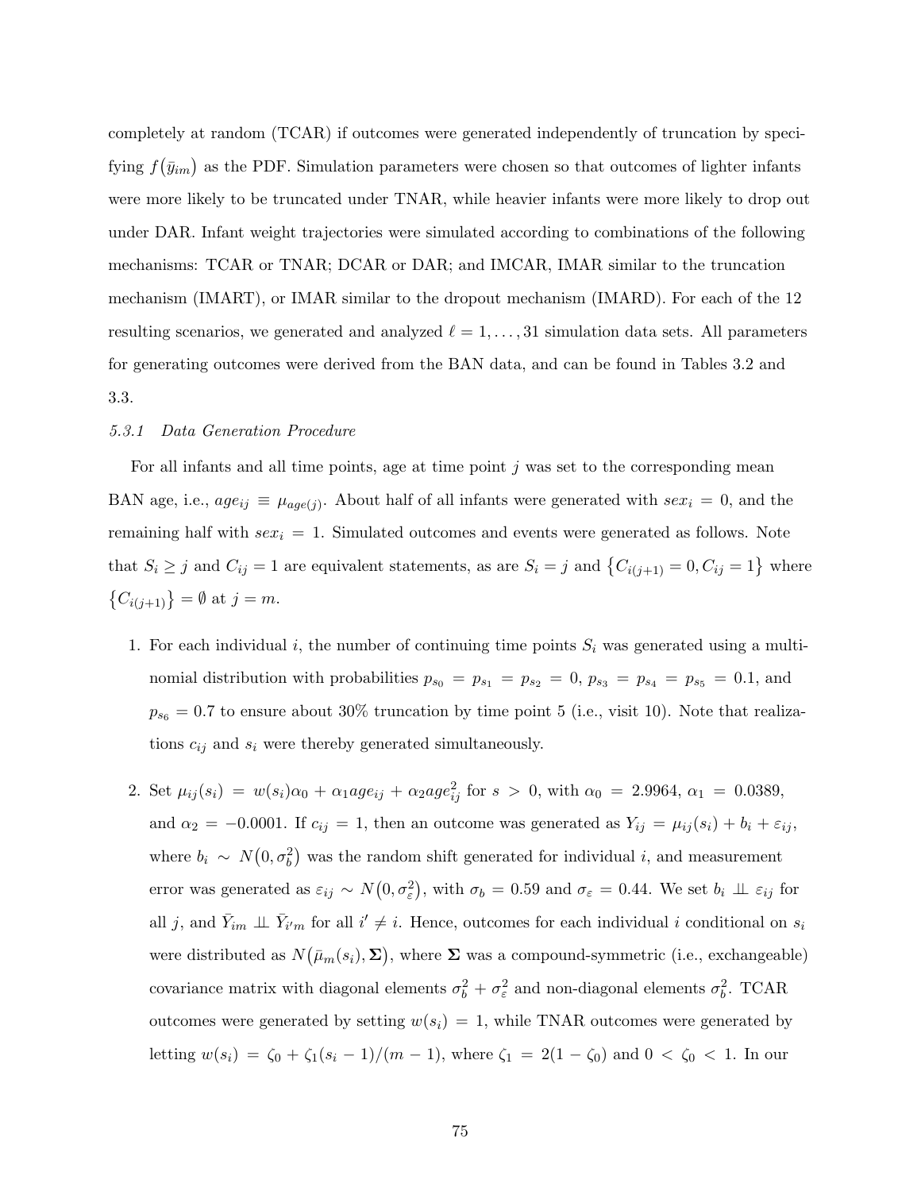completely at random (TCAR) if outcomes were generated independently of truncation by specifying $f(\bar{y}_{im})$ as the PDF. Simulation parameters were chosen so that outcomes of lighter infants were more likely to be truncated under TNAR, while heavier infants were more likely to drop out under DAR. Infant weight trajectories were simulated according to combinations of the following mechanisms: TCAR or TNAR; DCAR or DAR; and IMCAR, IMAR similar to the truncation mechanism (IMART), or IMAR similar to the dropout mechanism (IMARD). For each of the 12 resulting scenarios, we generated and analyzed $\ell = 1, \ldots, 31$ simulation data sets. All parameters for generating outcomes were derived from the BAN data, and can be found in Tables 3.2 and 3.3.

### *5.3.1 Data Generation Procedure*

For all infants and all time points, age at time point $j$ was set to the corresponding mean BAN age, i.e., $age_{ij} \equiv \mu_{age(j)}$. About half of all infants were generated with $sex_i = 0$, and the remaining half with $sex_i = 1$. Simulated outcomes and events were generated as follows. Note that $S_i \geq j$ and $C_{ij} = 1$ are equivalent statements, as are $S_i = j$ and $\{C_{i(j+1)} = 0, C_{ij} = 1\}$ where $\{C_{i(j+1)}\} = \emptyset$ at $j = m$.

1. For each individual $i$, the number of continuing time points $S_i$ was generated using a multinomial distribution with probabilities $p_{s_0} = p_{s_1} = p_{s_2} = 0$, $p_{s_3} = p_{s_4} = p_{s_5} = 0.1$, and $p_{s_6} = 0.7$ to ensure about 30% truncation by time point 5 (i.e., visit 10). Note that realizations $c_{ij}$ and $s_i$ were thereby generated simultaneously.

2. Set $\mu_{ij}(s_i) = w(s_i)\alpha_0 + \alpha_1 age_{ij} + \alpha_2 age_{ij}^2$ for $s > 0$, with $\alpha_0 = 2.9964$, $\alpha_1 = 0.0389$, and $\alpha_2 = -0.0001$. If $c_{ij} = 1$, then an outcome was generated as $Y_{ij} = \mu_{ij}(s_i) + b_i + \varepsilon_{ij}$, where $b_i \sim N(0, \sigma_b^2)$ was the random shift generated for individual $i$, and measurement error was generated as $\varepsilon_{ij} \sim N(0, \sigma_\varepsilon^2)$, with $\sigma_b = 0.59$ and $\sigma_\varepsilon = 0.44$. We set $b_i \perp\!\!\!\perp \varepsilon_{ij}$ for all $j$, and $\bar{Y}_{im} \perp\!\!\!\perp \bar{Y}_{i'm}$ for all $i' \neq i$. Hence, outcomes for each individual $i$ conditional on $s_i$ were distributed as $N(\bar{\mu}_m(s_i), \mathbf{\Sigma})$, where $\mathbf{\Sigma}$ was a compound-symmetric (i.e., exchangeable) covariance matrix with diagonal elements $\sigma_b^2 + \sigma_\varepsilon^2$ and non-diagonal elements $\sigma_b^2$. TCAR outcomes were generated by setting $w(s_i) = 1$, while TNAR outcomes were generated by letting $w(s_i) = \zeta_0 + \zeta_1(s_i - 1)/(m - 1)$, where $\zeta_1 = 2(1 - \zeta_0)$ and $0 < \zeta_0 < 1$. In our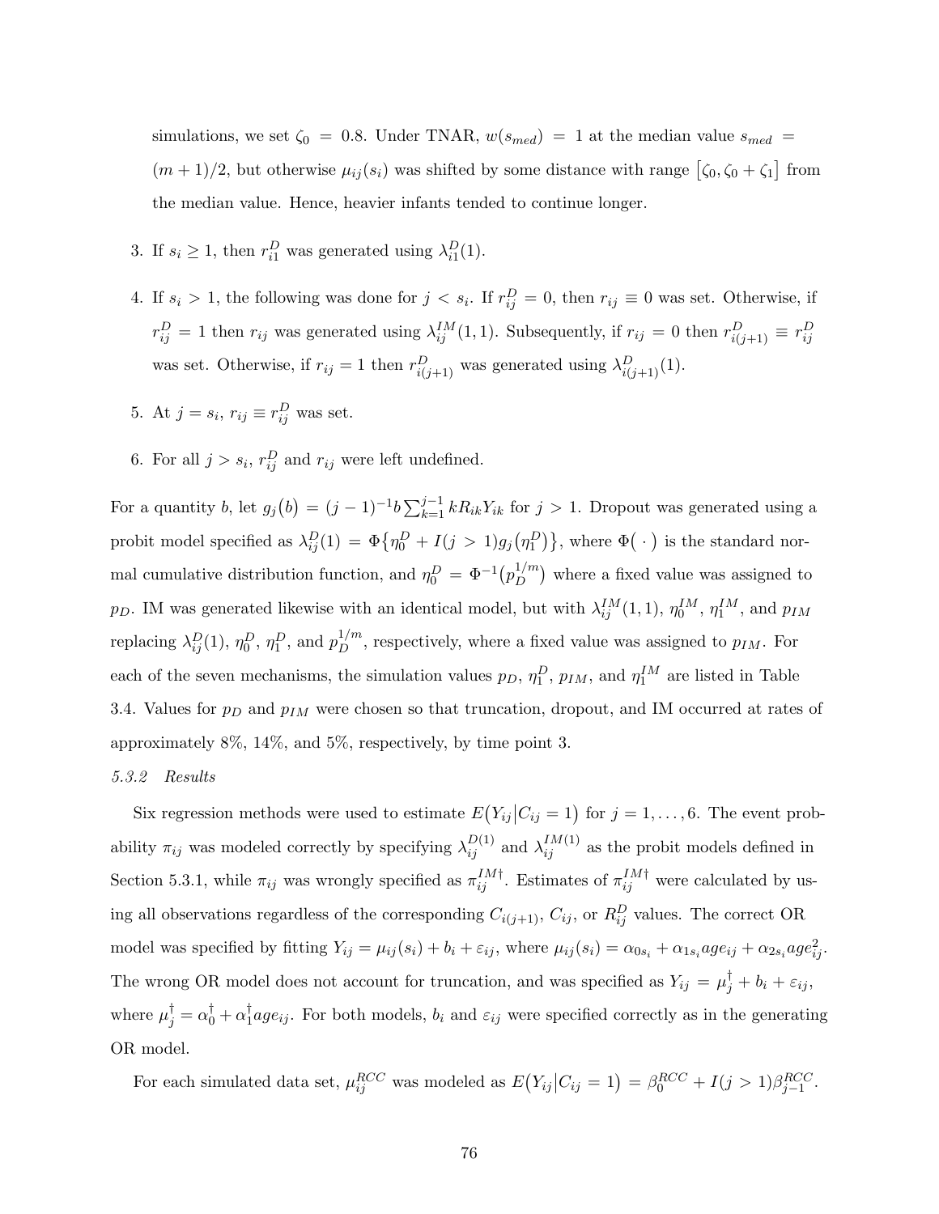simulations, we set $\zeta_0 = 0.8$. Under TNAR, $w(s_{med}) = 1$ at the median value $s_{med} = (m+1)/2$, but otherwise $\mu_{ij}(s_i)$ was shifted by some distance with range $[\zeta_0, \zeta_0 + \zeta_1]$ from the median value. Hence, heavier infants tended to continue longer.

3. If $s_i \geq 1$, then $r_{i1}^D$ was generated using $\lambda_{i1}^D(1)$.

4. If $s_i > 1$, the following was done for $j < s_i$. If $r_{ij}^D = 0$, then $r_{ij} \equiv 0$ was set. Otherwise, if $r_{ij}^D = 1$ then $r_{ij}$ was generated using $\lambda_{ij}^{IM}(1,1)$. Subsequently, if $r_{ij} = 0$ then $r_{i(j+1)}^D \equiv r_{ij}^D$ was set. Otherwise, if $r_{ij} = 1$ then $r_{i(j+1)}^D$ was generated using $\lambda_{i(j+1)}^D(1)$.

5. At $j = s_i$, $r_{ij} \equiv r_{ij}^D$ was set.

6. For all $j > s_i$, $r_{ij}^D$ and $r_{ij}$ were left undefined.

For a quantity $b$, let $g_j(b) = (j-1)^{-1} b \sum_{k=1}^{j-1} k R_{ik} Y_{ik}$ for $j > 1$. Dropout was generated using a probit model specified as $\lambda_{ij}^D(1) = \Phi\{\eta_0^D + I(j > 1) g_j(\eta_1^D)\}$, where $\Phi(\,\cdot\,)$ is the standard normal cumulative distribution function, and $\eta_0^D = \Phi^{-1}(p_D^{1/m})$ where a fixed value was assigned to $p_D$. IM was generated likewise with an identical model, but with $\lambda_{ij}^{IM}(1,1)$, $\eta_0^{IM}$, $\eta_1^{IM}$, and $p_{IM}$ replacing $\lambda_{ij}^D(1)$, $\eta_0^D$, $\eta_1^D$, and $p_D^{1/m}$, respectively, where a fixed value was assigned to $p_{IM}$. For each of the seven mechanisms, the simulation values $p_D$, $\eta_1^D$, $p_{IM}$, and $\eta_1^{IM}$ are listed in Table 3.4. Values for $p_D$ and $p_{IM}$ were chosen so that truncation, dropout, and IM occurred at rates of approximately 8%, 14%, and 5%, respectively, by time point 3.

*5.3.2 Results*

Six regression methods were used to estimate $E(Y_{ij} | C_{ij} = 1)$ for $j = 1, \ldots, 6$. The event probability $\pi_{ij}$ was modeled correctly by specifying $\lambda_{ij}^{D(1)}$ and $\lambda_{ij}^{IM(1)}$ as the probit models defined in Section 5.3.1, while $\pi_{ij}$ was wrongly specified as $\pi_{ij}^{IM\dagger}$. Estimates of $\pi_{ij}^{IM\dagger}$ were calculated by using all observations regardless of the corresponding $C_{i(j+1)}$, $C_{ij}$, or $R_{ij}^D$ values. The correct OR model was specified by fitting $Y_{ij} = \mu_{ij}(s_i) + b_i + \varepsilon_{ij}$, where $\mu_{ij}(s_i) = \alpha_{0s_i} + \alpha_{1s_i} age_{ij} + \alpha_{2s_i} age_{ij}^2$. The wrong OR model does not account for truncation, and was specified as $Y_{ij} = \mu_j^\dagger + b_i + \varepsilon_{ij}$, where $\mu_j^\dagger = \alpha_0^\dagger + \alpha_1^\dagger age_{ij}$. For both models, $b_i$ and $\varepsilon_{ij}$ were specified correctly as in the generating OR model.

For each simulated data set, $\mu_{ij}^{RCC}$ was modeled as $E(Y_{ij} | C_{ij} = 1) = \beta_0^{RCC} + I(j > 1)\beta_{j-1}^{RCC}$.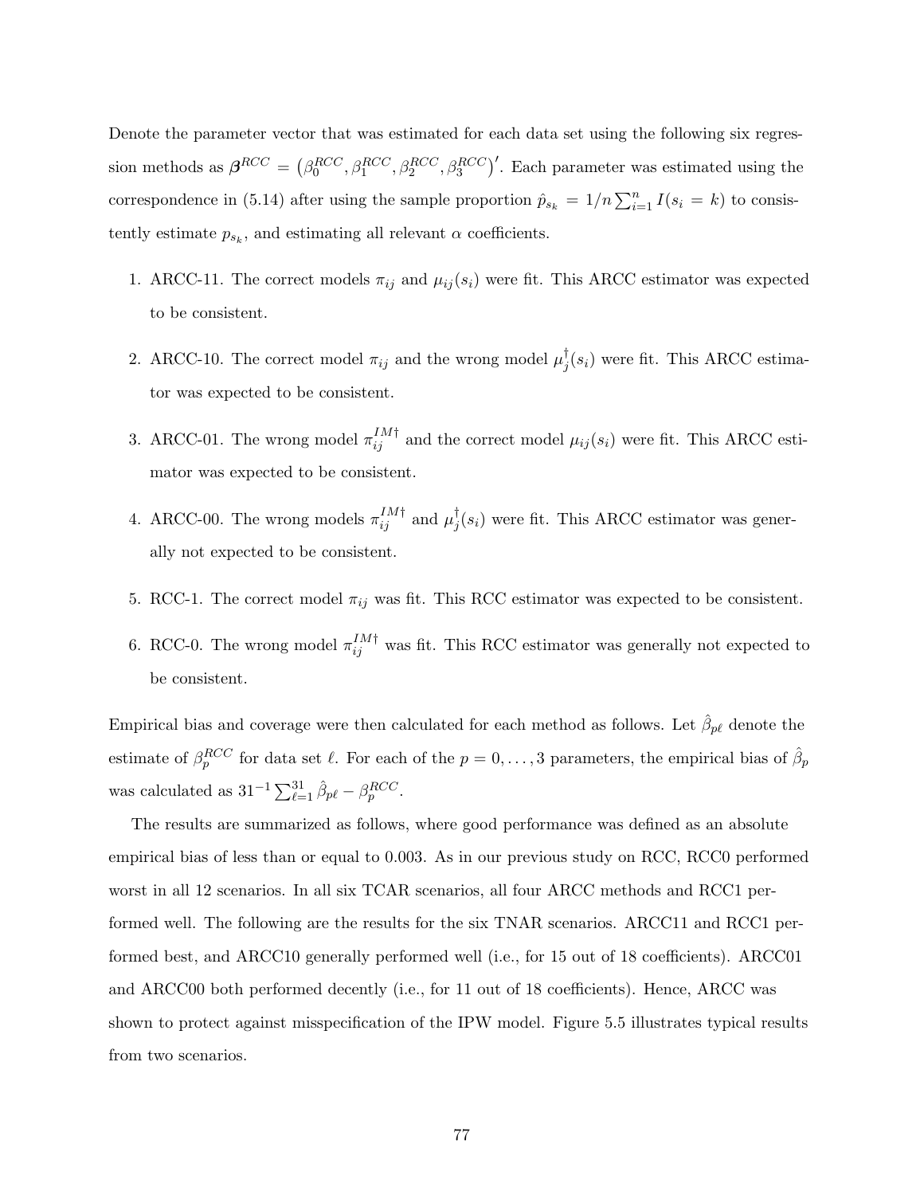Denote the parameter vector that was estimated for each data set using the following six regression methods as $\boldsymbol{\beta}^{RCC} = \left(\beta_0^{RCC}, \beta_1^{RCC}, \beta_2^{RCC}, \beta_3^{RCC}\right)'$. Each parameter was estimated using the correspondence in (5.14) after using the sample proportion $\hat{p}_{s_k} = 1/n \sum_{i=1}^{n} I(s_i = k)$ to consistently estimate $p_{s_k}$, and estimating all relevant $\alpha$ coefficients.

1. ARCC-11. The correct models $\pi_{ij}$ and $\mu_{ij}(s_i)$ were fit. This ARCC estimator was expected to be consistent.

2. ARCC-10. The correct model $\pi_{ij}$ and the wrong model $\mu_j^{\dagger}(s_i)$ were fit. This ARCC estimator was expected to be consistent.

3. ARCC-01. The wrong model $\pi_{ij}^{IM\dagger}$ and the correct model $\mu_{ij}(s_i)$ were fit. This ARCC estimator was expected to be consistent.

4. ARCC-00. The wrong models $\pi_{ij}^{IM\dagger}$ and $\mu_j^{\dagger}(s_i)$ were fit. This ARCC estimator was generally not expected to be consistent.

5. RCC-1. The correct model $\pi_{ij}$ was fit. This RCC estimator was expected to be consistent.

6. RCC-0. The wrong model $\pi_{ij}^{IM\dagger}$ was fit. This RCC estimator was generally not expected to be consistent.

Empirical bias and coverage were then calculated for each method as follows. Let $\hat{\beta}_{p\ell}$ denote the estimate of $\beta_p^{RCC}$ for data set $\ell$. For each of the $p = 0, \ldots, 3$ parameters, the empirical bias of $\hat{\beta}_p$ was calculated as $31^{-1} \sum_{\ell=1}^{31} \hat{\beta}_{p\ell} - \beta_p^{RCC}$.

The results are summarized as follows, where good performance was defined as an absolute empirical bias of less than or equal to 0.003. As in our previous study on RCC, RCC0 performed worst in all 12 scenarios. In all six TCAR scenarios, all four ARCC methods and RCC1 performed well. The following are the results for the six TNAR scenarios. ARCC11 and RCC1 performed best, and ARCC10 generally performed well (i.e., for 15 out of 18 coefficients). ARCC01 and ARCC00 both performed decently (i.e., for 11 out of 18 coefficients). Hence, ARCC was shown to protect against misspecification of the IPW model. Figure 5.5 illustrates typical results from two scenarios.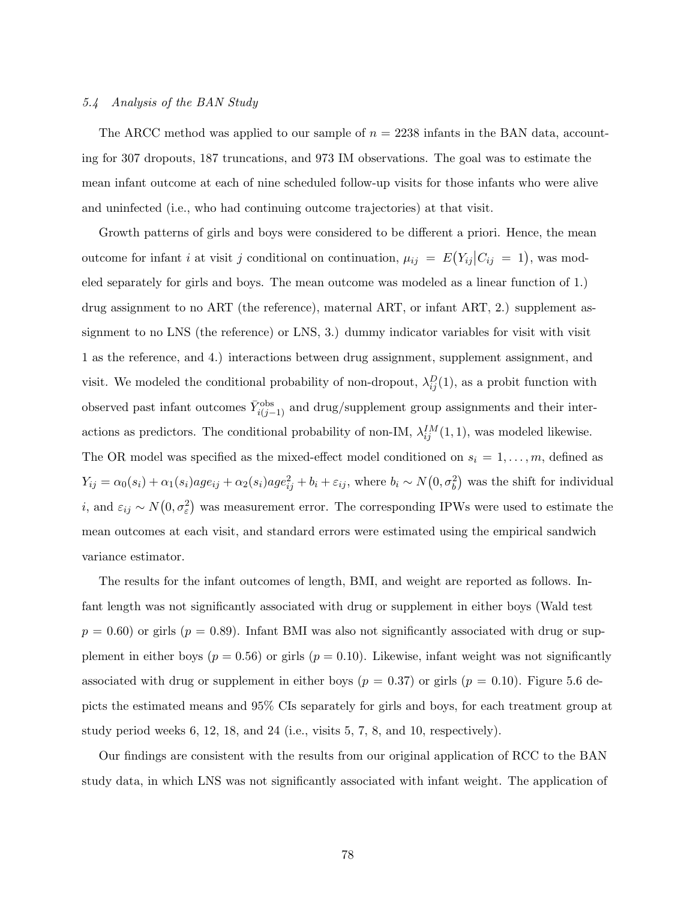### *5.4 Analysis of the BAN Study*

The ARCC method was applied to our sample of $n = 2238$ infants in the BAN data, accounting for 307 dropouts, 187 truncations, and 973 IM observations. The goal was to estimate the mean infant outcome at each of nine scheduled follow-up visits for those infants who were alive and uninfected (i.e., who had continuing outcome trajectories) at that visit.

Growth patterns of girls and boys were considered to be different a priori. Hence, the mean outcome for infant $i$ at visit $j$ conditional on continuation, $\mu_{ij} = E(Y_{ij} | C_{ij} = 1)$, was modeled separately for girls and boys. The mean outcome was modeled as a linear function of 1.) drug assignment to no ART (the reference), maternal ART, or infant ART, 2.) supplement assignment to no LNS (the reference) or LNS, 3.) dummy indicator variables for visit with visit 1 as the reference, and 4.) interactions between drug assignment, supplement assignment, and visit. We modeled the conditional probability of non-dropout, $\lambda_{ij}^{D}(1)$, as a probit function with observed past infant outcomes $\bar{Y}_{i(j-1)}^{\text{obs}}$ and drug/supplement group assignments and their interactions as predictors. The conditional probability of non-IM, $\lambda_{ij}^{IM}(1, 1)$, was modeled likewise. The OR model was specified as the mixed-effect model conditioned on $s_i = 1, \ldots, m$, defined as $Y_{ij} = \alpha_0(s_i) + \alpha_1(s_i)age_{ij} + \alpha_2(s_i)age_{ij}^2 + b_i + \varepsilon_{ij}$, where $b_i \sim N(0, \sigma_b^2)$ was the shift for individual $i$, and $\varepsilon_{ij} \sim N(0, \sigma_\varepsilon^2)$ was measurement error. The corresponding IPWs were used to estimate the mean outcomes at each visit, and standard errors were estimated using the empirical sandwich variance estimator.

The results for the infant outcomes of length, BMI, and weight are reported as follows. Infant length was not significantly associated with drug or supplement in either boys (Wald test $p = 0.60$) or girls ($p = 0.89$). Infant BMI was also not significantly associated with drug or supplement in either boys ($p = 0.56$) or girls ($p = 0.10$). Likewise, infant weight was not significantly associated with drug or supplement in either boys ($p = 0.37$) or girls ($p = 0.10$). Figure 5.6 depicts the estimated means and 95% CIs separately for girls and boys, for each treatment group at study period weeks 6, 12, 18, and 24 (i.e., visits 5, 7, 8, and 10, respectively).

Our findings are consistent with the results from our original application of RCC to the BAN study data, in which LNS was not significantly associated with infant weight. The application of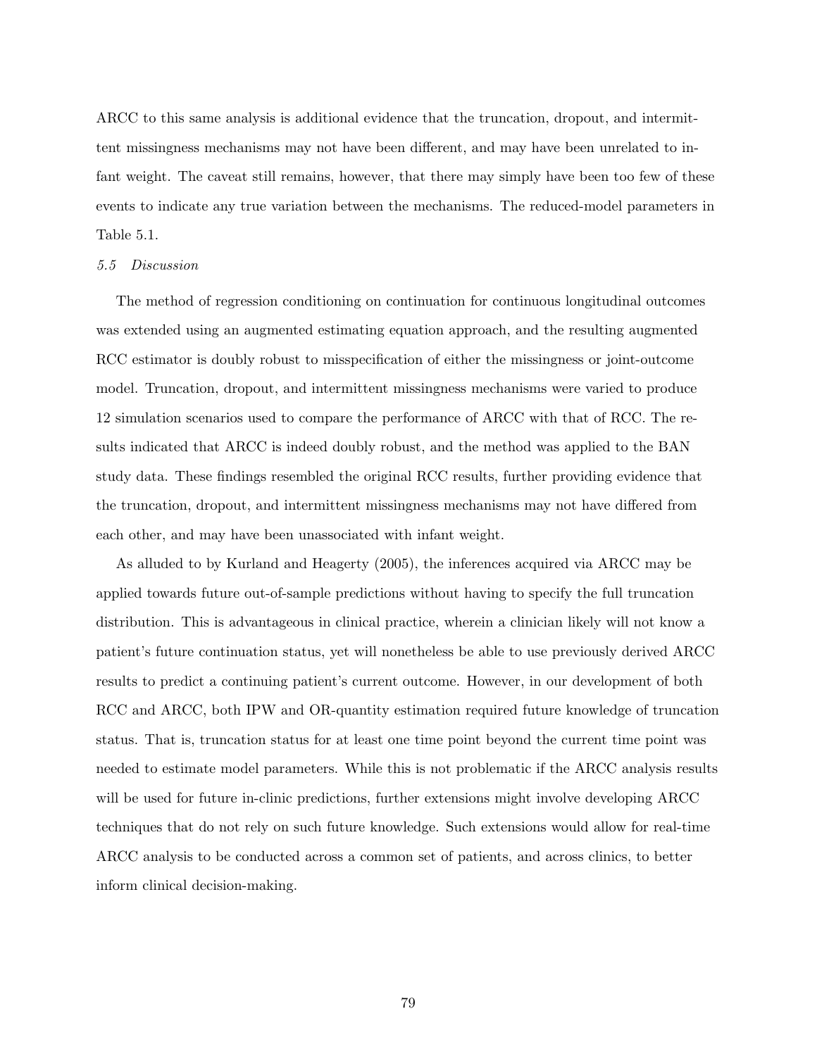ARCC to this same analysis is additional evidence that the truncation, dropout, and intermittent missingness mechanisms may not have been different, and may have been unrelated to infant weight. The caveat still remains, however, that there may simply have been too few of these events to indicate any true variation between the mechanisms. The reduced-model parameters in Table 5.1.

### *5.5 Discussion*

The method of regression conditioning on continuation for continuous longitudinal outcomes was extended using an augmented estimating equation approach, and the resulting augmented RCC estimator is doubly robust to misspecification of either the missingness or joint-outcome model. Truncation, dropout, and intermittent missingness mechanisms were varied to produce 12 simulation scenarios used to compare the performance of ARCC with that of RCC. The results indicated that ARCC is indeed doubly robust, and the method was applied to the BAN study data. These findings resembled the original RCC results, further providing evidence that the truncation, dropout, and intermittent missingness mechanisms may not have differed from each other, and may have been unassociated with infant weight.

As alluded to by Kurland and Heagerty (2005), the inferences acquired via ARCC may be applied towards future out-of-sample predictions without having to specify the full truncation distribution. This is advantageous in clinical practice, wherein a clinician likely will not know a patient's future continuation status, yet will nonetheless be able to use previously derived ARCC results to predict a continuing patient's current outcome. However, in our development of both RCC and ARCC, both IPW and OR-quantity estimation required future knowledge of truncation status. That is, truncation status for at least one time point beyond the current time point was needed to estimate model parameters. While this is not problematic if the ARCC analysis results will be used for future in-clinic predictions, further extensions might involve developing ARCC techniques that do not rely on such future knowledge. Such extensions would allow for real-time ARCC analysis to be conducted across a common set of patients, and across clinics, to better inform clinical decision-making.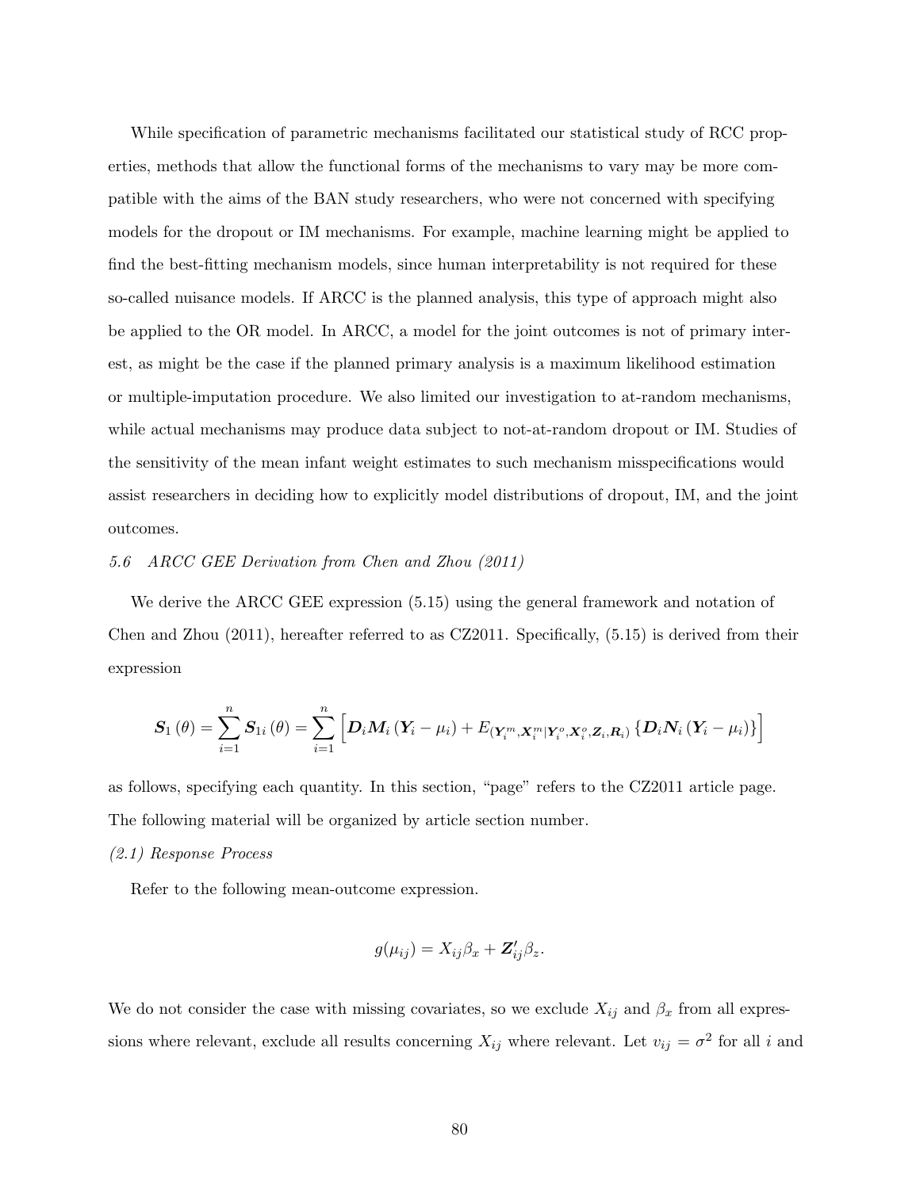While specification of parametric mechanisms facilitated our statistical study of RCC properties, methods that allow the functional forms of the mechanisms to vary may be more compatible with the aims of the BAN study researchers, who were not concerned with specifying models for the dropout or IM mechanisms. For example, machine learning might be applied to find the best-fitting mechanism models, since human interpretability is not required for these so-called nuisance models. If ARCC is the planned analysis, this type of approach might also be applied to the OR model. In ARCC, a model for the joint outcomes is not of primary interest, as might be the case if the planned primary analysis is a maximum likelihood estimation or multiple-imputation procedure. We also limited our investigation to at-random mechanisms, while actual mechanisms may produce data subject to not-at-random dropout or IM. Studies of the sensitivity of the mean infant weight estimates to such mechanism misspecifications would assist researchers in deciding how to explicitly model distributions of dropout, IM, and the joint outcomes.

*5.6 ARCC GEE Derivation from Chen and Zhou (2011)*

We derive the ARCC GEE expression (5.15) using the general framework and notation of Chen and Zhou (2011), hereafter referred to as CZ2011. Specifically, (5.15) is derived from their expression

$$\boldsymbol{S}_1(\theta) = \sum_{i=1}^{n} \boldsymbol{S}_{1i}(\theta) = \sum_{i=1}^{n} \left[ \boldsymbol{D}_i \boldsymbol{M}_i (\boldsymbol{Y}_i - \mu_i) + E_{(\boldsymbol{Y}_i^m, \boldsymbol{X}_i^m | \boldsymbol{Y}_i^o, \boldsymbol{X}_i^o, \boldsymbol{Z}_i, \boldsymbol{R}_i)} \{ \boldsymbol{D}_i \boldsymbol{N}_i (\boldsymbol{Y}_i - \mu_i) \} \right]$$

as follows, specifying each quantity. In this section, "page" refers to the CZ2011 article page. The following material will be organized by article section number.

*(2.1) Response Process*

Refer to the following mean-outcome expression.

$$g(\mu_{ij}) = X_{ij}\beta_x + \boldsymbol{Z}_{ij}'\beta_z.$$

We do not consider the case with missing covariates, so we exclude $X_{ij}$ and $\beta_x$ from all expressions where relevant, exclude all results concerning $X_{ij}$ where relevant. Let $v_{ij} = \sigma^2$ for all $i$ and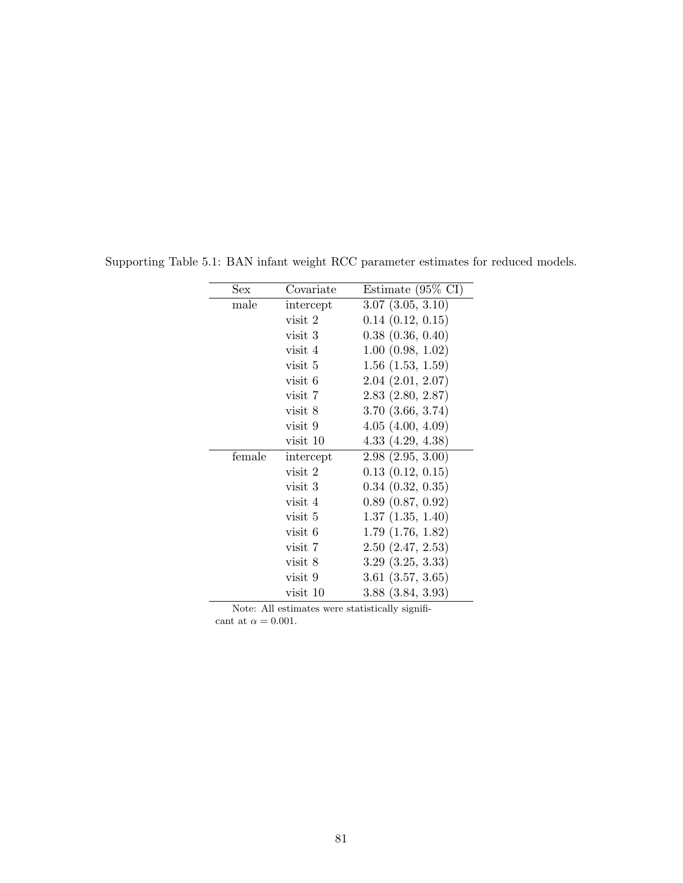Supporting Table 5.1: BAN infant weight RCC parameter estimates for reduced models.

| Sex | Covariate | Estimate (95% CI) |
|---|---|---|
| male | intercept | 3.07 (3.05, 3.10) |
| | visit 2 | 0.14 (0.12, 0.15) |
| | visit 3 | 0.38 (0.36, 0.40) |
| | visit 4 | 1.00 (0.98, 1.02) |
| | visit 5 | 1.56 (1.53, 1.59) |
| | visit 6 | 2.04 (2.01, 2.07) |
| | visit 7 | 2.83 (2.80, 2.87) |
| | visit 8 | 3.70 (3.66, 3.74) |
| | visit 9 | 4.05 (4.00, 4.09) |
| | visit 10 | 4.33 (4.29, 4.38) |
| female | intercept | 2.98 (2.95, 3.00) |
| | visit 2 | 0.13 (0.12, 0.15) |
| | visit 3 | 0.34 (0.32, 0.35) |
| | visit 4 | 0.89 (0.87, 0.92) |
| | visit 5 | 1.37 (1.35, 1.40) |
| | visit 6 | 1.79 (1.76, 1.82) |
| | visit 7 | 2.50 (2.47, 2.53) |
| | visit 8 | 3.29 (3.25, 3.33) |
| | visit 9 | 3.61 (3.57, 3.65) |
| | visit 10 | 3.88 (3.84, 3.93) |

Note: All estimates were statistically significant at $\alpha = 0.001$.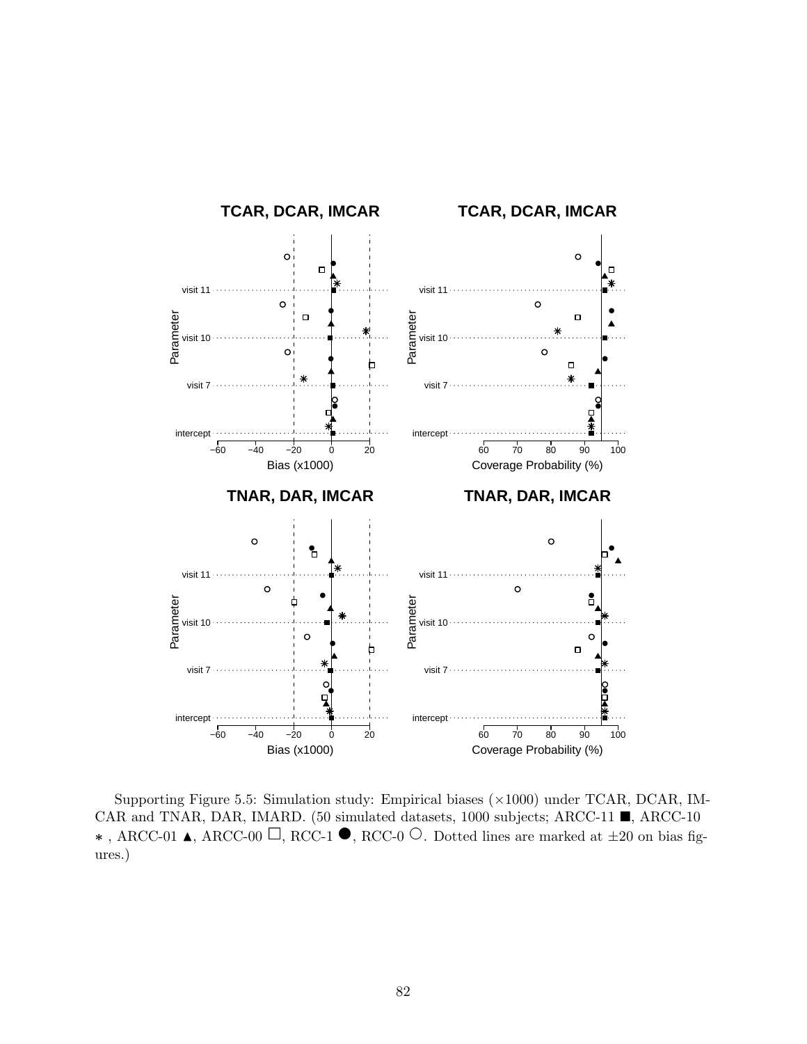**TCAR, DCAR, IMCAR**

**TCAR, DCAR, IMCAR**

**TNAR, DAR, IMCAR**

**TNAR, DAR, IMCAR**

Supporting Figure 5.5: Simulation study: Empirical biases ($\times 1000$) under TCAR, DCAR, IMCAR and TNAR, DAR, IMARD. (50 simulated datasets, 1000 subjects; ARCC-11 ■, ARCC-10 $*$ , ARCC-01 ▲, ARCC-00 □, RCC-1 ●, RCC-0 ○. Dotted lines are marked at $\pm 20$ on bias figures.)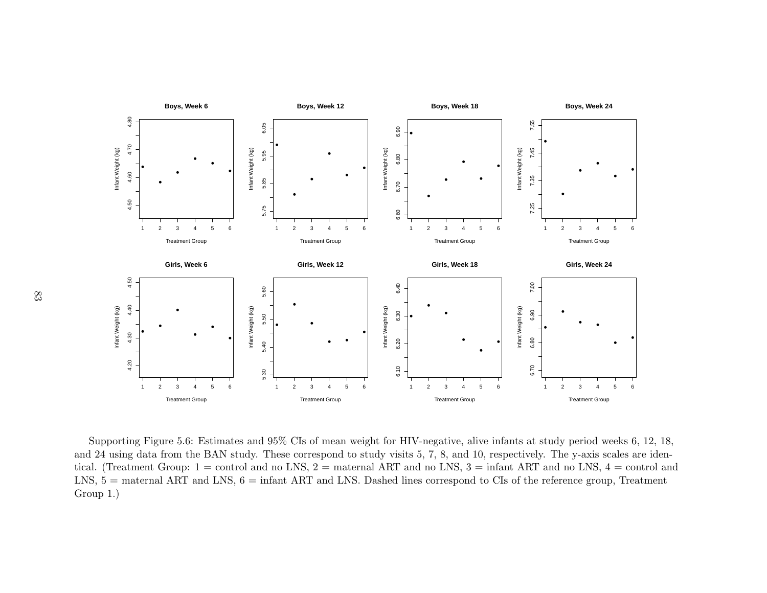Supporting Figure 5.6: Estimates and 95% CIs of mean weight for HIV-negative, alive infants at study period weeks 6, 12, 18, and 24 using data from the BAN study. These correspond to study visits 5, 7, 8, and 10, respectively. The y-axis scales are identical. (Treatment Group: 1 = control and no LNS, 2 = maternal ART and no LNS, 3 = infant ART and no LNS, 4 = control and LNS, 5 = maternal ART and LNS, 6 = infant ART and LNS. Dashed lines correspond to CIs of the reference group, Treatment Group 1.)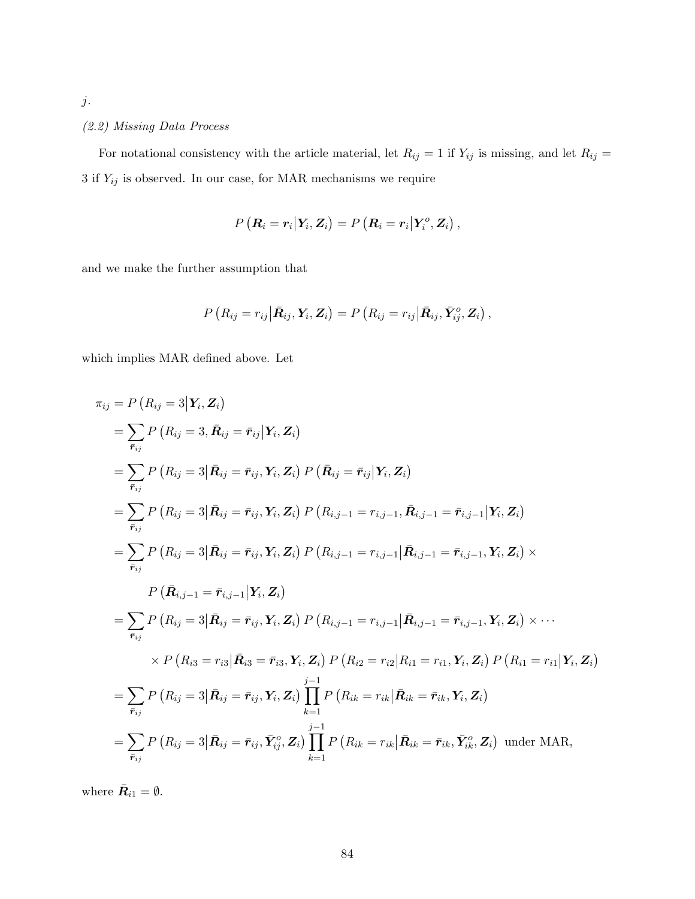$j$.

*(2.2) Missing Data Process*

For notational consistency with the article material, let $R_{ij} = 1$ if $Y_{ij}$ is missing, and let $R_{ij} = 3$ if $Y_{ij}$ is observed. In our case, for MAR mechanisms we require

$$P\left(\boldsymbol{R}_i = \boldsymbol{r}_i \middle| \boldsymbol{Y}_i, \boldsymbol{Z}_i\right) = P\left(\boldsymbol{R}_i = \boldsymbol{r}_i \middle| \boldsymbol{Y}_i^o, \boldsymbol{Z}_i\right),$$

and we make the further assumption that

$$P\left(R_{ij} = r_{ij} \middle| \bar{\boldsymbol{R}}_{ij}, \boldsymbol{Y}_i, \boldsymbol{Z}_i\right) = P\left(R_{ij} = r_{ij} \middle| \bar{\boldsymbol{R}}_{ij}, \bar{\boldsymbol{Y}}_{ij}^o, \boldsymbol{Z}_i\right),$$

which implies MAR defined above. Let

$$\begin{aligned}
\pi_{ij} &= P\left(R_{ij} = 3 \middle| \boldsymbol{Y}_i, \boldsymbol{Z}_i\right) \\
&= \sum_{\bar{\boldsymbol{r}}_{ij}} P\left(R_{ij} = 3, \bar{\boldsymbol{R}}_{ij} = \bar{\boldsymbol{r}}_{ij} \middle| \boldsymbol{Y}_i, \boldsymbol{Z}_i\right) \\
&= \sum_{\bar{\boldsymbol{r}}_{ij}} P\left(R_{ij} = 3 \middle| \bar{\boldsymbol{R}}_{ij} = \bar{\boldsymbol{r}}_{ij}, \boldsymbol{Y}_i, \boldsymbol{Z}_i\right) P\left(\bar{\boldsymbol{R}}_{ij} = \bar{\boldsymbol{r}}_{ij} \middle| \boldsymbol{Y}_i, \boldsymbol{Z}_i\right) \\
&= \sum_{\bar{\boldsymbol{r}}_{ij}} P\left(R_{ij} = 3 \middle| \bar{\boldsymbol{R}}_{ij} = \bar{\boldsymbol{r}}_{ij}, \boldsymbol{Y}_i, \boldsymbol{Z}_i\right) P\left(R_{i,j-1} = r_{i,j-1}, \bar{\boldsymbol{R}}_{i,j-1} = \bar{\boldsymbol{r}}_{i,j-1} \middle| \boldsymbol{Y}_i, \boldsymbol{Z}_i\right) \\
&= \sum_{\bar{\boldsymbol{r}}_{ij}} P\left(R_{ij} = 3 \middle| \bar{\boldsymbol{R}}_{ij} = \bar{\boldsymbol{r}}_{ij}, \boldsymbol{Y}_i, \boldsymbol{Z}_i\right) P\left(R_{i,j-1} = r_{i,j-1} \middle| \bar{\boldsymbol{R}}_{i,j-1} = \bar{\boldsymbol{r}}_{i,j-1}, \boldsymbol{Y}_i, \boldsymbol{Z}_i\right) \times \\
&\qquad P\left(\bar{\boldsymbol{R}}_{i,j-1} = \bar{\boldsymbol{r}}_{i,j-1} \middle| \boldsymbol{Y}_i, \boldsymbol{Z}_i\right) \\
&= \sum_{\bar{\boldsymbol{r}}_{ij}} P\left(R_{ij} = 3 \middle| \bar{\boldsymbol{R}}_{ij} = \bar{\boldsymbol{r}}_{ij}, \boldsymbol{Y}_i, \boldsymbol{Z}_i\right) P\left(R_{i,j-1} = r_{i,j-1} \middle| \bar{\boldsymbol{R}}_{i,j-1} = \bar{\boldsymbol{r}}_{i,j-1}, \boldsymbol{Y}_i, \boldsymbol{Z}_i\right) \times \cdots \\
&\qquad \times P\left(R_{i3} = r_{i3} \middle| \bar{\boldsymbol{R}}_{i3} = \bar{\boldsymbol{r}}_{i3}, \boldsymbol{Y}_i, \boldsymbol{Z}_i\right) P\left(R_{i2} = r_{i2} \middle| R_{i1} = r_{i1}, \boldsymbol{Y}_i, \boldsymbol{Z}_i\right) P\left(R_{i1} = r_{i1} \middle| \boldsymbol{Y}_i, \boldsymbol{Z}_i\right) \\
&= \sum_{\bar{\boldsymbol{r}}_{ij}} P\left(R_{ij} = 3 \middle| \bar{\boldsymbol{R}}_{ij} = \bar{\boldsymbol{r}}_{ij}, \boldsymbol{Y}_i, \boldsymbol{Z}_i\right) \prod_{k=1}^{j-1} P\left(R_{ik} = r_{ik} \middle| \bar{\boldsymbol{R}}_{ik} = \bar{\boldsymbol{r}}_{ik}, \boldsymbol{Y}_i, \boldsymbol{Z}_i\right) \\
&= \sum_{\bar{\boldsymbol{r}}_{ij}} P\left(R_{ij} = 3 \middle| \bar{\boldsymbol{R}}_{ij} = \bar{\boldsymbol{r}}_{ij}, \bar{\boldsymbol{Y}}_{ij}^o, \boldsymbol{Z}_i\right) \prod_{k=1}^{j-1} P\left(R_{ik} = r_{ik} \middle| \bar{\boldsymbol{R}}_{ik} = \bar{\boldsymbol{r}}_{ik}, \bar{\boldsymbol{Y}}_{ik}^o, \boldsymbol{Z}_i\right) \text{ under MAR,}
\end{aligned}$$

where $\bar{\boldsymbol{R}}_{i1} = \emptyset$.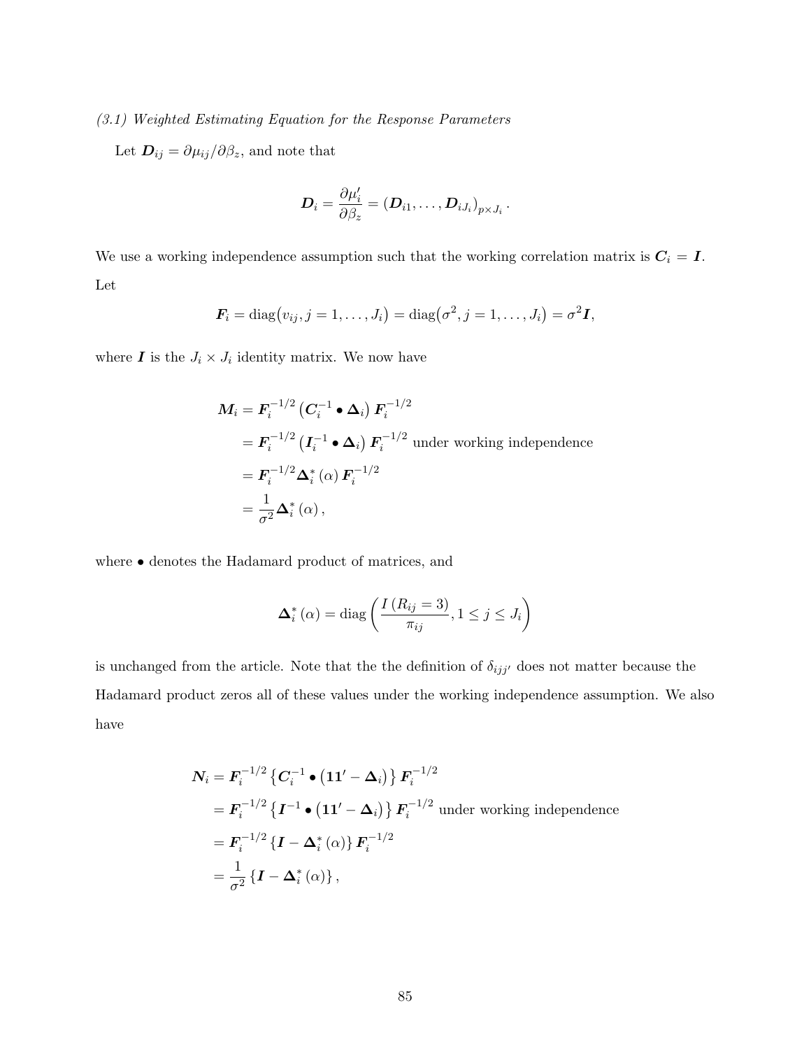*(3.1) Weighted Estimating Equation for the Response Parameters*

Let $\boldsymbol{D}_{ij} = \partial\mu_{ij}/\partial\beta_z$, and note that

$$\boldsymbol{D}_i = \frac{\partial\mu_i'}{\partial\beta_z} = \left(\boldsymbol{D}_{i1}, \ldots, \boldsymbol{D}_{iJ_i}\right)_{p\times J_i}.$$

We use a working independence assumption such that the working correlation matrix is $\boldsymbol{C}_i = \boldsymbol{I}$. Let

$$\boldsymbol{F}_i = \operatorname{diag}\big(v_{ij}, j = 1, \ldots, J_i\big) = \operatorname{diag}\big(\sigma^2, j = 1, \ldots, J_i\big) = \sigma^2\boldsymbol{I},$$

where $\boldsymbol{I}$ is the $J_i \times J_i$ identity matrix. We now have

$$\begin{aligned}
\boldsymbol{M}_i &= \boldsymbol{F}_i^{-1/2}\left(\boldsymbol{C}_i^{-1} \bullet \boldsymbol{\Delta}_i\right)\boldsymbol{F}_i^{-1/2} \\
&= \boldsymbol{F}_i^{-1/2}\left(\boldsymbol{I}_i^{-1} \bullet \boldsymbol{\Delta}_i\right)\boldsymbol{F}_i^{-1/2} \text{ under working independence} \\
&= \boldsymbol{F}_i^{-1/2}\boldsymbol{\Delta}_i^*(\alpha)\,\boldsymbol{F}_i^{-1/2} \\
&= \frac{1}{\sigma^2}\boldsymbol{\Delta}_i^*(\alpha),
\end{aligned}$$

where $\bullet$ denotes the Hadamard product of matrices, and

$$\boldsymbol{\Delta}_i^*(\alpha) = \operatorname{diag}\left(\frac{I\left(R_{ij} = 3\right)}{\pi_{ij}}, 1 \le j \le J_i\right)$$

is unchanged from the article. Note that the the definition of $\delta_{ijj'}$ does not matter because the Hadamard product zeros all of these values under the working independence assumption. We also have

$$\begin{aligned}
\boldsymbol{N}_i &= \boldsymbol{F}_i^{-1/2}\left\{\boldsymbol{C}_i^{-1} \bullet \left(\boldsymbol{1}\boldsymbol{1}' - \boldsymbol{\Delta}_i\right)\right\}\boldsymbol{F}_i^{-1/2} \\
&= \boldsymbol{F}_i^{-1/2}\left\{\boldsymbol{I}^{-1} \bullet \left(\boldsymbol{1}\boldsymbol{1}' - \boldsymbol{\Delta}_i\right)\right\}\boldsymbol{F}_i^{-1/2} \text{ under working independence} \\
&= \boldsymbol{F}_i^{-1/2}\left\{\boldsymbol{I} - \boldsymbol{\Delta}_i^*(\alpha)\right\}\boldsymbol{F}_i^{-1/2} \\
&= \frac{1}{\sigma^2}\left\{\boldsymbol{I} - \boldsymbol{\Delta}_i^*(\alpha)\right\},
\end{aligned}$$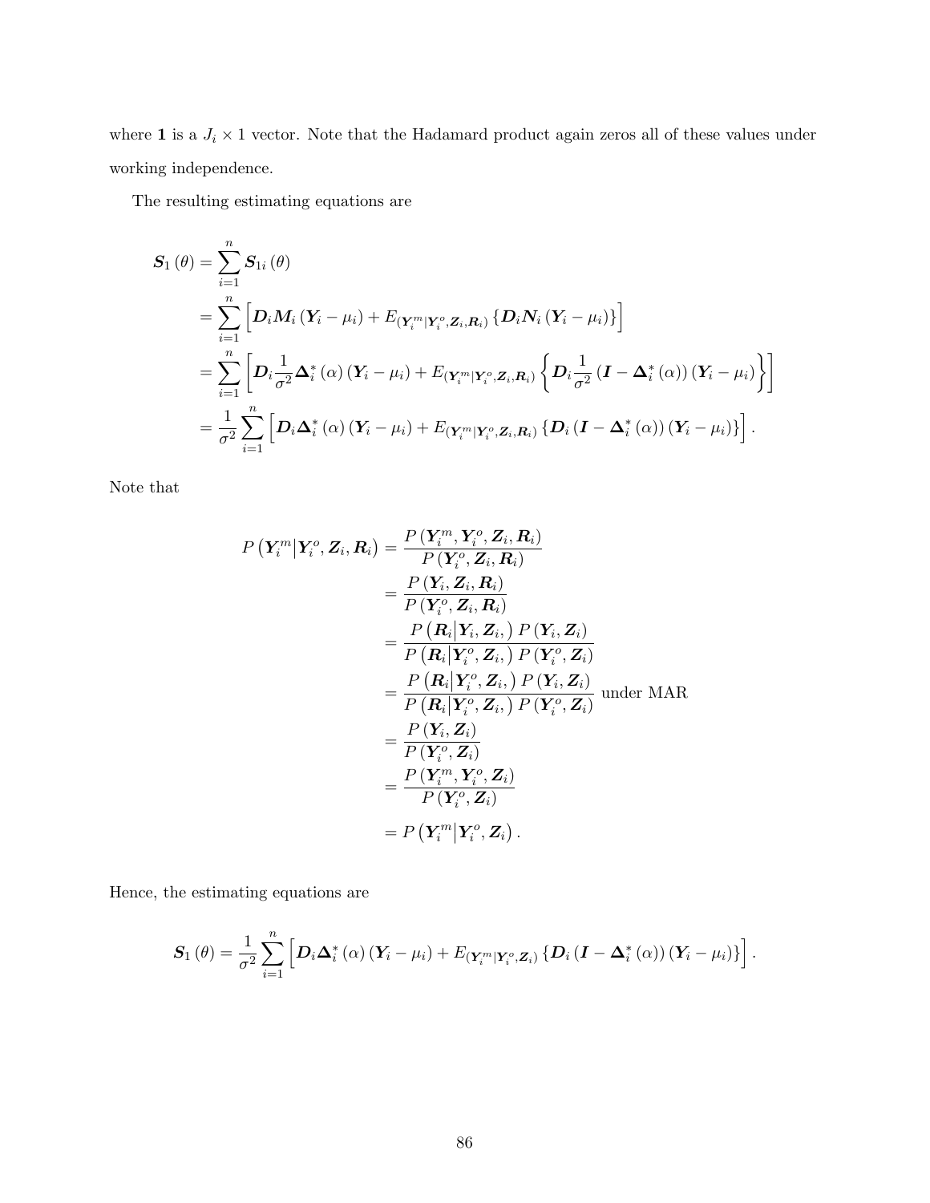where $\mathbf{1}$ is a $J_i \times 1$ vector. Note that the Hadamard product again zeros all of these values under working independence.

The resulting estimating equations are

$$
\begin{aligned}
\boldsymbol{S}_1(\theta) &= \sum_{i=1}^{n} \boldsymbol{S}_{1i}(\theta) \\
&= \sum_{i=1}^{n} \Big[ \boldsymbol{D}_i \boldsymbol{M}_i (\boldsymbol{Y}_i - \mu_i) + E_{(\boldsymbol{Y}_i^m | \boldsymbol{Y}_i^o, \boldsymbol{Z}_i, \boldsymbol{R}_i)} \left\{ \boldsymbol{D}_i \boldsymbol{N}_i (\boldsymbol{Y}_i - \mu_i) \right\} \Big] \\
&= \sum_{i=1}^{n} \left[ \boldsymbol{D}_i \frac{1}{\sigma^2} \boldsymbol{\Delta}_i^* (\alpha) (\boldsymbol{Y}_i - \mu_i) + E_{(\boldsymbol{Y}_i^m | \boldsymbol{Y}_i^o, \boldsymbol{Z}_i, \boldsymbol{R}_i)} \left\{ \boldsymbol{D}_i \frac{1}{\sigma^2} (\boldsymbol{I} - \boldsymbol{\Delta}_i^* (\alpha)) (\boldsymbol{Y}_i - \mu_i) \right\} \right] \\
&= \frac{1}{\sigma^2} \sum_{i=1}^{n} \Big[ \boldsymbol{D}_i \boldsymbol{\Delta}_i^* (\alpha) (\boldsymbol{Y}_i - \mu_i) + E_{(\boldsymbol{Y}_i^m | \boldsymbol{Y}_i^o, \boldsymbol{Z}_i, \boldsymbol{R}_i)} \left\{ \boldsymbol{D}_i (\boldsymbol{I} - \boldsymbol{\Delta}_i^* (\alpha)) (\boldsymbol{Y}_i - \mu_i) \right\} \Big].
\end{aligned}
$$

Note that

$$
\begin{aligned}
P\left(\boldsymbol{Y}_i^m \middle| \boldsymbol{Y}_i^o, \boldsymbol{Z}_i, \boldsymbol{R}_i\right) &= \frac{P(\boldsymbol{Y}_i^m, \boldsymbol{Y}_i^o, \boldsymbol{Z}_i, \boldsymbol{R}_i)}{P(\boldsymbol{Y}_i^o, \boldsymbol{Z}_i, \boldsymbol{R}_i)} \\
&= \frac{P(\boldsymbol{Y}_i, \boldsymbol{Z}_i, \boldsymbol{R}_i)}{P(\boldsymbol{Y}_i^o, \boldsymbol{Z}_i, \boldsymbol{R}_i)} \\
&= \frac{P\left(\boldsymbol{R}_i \middle| \boldsymbol{Y}_i, \boldsymbol{Z}_i,\right) P(\boldsymbol{Y}_i, \boldsymbol{Z}_i)}{P\left(\boldsymbol{R}_i \middle| \boldsymbol{Y}_i^o, \boldsymbol{Z}_i,\right) P(\boldsymbol{Y}_i^o, \boldsymbol{Z}_i)} \\
&= \frac{P\left(\boldsymbol{R}_i \middle| \boldsymbol{Y}_i^o, \boldsymbol{Z}_i,\right) P(\boldsymbol{Y}_i, \boldsymbol{Z}_i)}{P\left(\boldsymbol{R}_i \middle| \boldsymbol{Y}_i^o, \boldsymbol{Z}_i,\right) P(\boldsymbol{Y}_i^o, \boldsymbol{Z}_i)} \text{ under MAR} \\
&= \frac{P(\boldsymbol{Y}_i, \boldsymbol{Z}_i)}{P(\boldsymbol{Y}_i^o, \boldsymbol{Z}_i)} \\
&= \frac{P(\boldsymbol{Y}_i^m, \boldsymbol{Y}_i^o, \boldsymbol{Z}_i)}{P(\boldsymbol{Y}_i^o, \boldsymbol{Z}_i)} \\
&= P\left(\boldsymbol{Y}_i^m \middle| \boldsymbol{Y}_i^o, \boldsymbol{Z}_i\right).
\end{aligned}
$$

Hence, the estimating equations are

$$
\boldsymbol{S}_1(\theta) = \frac{1}{\sigma^2} \sum_{i=1}^{n} \Big[ \boldsymbol{D}_i \boldsymbol{\Delta}_i^* (\alpha) (\boldsymbol{Y}_i - \mu_i) + E_{(\boldsymbol{Y}_i^m | \boldsymbol{Y}_i^o, \boldsymbol{Z}_i)} \left\{ \boldsymbol{D}_i (\boldsymbol{I} - \boldsymbol{\Delta}_i^* (\alpha)) (\boldsymbol{Y}_i - \mu_i) \right\} \Big].
$$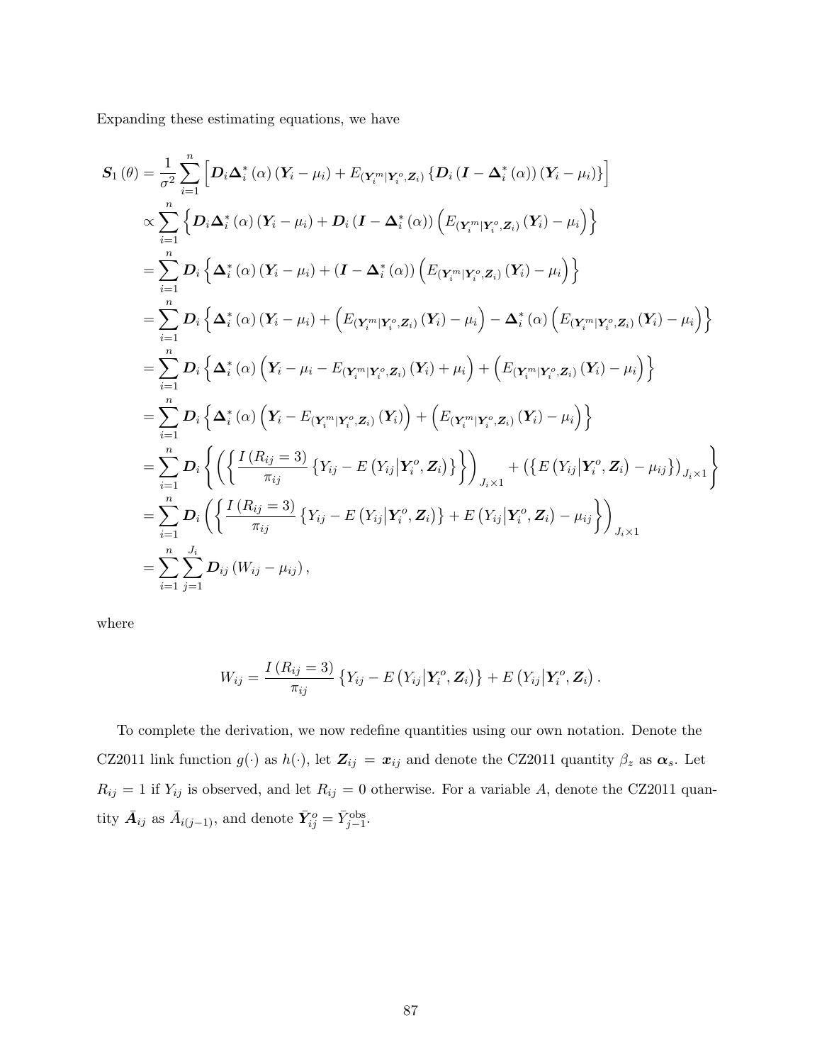Expanding these estimating equations, we have

$$
\begin{aligned}
\boldsymbol{S}_1(\theta) &= \frac{1}{\sigma^2} \sum_{i=1}^{n} \Big[ \boldsymbol{D}_i \boldsymbol{\Delta}_i^*(\alpha)(\boldsymbol{Y}_i - \mu_i) + E_{(\boldsymbol{Y}_i^m | \boldsymbol{Y}_i^o, \boldsymbol{Z}_i)} \left\{ \boldsymbol{D}_i (\boldsymbol{I} - \boldsymbol{\Delta}_i^*(\alpha))(\boldsymbol{Y}_i - \mu_i) \right\} \Big] \\
&\propto \sum_{i=1}^{n} \Big\{ \boldsymbol{D}_i \boldsymbol{\Delta}_i^*(\alpha)(\boldsymbol{Y}_i - \mu_i) + \boldsymbol{D}_i (\boldsymbol{I} - \boldsymbol{\Delta}_i^*(\alpha)) \Big( E_{(\boldsymbol{Y}_i^m | \boldsymbol{Y}_i^o, \boldsymbol{Z}_i)}(\boldsymbol{Y}_i) - \mu_i \Big) \Big\} \\
&= \sum_{i=1}^{n} \boldsymbol{D}_i \Big\{ \boldsymbol{\Delta}_i^*(\alpha)(\boldsymbol{Y}_i - \mu_i) + (\boldsymbol{I} - \boldsymbol{\Delta}_i^*(\alpha)) \Big( E_{(\boldsymbol{Y}_i^m | \boldsymbol{Y}_i^o, \boldsymbol{Z}_i)}(\boldsymbol{Y}_i) - \mu_i \Big) \Big\} \\
&= \sum_{i=1}^{n} \boldsymbol{D}_i \Big\{ \boldsymbol{\Delta}_i^*(\alpha)(\boldsymbol{Y}_i - \mu_i) + \Big( E_{(\boldsymbol{Y}_i^m | \boldsymbol{Y}_i^o, \boldsymbol{Z}_i)}(\boldsymbol{Y}_i) - \mu_i \Big) - \boldsymbol{\Delta}_i^*(\alpha) \Big( E_{(\boldsymbol{Y}_i^m | \boldsymbol{Y}_i^o, \boldsymbol{Z}_i)}(\boldsymbol{Y}_i) - \mu_i \Big) \Big\} \\
&= \sum_{i=1}^{n} \boldsymbol{D}_i \Big\{ \boldsymbol{\Delta}_i^*(\alpha) \Big( \boldsymbol{Y}_i - \mu_i - E_{(\boldsymbol{Y}_i^m | \boldsymbol{Y}_i^o, \boldsymbol{Z}_i)}(\boldsymbol{Y}_i) + \mu_i \Big) + \Big( E_{(\boldsymbol{Y}_i^m | \boldsymbol{Y}_i^o, \boldsymbol{Z}_i)}(\boldsymbol{Y}_i) - \mu_i \Big) \Big\} \\
&= \sum_{i=1}^{n} \boldsymbol{D}_i \Big\{ \boldsymbol{\Delta}_i^*(\alpha) \Big( \boldsymbol{Y}_i - E_{(\boldsymbol{Y}_i^m | \boldsymbol{Y}_i^o, \boldsymbol{Z}_i)}(\boldsymbol{Y}_i) \Big) + \Big( E_{(\boldsymbol{Y}_i^m | \boldsymbol{Y}_i^o, \boldsymbol{Z}_i)}(\boldsymbol{Y}_i) - \mu_i \Big) \Big\} \\
&= \sum_{i=1}^{n} \boldsymbol{D}_i \left\{ \left( \left\{ \frac{I(R_{ij} = 3)}{\pi_{ij}} \left\{ Y_{ij} - E\left(Y_{ij} \middle| \boldsymbol{Y}_i^o, \boldsymbol{Z}_i\right) \right\} \right\} \right)_{J_i \times 1} + \left( \left\{ E\left(Y_{ij} \middle| \boldsymbol{Y}_i^o, \boldsymbol{Z}_i\right) - \mu_{ij} \right\} \right)_{J_i \times 1} \right\} \\
&= \sum_{i=1}^{n} \boldsymbol{D}_i \left( \left\{ \frac{I(R_{ij} = 3)}{\pi_{ij}} \left\{ Y_{ij} - E\left(Y_{ij} \middle| \boldsymbol{Y}_i^o, \boldsymbol{Z}_i\right) \right\} + E\left(Y_{ij} \middle| \boldsymbol{Y}_i^o, \boldsymbol{Z}_i\right) - \mu_{ij} \right\} \right)_{J_i \times 1} \\
&= \sum_{i=1}^{n} \sum_{j=1}^{J_i} \boldsymbol{D}_{ij} (W_{ij} - \mu_{ij}),
\end{aligned}
$$

where

$$
W_{ij} = \frac{I(R_{ij} = 3)}{\pi_{ij}} \left\{ Y_{ij} - E\left(Y_{ij} \middle| \boldsymbol{Y}_i^o, \boldsymbol{Z}_i\right) \right\} + E\left(Y_{ij} \middle| \boldsymbol{Y}_i^o, \boldsymbol{Z}_i\right).
$$

To complete the derivation, we now redefine quantities using our own notation. Denote the CZ2011 link function $g(\cdot)$ as $h(\cdot)$, let $\boldsymbol{Z}_{ij} = \boldsymbol{x}_{ij}$ and denote the CZ2011 quantity $\beta_z$ as $\boldsymbol{\alpha}_s$. Let $R_{ij} = 1$ if $Y_{ij}$ is observed, and let $R_{ij} = 0$ otherwise. For a variable $A$, denote the CZ2011 quantity $\bar{\boldsymbol{A}}_{ij}$ as $\bar{A}_{i(j-1)}$, and denote $\bar{\boldsymbol{Y}}_{ij}^o = \bar{Y}_{j-1}^{\text{obs}}$.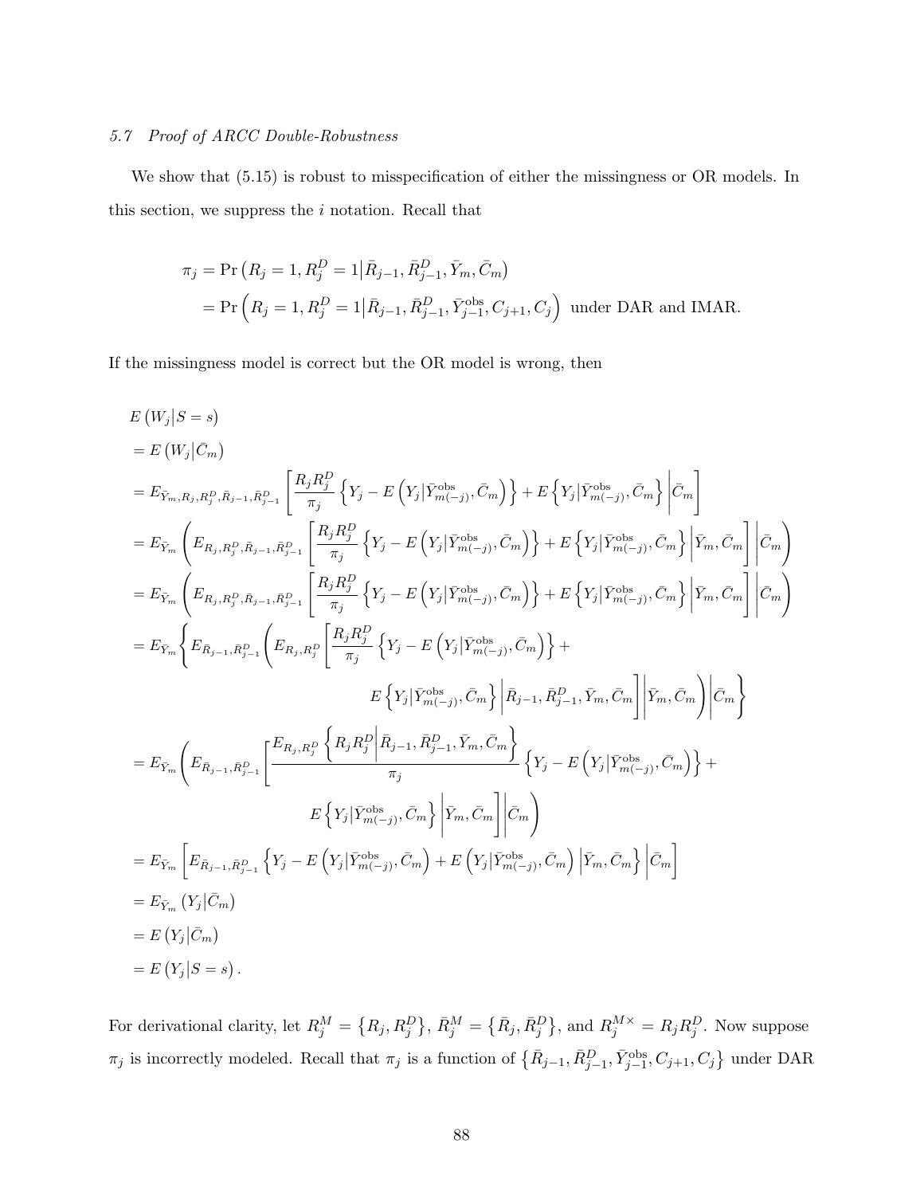### 5.7 Proof of ARCC Double-Robustness

We show that (5.15) is robust to misspecification of either the missingness or OR models. In this section, we suppress the $i$ notation. Recall that

$$
\begin{aligned}
\pi_j &= \Pr\left(R_j = 1, R_j^D = 1 \middle| \bar{R}_{j-1}, \bar{R}_{j-1}^D, \bar{Y}_m, \bar{C}_m\right) \\
&= \Pr\left(R_j = 1, R_j^D = 1 \middle| \bar{R}_{j-1}, \bar{R}_{j-1}^D, \bar{Y}_{j-1}^{\text{obs}}, C_{j+1}, C_j\right) \text{ under DAR and IMAR.}
\end{aligned}
$$

If the missingness model is correct but the OR model is wrong, then

$$
\begin{aligned}
& E\left(W_j \middle| S = s\right) \\
&= E\left(W_j \middle| \bar{C}_m\right) \\
&= E_{\bar{Y}_m, R_j, R_j^D, \bar{R}_{j-1}, \bar{R}_{j-1}^D}\left[\frac{R_j R_j^D}{\pi_j}\left\{Y_j - E\left(Y_j \middle| \bar{Y}_{m(-j)}^{\text{obs}}, \bar{C}_m\right)\right\} + E\left\{Y_j \middle| \bar{Y}_{m(-j)}^{\text{obs}}, \bar{C}_m\right\} \middle| \bar{C}_m\right] \\
&= E_{\bar{Y}_m}\left(E_{R_j, R_j^D, \bar{R}_{j-1}, \bar{R}_{j-1}^D}\left[\frac{R_j R_j^D}{\pi_j}\left\{Y_j - E\left(Y_j \middle| \bar{Y}_{m(-j)}^{\text{obs}}, \bar{C}_m\right)\right\} + E\left\{Y_j \middle| \bar{Y}_{m(-j)}^{\text{obs}}, \bar{C}_m\right\} \middle| \bar{Y}_m, \bar{C}_m\right] \middle| \bar{C}_m\right) \\
&= E_{\bar{Y}_m}\left(E_{R_j, R_j^D, \bar{R}_{j-1}, \bar{R}_{j-1}^D}\left[\frac{R_j R_j^D}{\pi_j}\left\{Y_j - E\left(Y_j \middle| \bar{Y}_{m(-j)}^{\text{obs}}, \bar{C}_m\right)\right\} + E\left\{Y_j \middle| \bar{Y}_{m(-j)}^{\text{obs}}, \bar{C}_m\right\} \middle| \bar{Y}_m, \bar{C}_m\right] \middle| \bar{C}_m\right) \\
&= E_{\bar{Y}_m}\Bigg\{E_{\bar{R}_{j-1}, \bar{R}_{j-1}^D}\Bigg(E_{R_j, R_j^D}\Bigg[\frac{R_j R_j^D}{\pi_j}\left\{Y_j - E\left(Y_j \middle| \bar{Y}_{m(-j)}^{\text{obs}}, \bar{C}_m\right)\right\} + \\
&\qquad\qquad E\left\{Y_j \middle| \bar{Y}_{m(-j)}^{\text{obs}}, \bar{C}_m\right\} \Bigg| \bar{R}_{j-1}, \bar{R}_{j-1}^D, \bar{Y}_m, \bar{C}_m\Bigg] \Bigg| \bar{Y}_m, \bar{C}_m\Bigg) \Bigg| \bar{C}_m\Bigg\} \\
&= E_{\bar{Y}_m}\Bigg(E_{\bar{R}_{j-1}, \bar{R}_{j-1}^D}\Bigg[\frac{E_{R_j, R_j^D}\left\{R_j R_j^D \middle| \bar{R}_{j-1}, \bar{R}_{j-1}^D, \bar{Y}_m, \bar{C}_m\right\}}{\pi_j}\left\{Y_j - E\left(Y_j \middle| \bar{Y}_{m(-j)}^{\text{obs}}, \bar{C}_m\right)\right\} + \\
&\qquad\qquad E\left\{Y_j \middle| \bar{Y}_{m(-j)}^{\text{obs}}, \bar{C}_m\right\} \Bigg| \bar{Y}_m, \bar{C}_m\Bigg] \Bigg| \bar{C}_m\Bigg) \\
&= E_{\bar{Y}_m}\left[E_{\bar{R}_{j-1}, \bar{R}_{j-1}^D}\left\{Y_j - E\left(Y_j \middle| \bar{Y}_{m(-j)}^{\text{obs}}, \bar{C}_m\right) + E\left(Y_j \middle| \bar{Y}_{m(-j)}^{\text{obs}}, \bar{C}_m\right) \middle| \bar{Y}_m, \bar{C}_m\right\} \middle| \bar{C}_m\right] \\
&= E_{\bar{Y}_m}\left(Y_j \middle| \bar{C}_m\right) \\
&= E\left(Y_j \middle| \bar{C}_m\right) \\
&= E\left(Y_j \middle| S = s\right).
\end{aligned}
$$

For derivational clarity, let $R_j^M = \left\{R_j, R_j^D\right\}$, $\bar{R}_j^M = \left\{\bar{R}_j, \bar{R}_j^D\right\}$, and $R_j^{M\times} = R_j R_j^D$. Now suppose $\pi_j$ is incorrectly modeled. Recall that $\pi_j$ is a function of $\left\{\bar{R}_{j-1}, \bar{R}_{j-1}^D, \bar{Y}_{j-1}^{\text{obs}}, C_{j+1}, C_j\right\}$ under DAR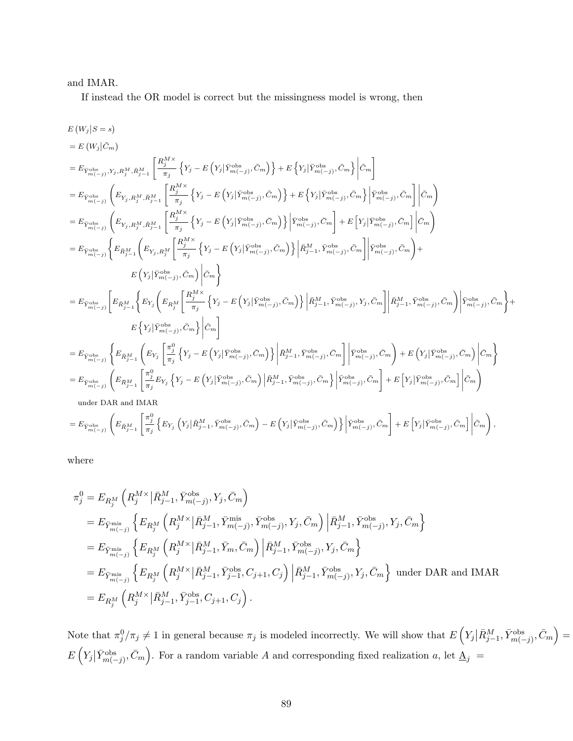and IMAR.

If instead the OR model is correct but the missingness model is wrong, then

$$
\begin{aligned}
&E\left(W_j|S=s\right)\\
&=E\left(W_j|\bar{C}_m\right)\\
&=E_{\bar{Y}^{\text{obs}}_{m(-j)},Y_j,R^M_j,\bar{R}^M_{j-1}}\left[\frac{R^{M\times}_j}{\pi_j}\left\{Y_j-E\left(Y_j|\bar{Y}^{\text{obs}}_{m(-j)},\bar{C}_m\right)\right\}+E\left\{Y_j|\bar{Y}^{\text{obs}}_{m(-j)},\bar{C}_m\right\}\bigg|\bar{C}_m\right]\\
&=E_{\bar{Y}^{\text{obs}}_{m(-j)}}\left(E_{Y_j,R^M_j,\bar{R}^M_{j-1}}\left[\frac{R^{M\times}_j}{\pi_j}\left\{Y_j-E\left(Y_j|\bar{Y}^{\text{obs}}_{m(-j)},\bar{C}_m\right)\right\}+E\left\{Y_j|\bar{Y}^{\text{obs}}_{m(-j)},\bar{C}_m\right\}\bigg|\bar{Y}^{\text{obs}}_{m(-j)},\bar{C}_m\right]\bigg|\bar{C}_m\right)\\
&=E_{\bar{Y}^{\text{obs}}_{m(-j)}}\left(E_{Y_j,R^M_j,\bar{R}^M_{j-1}}\left[\frac{R^{M\times}_j}{\pi_j}\left\{Y_j-E\left(Y_j|\bar{Y}^{\text{obs}}_{m(-j)},\bar{C}_m\right)\right\}\bigg|\bar{Y}^{\text{obs}}_{m(-j)},\bar{C}_m\right]+E\left[Y_j|\bar{Y}^{\text{obs}}_{m(-j)},\bar{C}_m\right]\bigg|\bar{C}_m\right)\\
&=E_{\bar{Y}^{\text{obs}}_{m(-j)}}\Bigg\{E_{\bar{R}^M_{j-1}}\left(E_{Y_j,R^M_j}\left[\frac{R^{M\times}_j}{\pi_j}\left\{Y_j-E\left(Y_j|\bar{Y}^{\text{obs}}_{m(-j)},\bar{C}_m\right)\right\}\bigg|\bar{R}^M_{j-1},\bar{Y}^{\text{obs}}_{m(-j)},\bar{C}_m\right]\bigg|\bar{Y}^{\text{obs}}_{m(-j)},\bar{C}_m\right)+\\
&\qquad E\left(Y_j|\bar{Y}^{\text{obs}}_{m(-j)},\bar{C}_m\right)\bigg|\bar{C}_m\Bigg\}\\
&=E_{\bar{Y}^{\text{obs}}_{m(-j)}}\Bigg[E_{\bar{R}^M_{j-1}}\left\{E_{Y_j}\left(E_{R^M_j}\left[\frac{R^{M\times}_j}{\pi_j}\left\{Y_j-E\left(Y_j|\bar{Y}^{\text{obs}}_{m(-j)},\bar{C}_m\right)\right\}\bigg|\bar{R}^M_{j-1},\bar{Y}^{\text{obs}}_{m(-j)},Y_j,\bar{C}_m\right]\bigg|\bar{R}^M_{j-1},\bar{Y}^{\text{obs}}_{m(-j)},\bar{C}_m\right)\bigg|\bar{Y}^{\text{obs}}_{m(-j)},\bar{C}_m\right\}+\\
&\qquad E\left\{Y_j|\bar{Y}^{\text{obs}}_{m(-j)},\bar{C}_m\right\}\bigg|\bar{C}_m\Bigg]\\
&=E_{\bar{Y}^{\text{obs}}_{m(-j)}}\left\{E_{\bar{R}^M_{j-1}}\left(E_{Y_j}\left[\frac{\pi^0_j}{\pi_j}\left\{Y_j-E\left(Y_j|\bar{Y}^{\text{obs}}_{m(-j)},\bar{C}_m\right)\right\}\bigg|\bar{R}^M_{j-1},\bar{Y}^{\text{obs}}_{m(-j)},\bar{C}_m\right]\bigg|\bar{Y}^{\text{obs}}_{m(-j)},\bar{C}_m\right)+E\left(Y_j|\bar{Y}^{\text{obs}}_{m(-j)},\bar{C}_m\right)\bigg|\bar{C}_m\right\}\\
&=E_{\bar{Y}^{\text{obs}}_{m(-j)}}\left(E_{\bar{R}^M_{j-1}}\left[\frac{\pi^0_j}{\pi_j}E_{Y_j}\left\{Y_j-E\left(Y_j|\bar{Y}^{\text{obs}}_{m(-j)},\bar{C}_m\right)\bigg|\bar{R}^M_{j-1},\bar{Y}^{\text{obs}}_{m(-j)},\bar{C}_m\right\}\bigg|\bar{Y}^{\text{obs}}_{m(-j)},\bar{C}_m\right]+E\left[Y_j|\bar{Y}^{\text{obs}}_{m(-j)},\bar{C}_m\right]\bigg|\bar{C}_m\right)\\
&\quad\text{under DAR and IMAR}\\
&=E_{\bar{Y}^{\text{obs}}_{m(-j)}}\left(E_{\bar{R}^M_{j-1}}\left[\frac{\pi^0_j}{\pi_j}\left\{E_{Y_j}\left(Y_j|\bar{R}^M_{j-1},\bar{Y}^{\text{obs}}_{m(-j)},\bar{C}_m\right)-E\left(Y_j|\bar{Y}^{\text{obs}}_{m(-j)},\bar{C}_m\right)\right\}\bigg|\bar{Y}^{\text{obs}}_{m(-j)},\bar{C}_m\right]+E\left[Y_j|\bar{Y}^{\text{obs}}_{m(-j)},\bar{C}_m\right]\bigg|\bar{C}_m\right),
\end{aligned}
$$

where

$$
\begin{aligned}
\pi^0_j&=E_{R^M_j}\left(R^{M\times}_j|\bar{R}^M_{j-1},\bar{Y}^{\text{obs}}_{m(-j)},Y_j,\bar{C}_m\right)\\
&=E_{\bar{Y}^{\text{mis}}_{m(-j)}}\left\{E_{R^M_j}\left(R^{M\times}_j|\bar{R}^M_{j-1},\bar{Y}^{\text{mis}}_{m(-j)},\bar{Y}^{\text{obs}}_{m(-j)},Y_j,\bar{C}_m\right)\bigg|\bar{R}^M_{j-1},\bar{Y}^{\text{obs}}_{m(-j)},Y_j,\bar{C}_m\right\}\\
&=E_{\bar{Y}^{\text{mis}}_{m(-j)}}\left\{E_{R^M_j}\left(R^{M\times}_j|\bar{R}^M_{j-1},\bar{Y}_m,\bar{C}_m\right)\bigg|\bar{R}^M_{j-1},\bar{Y}^{\text{obs}}_{m(-j)},Y_j,\bar{C}_m\right\}\\
&=E_{\bar{Y}^{\text{mis}}_{m(-j)}}\left\{E_{R^M_j}\left(R^{M\times}_j|\bar{R}^M_{j-1},\bar{Y}^{\text{obs}}_{j-1},C_{j+1},C_j\right)\bigg|\bar{R}^M_{j-1},\bar{Y}^{\text{obs}}_{m(-j)},Y_j,\bar{C}_m\right\}\ \text{under DAR and IMAR}\\
&=E_{R^M_j}\left(R^{M\times}_j|\bar{R}^M_{j-1},\bar{Y}^{\text{obs}}_{j-1},C_{j+1},C_j\right).
\end{aligned}
$$

Note that $\pi^0_j/\pi_j\neq 1$ in general because $\pi_j$ is modeled incorrectly. We will show that $E\left(Y_j|\bar{R}^M_{j-1},\bar{Y}^{\text{obs}}_{m(-j)},\bar{C}_m\right)=E\left(Y_j|\bar{Y}^{\text{obs}}_{m(-j)},\bar{C}_m\right)$. For a random variable $A$ and corresponding fixed realization $a$, let $\underline{A}_j\ =$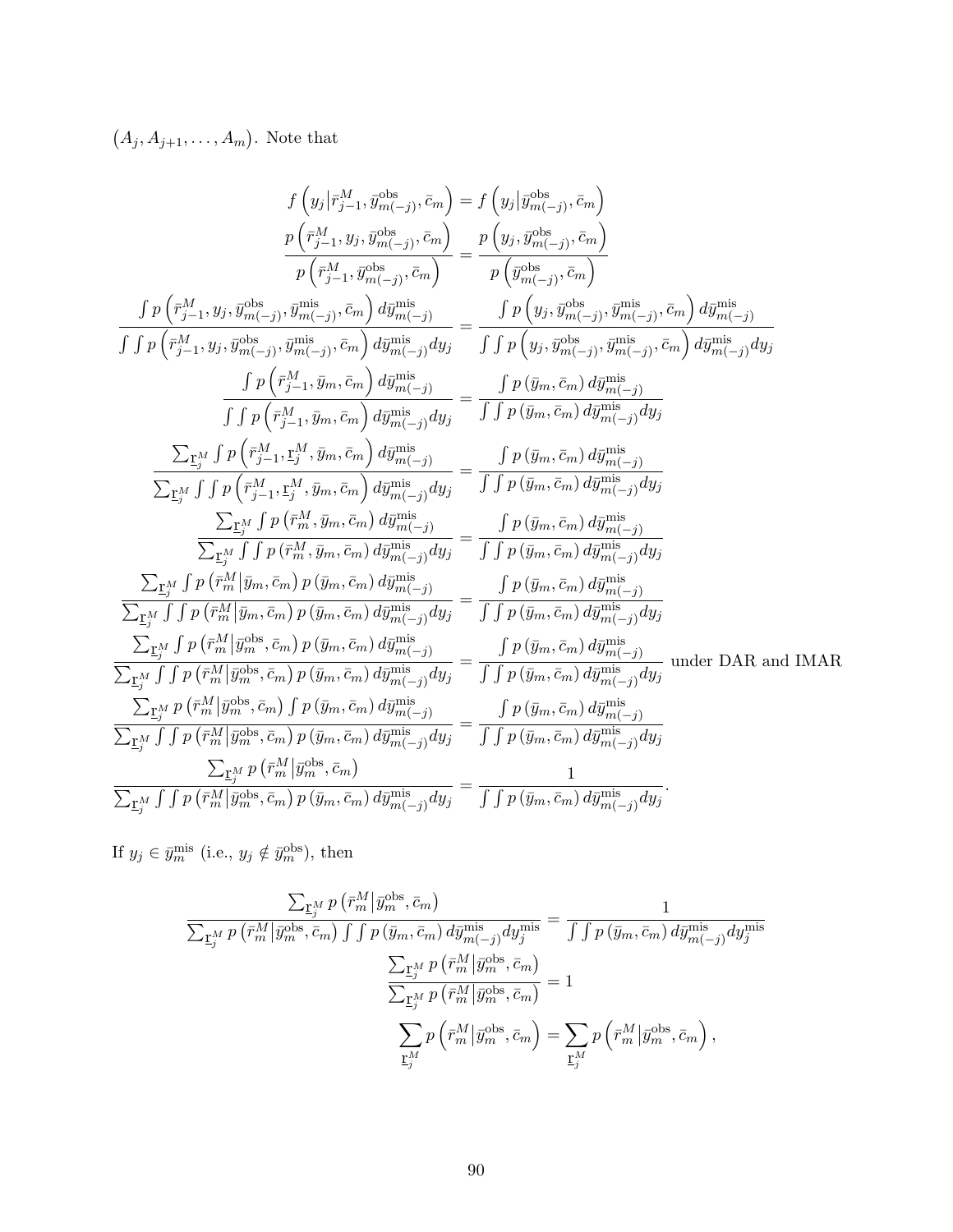$(A_j, A_{j+1}, \ldots, A_m)$. Note that

$$
\begin{aligned}
f\left(y_j \middle| \bar{r}_{j-1}^M, \bar{y}_{m(-j)}^{\text{obs}}, \bar{c}_m\right) &= f\left(y_j \middle| \bar{y}_{m(-j)}^{\text{obs}}, \bar{c}_m\right) \\
\frac{p\left(\bar{r}_{j-1}^M, y_j, \bar{y}_{m(-j)}^{\text{obs}}, \bar{c}_m\right)}{p\left(\bar{r}_{j-1}^M, \bar{y}_{m(-j)}^{\text{obs}}, \bar{c}_m\right)} &= \frac{p\left(y_j, \bar{y}_{m(-j)}^{\text{obs}}, \bar{c}_m\right)}{p\left(\bar{y}_{m(-j)}^{\text{obs}}, \bar{c}_m\right)} \\
\frac{\int p\left(\bar{r}_{j-1}^M, y_j, \bar{y}_{m(-j)}^{\text{obs}}, \bar{y}_{m(-j)}^{\text{mis}}, \bar{c}_m\right) d\bar{y}_{m(-j)}^{\text{mis}}}{\int\int p\left(\bar{r}_{j-1}^M, y_j, \bar{y}_{m(-j)}^{\text{obs}}, \bar{y}_{m(-j)}^{\text{mis}}, \bar{c}_m\right) d\bar{y}_{m(-j)}^{\text{mis}} dy_j} &= \frac{\int p\left(y_j, \bar{y}_{m(-j)}^{\text{obs}}, \bar{y}_{m(-j)}^{\text{mis}}, \bar{c}_m\right) d\bar{y}_{m(-j)}^{\text{mis}}}{\int\int p\left(y_j, \bar{y}_{m(-j)}^{\text{obs}}, \bar{y}_{m(-j)}^{\text{mis}}, \bar{c}_m\right) d\bar{y}_{m(-j)}^{\text{mis}} dy_j} \\
\frac{\int p\left(\bar{r}_{j-1}^M, \bar{y}_m, \bar{c}_m\right) d\bar{y}_{m(-j)}^{\text{mis}}}{\int\int p\left(\bar{r}_{j-1}^M, \bar{y}_m, \bar{c}_m\right) d\bar{y}_{m(-j)}^{\text{mis}} dy_j} &= \frac{\int p\left(\bar{y}_m, \bar{c}_m\right) d\bar{y}_{m(-j)}^{\text{mis}}}{\int\int p\left(\bar{y}_m, \bar{c}_m\right) d\bar{y}_{m(-j)}^{\text{mis}} dy_j} \\
\frac{\sum_{\underline{\mathrm{r}}_j^M} \int p\left(\bar{r}_{j-1}^M, \underline{\mathrm{r}}_j^M, \bar{y}_m, \bar{c}_m\right) d\bar{y}_{m(-j)}^{\text{mis}}}{\sum_{\underline{\mathrm{r}}_j^M} \int\int p\left(\bar{r}_{j-1}^M, \underline{\mathrm{r}}_j^M, \bar{y}_m, \bar{c}_m\right) d\bar{y}_{m(-j)}^{\text{mis}} dy_j} &= \frac{\int p\left(\bar{y}_m, \bar{c}_m\right) d\bar{y}_{m(-j)}^{\text{mis}}}{\int\int p\left(\bar{y}_m, \bar{c}_m\right) d\bar{y}_{m(-j)}^{\text{mis}} dy_j} \\
\frac{\sum_{\underline{\mathrm{r}}_j^M} \int p\left(\bar{r}_m^M, \bar{y}_m, \bar{c}_m\right) d\bar{y}_{m(-j)}^{\text{mis}}}{\sum_{\underline{\mathrm{r}}_j^M} \int\int p\left(\bar{r}_m^M, \bar{y}_m, \bar{c}_m\right) d\bar{y}_{m(-j)}^{\text{mis}} dy_j} &= \frac{\int p\left(\bar{y}_m, \bar{c}_m\right) d\bar{y}_{m(-j)}^{\text{mis}}}{\int\int p\left(\bar{y}_m, \bar{c}_m\right) d\bar{y}_{m(-j)}^{\text{mis}} dy_j} \\
\frac{\sum_{\underline{\mathrm{r}}_j^M} \int p\left(\bar{r}_m^M \middle| \bar{y}_m, \bar{c}_m\right) p\left(\bar{y}_m, \bar{c}_m\right) d\bar{y}_{m(-j)}^{\text{mis}}}{\sum_{\underline{\mathrm{r}}_j^M} \int\int p\left(\bar{r}_m^M \middle| \bar{y}_m, \bar{c}_m\right) p\left(\bar{y}_m, \bar{c}_m\right) d\bar{y}_{m(-j)}^{\text{mis}} dy_j} &= \frac{\int p\left(\bar{y}_m, \bar{c}_m\right) d\bar{y}_{m(-j)}^{\text{mis}}}{\int\int p\left(\bar{y}_m, \bar{c}_m\right) d\bar{y}_{m(-j)}^{\text{mis}} dy_j} \\
\frac{\sum_{\underline{\mathrm{r}}_j^M} \int p\left(\bar{r}_m^M \middle| \bar{y}_m^{\text{obs}}, \bar{c}_m\right) p\left(\bar{y}_m, \bar{c}_m\right) d\bar{y}_{m(-j)}^{\text{mis}}}{\sum_{\underline{\mathrm{r}}_j^M} \int\int p\left(\bar{r}_m^M \middle| \bar{y}_m^{\text{obs}}, \bar{c}_m\right) p\left(\bar{y}_m, \bar{c}_m\right) d\bar{y}_{m(-j)}^{\text{mis}} dy_j} &= \frac{\int p\left(\bar{y}_m, \bar{c}_m\right) d\bar{y}_{m(-j)}^{\text{mis}}}{\int\int p\left(\bar{y}_m, \bar{c}_m\right) d\bar{y}_{m(-j)}^{\text{mis}} dy_j} \text{ under DAR and IMAR} \\
\frac{\sum_{\underline{\mathrm{r}}_j^M} p\left(\bar{r}_m^M \middle| \bar{y}_m^{\text{obs}}, \bar{c}_m\right) \int p\left(\bar{y}_m, \bar{c}_m\right) d\bar{y}_{m(-j)}^{\text{mis}}}{\sum_{\underline{\mathrm{r}}_j^M} \int\int p\left(\bar{r}_m^M \middle| \bar{y}_m^{\text{obs}}, \bar{c}_m\right) p\left(\bar{y}_m, \bar{c}_m\right) d\bar{y}_{m(-j)}^{\text{mis}} dy_j} &= \frac{\int p\left(\bar{y}_m, \bar{c}_m\right) d\bar{y}_{m(-j)}^{\text{mis}}}{\int\int p\left(\bar{y}_m, \bar{c}_m\right) d\bar{y}_{m(-j)}^{\text{mis}} dy_j} \\
\frac{\sum_{\underline{\mathrm{r}}_j^M} p\left(\bar{r}_m^M \middle| \bar{y}_m^{\text{obs}}, \bar{c}_m\right)}{\sum_{\underline{\mathrm{r}}_j^M} \int\int p\left(\bar{r}_m^M \middle| \bar{y}_m^{\text{obs}}, \bar{c}_m\right) p\left(\bar{y}_m, \bar{c}_m\right) d\bar{y}_{m(-j)}^{\text{mis}} dy_j} &= \frac{1}{\int\int p\left(\bar{y}_m, \bar{c}_m\right) d\bar{y}_{m(-j)}^{\text{mis}} dy_j}.
\end{aligned}
$$

If $y_j \in \bar{y}_m^{\text{mis}}$ (i.e., $y_j \notin \bar{y}_m^{\text{obs}}$), then

$$
\begin{aligned}
\frac{\sum_{\underline{\mathrm{r}}_j^M} p\left(\bar{r}_m^M \middle| \bar{y}_m^{\text{obs}}, \bar{c}_m\right)}{\sum_{\underline{\mathrm{r}}_j^M} p\left(\bar{r}_m^M \middle| \bar{y}_m^{\text{obs}}, \bar{c}_m\right) \int\int p\left(\bar{y}_m, \bar{c}_m\right) d\bar{y}_{m(-j)}^{\text{mis}} dy_j^{\text{mis}}} &= \frac{1}{\int\int p\left(\bar{y}_m, \bar{c}_m\right) d\bar{y}_{m(-j)}^{\text{mis}} dy_j^{\text{mis}}} \\
\frac{\sum_{\underline{\mathrm{r}}_j^M} p\left(\bar{r}_m^M \middle| \bar{y}_m^{\text{obs}}, \bar{c}_m\right)}{\sum_{\underline{\mathrm{r}}_j^M} p\left(\bar{r}_m^M \middle| \bar{y}_m^{\text{obs}}, \bar{c}_m\right)} &= 1 \\
\sum_{\underline{\mathrm{r}}_j^M} p\left(\bar{r}_m^M \middle| \bar{y}_m^{\text{obs}}, \bar{c}_m\right) &= \sum_{\underline{\mathrm{r}}_j^M} p\left(\bar{r}_m^M \middle| \bar{y}_m^{\text{obs}}, \bar{c}_m\right),
\end{aligned}
$$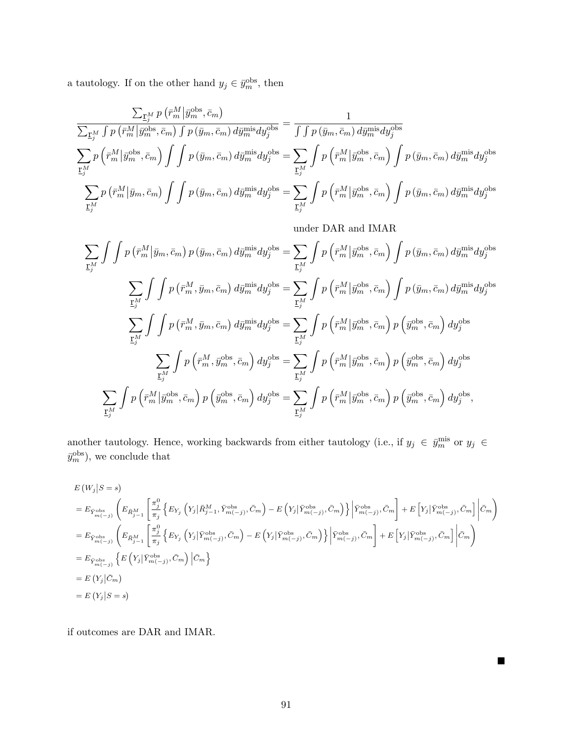a tautology. If on the other hand $y_j \in \bar{y}_m^{\text{obs}}$, then

$$
\begin{aligned}
\frac{\sum_{\underline{\mathrm{r}}_j^M} p\left(\bar{r}_m^M \middle| \bar{y}_m^{\text{obs}}, \bar{c}_m\right)}{\sum_{\underline{\mathrm{r}}_j^M} \int p\left(\bar{r}_m^M \middle| \bar{y}_m^{\text{obs}}, \bar{c}_m\right) \int p\left(\bar{y}_m, \bar{c}_m\right) d\bar{y}_m^{\text{mis}} dy_j^{\text{obs}}} &= \frac{1}{\int \int p\left(\bar{y}_m, \bar{c}_m\right) d\bar{y}_m^{\text{mis}} dy_j^{\text{obs}}} \\
\sum_{\underline{\mathrm{r}}_j^M} p\left(\bar{r}_m^M \middle| \bar{y}_m^{\text{obs}}, \bar{c}_m\right) \int \int p\left(\bar{y}_m, \bar{c}_m\right) d\bar{y}_m^{\text{mis}} dy_j^{\text{obs}} &= \sum_{\underline{\mathrm{r}}_j^M} \int p\left(\bar{r}_m^M \middle| \bar{y}_m^{\text{obs}}, \bar{c}_m\right) \int p\left(\bar{y}_m, \bar{c}_m\right) d\bar{y}_m^{\text{mis}} dy_j^{\text{obs}} \\
\sum_{\underline{\mathrm{r}}_j^M} p\left(\bar{r}_m^M \middle| \bar{y}_m, \bar{c}_m\right) \int \int p\left(\bar{y}_m, \bar{c}_m\right) d\bar{y}_m^{\text{mis}} dy_j^{\text{obs}} &= \sum_{\underline{\mathrm{r}}_j^M} \int p\left(\bar{r}_m^M \middle| \bar{y}_m^{\text{obs}}, \bar{c}_m\right) \int p\left(\bar{y}_m, \bar{c}_m\right) d\bar{y}_m^{\text{mis}} dy_j^{\text{obs}} \\
&\quad \text{under DAR and IMAR} \\
\sum_{\underline{\mathrm{r}}_j^M} \int \int p\left(\bar{r}_m^M \middle| \bar{y}_m, \bar{c}_m\right) p\left(\bar{y}_m, \bar{c}_m\right) d\bar{y}_m^{\text{mis}} dy_j^{\text{obs}} &= \sum_{\underline{\mathrm{r}}_j^M} \int p\left(\bar{r}_m^M \middle| \bar{y}_m^{\text{obs}}, \bar{c}_m\right) \int p\left(\bar{y}_m, \bar{c}_m\right) d\bar{y}_m^{\text{mis}} dy_j^{\text{obs}} \\
\sum_{\underline{\mathrm{r}}_j^M} \int \int p\left(\bar{r}_m^M, \bar{y}_m, \bar{c}_m\right) d\bar{y}_m^{\text{mis}} dy_j^{\text{obs}} &= \sum_{\underline{\mathrm{r}}_j^M} \int p\left(\bar{r}_m^M \middle| \bar{y}_m^{\text{obs}}, \bar{c}_m\right) \int p\left(\bar{y}_m, \bar{c}_m\right) d\bar{y}_m^{\text{mis}} dy_j^{\text{obs}} \\
\sum_{\underline{\mathrm{r}}_j^M} \int \int p\left(\bar{r}_m^M, \bar{y}_m, \bar{c}_m\right) d\bar{y}_m^{\text{mis}} dy_j^{\text{obs}} &= \sum_{\underline{\mathrm{r}}_j^M} \int p\left(\bar{r}_m^M \middle| \bar{y}_m^{\text{obs}}, \bar{c}_m\right) p\left(\bar{y}_m^{\text{obs}}, \bar{c}_m\right) dy_j^{\text{obs}} \\
\sum_{\underline{\mathrm{r}}_j^M} \int p\left(\bar{r}_m^M, \bar{y}_m^{\text{obs}}, \bar{c}_m\right) dy_j^{\text{obs}} &= \sum_{\underline{\mathrm{r}}_j^M} \int p\left(\bar{r}_m^M \middle| \bar{y}_m^{\text{obs}}, \bar{c}_m\right) p\left(\bar{y}_m^{\text{obs}}, \bar{c}_m\right) dy_j^{\text{obs}} \\
\sum_{\underline{\mathrm{r}}_j^M} \int p\left(\bar{r}_m^M \middle| \bar{y}_m^{\text{obs}}, \bar{c}_m\right) p\left(\bar{y}_m^{\text{obs}}, \bar{c}_m\right) dy_j^{\text{obs}} &= \sum_{\underline{\mathrm{r}}_j^M} \int p\left(\bar{r}_m^M \middle| \bar{y}_m^{\text{obs}}, \bar{c}_m\right) p\left(\bar{y}_m^{\text{obs}}, \bar{c}_m\right) dy_j^{\text{obs}},
\end{aligned}
$$

another tautology. Hence, working backwards from either tautology (i.e., if $y_j \in \bar{y}_m^{\text{mis}}$ or $y_j \in \bar{y}_m^{\text{obs}}$), we conclude that

$$
\begin{aligned}
& E\left(W_j \middle| S = s\right) \\
&= E_{\bar{Y}_{m(-j)}^{\text{obs}}}\left(E_{\bar{R}_{j-1}^M}\left[\frac{\pi_j^0}{\pi_j}\left\{E_{Y_j}\left(Y_j \middle| \bar{R}_{j-1}^M, \bar{Y}_{m(-j)}^{\text{obs}}, \bar{C}_m\right) - E\left(Y_j \middle| \bar{Y}_{m(-j)}^{\text{obs}}, \bar{C}_m\right)\right\} \middle| \bar{Y}_{m(-j)}^{\text{obs}}, \bar{C}_m\right] + E\left[Y_j \middle| \bar{Y}_{m(-j)}^{\text{obs}}, \bar{C}_m\right] \middle| \bar{C}_m\right) \\
&= E_{\bar{Y}_{m(-j)}^{\text{obs}}}\left(E_{\bar{R}_{j-1}^M}\left[\frac{\pi_j^0}{\pi_j}\left\{E_{Y_j}\left(Y_j \middle| \bar{Y}_{m(-j)}^{\text{obs}}, \bar{C}_m\right) - E\left(Y_j \middle| \bar{Y}_{m(-j)}^{\text{obs}}, \bar{C}_m\right)\right\} \middle| \bar{Y}_{m(-j)}^{\text{obs}}, \bar{C}_m\right] + E\left[Y_j \middle| \bar{Y}_{m(-j)}^{\text{obs}}, \bar{C}_m\right] \middle| \bar{C}_m\right) \\
&= E_{\bar{Y}_{m(-j)}^{\text{obs}}}\left\{E\left(Y_j \middle| \bar{Y}_{m(-j)}^{\text{obs}}, \bar{C}_m\right) \middle| \bar{C}_m\right\} \\
&= E\left(Y_j \middle| \bar{C}_m\right) \\
&= E\left(Y_j \middle| S = s\right)
\end{aligned}
$$

if outcomes are DAR and IMAR.

■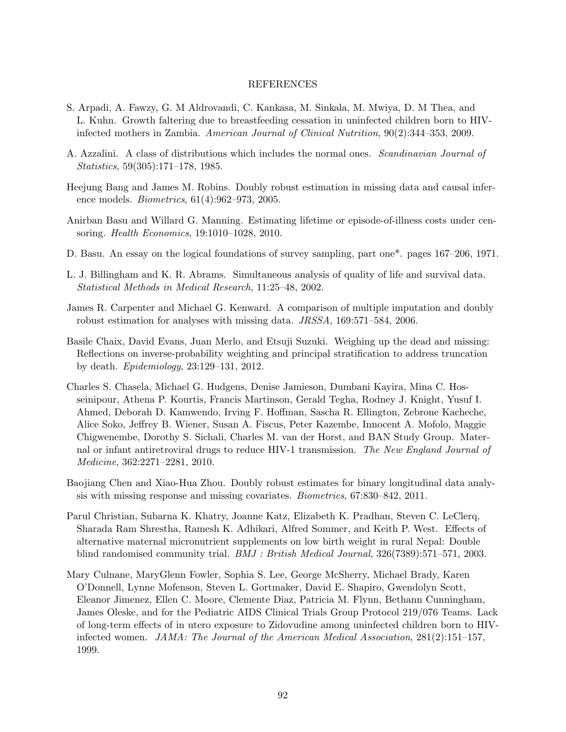# REFERENCES

S. Arpadi, A. Fawzy, G. M Aldrovandi, C. Kankasa, M. Sinkala, M. Mwiya, D. M Thea, and L. Kuhn. Growth faltering due to breastfeeding cessation in uninfected children born to HIV-infected mothers in Zambia. *American Journal of Clinical Nutrition*, 90(2):344–353, 2009.

A. Azzalini. A class of distributions which includes the normal ones. *Scandinavian Journal of Statistics*, 59(305):171–178, 1985.

Heejung Bang and James M. Robins. Doubly robust estimation in missing data and causal inference models. *Biometrics*, 61(4):962–973, 2005.

Anirban Basu and Willard G. Manning. Estimating lifetime or episode-of-illness costs under censoring. *Health Economics*, 19:1010–1028, 2010.

D. Basu. An essay on the logical foundations of survey sampling, part one*. pages 167–206, 1971.

L. J. Billingham and K. R. Abrams. Simultaneous analysis of quality of life and survival data. *Statistical Methods in Medical Research*, 11:25–48, 2002.

James R. Carpenter and Michael G. Kenward. A comparison of multiple imputation and doubly robust estimation for analyses with missing data. *JRSSA*, 169:571–584, 2006.

Basile Chaix, David Evans, Juan Merlo, and Etsuji Suzuki. Weighing up the dead and missing: Reflections on inverse-probability weighting and principal stratification to address truncation by death. *Epidemiology*, 23:129–131, 2012.

Charles S. Chasela, Michael G. Hudgens, Denise Jamieson, Dumbani Kayira, Mina C. Hosseinipour, Athena P. Kourtis, Francis Martinson, Gerald Tegha, Rodney J. Knight, Yusuf I. Ahmed, Deborah D. Kamwendo, Irving F. Hoffman, Sascha R. Ellington, Zebrone Kacheche, Alice Soko, Jeffrey B. Wiener, Susan A. Fiscus, Peter Kazembe, Innocent A. Mofolo, Maggie Chigwenembe, Dorothy S. Sichali, Charles M. van der Horst, and BAN Study Group. Maternal or infant antiretroviral drugs to reduce HIV-1 transmission. *The New England Journal of Medicine*, 362:2271–2281, 2010.

Baojiang Chen and Xiao-Hua Zhou. Doubly robust estimates for binary longitudinal data analysis with missing response and missing covariates. *Biometrics*, 67:830–842, 2011.

Parul Christian, Subarna K. Khatry, Joanne Katz, Elizabeth K. Pradhan, Steven C. LeClerq, Sharada Ram Shrestha, Ramesh K. Adhikari, Alfred Sommer, and Keith P. West. Effects of alternative maternal micronutrient supplements on low birth weight in rural Nepal: Double blind randomised community trial. *BMJ : British Medical Journal*, 326(7389):571–571, 2003.

Mary Culnane, MaryGlenn Fowler, Sophia S. Lee, George McSherry, Michael Brady, Karen O'Donnell, Lynne Mofenson, Steven L. Gortmaker, David E. Shapiro, Gwendolyn Scott, Eleanor Jimenez, Ellen C. Moore, Clemente Diaz, Patricia M. Flynn, Bethann Cunningham, James Oleske, and for the Pediatric AIDS Clinical Trials Group Protocol 219/076 Teams. Lack of long-term effects of in utero exposure to Zidovudine among uninfected children born to HIV-infected women. *JAMA: The Journal of the American Medical Association*, 281(2):151–157, 1999.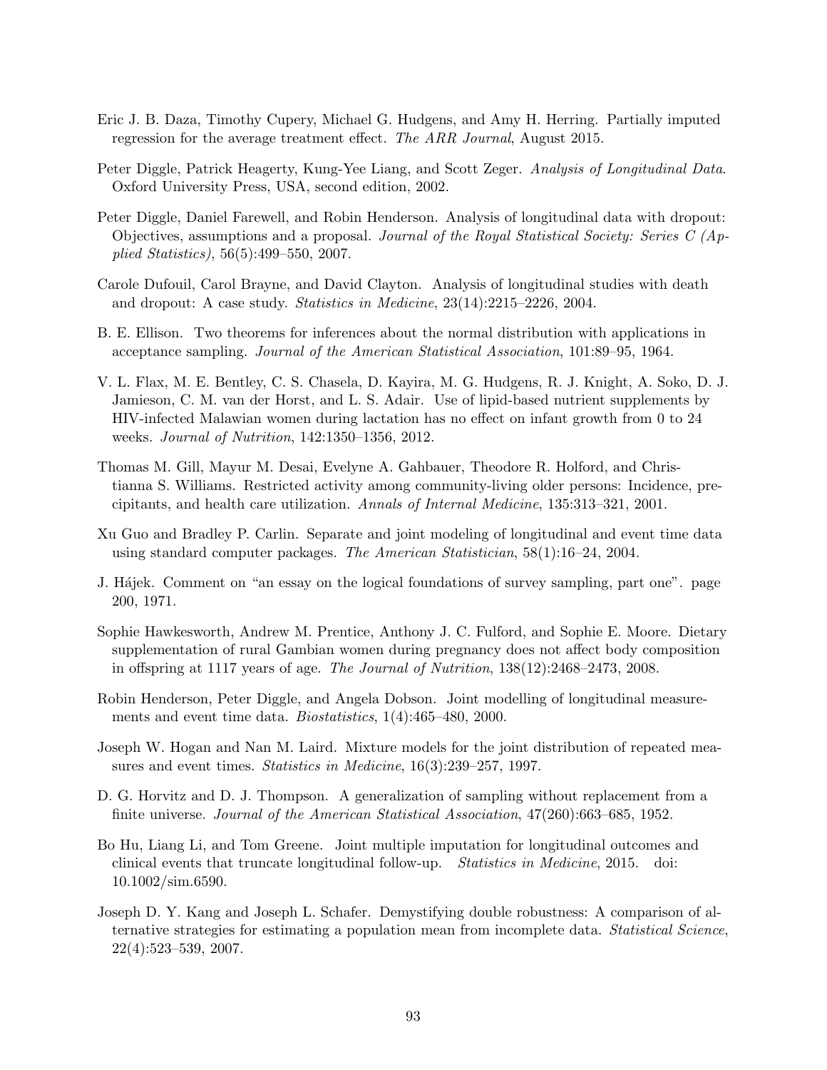Eric J. B. Daza, Timothy Cupery, Michael G. Hudgens, and Amy H. Herring. Partially imputed regression for the average treatment effect. *The ARR Journal*, August 2015.

Peter Diggle, Patrick Heagerty, Kung-Yee Liang, and Scott Zeger. *Analysis of Longitudinal Data*. Oxford University Press, USA, second edition, 2002.

Peter Diggle, Daniel Farewell, and Robin Henderson. Analysis of longitudinal data with dropout: Objectives, assumptions and a proposal. *Journal of the Royal Statistical Society: Series C (Applied Statistics)*, 56(5):499–550, 2007.

Carole Dufouil, Carol Brayne, and David Clayton. Analysis of longitudinal studies with death and dropout: A case study. *Statistics in Medicine*, 23(14):2215–2226, 2004.

B. E. Ellison. Two theorems for inferences about the normal distribution with applications in acceptance sampling. *Journal of the American Statistical Association*, 101:89–95, 1964.

V. L. Flax, M. E. Bentley, C. S. Chasela, D. Kayira, M. G. Hudgens, R. J. Knight, A. Soko, D. J. Jamieson, C. M. van der Horst, and L. S. Adair. Use of lipid-based nutrient supplements by HIV-infected Malawian women during lactation has no effect on infant growth from 0 to 24 weeks. *Journal of Nutrition*, 142:1350–1356, 2012.

Thomas M. Gill, Mayur M. Desai, Evelyne A. Gahbauer, Theodore R. Holford, and Christianna S. Williams. Restricted activity among community-living older persons: Incidence, precipitants, and health care utilization. *Annals of Internal Medicine*, 135:313–321, 2001.

Xu Guo and Bradley P. Carlin. Separate and joint modeling of longitudinal and event time data using standard computer packages. *The American Statistician*, 58(1):16–24, 2004.

J. Hájek. Comment on "an essay on the logical foundations of survey sampling, part one". page 200, 1971.

Sophie Hawkesworth, Andrew M. Prentice, Anthony J. C. Fulford, and Sophie E. Moore. Dietary supplementation of rural Gambian women during pregnancy does not affect body composition in offspring at 1117 years of age. *The Journal of Nutrition*, 138(12):2468–2473, 2008.

Robin Henderson, Peter Diggle, and Angela Dobson. Joint modelling of longitudinal measurements and event time data. *Biostatistics*, 1(4):465–480, 2000.

Joseph W. Hogan and Nan M. Laird. Mixture models for the joint distribution of repeated measures and event times. *Statistics in Medicine*, 16(3):239–257, 1997.

D. G. Horvitz and D. J. Thompson. A generalization of sampling without replacement from a finite universe. *Journal of the American Statistical Association*, 47(260):663–685, 1952.

Bo Hu, Liang Li, and Tom Greene. Joint multiple imputation for longitudinal outcomes and clinical events that truncate longitudinal follow-up. *Statistics in Medicine*, 2015. doi: 10.1002/sim.6590.

Joseph D. Y. Kang and Joseph L. Schafer. Demystifying double robustness: A comparison of alternative strategies for estimating a population mean from incomplete data. *Statistical Science*, 22(4):523–539, 2007.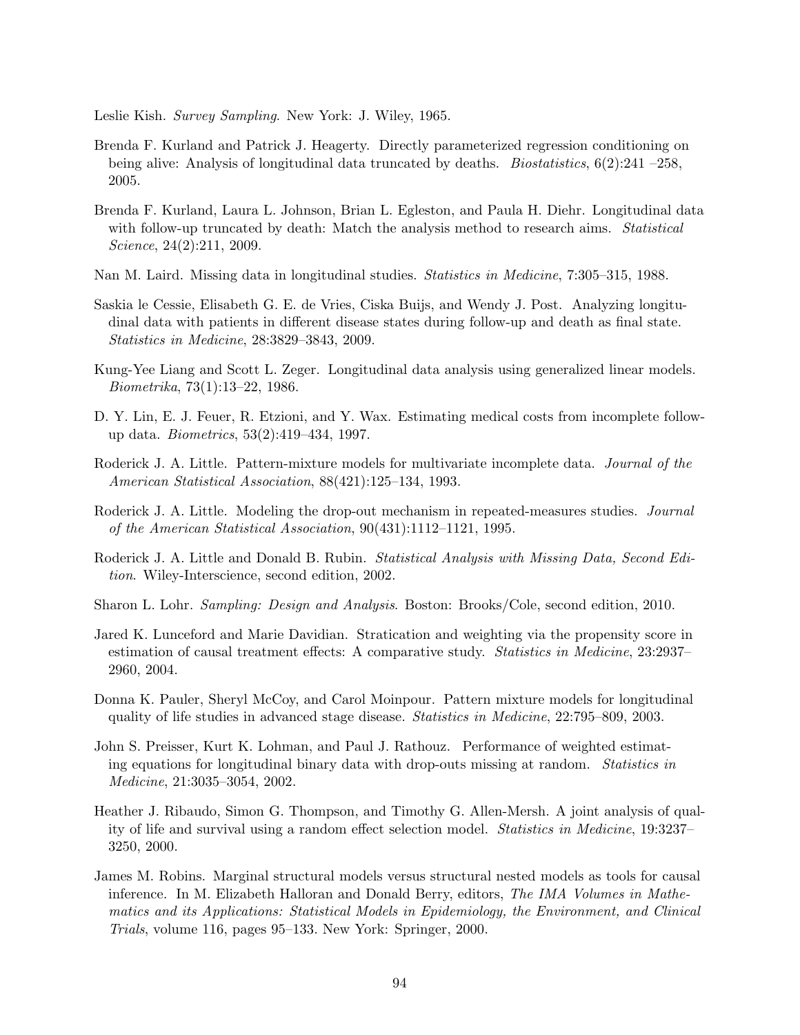Leslie Kish. *Survey Sampling*. New York: J. Wiley, 1965.

Brenda F. Kurland and Patrick J. Heagerty. Directly parameterized regression conditioning on being alive: Analysis of longitudinal data truncated by deaths. *Biostatistics*, 6(2):241 –258, 2005.

Brenda F. Kurland, Laura L. Johnson, Brian L. Egleston, and Paula H. Diehr. Longitudinal data with follow-up truncated by death: Match the analysis method to research aims. *Statistical Science*, 24(2):211, 2009.

Nan M. Laird. Missing data in longitudinal studies. *Statistics in Medicine*, 7:305–315, 1988.

Saskia le Cessie, Elisabeth G. E. de Vries, Ciska Buijs, and Wendy J. Post. Analyzing longitudinal data with patients in different disease states during follow-up and death as final state. *Statistics in Medicine*, 28:3829–3843, 2009.

Kung-Yee Liang and Scott L. Zeger. Longitudinal data analysis using generalized linear models. *Biometrika*, 73(1):13–22, 1986.

D. Y. Lin, E. J. Feuer, R. Etzioni, and Y. Wax. Estimating medical costs from incomplete follow-up data. *Biometrics*, 53(2):419–434, 1997.

Roderick J. A. Little. Pattern-mixture models for multivariate incomplete data. *Journal of the American Statistical Association*, 88(421):125–134, 1993.

Roderick J. A. Little. Modeling the drop-out mechanism in repeated-measures studies. *Journal of the American Statistical Association*, 90(431):1112–1121, 1995.

Roderick J. A. Little and Donald B. Rubin. *Statistical Analysis with Missing Data, Second Edition*. Wiley-Interscience, second edition, 2002.

Sharon L. Lohr. *Sampling: Design and Analysis*. Boston: Brooks/Cole, second edition, 2010.

Jared K. Lunceford and Marie Davidian. Stratication and weighting via the propensity score in estimation of causal treatment effects: A comparative study. *Statistics in Medicine*, 23:2937–2960, 2004.

Donna K. Pauler, Sheryl McCoy, and Carol Moinpour. Pattern mixture models for longitudinal quality of life studies in advanced stage disease. *Statistics in Medicine*, 22:795–809, 2003.

John S. Preisser, Kurt K. Lohman, and Paul J. Rathouz. Performance of weighted estimating equations for longitudinal binary data with drop-outs missing at random. *Statistics in Medicine*, 21:3035–3054, 2002.

Heather J. Ribaudo, Simon G. Thompson, and Timothy G. Allen-Mersh. A joint analysis of quality of life and survival using a random effect selection model. *Statistics in Medicine*, 19:3237–3250, 2000.

James M. Robins. Marginal structural models versus structural nested models as tools for causal inference. In M. Elizabeth Halloran and Donald Berry, editors, *The IMA Volumes in Mathematics and its Applications: Statistical Models in Epidemiology, the Environment, and Clinical Trials*, volume 116, pages 95–133. New York: Springer, 2000.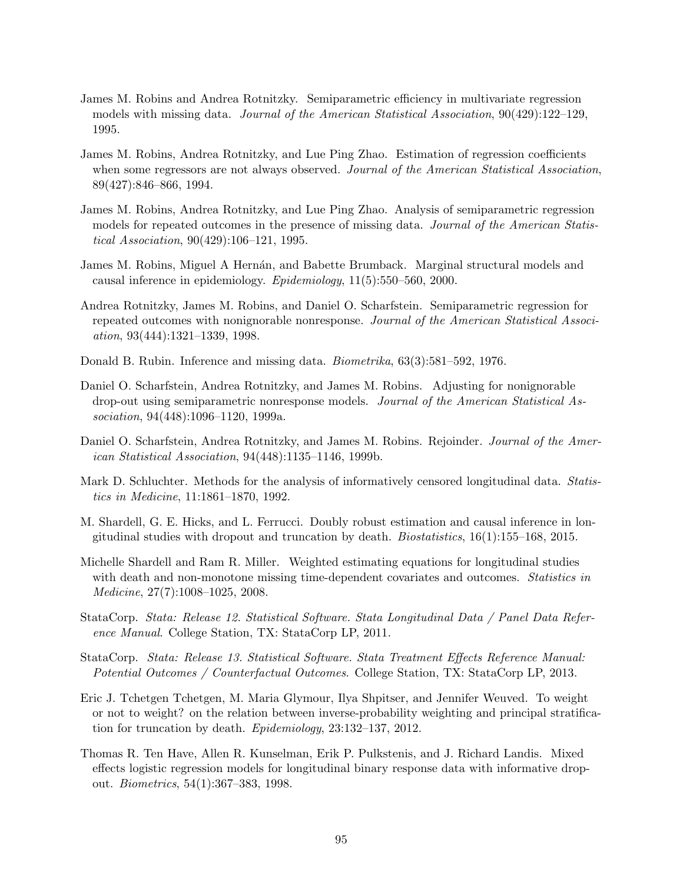James M. Robins and Andrea Rotnitzky. Semiparametric efficiency in multivariate regression models with missing data. *Journal of the American Statistical Association*, 90(429):122–129, 1995.

James M. Robins, Andrea Rotnitzky, and Lue Ping Zhao. Estimation of regression coefficients when some regressors are not always observed. *Journal of the American Statistical Association*, 89(427):846–866, 1994.

James M. Robins, Andrea Rotnitzky, and Lue Ping Zhao. Analysis of semiparametric regression models for repeated outcomes in the presence of missing data. *Journal of the American Statistical Association*, 90(429):106–121, 1995.

James M. Robins, Miguel A Hernán, and Babette Brumback. Marginal structural models and causal inference in epidemiology. *Epidemiology*, 11(5):550–560, 2000.

Andrea Rotnitzky, James M. Robins, and Daniel O. Scharfstein. Semiparametric regression for repeated outcomes with nonignorable nonresponse. *Journal of the American Statistical Association*, 93(444):1321–1339, 1998.

Donald B. Rubin. Inference and missing data. *Biometrika*, 63(3):581–592, 1976.

Daniel O. Scharfstein, Andrea Rotnitzky, and James M. Robins. Adjusting for nonignorable drop-out using semiparametric nonresponse models. *Journal of the American Statistical Association*, 94(448):1096–1120, 1999a.

Daniel O. Scharfstein, Andrea Rotnitzky, and James M. Robins. Rejoinder. *Journal of the American Statistical Association*, 94(448):1135–1146, 1999b.

Mark D. Schluchter. Methods for the analysis of informatively censored longitudinal data. *Statistics in Medicine*, 11:1861–1870, 1992.

M. Shardell, G. E. Hicks, and L. Ferrucci. Doubly robust estimation and causal inference in longitudinal studies with dropout and truncation by death. *Biostatistics*, 16(1):155–168, 2015.

Michelle Shardell and Ram R. Miller. Weighted estimating equations for longitudinal studies with death and non-monotone missing time-dependent covariates and outcomes. *Statistics in Medicine*, 27(7):1008–1025, 2008.

StataCorp. *Stata: Release 12. Statistical Software. Stata Longitudinal Data / Panel Data Reference Manual*. College Station, TX: StataCorp LP, 2011.

StataCorp. *Stata: Release 13. Statistical Software. Stata Treatment Effects Reference Manual: Potential Outcomes / Counterfactual Outcomes*. College Station, TX: StataCorp LP, 2013.

Eric J. Tchetgen Tchetgen, M. Maria Glymour, Ilya Shpitser, and Jennifer Weuved. To weight or not to weight? on the relation between inverse-probability weighting and principal stratification for truncation by death. *Epidemiology*, 23:132–137, 2012.

Thomas R. Ten Have, Allen R. Kunselman, Erik P. Pulkstenis, and J. Richard Landis. Mixed effects logistic regression models for longitudinal binary response data with informative drop-out. *Biometrics*, 54(1):367–383, 1998.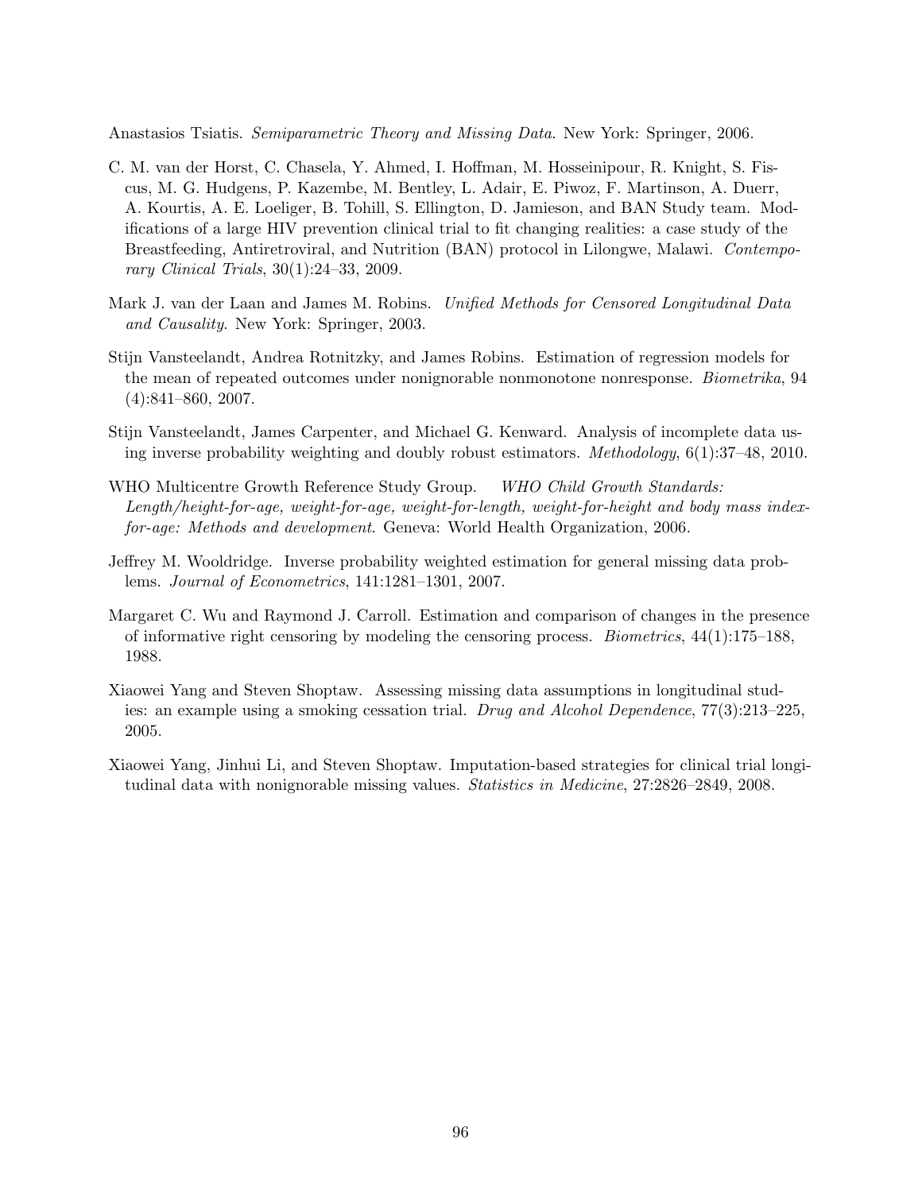Anastasios Tsiatis. *Semiparametric Theory and Missing Data*. New York: Springer, 2006.

C. M. van der Horst, C. Chasela, Y. Ahmed, I. Hoffman, M. Hosseinipour, R. Knight, S. Fiscus, M. G. Hudgens, P. Kazembe, M. Bentley, L. Adair, E. Piwoz, F. Martinson, A. Duerr, A. Kourtis, A. E. Loeliger, B. Tohill, S. Ellington, D. Jamieson, and BAN Study team. Modifications of a large HIV prevention clinical trial to fit changing realities: a case study of the Breastfeeding, Antiretroviral, and Nutrition (BAN) protocol in Lilongwe, Malawi. *Contemporary Clinical Trials*, 30(1):24–33, 2009.

Mark J. van der Laan and James M. Robins. *Unified Methods for Censored Longitudinal Data and Causality*. New York: Springer, 2003.

Stijn Vansteelandt, Andrea Rotnitzky, and James Robins. Estimation of regression models for the mean of repeated outcomes under nonignorable nonmonotone nonresponse. *Biometrika*, 94 (4):841–860, 2007.

Stijn Vansteelandt, James Carpenter, and Michael G. Kenward. Analysis of incomplete data using inverse probability weighting and doubly robust estimators. *Methodology*, 6(1):37–48, 2010.

WHO Multicentre Growth Reference Study Group. *WHO Child Growth Standards: Length/height-for-age, weight-for-age, weight-for-length, weight-for-height and body mass index-for-age: Methods and development*. Geneva: World Health Organization, 2006.

Jeffrey M. Wooldridge. Inverse probability weighted estimation for general missing data problems. *Journal of Econometrics*, 141:1281–1301, 2007.

Margaret C. Wu and Raymond J. Carroll. Estimation and comparison of changes in the presence of informative right censoring by modeling the censoring process. *Biometrics*, 44(1):175–188, 1988.

Xiaowei Yang and Steven Shoptaw. Assessing missing data assumptions in longitudinal studies: an example using a smoking cessation trial. *Drug and Alcohol Dependence*, 77(3):213–225, 2005.

Xiaowei Yang, Jinhui Li, and Steven Shoptaw. Imputation-based strategies for clinical trial longitudinal data with nonignorable missing values. *Statistics in Medicine*, 27:2826–2849, 2008.